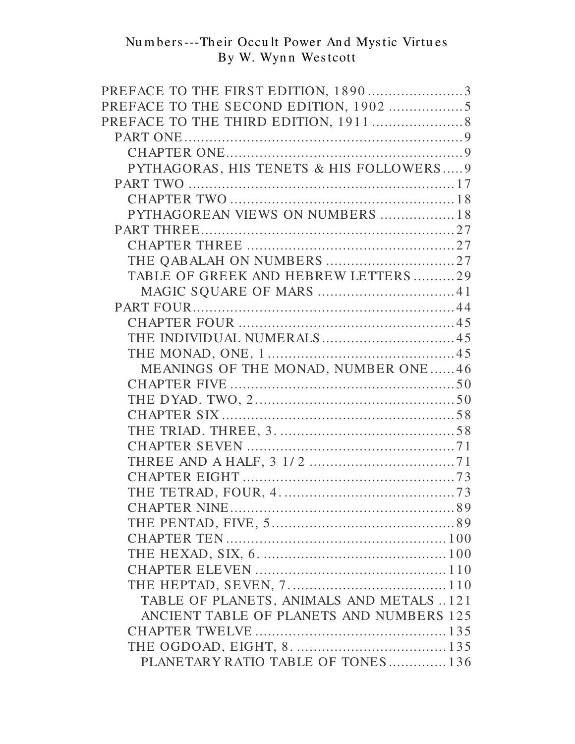# Numbers---Their Occult Power And Mystic Virtues
## By W. Wynn Westcott

- PREFACE TO THE FIRST EDITION, 1890 .......................3
- PREFACE TO THE SECOND EDITION, 1902 ..................5
- PREFACE TO THE THIRD EDITION, 1911 ......................8
  - PART ONE...................................................................9
    - CHAPTER ONE.........................................................9
    - PYTHAGORAS, HIS TENETS & HIS FOLLOWERS.....9
  - PART TWO ................................................................17
    - CHAPTER TWO ......................................................18
    - PYTHAGOREAN VIEWS ON NUMBERS ..................18
  - PART THREE.............................................................27
    - CHAPTER THREE ..................................................27
    - THE QABALAH ON NUMBERS ...............................27
    - TABLE OF GREEK AND HEBREW LETTERS ..........29
      - MAGIC SQUARE OF MARS .................................41
  - PART FOUR...............................................................44
    - CHAPTER FOUR ....................................................45
    - THE INDIVIDUAL NUMERALS................................45
    - THE MONAD, ONE, 1 .............................................45
      - MEANINGS OF THE MONAD, NUMBER ONE......46
    - CHAPTER FIVE ......................................................50
    - THE DYAD. TWO, 2................................................50
    - CHAPTER SIX ........................................................58
    - THE TRIAD. THREE, 3. ..........................................58
    - CHAPTER SEVEN ..................................................71
    - THREE AND A HALF, 3 1/2 ...................................71
    - CHAPTER EIGHT ...................................................73
    - THE TETRAD, FOUR, 4. .........................................73
    - CHAPTER NINE......................................................89
    - THE PENTAD, FIVE, 5............................................89
    - CHAPTER TEN .....................................................100
    - THE HEXAD, SIX, 6. .............................................100
    - CHAPTER ELEVEN ..............................................110
    - THE HEPTAD, SEVEN, 7.......................................110
      - TABLE OF PLANETS, ANIMALS AND METALS ..121
      - ANCIENT TABLE OF PLANETS AND NUMBERS 125
    - CHAPTER TWELVE ..............................................135
    - THE OGDOAD, EIGHT, 8. ....................................135
      - PLANETARY RATIO TABLE OF TONES .............136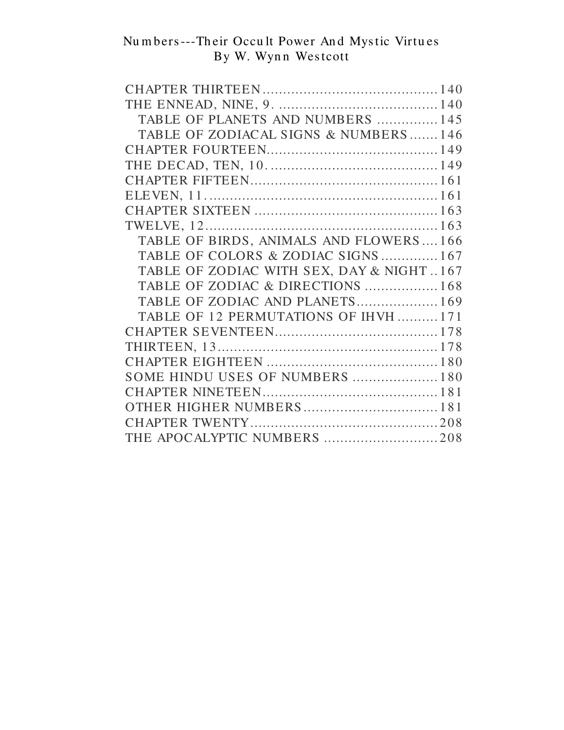Numbers---Their Occult Power And Mystic Virtues
By W. Wynn Westcott

CHAPTER THIRTEEN............................................140
THE ENNEAD, NINE, 9. .......................................140
  TABLE OF PLANETS AND NUMBERS ...............145
  TABLE OF ZODIACAL SIGNS & NUMBERS.......146
CHAPTER FOURTEEN..........................................149
THE DECAD, TEN, 10. .........................................149
CHAPTER FIFTEEN..............................................161
ELEVEN, 11. .........................................................161
CHAPTER SIXTEEN .............................................163
TWELVE, 12.........................................................163
  TABLE OF BIRDS, ANIMALS AND FLOWERS ....166
  TABLE OF COLORS & ZODIAC SIGNS ..............167
  TABLE OF ZODIAC WITH SEX, DAY & NIGHT ..167
  TABLE OF ZODIAC & DIRECTIONS ..................168
  TABLE OF ZODIAC AND PLANETS....................169
  TABLE OF 12 PERMUTATIONS OF IHVH ..........171
CHAPTER SEVENTEEN........................................178
THIRTEEN, 13......................................................178
CHAPTER EIGHTEEN ..........................................180
SOME HINDU USES OF NUMBERS .....................180
CHAPTER NINETEEN...........................................181
OTHER HIGHER NUMBERS.................................181
CHAPTER TWENTY..............................................208
THE APOCALYPTIC NUMBERS ............................208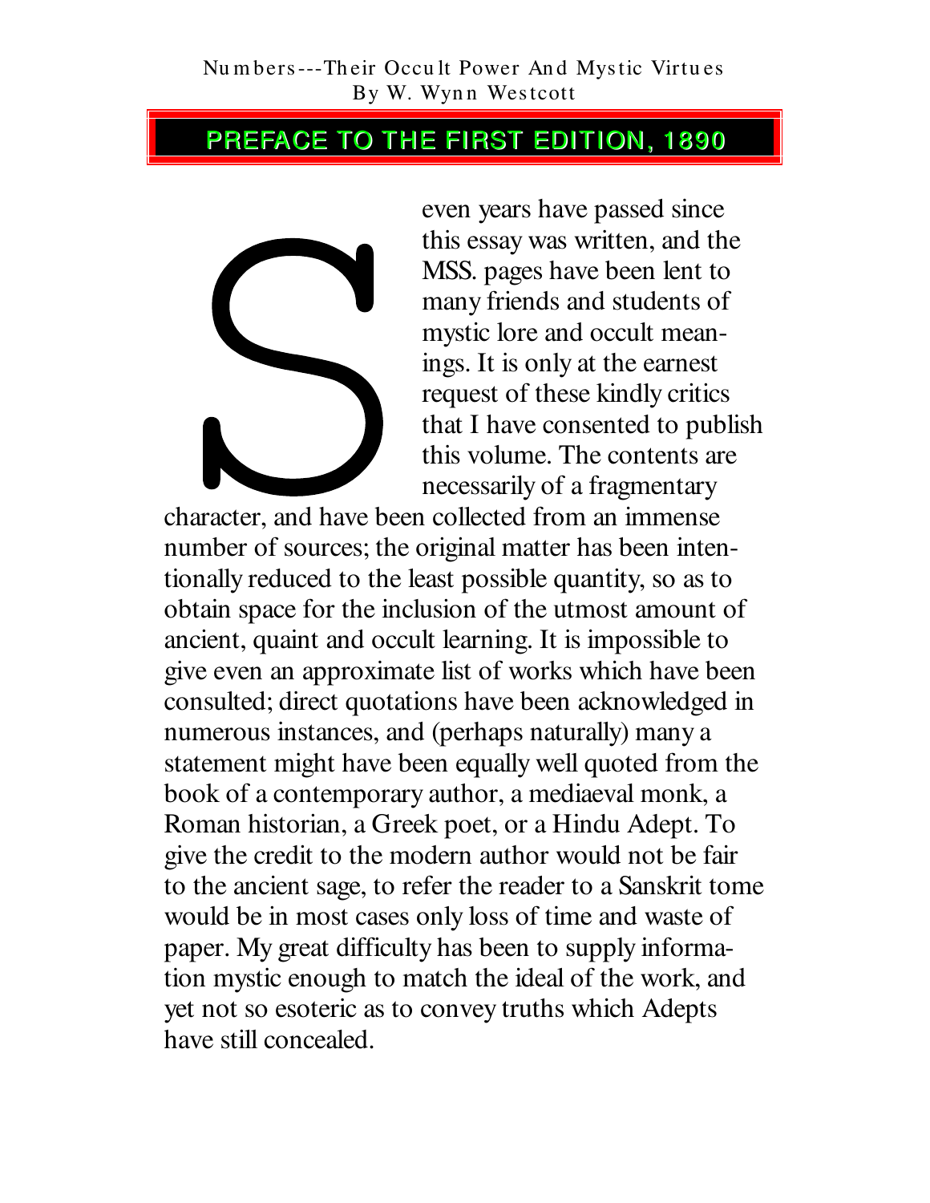## PREFACE TO THE FIRST EDITION, 1890

Seven years have passed since this essay was written, and the MSS. pages have been lent to many friends and students of mystic lore and occult meanings. It is only at the earnest request of these kindly critics that I have consented to publish this volume. The contents are necessarily of a fragmentary character, and have been collected from an immense number of sources; the original matter has been intentionally reduced to the least possible quantity, so as to obtain space for the inclusion of the utmost amount of ancient, quaint and occult learning. It is impossible to give even an approximate list of works which have been consulted; direct quotations have been acknowledged in numerous instances, and (perhaps naturally) many a statement might have been equally well quoted from the book of a contemporary author, a mediaeval monk, a Roman historian, a Greek poet, or a Hindu Adept. To give the credit to the modern author would not be fair to the ancient sage, to refer the reader to a Sanskrit tome would be in most cases only loss of time and waste of paper. My great difficulty has been to supply information mystic enough to match the ideal of the work, and yet not so esoteric as to convey truths which Adepts have still concealed.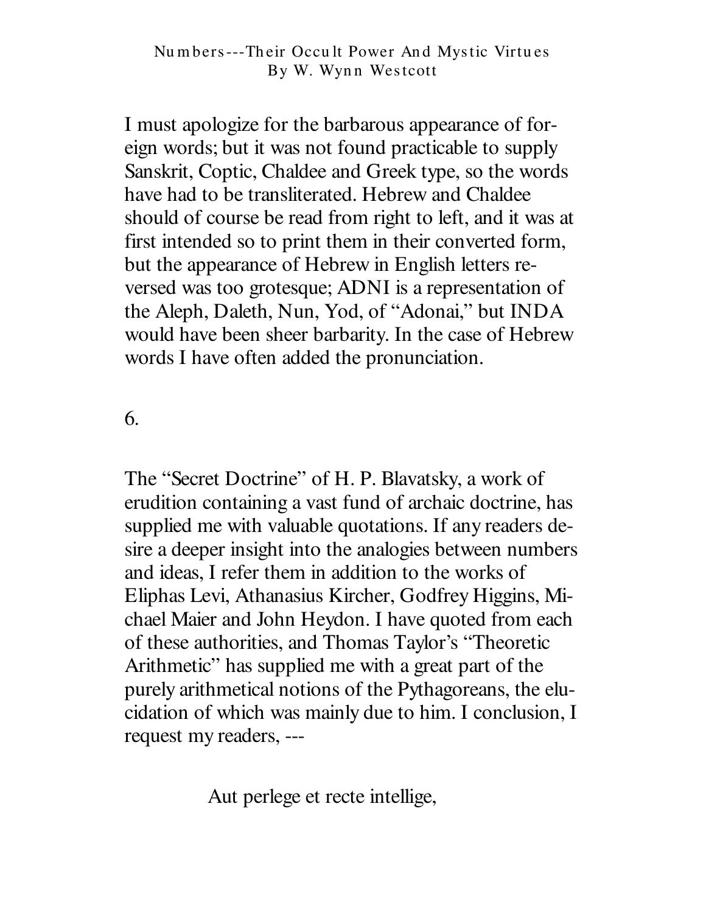I must apologize for the barbarous appearance of foreign words; but it was not found practicable to supply Sanskrit, Coptic, Chaldee and Greek type, so the words have had to be transliterated. Hebrew and Chaldee should of course be read from right to left, and it was at first intended so to print them in their converted form, but the appearance of Hebrew in English letters reversed was too grotesque; ADNI is a representation of the Aleph, Daleth, Nun, Yod, of "Adonai," but INDA would have been sheer barbarity. In the case of Hebrew words I have often added the pronunciation.

6.

The "Secret Doctrine" of H. P. Blavatsky, a work of erudition containing a vast fund of archaic doctrine, has supplied me with valuable quotations. If any readers desire a deeper insight into the analogies between numbers and ideas, I refer them in addition to the works of Eliphas Levi, Athanasius Kircher, Godfrey Higgins, Michael Maier and John Heydon. I have quoted from each of these authorities, and Thomas Taylor's "Theoretic Arithmetic" has supplied me with a great part of the purely arithmetical notions of the Pythagoreans, the elucidation of which was mainly due to him. I conclusion, I request my readers, ---

Aut perlege et recte intellige,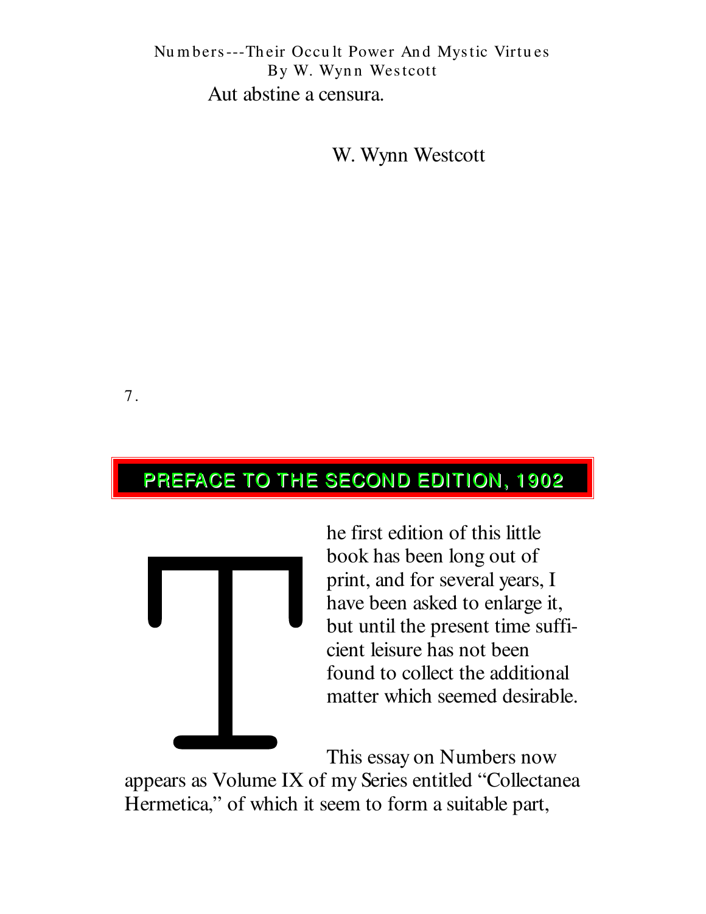Aut abstine a censura.

W. Wynn Westcott

## PREFACE TO THE SECOND EDITION, 1902

The first edition of this little book has been long out of print, and for several years, I have been asked to enlarge it, but until the present time sufficient leisure has not been found to collect the additional matter which seemed desirable.

This essay on Numbers now appears as Volume IX of my Series entitled "Collectanea Hermetica," of which it seem to form a suitable part,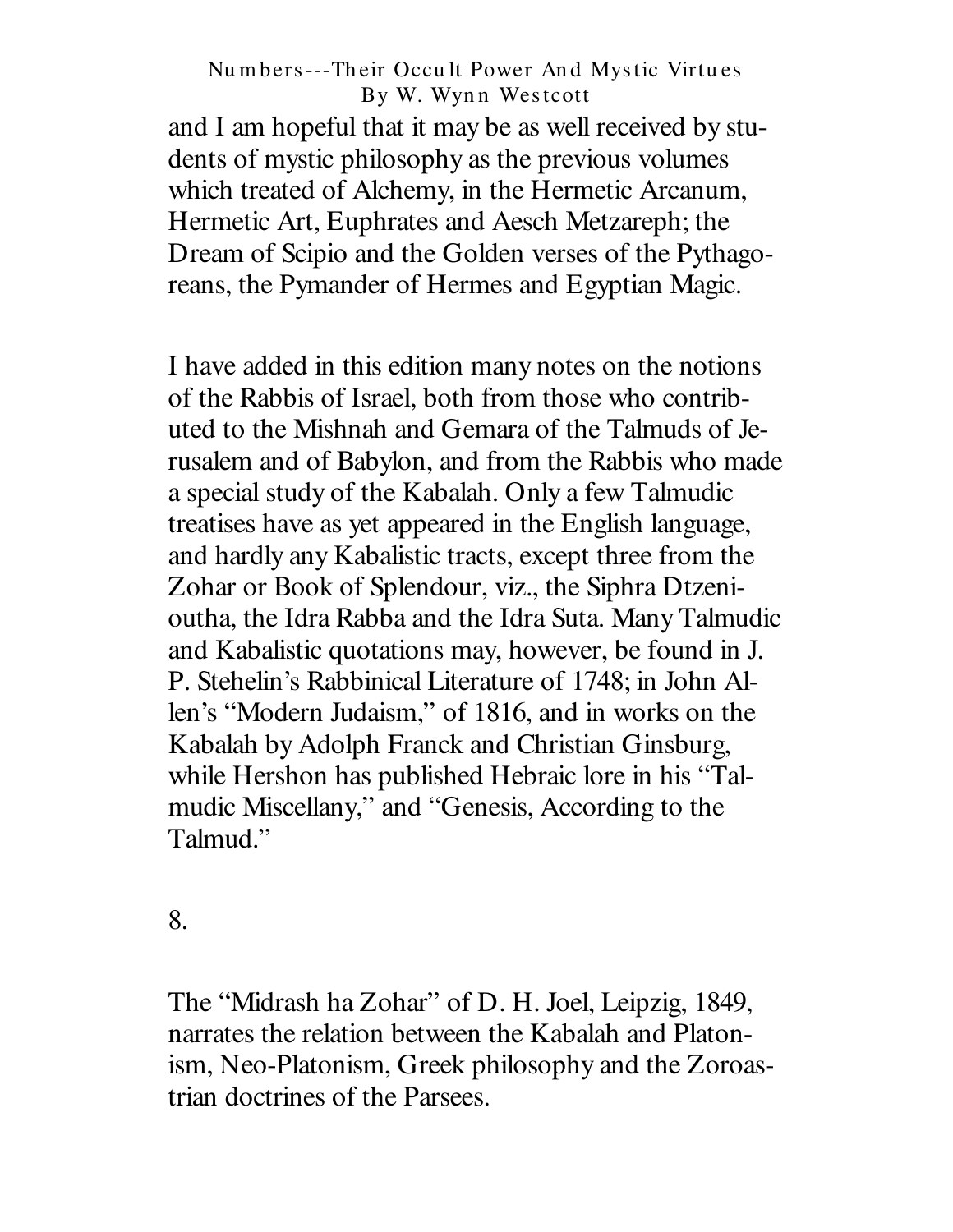and I am hopeful that it may be as well received by students of mystic philosophy as the previous volumes which treated of Alchemy, in the Hermetic Arcanum, Hermetic Art, Euphrates and Aesch Metzareph; the Dream of Scipio and the Golden verses of the Pythagoreans, the Pymander of Hermes and Egyptian Magic.

I have added in this edition many notes on the notions of the Rabbis of Israel, both from those who contributed to the Mishnah and Gemara of the Talmuds of Jerusalem and of Babylon, and from the Rabbis who made a special study of the Kabalah. Only a few Talmudic treatises have as yet appeared in the English language, and hardly any Kabalistic tracts, except three from the Zohar or Book of Splendour, viz., the Siphra Dtzenioutha, the Idra Rabba and the Idra Suta. Many Talmudic and Kabalistic quotations may, however, be found in J. P. Stehelin's Rabbinical Literature of 1748; in John Allen's "Modern Judaism," of 1816, and in works on the Kabalah by Adolph Franck and Christian Ginsburg, while Hershon has published Hebraic lore in his "Talmudic Miscellany," and "Genesis, According to the Talmud."

8.

The "Midrash ha Zohar" of D. H. Joel, Leipzig, 1849, narrates the relation between the Kabalah and Platonism, Neo-Platonism, Greek philosophy and the Zoroastrian doctrines of the Parsees.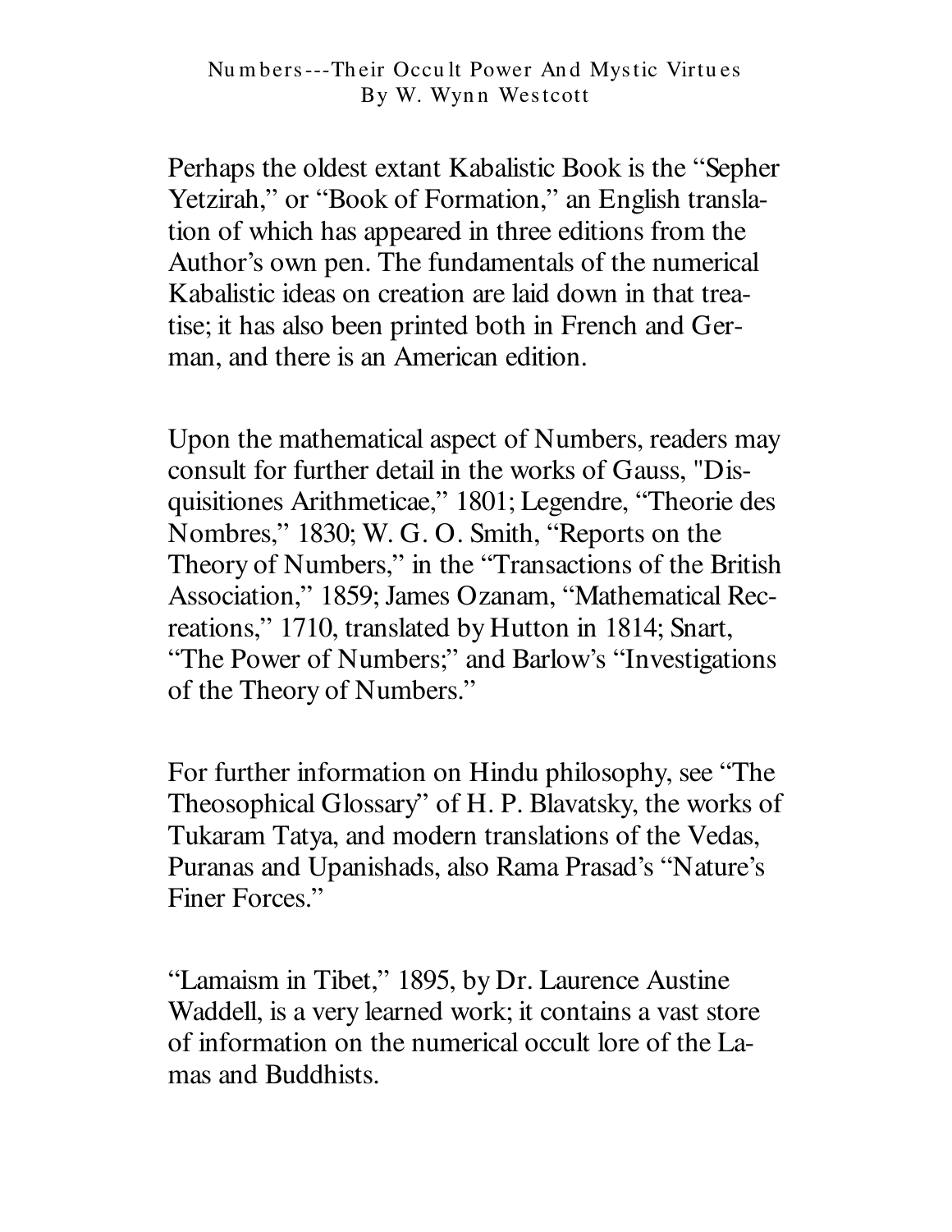Perhaps the oldest extant Kabalistic Book is the “Sepher Yetzirah,” or “Book of Formation,” an English translation of which has appeared in three editions from the Author’s own pen. The fundamentals of the numerical Kabalistic ideas on creation are laid down in that treatise; it has also been printed both in French and German, and there is an American edition.

Upon the mathematical aspect of Numbers, readers may consult for further detail in the works of Gauss, "Disquisitiones Arithmeticae,” 1801; Legendre, “Theorie des Nombres,” 1830; W. G. O. Smith, “Reports on the Theory of Numbers,” in the “Transactions of the British Association,” 1859; James Ozanam, “Mathematical Recreations,” 1710, translated by Hutton in 1814; Snart, “The Power of Numbers;” and Barlow’s “Investigations of the Theory of Numbers.”

For further information on Hindu philosophy, see “The Theosophical Glossary” of H. P. Blavatsky, the works of Tukaram Tatya, and modern translations of the Vedas, Puranas and Upanishads, also Rama Prasad’s “Nature’s Finer Forces.”

“Lamaism in Tibet,” 1895, by Dr. Laurence Austine Waddell, is a very learned work; it contains a vast store of information on the numerical occult lore of the Lamas and Buddhists.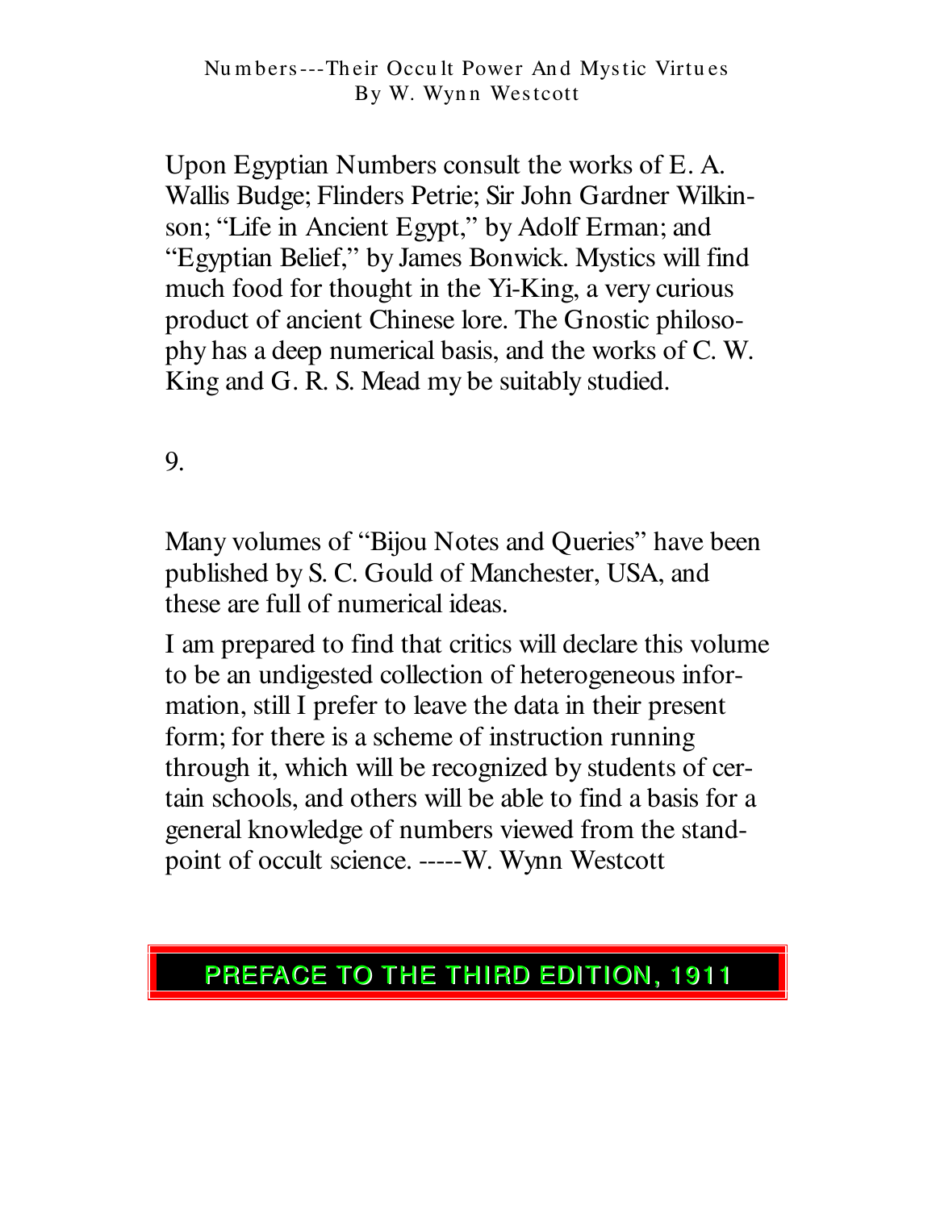Upon Egyptian Numbers consult the works of E. A. Wallis Budge; Flinders Petrie; Sir John Gardner Wilkinson; "Life in Ancient Egypt," by Adolf Erman; and "Egyptian Belief," by James Bonwick. Mystics will find much food for thought in the Yi-King, a very curious product of ancient Chinese lore. The Gnostic philosophy has a deep numerical basis, and the works of C. W. King and G. R. S. Mead my be suitably studied.

9.

Many volumes of "Bijou Notes and Queries" have been published by S. C. Gould of Manchester, USA, and these are full of numerical ideas.

I am prepared to find that critics will declare this volume to be an undigested collection of heterogeneous information, still I prefer to leave the data in their present form; for there is a scheme of instruction running through it, which will be recognized by students of certain schools, and others will be able to find a basis for a general knowledge of numbers viewed from the standpoint of occult science. -----W. Wynn Westcott

## PREFACE TO THE THIRD EDITION, 1911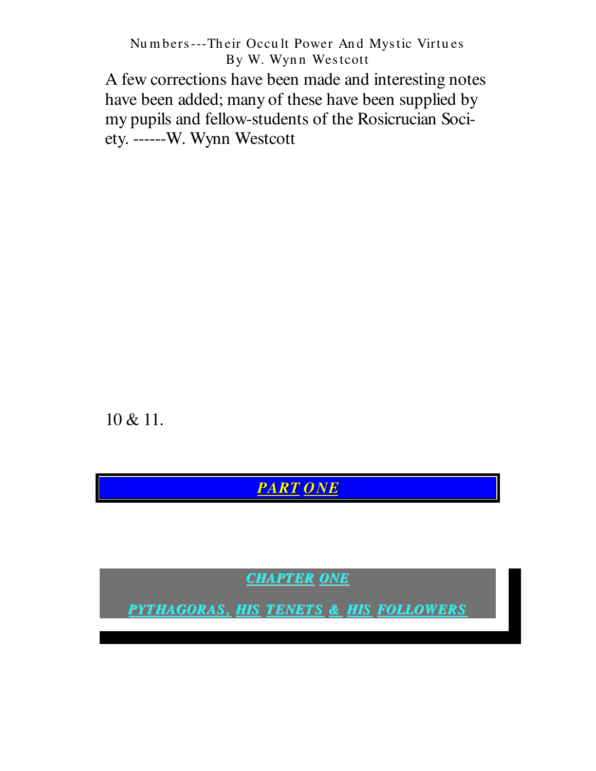A few corrections have been made and interesting notes have been added; many of these have been supplied by my pupils and fellow-students of the Rosicrucian Society. ------W. Wynn Westcott

10 & 11.

# PART ONE

## CHAPTER ONE

## PYTHAGORAS, HIS TENETS & HIS FOLLOWERS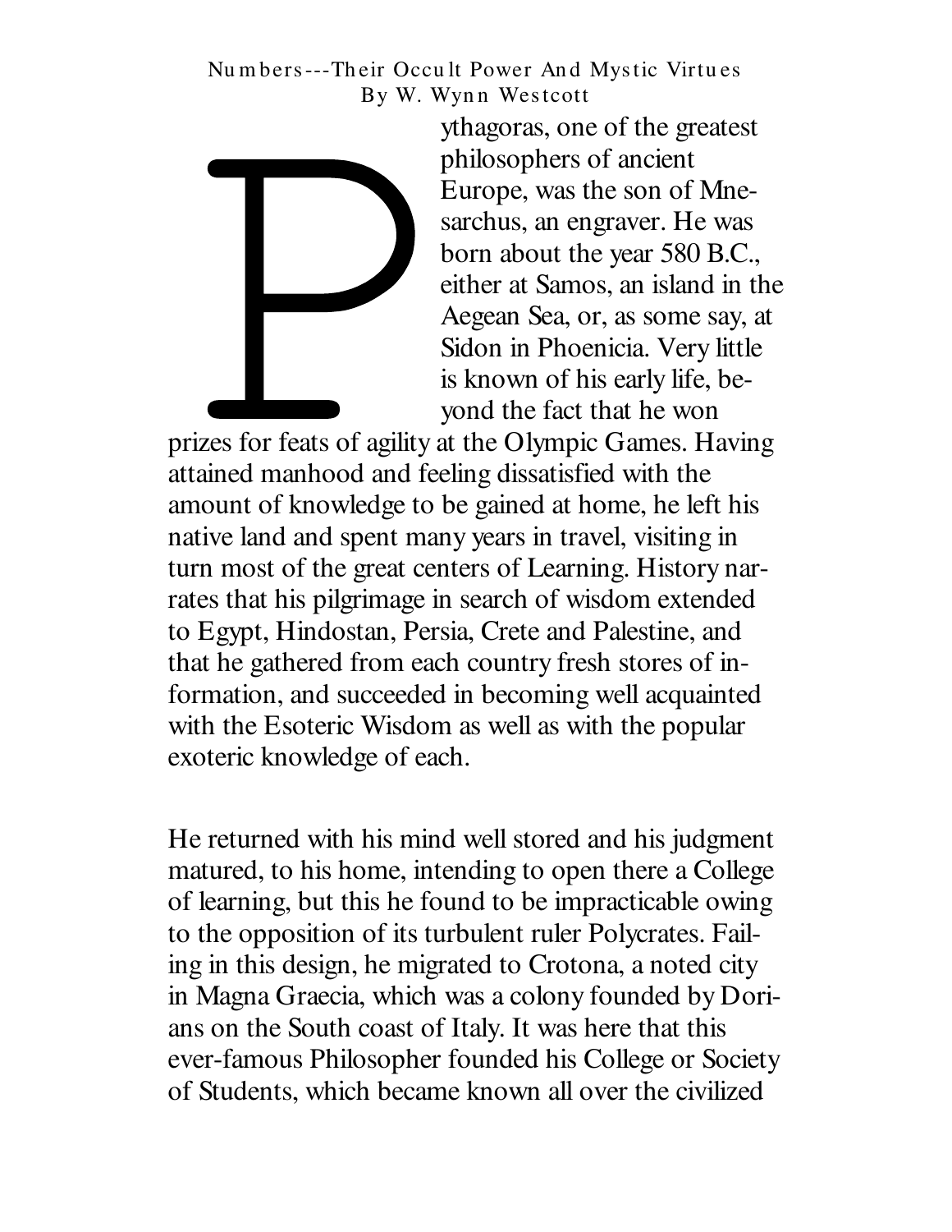Pythagoras, one of the greatest philosophers of ancient Europe, was the son of Mnesarchus, an engraver. He was born about the year 580 B.C., either at Samos, an island in the Aegean Sea, or, as some say, at Sidon in Phoenicia. Very little is known of his early life, beyond the fact that he won prizes for feats of agility at the Olympic Games. Having attained manhood and feeling dissatisfied with the amount of knowledge to be gained at home, he left his native land and spent many years in travel, visiting in turn most of the great centers of Learning. History narrates that his pilgrimage in search of wisdom extended to Egypt, Hindostan, Persia, Crete and Palestine, and that he gathered from each country fresh stores of information, and succeeded in becoming well acquainted with the Esoteric Wisdom as well as with the popular exoteric knowledge of each.

He returned with his mind well stored and his judgment matured, to his home, intending to open there a College of learning, but this he found to be impracticable owing to the opposition of its turbulent ruler Polycrates. Failing in this design, he migrated to Crotona, a noted city in Magna Graecia, which was a colony founded by Dorians on the South coast of Italy. It was here that this ever-famous Philosopher founded his College or Society of Students, which became known all over the civilized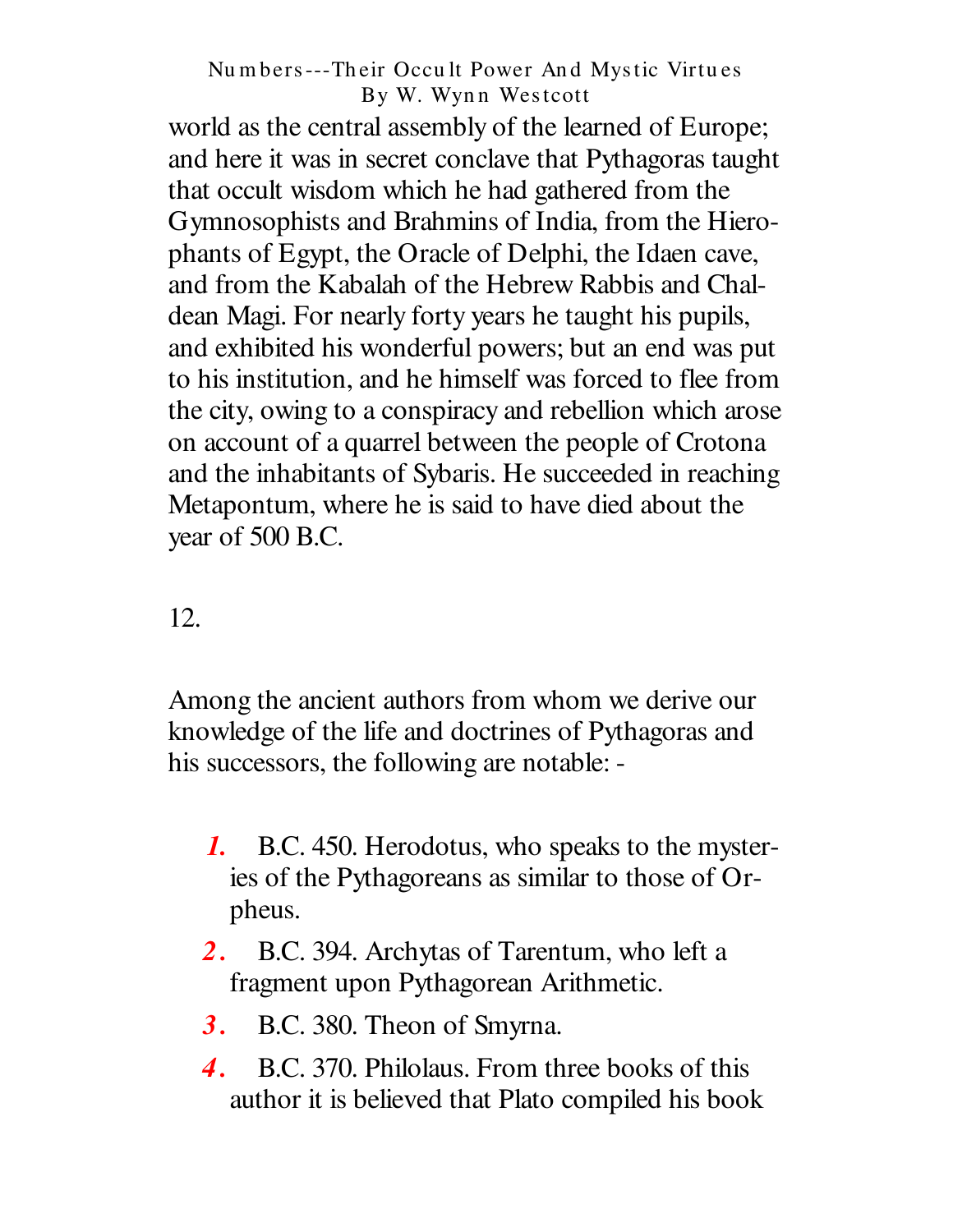world as the central assembly of the learned of Europe; and here it was in secret conclave that Pythagoras taught that occult wisdom which he had gathered from the Gymnosophists and Brahmins of India, from the Hierophants of Egypt, the Oracle of Delphi, the Idaen cave, and from the Kabalah of the Hebrew Rabbis and Chaldean Magi. For nearly forty years he taught his pupils, and exhibited his wonderful powers; but an end was put to his institution, and he himself was forced to flee from the city, owing to a conspiracy and rebellion which arose on account of a quarrel between the people of Crotona and the inhabitants of Sybaris. He succeeded in reaching Metapontum, where he is said to have died about the year of 500 B.C.

12.

Among the ancient authors from whom we derive our knowledge of the life and doctrines of Pythagoras and his successors, the following are notable: -

1. B.C. 450. Herodotus, who speaks to the mysteries of the Pythagoreans as similar to those of Orpheus.
2. B.C. 394. Archytas of Tarentum, who left a fragment upon Pythagorean Arithmetic.
3. B.C. 380. Theon of Smyrna.
4. B.C. 370. Philolaus. From three books of this author it is believed that Plato compiled his book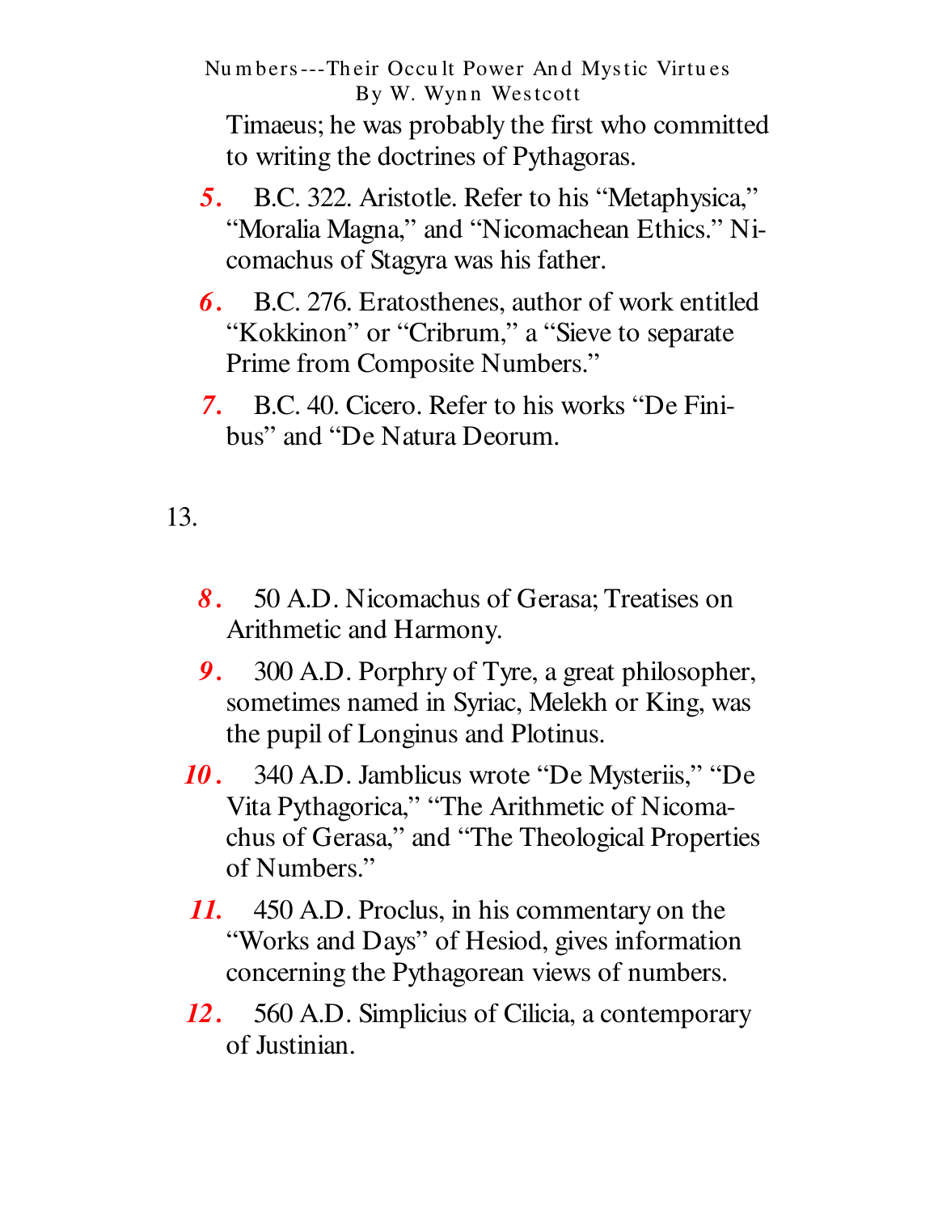Timaeus; he was probably the first who committed to writing the doctrines of Pythagoras.

5. B.C. 322. Aristotle. Refer to his "Metaphysica," "Moralia Magna," and "Nicomachean Ethics." Nicomachus of Stagyra was his father.

6. B.C. 276. Eratosthenes, author of work entitled "Kokkinon" or "Cribrum," a "Sieve to separate Prime from Composite Numbers."

7. B.C. 40. Cicero. Refer to his works "De Finibus" and "De Natura Deorum.

8. 50 A.D. Nicomachus of Gerasa; Treatises on Arithmetic and Harmony.

9. 300 A.D. Porphry of Tyre, a great philosopher, sometimes named in Syriac, Melekh or King, was the pupil of Longinus and Plotinus.

10. 340 A.D. Jamblicus wrote "De Mysteriis," "De Vita Pythagorica," "The Arithmetic of Nicomachus of Gerasa," and "The Theological Properties of Numbers."

11. 450 A.D. Proclus, in his commentary on the "Works and Days" of Hesiod, gives information concerning the Pythagorean views of numbers.

12. 560 A.D. Simplicius of Cilicia, a contemporary of Justinian.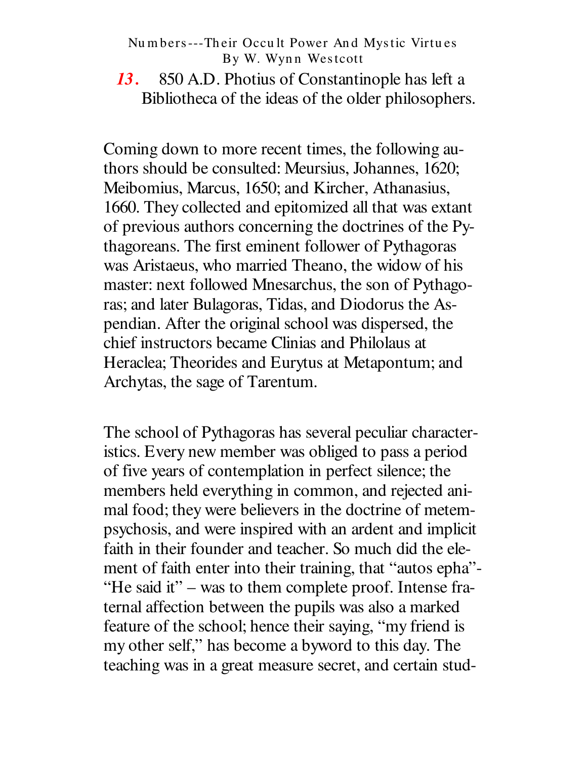**13.** 850 A.D. Photius of Constantinople has left a Bibliotheca of the ideas of the older philosophers.

Coming down to more recent times, the following authors should be consulted: Meursius, Johannes, 1620; Meibomius, Marcus, 1650; and Kircher, Athanasius, 1660. They collected and epitomized all that was extant of previous authors concerning the doctrines of the Pythagoreans. The first eminent follower of Pythagoras was Aristaeus, who married Theano, the widow of his master: next followed Mnesarchus, the son of Pythagoras; and later Bulagoras, Tidas, and Diodorus the Aspendian. After the original school was dispersed, the chief instructors became Clinias and Philolaus at Heraclea; Theorides and Eurytus at Metapontum; and Archytas, the sage of Tarentum.

The school of Pythagoras has several peculiar characteristics. Every new member was obliged to pass a period of five years of contemplation in perfect silence; the members held everything in common, and rejected animal food; they were believers in the doctrine of metempsychosis, and were inspired with an ardent and implicit faith in their founder and teacher. So much did the element of faith enter into their training, that "autos epha"- "He said it" – was to them complete proof. Intense fraternal affection between the pupils was also a marked feature of the school; hence their saying, "my friend is my other self," has become a byword to this day. The teaching was in a great measure secret, and certain stud-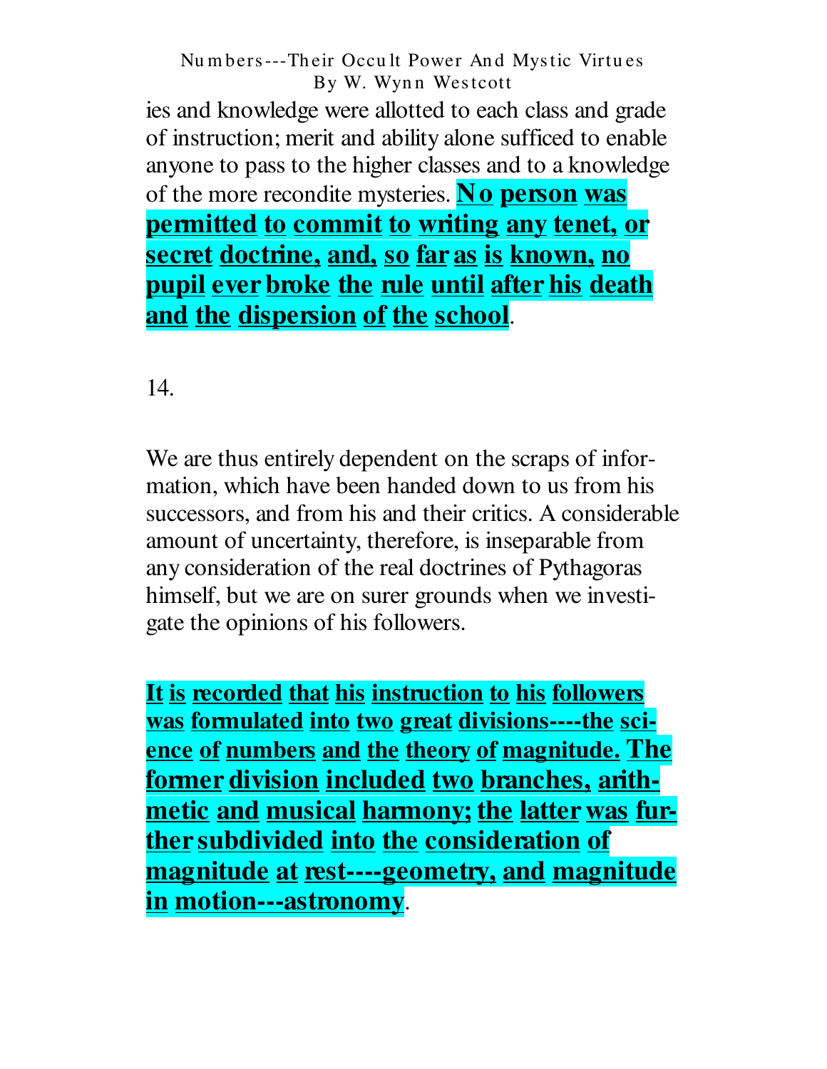ies and knowledge were allotted to each class and grade of instruction; merit and ability alone sufficed to enable anyone to pass to the higher classes and to a knowledge of the more recondite mysteries. **No person was permitted to commit to writing any tenet, or secret doctrine, and, so far as is known, no pupil ever broke the rule until after his death and the dispersion of the school**.

We are thus entirely dependent on the scraps of information, which have been handed down to us from his successors, and from his and their critics. A considerable amount of uncertainty, therefore, is inseparable from any consideration of the real doctrines of Pythagoras himself, but we are on surer grounds when we investigate the opinions of his followers.

**It is recorded that his instruction to his followers was formulated into two great divisions----the science of numbers and the theory of magnitude. The former division included two branches, arithmetic and musical harmony; the latter was further subdivided into the consideration of magnitude at rest----geometry, and magnitude in motion---astronomy**.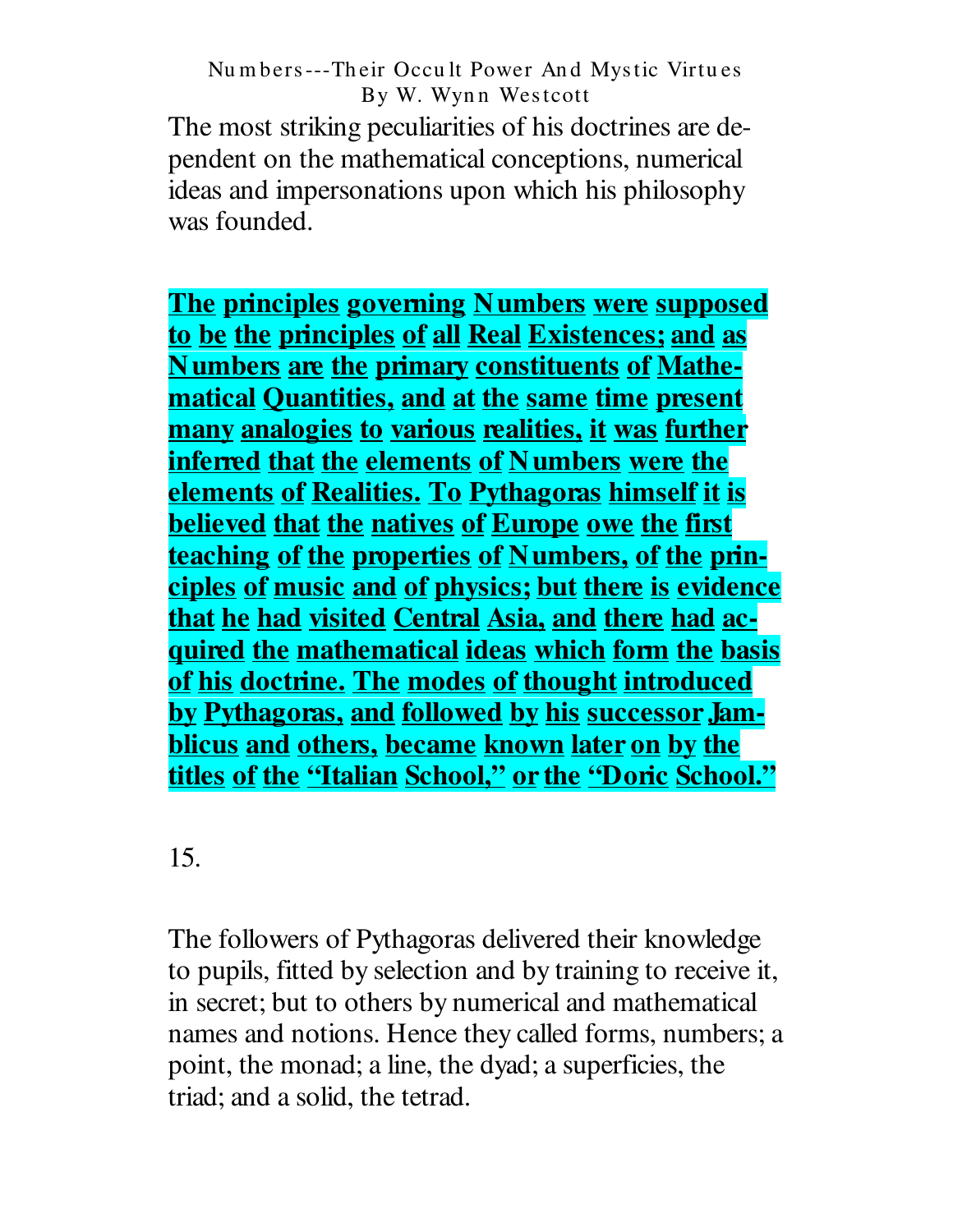The most striking peculiarities of his doctrines are dependent on the mathematical conceptions, numerical ideas and impersonations upon which his philosophy was founded.

**The principles governing Numbers were supposed to be the principles of all Real Existences; and as Numbers are the primary constituents of Mathematical Quantities, and at the same time present many analogies to various realities, it was further inferred that the elements of Numbers were the elements of Realities. To Pythagoras himself it is believed that the natives of Europe owe the first teaching of the properties of Numbers, of the principles of music and of physics; but there is evidence that he had visited Central Asia, and there had acquired the mathematical ideas which form the basis of his doctrine. The modes of thought introduced by Pythagoras, and followed by his successor Jamblicus and others, became known later on by the titles of the "Italian School," or the "Doric School."**

15.

The followers of Pythagoras delivered their knowledge to pupils, fitted by selection and by training to receive it, in secret; but to others by numerical and mathematical names and notions. Hence they called forms, numbers; a point, the monad; a line, the dyad; a superficies, the triad; and a solid, the tetrad.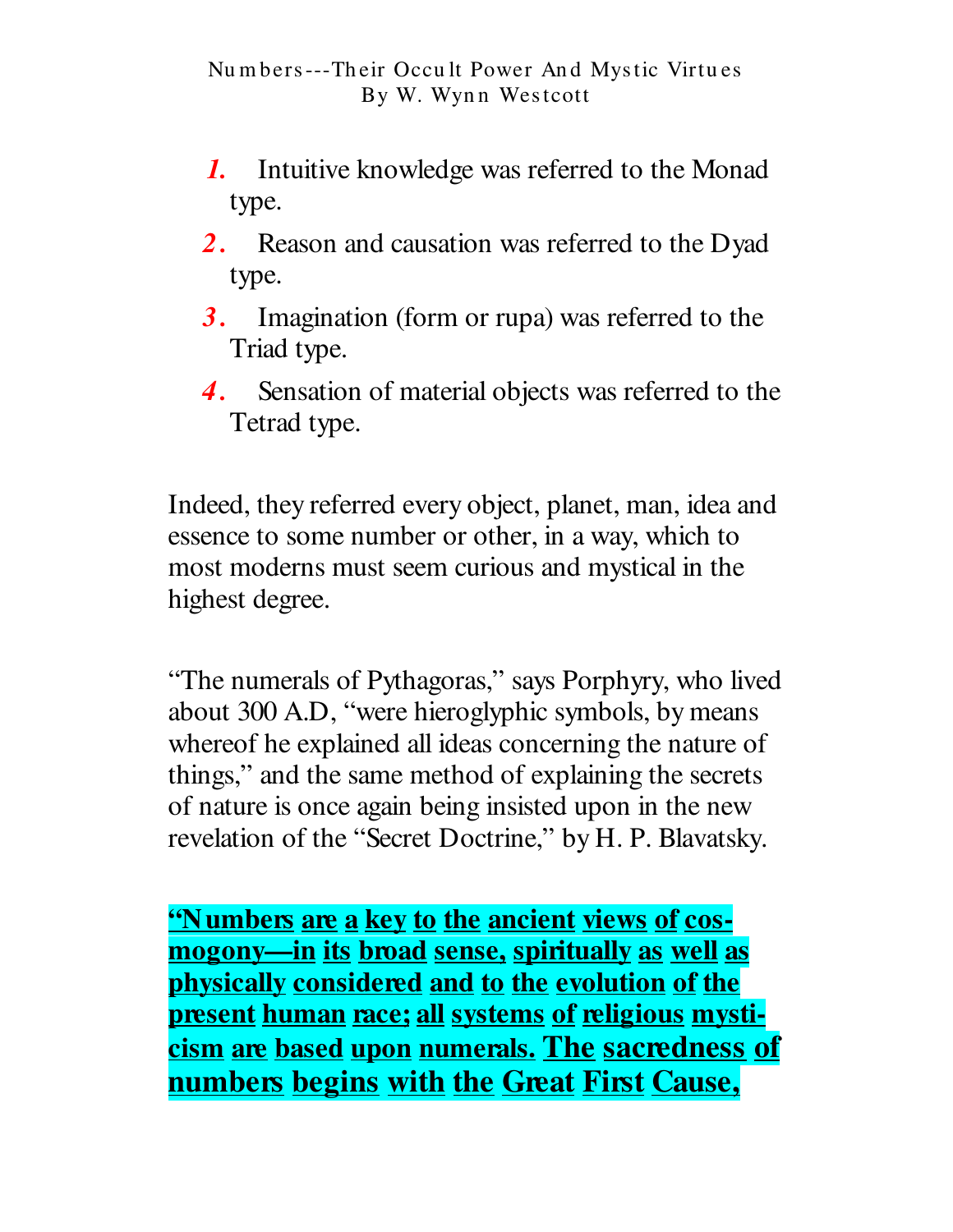1. Intuitive knowledge was referred to the Monad type.
2. Reason and causation was referred to the Dyad type.
3. Imagination (form or rupa) was referred to the Triad type.
4. Sensation of material objects was referred to the Tetrad type.

Indeed, they referred every object, planet, man, idea and essence to some number or other, in a way, which to most moderns must seem curious and mystical in the highest degree.

"The numerals of Pythagoras," says Porphyry, who lived about 300 A.D, "were hieroglyphic symbols, by means whereof he explained all ideas concerning the nature of things," and the same method of explaining the secrets of nature is once again being insisted upon in the new revelation of the "Secret Doctrine," by H. P. Blavatsky.

**"Numbers are a key to the ancient views of cosmogony—in its broad sense, spiritually as well as physically considered and to the evolution of the present human race; all systems of religious mysticism are based upon numerals. The sacredness of numbers begins with the Great First Cause,**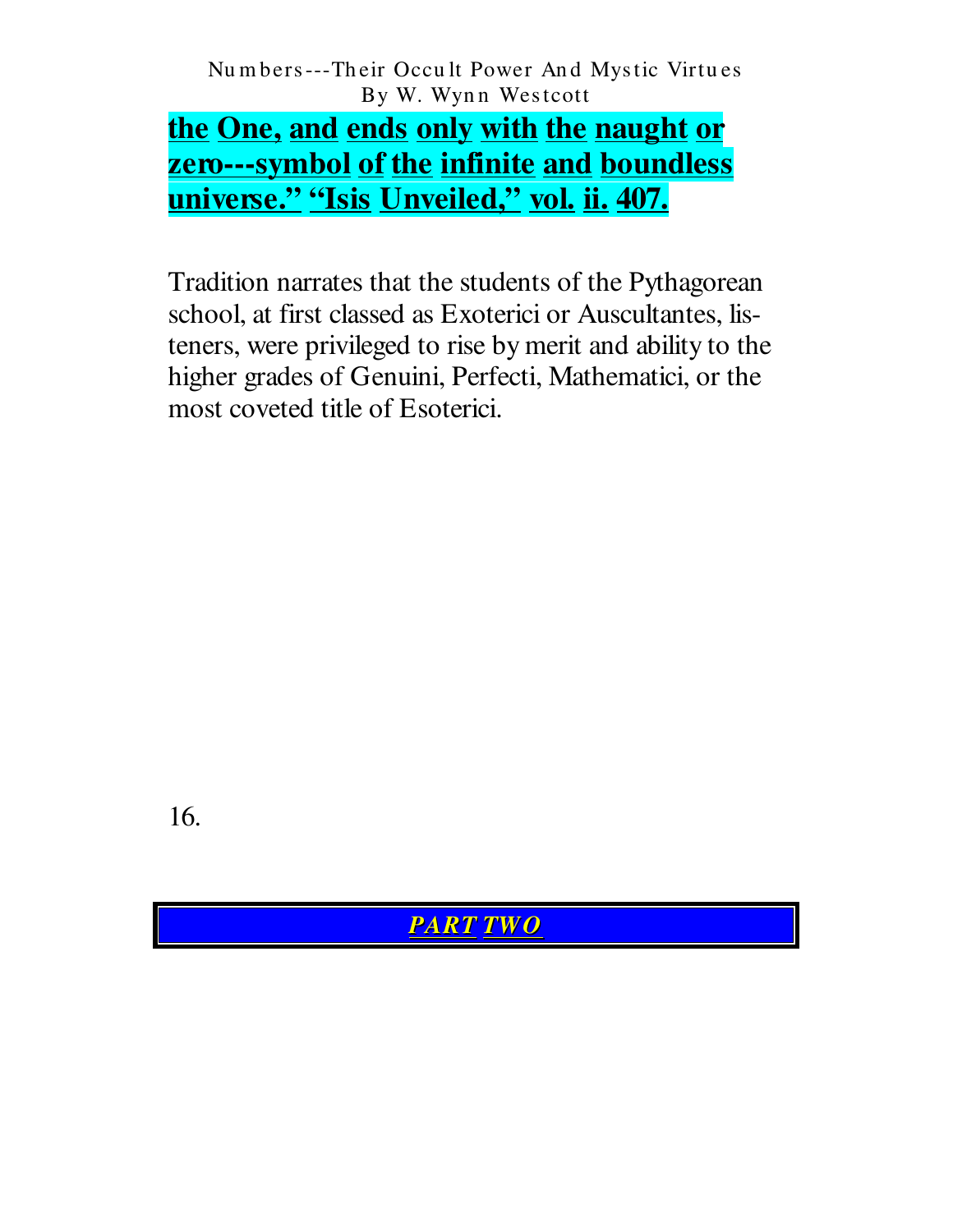**the One, and ends only with the naught or zero---symbol of the infinite and boundless universe." "Isis Unveiled," vol. ii. 407.**

Tradition narrates that the students of the Pythagorean school, at first classed as Exoterici or Auscultantes, listeners, were privileged to rise by merit and ability to the higher grades of Genuini, Perfecti, Mathematici, or the most coveted title of Esoterici.

16.

## *PART TWO*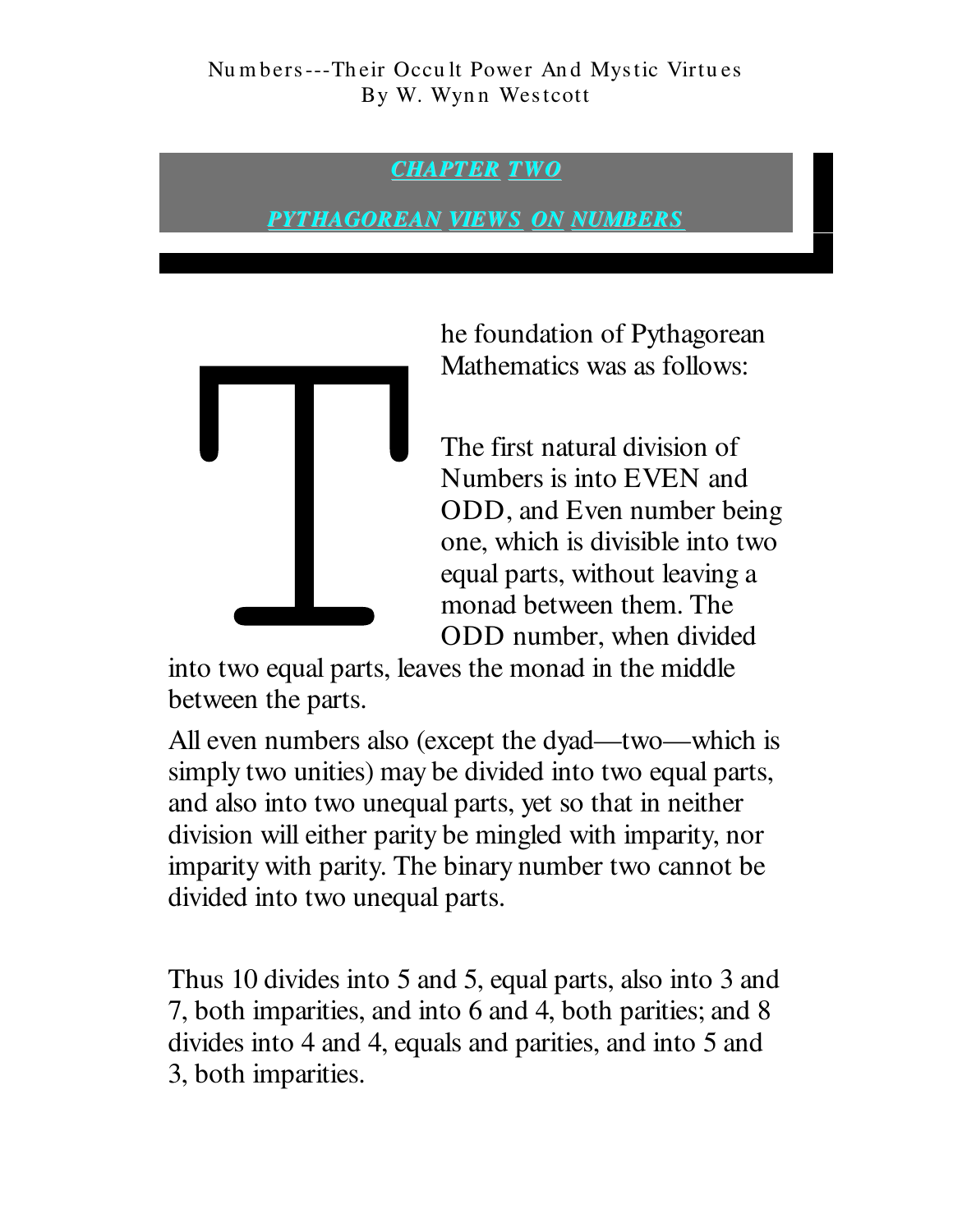## CHAPTER TWO

## PYTHAGOREAN VIEWS ON NUMBERS

The foundation of Pythagorean Mathematics was as follows:

The first natural division of Numbers is into EVEN and ODD, and Even number being one, which is divisible into two equal parts, without leaving a monad between them. The ODD number, when divided into two equal parts, leaves the monad in the middle between the parts.

All even numbers also (except the dyad—two—which is simply two unities) may be divided into two equal parts, and also into two unequal parts, yet so that in neither division will either parity be mingled with imparity, nor imparity with parity. The binary number two cannot be divided into two unequal parts.

Thus 10 divides into 5 and 5, equal parts, also into 3 and 7, both imparities, and into 6 and 4, both parities; and 8 divides into 4 and 4, equals and parities, and into 5 and 3, both imparities.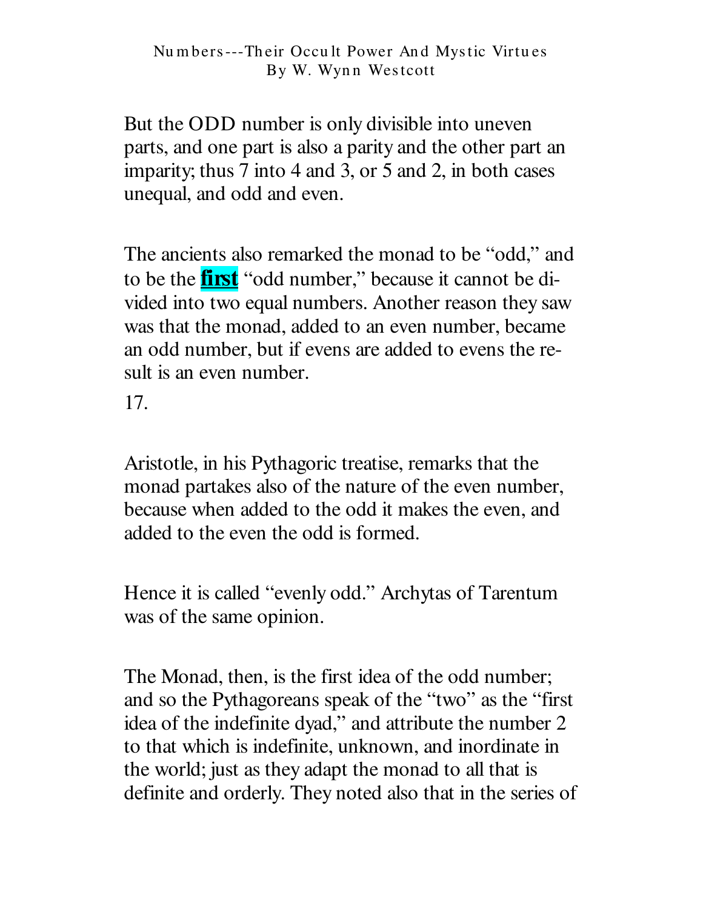But the ODD number is only divisible into uneven parts, and one part is also a parity and the other part an imparity; thus 7 into 4 and 3, or 5 and 2, in both cases unequal, and odd and even.

The ancients also remarked the monad to be "odd," and to be the **first** "odd number," because it cannot be divided into two equal numbers. Another reason they saw was that the monad, added to an even number, became an odd number, but if evens are added to evens the result is an even number.

17.

Aristotle, in his Pythagoric treatise, remarks that the monad partakes also of the nature of the even number, because when added to the odd it makes the even, and added to the even the odd is formed.

Hence it is called "evenly odd." Archytas of Tarentum was of the same opinion.

The Monad, then, is the first idea of the odd number; and so the Pythagoreans speak of the "two" as the "first idea of the indefinite dyad," and attribute the number 2 to that which is indefinite, unknown, and inordinate in the world; just as they adapt the monad to all that is definite and orderly. They noted also that in the series of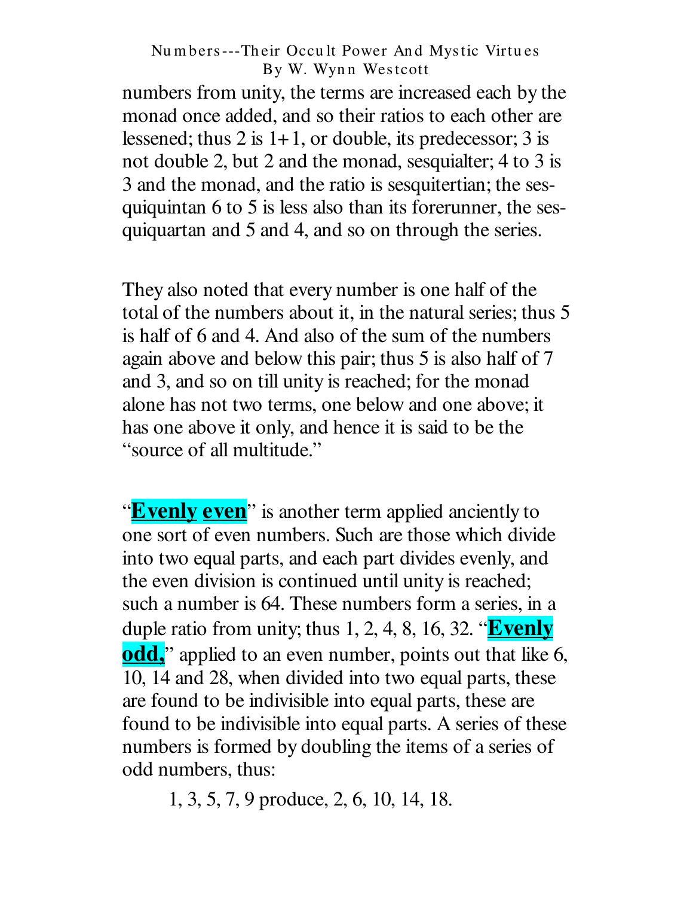numbers from unity, the terms are increased each by the monad once added, and so their ratios to each other are lessened; thus 2 is 1+1, or double, its predecessor; 3 is not double 2, but 2 and the monad, sesquialter; 4 to 3 is 3 and the monad, and the ratio is sesquitertian; the sesquiquintan 6 to 5 is less also than its forerunner, the sesquiquartan and 5 and 4, and so on through the series.

They also noted that every number is one half of the total of the numbers about it, in the natural series; thus 5 is half of 6 and 4. And also of the sum of the numbers again above and below this pair; thus 5 is also half of 7 and 3, and so on till unity is reached; for the monad alone has not two terms, one below and one above; it has one above it only, and hence it is said to be the "source of all multitude."

"**Evenly even**" is another term applied anciently to one sort of even numbers. Such are those which divide into two equal parts, and each part divides evenly, and the even division is continued until unity is reached; such a number is 64. These numbers form a series, in a duple ratio from unity; thus 1, 2, 4, 8, 16, 32. "**Evenly odd,**" applied to an even number, points out that like 6, 10, 14 and 28, when divided into two equal parts, these are found to be indivisible into equal parts, these are found to be indivisible into equal parts. A series of these numbers is formed by doubling the items of a series of odd numbers, thus:

1, 3, 5, 7, 9 produce, 2, 6, 10, 14, 18.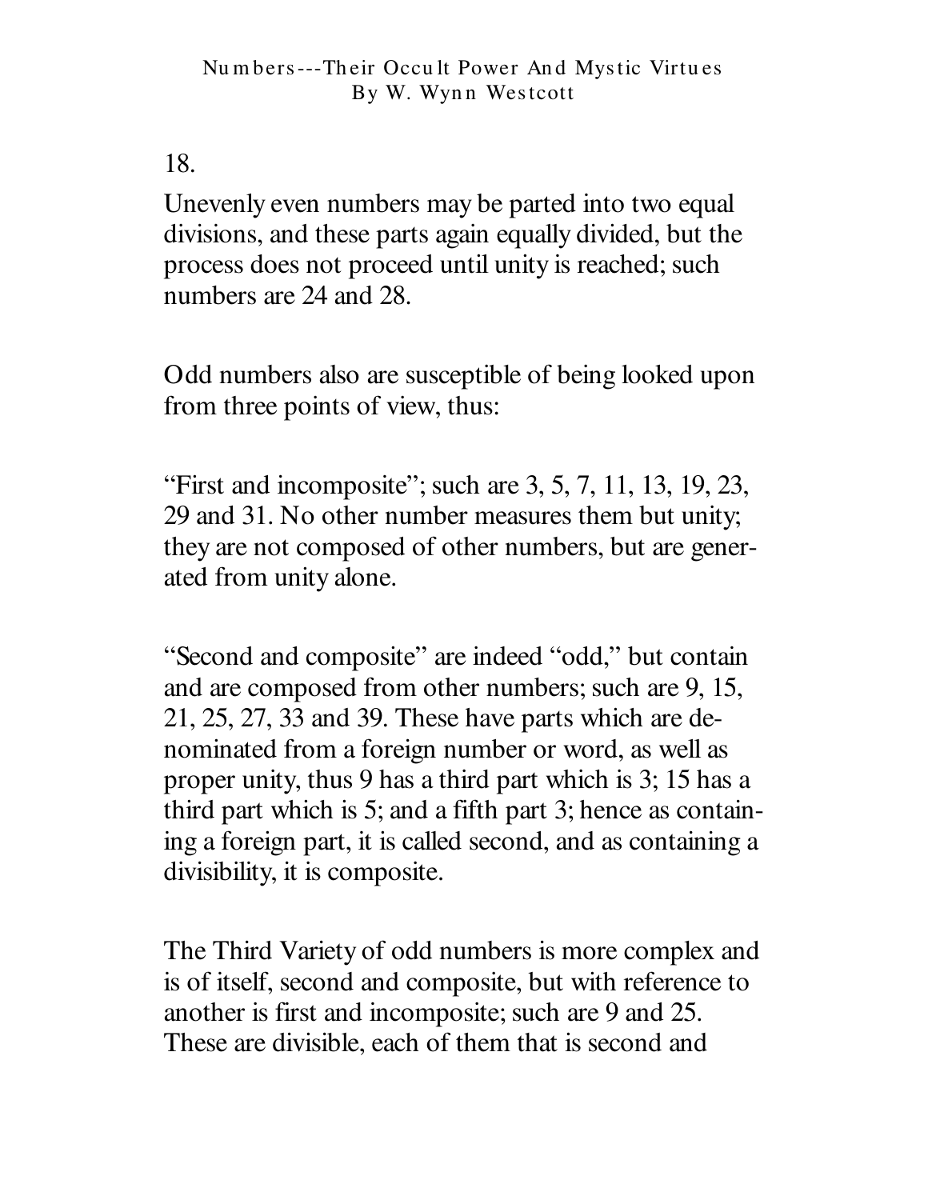Unevenly even numbers may be parted into two equal divisions, and these parts again equally divided, but the process does not proceed until unity is reached; such numbers are 24 and 28.

Odd numbers also are susceptible of being looked upon from three points of view, thus:

"First and incomposite"; such are 3, 5, 7, 11, 13, 19, 23, 29 and 31. No other number measures them but unity; they are not composed of other numbers, but are generated from unity alone.

"Second and composite" are indeed "odd," but contain and are composed from other numbers; such are 9, 15, 21, 25, 27, 33 and 39. These have parts which are denominated from a foreign number or word, as well as proper unity, thus 9 has a third part which is 3; 15 has a third part which is 5; and a fifth part 3; hence as containing a foreign part, it is called second, and as containing a divisibility, it is composite.

The Third Variety of odd numbers is more complex and is of itself, second and composite, but with reference to another is first and incomposite; such are 9 and 25. These are divisible, each of them that is second and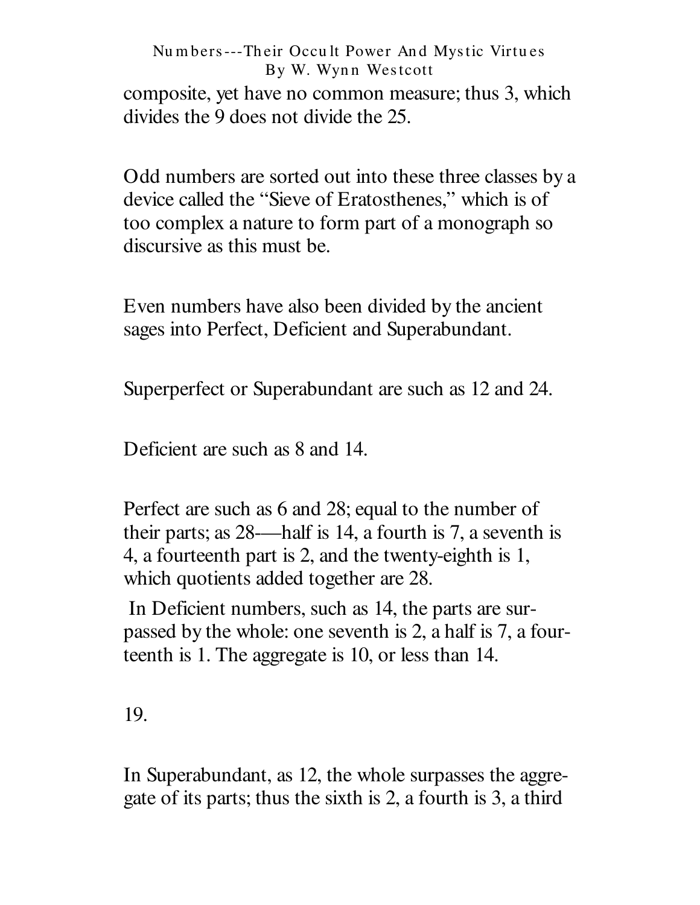composite, yet have no common measure; thus 3, which divides the 9 does not divide the 25.

Odd numbers are sorted out into these three classes by a device called the "Sieve of Eratosthenes," which is of too complex a nature to form part of a monograph so discursive as this must be.

Even numbers have also been divided by the ancient sages into Perfect, Deficient and Superabundant.

Superperfect or Superabundant are such as 12 and 24.

Deficient are such as 8 and 14.

Perfect are such as 6 and 28; equal to the number of their parts; as 28—half is 14, a fourth is 7, a seventh is 4, a fourteenth part is 2, and the twenty-eighth is 1, which quotients added together are 28.

In Deficient numbers, such as 14, the parts are surpassed by the whole: one seventh is 2, a half is 7, a fourteenth is 1. The aggregate is 10, or less than 14.

In Superabundant, as 12, the whole surpasses the aggregate of its parts; thus the sixth is 2, a fourth is 3, a third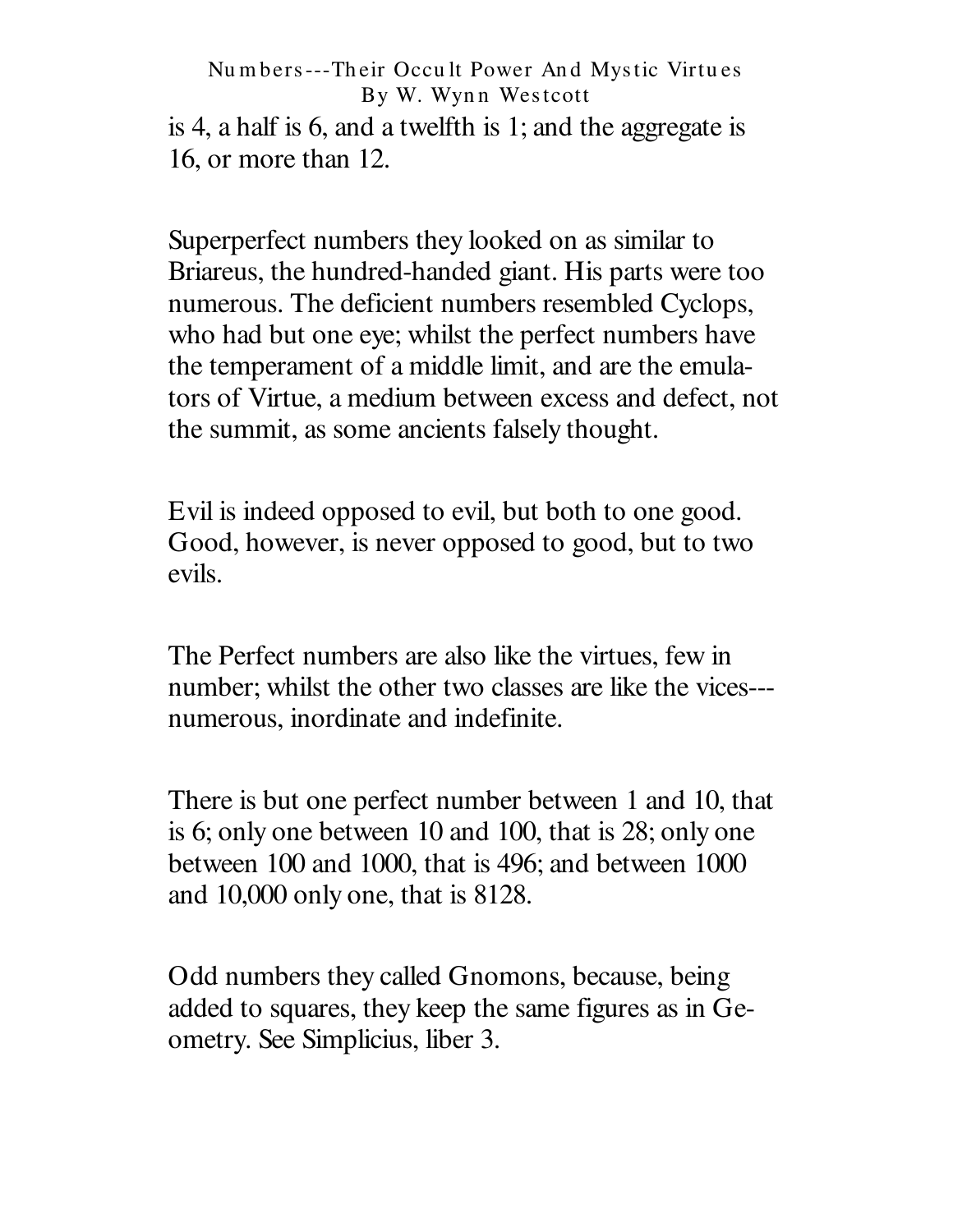is 4, a half is 6, and a twelfth is 1; and the aggregate is 16, or more than 12.

Superperfect numbers they looked on as similar to Briareus, the hundred-handed giant. His parts were too numerous. The deficient numbers resembled Cyclops, who had but one eye; whilst the perfect numbers have the temperament of a middle limit, and are the emulators of Virtue, a medium between excess and defect, not the summit, as some ancients falsely thought.

Evil is indeed opposed to evil, but both to one good. Good, however, is never opposed to good, but to two evils.

The Perfect numbers are also like the virtues, few in number; whilst the other two classes are like the vices---numerous, inordinate and indefinite.

There is but one perfect number between 1 and 10, that is 6; only one between 10 and 100, that is 28; only one between 100 and 1000, that is 496; and between 1000 and 10,000 only one, that is 8128.

Odd numbers they called Gnomons, because, being added to squares, they keep the same figures as in Geometry. See Simplicius, liber 3.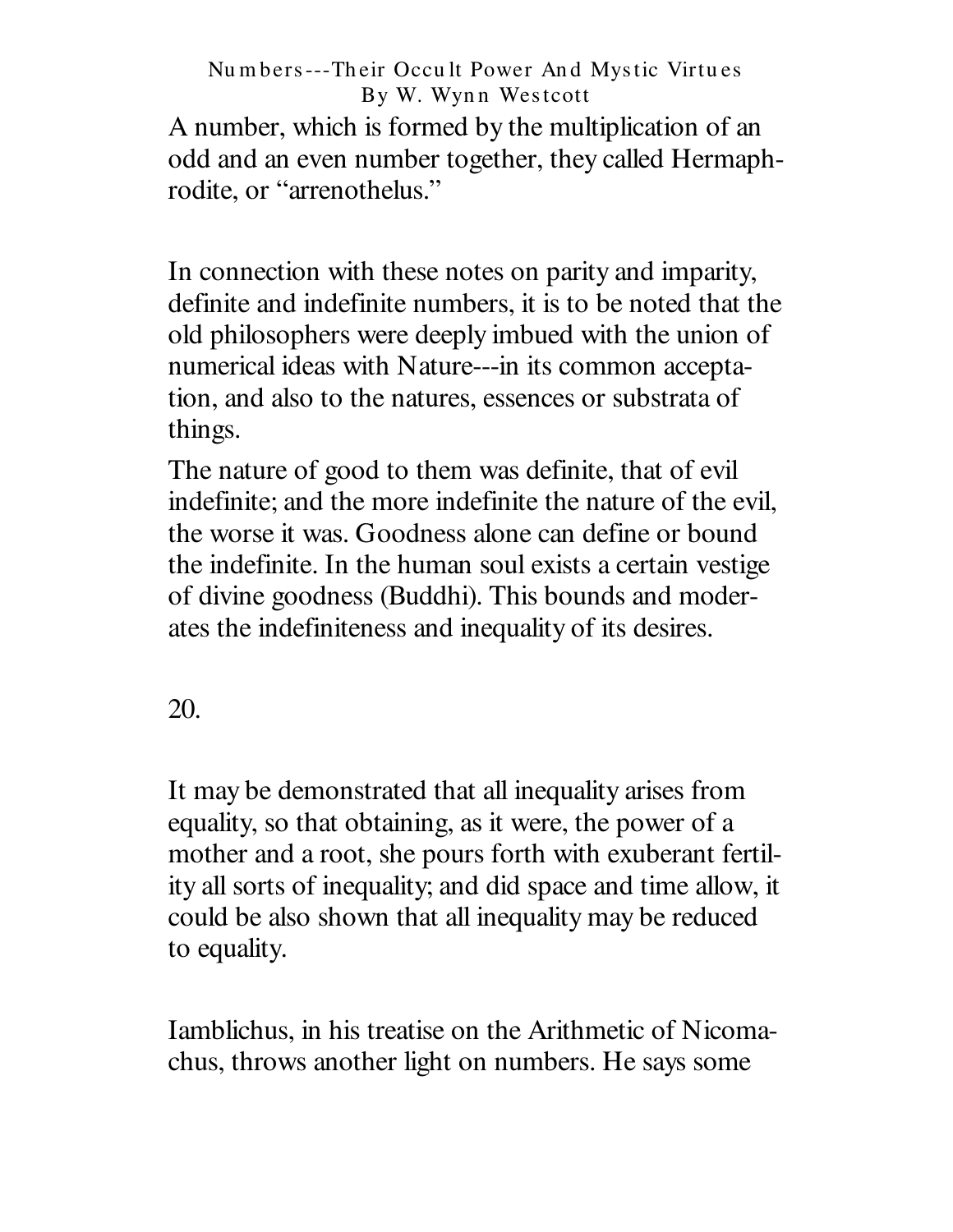A number, which is formed by the multiplication of an odd and an even number together, they called Hermaphrodite, or "arrenothelus."

In connection with these notes on parity and imparity, definite and indefinite numbers, it is to be noted that the old philosophers were deeply imbued with the union of numerical ideas with Nature---in its common acceptation, and also to the natures, essences or substrata of things.

The nature of good to them was definite, that of evil indefinite; and the more indefinite the nature of the evil, the worse it was. Goodness alone can define or bound the indefinite. In the human soul exists a certain vestige of divine goodness (Buddhi). This bounds and moderates the indefiniteness and inequality of its desires.

20.

It may be demonstrated that all inequality arises from equality, so that obtaining, as it were, the power of a mother and a root, she pours forth with exuberant fertility all sorts of inequality; and did space and time allow, it could be also shown that all inequality may be reduced to equality.

Iamblichus, in his treatise on the Arithmetic of Nicomachus, throws another light on numbers. He says some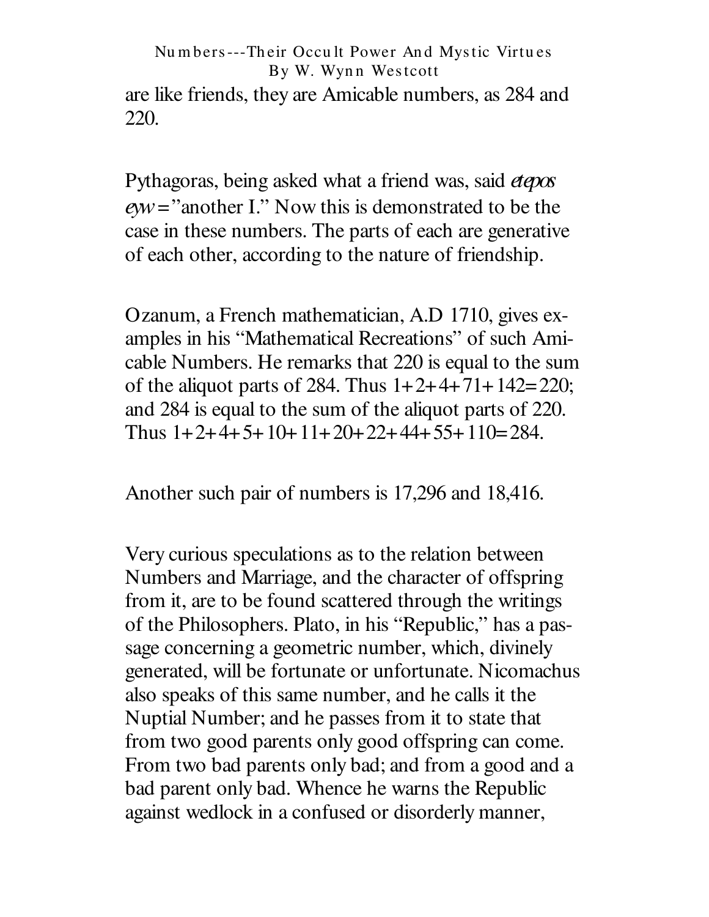are like friends, they are Amicable numbers, as 284 and 220.

Pythagoras, being asked what a friend was, said *etepos eyw* ="another I." Now this is demonstrated to be the case in these numbers. The parts of each are generative of each other, according to the nature of friendship.

Ozanum, a French mathematician, A.D 1710, gives examples in his "Mathematical Recreations" of such Amicable Numbers. He remarks that 220 is equal to the sum of the aliquot parts of 284. Thus 1+2+4+71+142=220; and 284 is equal to the sum of the aliquot parts of 220. Thus 1+2+4+5+10+11+20+22+44+55+110=284.

Another such pair of numbers is 17,296 and 18,416.

Very curious speculations as to the relation between Numbers and Marriage, and the character of offspring from it, are to be found scattered through the writings of the Philosophers. Plato, in his "Republic," has a passage concerning a geometric number, which, divinely generated, will be fortunate or unfortunate. Nicomachus also speaks of this same number, and he calls it the Nuptial Number; and he passes from it to state that from two good parents only good offspring can come. From two bad parents only bad; and from a good and a bad parent only bad. Whence he warns the Republic against wedlock in a confused or disorderly manner,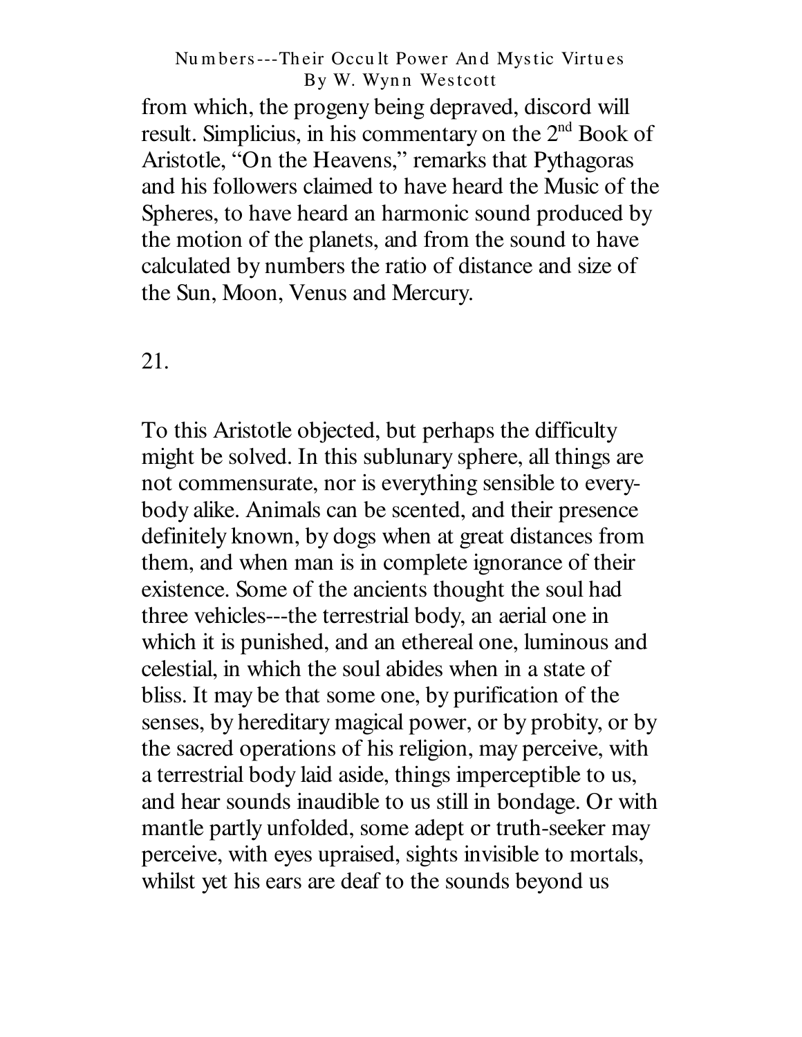from which, the progeny being depraved, discord will result. Simplicius, in his commentary on the 2nd Book of Aristotle, "On the Heavens," remarks that Pythagoras and his followers claimed to have heard the Music of the Spheres, to have heard an harmonic sound produced by the motion of the planets, and from the sound to have calculated by numbers the ratio of distance and size of the Sun, Moon, Venus and Mercury.

21.

To this Aristotle objected, but perhaps the difficulty might be solved. In this sublunary sphere, all things are not commensurate, nor is everything sensible to everybody alike. Animals can be scented, and their presence definitely known, by dogs when at great distances from them, and when man is in complete ignorance of their existence. Some of the ancients thought the soul had three vehicles---the terrestrial body, an aerial one in which it is punished, and an ethereal one, luminous and celestial, in which the soul abides when in a state of bliss. It may be that some one, by purification of the senses, by hereditary magical power, or by probity, or by the sacred operations of his religion, may perceive, with a terrestrial body laid aside, things imperceptible to us, and hear sounds inaudible to us still in bondage. Or with mantle partly unfolded, some adept or truth-seeker may perceive, with eyes upraised, sights invisible to mortals, whilst yet his ears are deaf to the sounds beyond us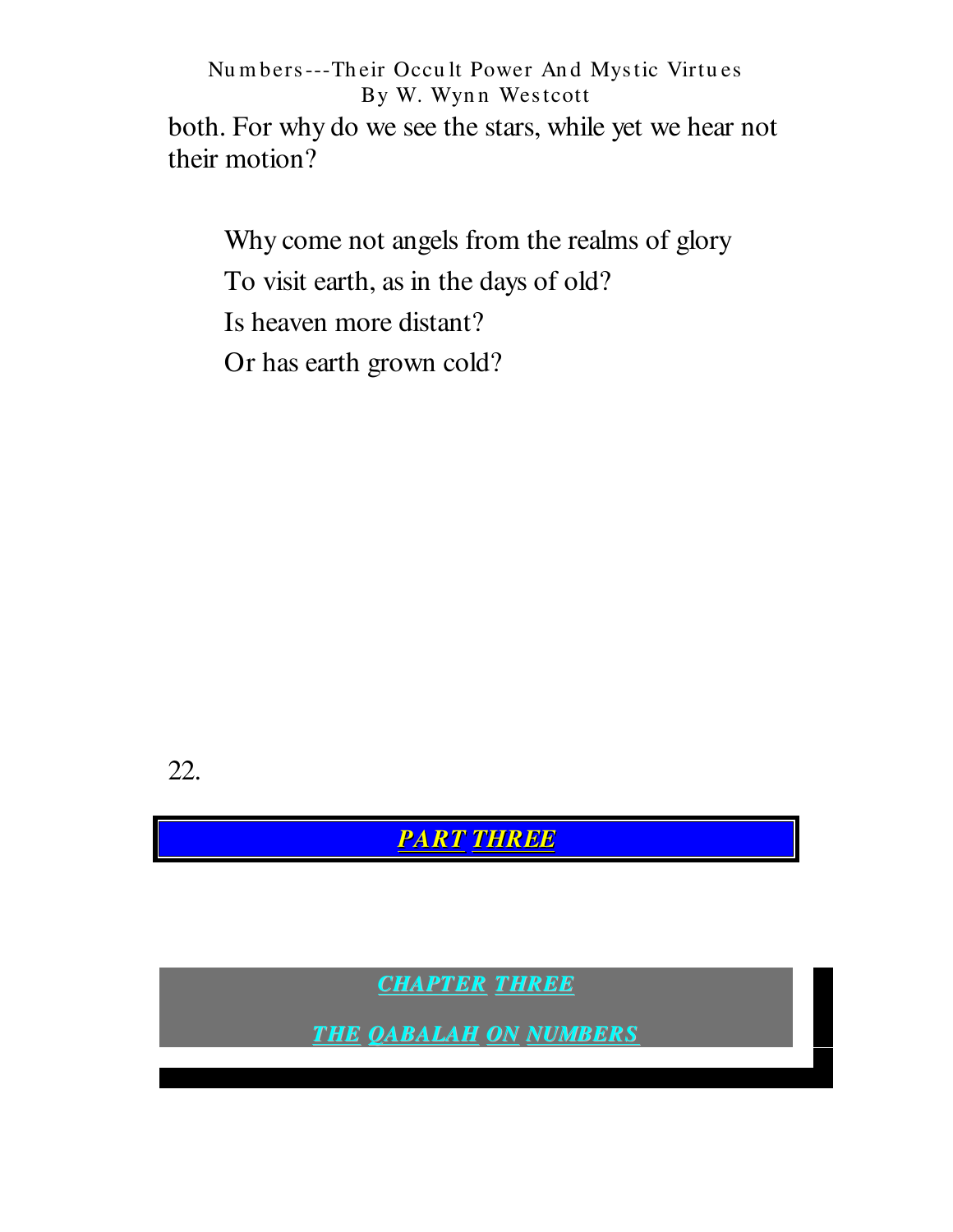both. For why do we see the stars, while yet we hear not their motion?

> Why come not angels from the realms of glory
> To visit earth, as in the days of old?
> Is heaven more distant?
> Or has earth grown cold?

22.

# PART THREE

## CHAPTER THREE

## THE QABALAH ON NUMBERS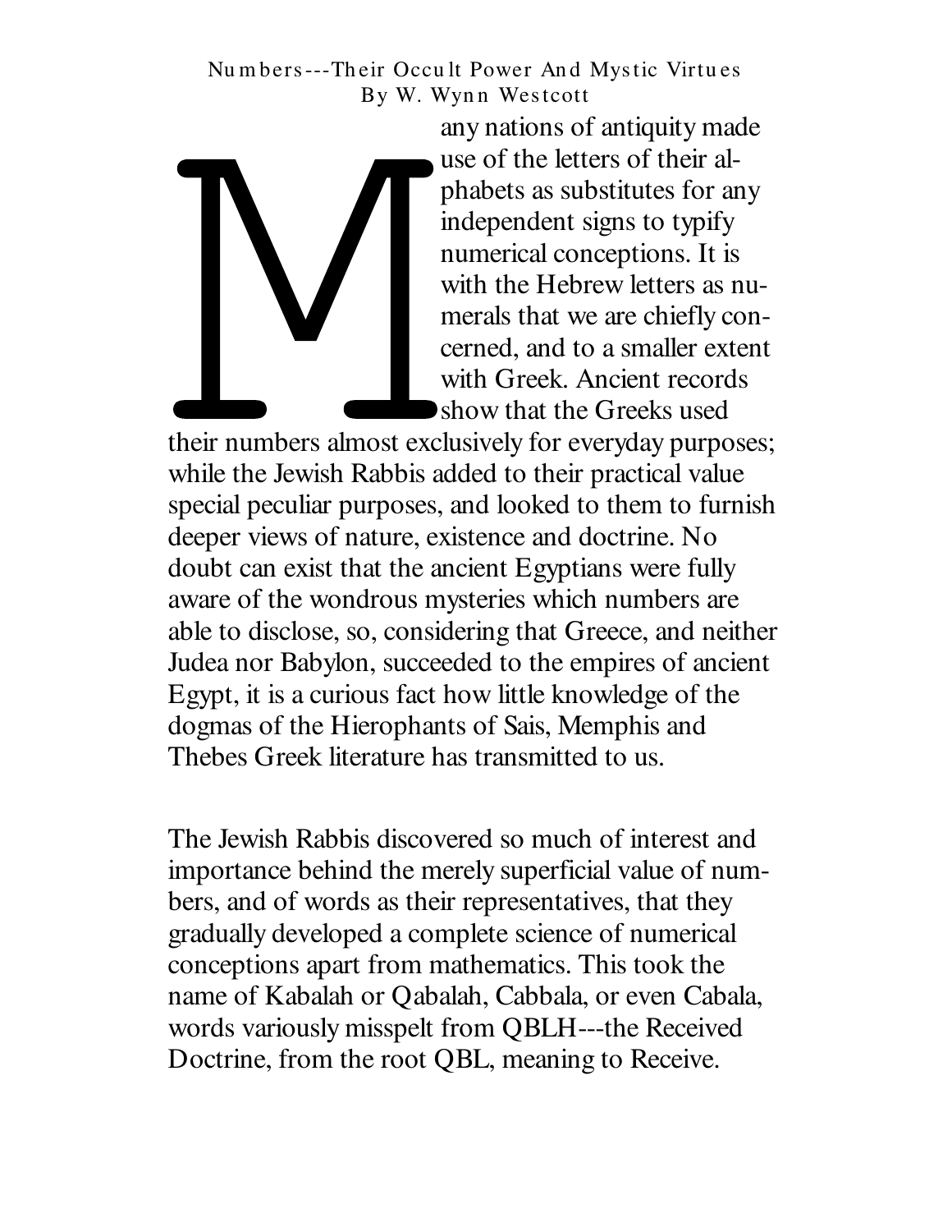# Numbers---Their Occult Power And Mystic Virtues

By W. Wynn Westcott

Many nations of antiquity made use of the letters of their alphabets as substitutes for any independent signs to typify numerical conceptions. It is with the Hebrew letters as numerals that we are chiefly concerned, and to a smaller extent with Greek. Ancient records show that the Greeks used their numbers almost exclusively for everyday purposes; while the Jewish Rabbis added to their practical value special peculiar purposes, and looked to them to furnish deeper views of nature, existence and doctrine. No doubt can exist that the ancient Egyptians were fully aware of the wondrous mysteries which numbers are able to disclose, so, considering that Greece, and neither Judea nor Babylon, succeeded to the empires of ancient Egypt, it is a curious fact how little knowledge of the dogmas of the Hierophants of Sais, Memphis and Thebes Greek literature has transmitted to us.

The Jewish Rabbis discovered so much of interest and importance behind the merely superficial value of numbers, and of words as their representatives, that they gradually developed a complete science of numerical conceptions apart from mathematics. This took the name of Kabalah or Qabalah, Cabbala, or even Cabala, words variously misspelt from QBLH---the Received Doctrine, from the root QBL, meaning to Receive.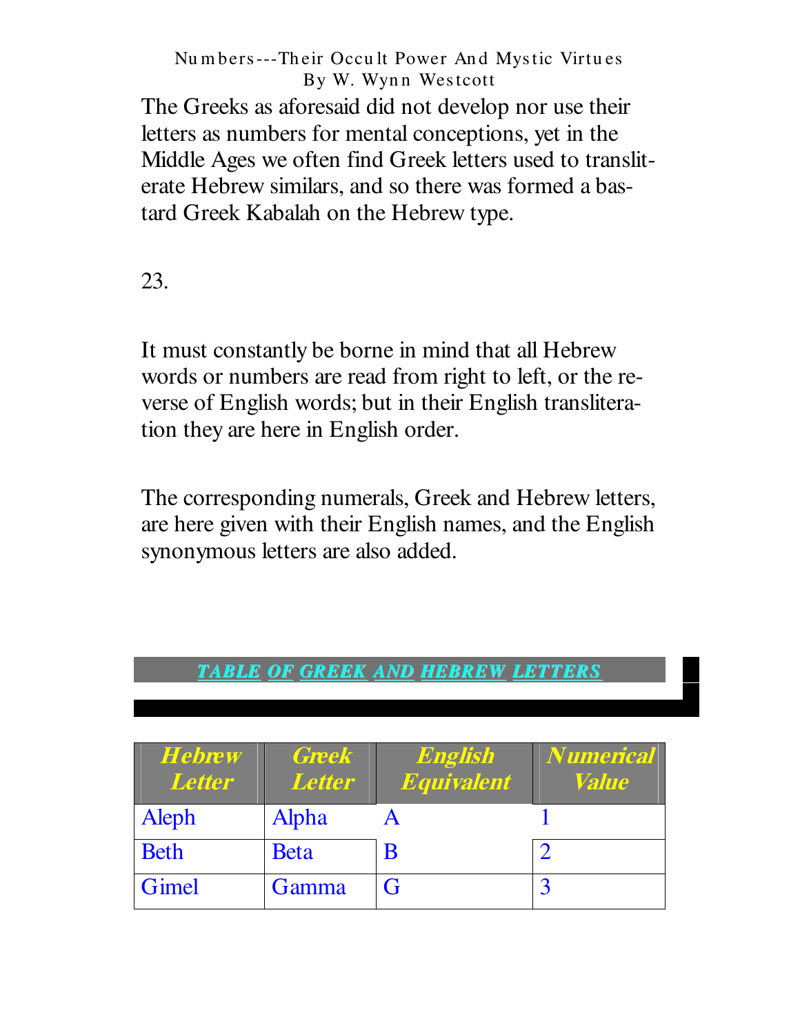The Greeks as aforesaid did not develop nor use their letters as numbers for mental conceptions, yet in the Middle Ages we often find Greek letters used to transliterate Hebrew similars, and so there was formed a bastard Greek Kabalah on the Hebrew type.

23.

It must constantly be borne in mind that all Hebrew words or numbers are read from right to left, or the reverse of English words; but in their English transliteration they are here in English order.

The corresponding numerals, Greek and Hebrew letters, are here given with their English names, and the English synonymous letters are also added.

**TABLE OF GREEK AND HEBREW LETTERS**

| *Hebrew Letter* | *Greek Letter* | *English Equivalent* | *Numerical Value* |
|---|---|---|---|
| Aleph | Alpha | A | 1 |
| Beth | Beta | B | 2 |
| Gimel | Gamma | G | 3 |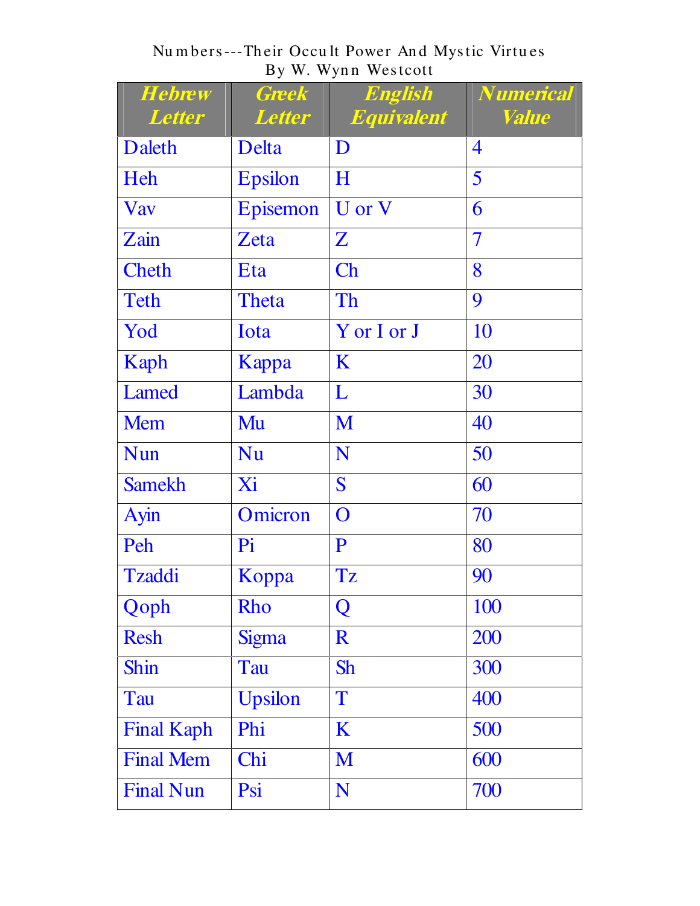| Hebrew Letter | Greek Letter | English Equivalent | Numerical Value |
|---|---|---|---|
| Daleth | Delta | D | 4 |
| Heh | Epsilon | H | 5 |
| Vav | Episemon | U or V | 6 |
| Zain | Zeta | Z | 7 |
| Cheth | Eta | Ch | 8 |
| Teth | Theta | Th | 9 |
| Yod | Iota | Y or I or J | 10 |
| Kaph | Kappa | K | 20 |
| Lamed | Lambda | L | 30 |
| Mem | Mu | M | 40 |
| Nun | Nu | N | 50 |
| Samekh | Xi | S | 60 |
| Ayin | Omicron | O | 70 |
| Peh | Pi | P | 80 |
| Tzaddi | Koppa | Tz | 90 |
| Qoph | Rho | Q | 100 |
| Resh | Sigma | R | 200 |
| Shin | Tau | Sh | 300 |
| Tau | Upsilon | T | 400 |
| Final Kaph | Phi | K | 500 |
| Final Mem | Chi | M | 600 |
| Final Nun | Psi | N | 700 |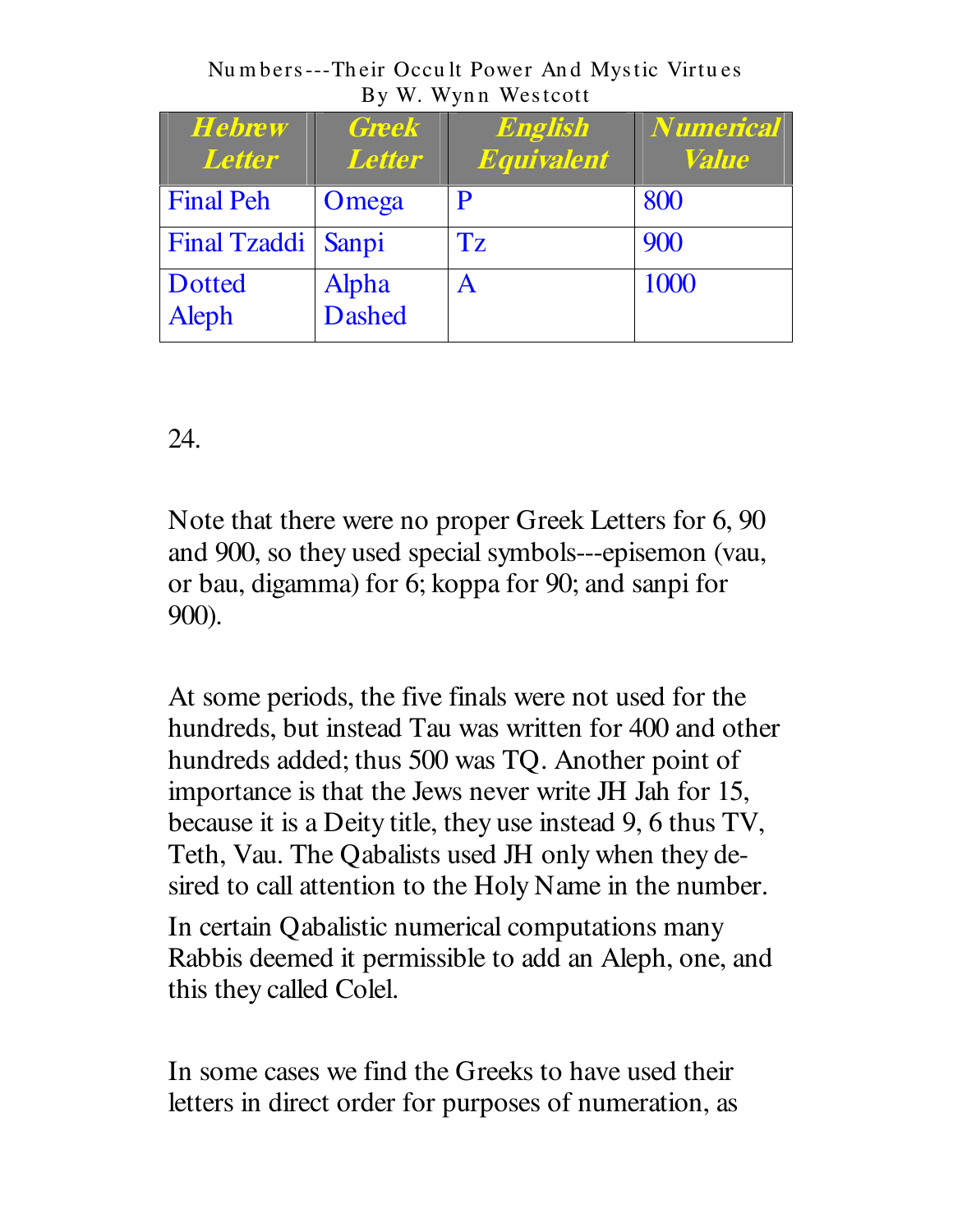| Hebrew Letter | Greek Letter | English Equivalent | Numerical Value |
|---|---|---|---|
| Final Peh | Omega | P | 800 |
| Final Tzaddi | Sanpi | Tz | 900 |
| Dotted Aleph | Alpha Dashed | A | 1000 |

24.

Note that there were no proper Greek Letters for 6, 90 and 900, so they used special symbols---episemon (vau, or bau, digamma) for 6; koppa for 90; and sanpi for 900).

At some periods, the five finals were not used for the hundreds, but instead Tau was written for 400 and other hundreds added; thus 500 was TQ. Another point of importance is that the Jews never write JH Jah for 15, because it is a Deity title, they use instead 9, 6 thus TV, Teth, Vau. The Qabalists used JH only when they desired to call attention to the Holy Name in the number.

In certain Qabalistic numerical computations many Rabbis deemed it permissible to add an Aleph, one, and this they called Colel.

In some cases we find the Greeks to have used their letters in direct order for purposes of numeration, as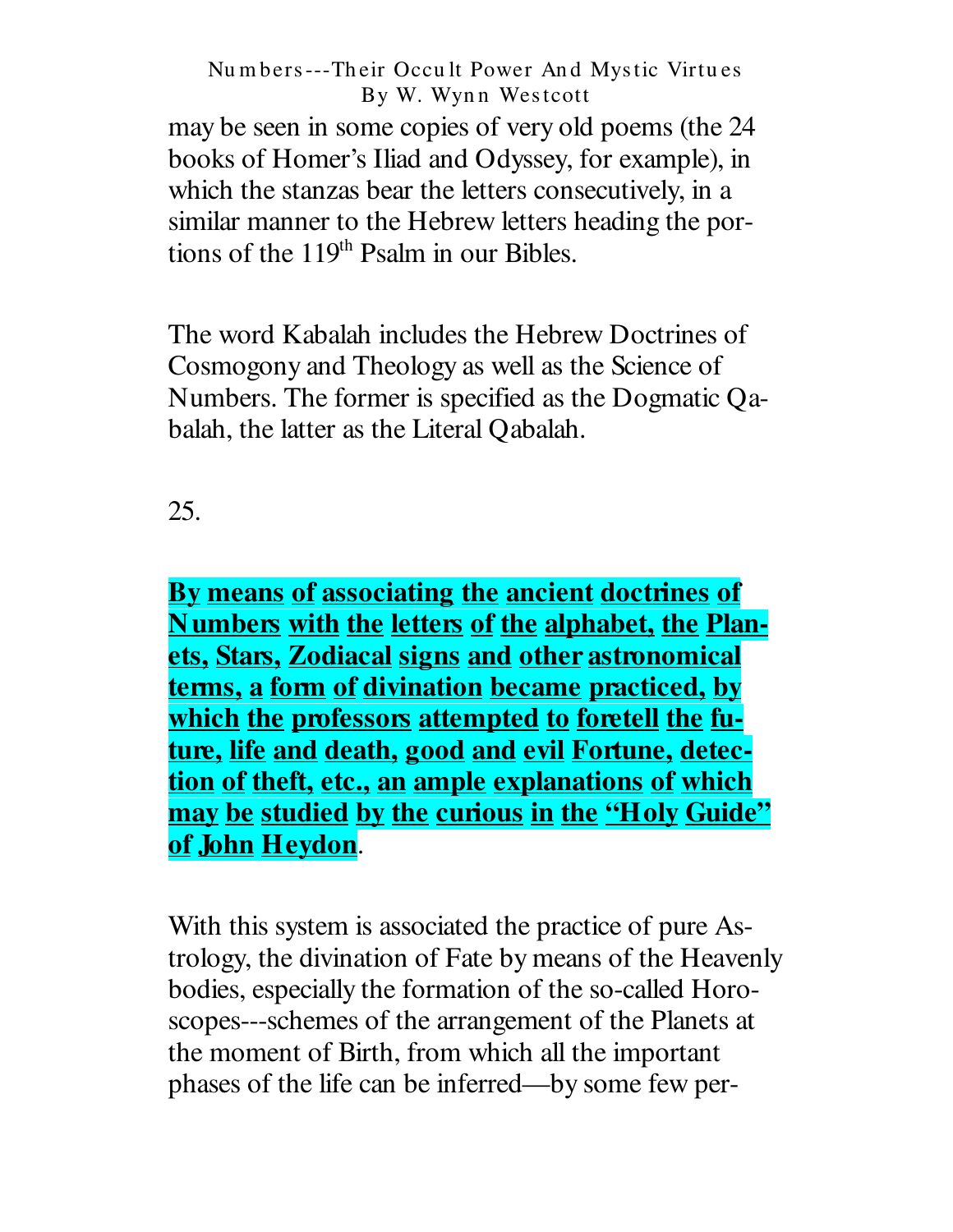may be seen in some copies of very old poems (the 24 books of Homer's Iliad and Odyssey, for example), in which the stanzas bear the letters consecutively, in a similar manner to the Hebrew letters heading the portions of the 119th Psalm in our Bibles.

The word Kabalah includes the Hebrew Doctrines of Cosmogony and Theology as well as the Science of Numbers. The former is specified as the Dogmatic Qabalah, the latter as the Literal Qabalah.

25.

**By means of associating the ancient doctrines of Numbers with the letters of the alphabet, the Planets, Stars, Zodiacal signs and other astronomical terms, a form of divination became practiced, by which the professors attempted to foretell the future, life and death, good and evil Fortune, detection of theft, etc., an ample explanations of which may be studied by the curious in the "Holy Guide" of John Heydon**.

With this system is associated the practice of pure Astrology, the divination of Fate by means of the Heavenly bodies, especially the formation of the so-called Horoscopes---schemes of the arrangement of the Planets at the moment of Birth, from which all the important phases of the life can be inferred—by some few per-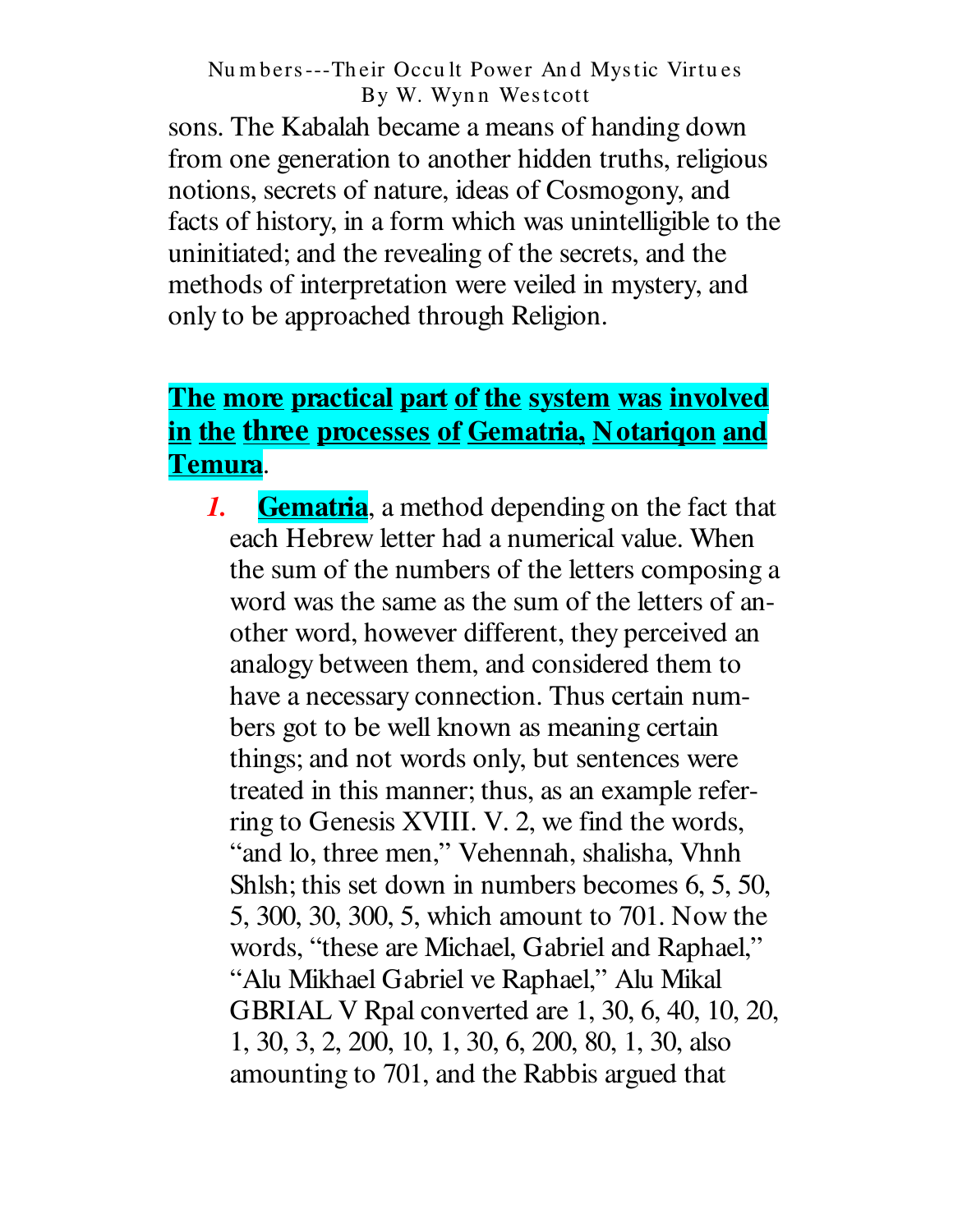sons. The Kabalah became a means of handing down from one generation to another hidden truths, religious notions, secrets of nature, ideas of Cosmogony, and facts of history, in a form which was unintelligible to the uninitiated; and the revealing of the secrets, and the methods of interpretation were veiled in mystery, and only to be approached through Religion.

**The more practical part of the system was involved in the three processes of Gematria, Notariqon and Temura.**

1. **Gematria**, a method depending on the fact that each Hebrew letter had a numerical value. When the sum of the numbers of the letters composing a word was the same as the sum of the letters of another word, however different, they perceived an analogy between them, and considered them to have a necessary connection. Thus certain numbers got to be well known as meaning certain things; and not words only, but sentences were treated in this manner; thus, as an example referring to Genesis XVIII. V. 2, we find the words, "and lo, three men," Vehennah, shalisha, Vhnh Shlsh; this set down in numbers becomes 6, 5, 50, 5, 300, 30, 300, 5, which amount to 701. Now the words, "these are Michael, Gabriel and Raphael," "Alu Mikhael Gabriel ve Raphael," Alu Mikal GBRIAL V Rpal converted are 1, 30, 6, 40, 10, 20, 1, 30, 3, 2, 200, 10, 1, 30, 6, 200, 80, 1, 30, also amounting to 701, and the Rabbis argued that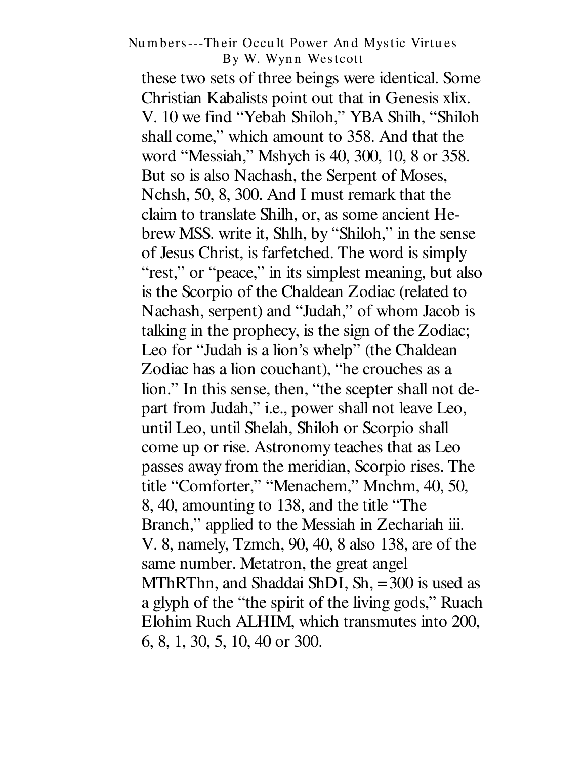these two sets of three beings were identical. Some Christian Kabalists point out that in Genesis xlix. V. 10 we find "Yebah Shiloh," YBA Shilh, "Shiloh shall come," which amount to 358. And that the word "Messiah," Mshych is 40, 300, 10, 8 or 358. But so is also Nachash, the Serpent of Moses, Nchsh, 50, 8, 300. And I must remark that the claim to translate Shilh, or, as some ancient Hebrew MSS. write it, Shlh, by "Shiloh," in the sense of Jesus Christ, is farfetched. The word is simply "rest," or "peace," in its simplest meaning, but also is the Scorpio of the Chaldean Zodiac (related to Nachash, serpent) and "Judah," of whom Jacob is talking in the prophecy, is the sign of the Zodiac; Leo for "Judah is a lion's whelp" (the Chaldean Zodiac has a lion couchant), "he crouches as a lion." In this sense, then, "the scepter shall not depart from Judah," i.e., power shall not leave Leo, until Leo, until Shelah, Shiloh or Scorpio shall come up or rise. Astronomy teaches that as Leo passes away from the meridian, Scorpio rises. The title "Comforter," "Menachem," Mnchm, 40, 50, 8, 40, amounting to 138, and the title "The Branch," applied to the Messiah in Zechariah iii. V. 8, namely, Tzmch, 90, 40, 8 also 138, are of the same number. Metatron, the great angel MThRThn, and Shaddai ShDI, Sh, =300 is used as a glyph of the "the spirit of the living gods," Ruach Elohim Ruch ALHIM, which transmutes into 200, 6, 8, 1, 30, 5, 10, 40 or 300.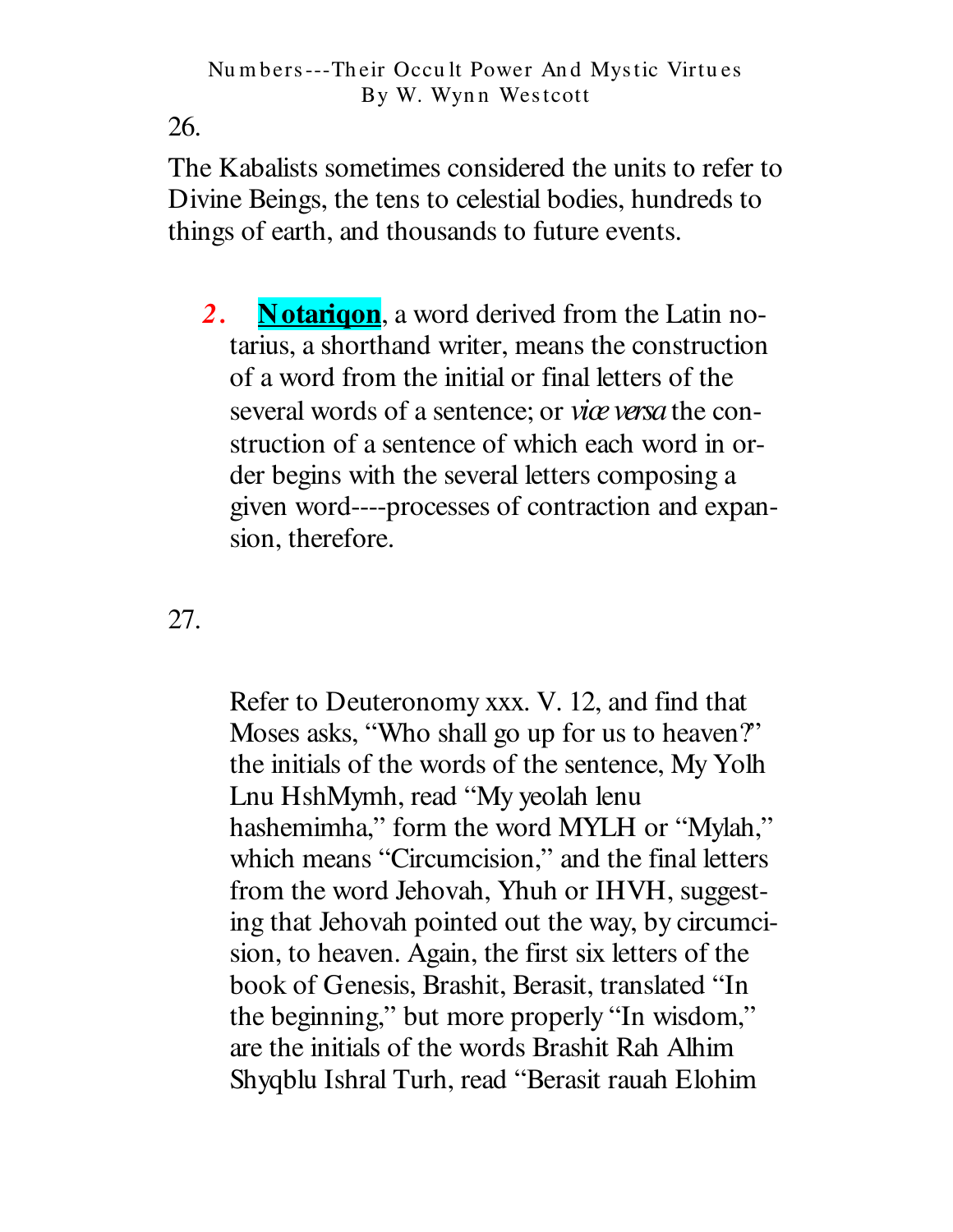26.

The Kabalists sometimes considered the units to refer to Divine Beings, the tens to celestial bodies, hundreds to things of earth, and thousands to future events.

2. **Notariqon**, a word derived from the Latin notarius, a shorthand writer, means the construction of a word from the initial or final letters of the several words of a sentence; or *vice versa* the construction of a sentence of which each word in order begins with the several letters composing a given word----processes of contraction and expansion, therefore.

27.

Refer to Deuteronomy xxx. V. 12, and find that Moses asks, "Who shall go up for us to heaven?" the initials of the words of the sentence, My Yolh Lnu HshMymh, read "My yeolah lenu hashemimha," form the word MYLH or "Mylah," which means "Circumcision," and the final letters from the word Jehovah, Yhuh or IHVH, suggesting that Jehovah pointed out the way, by circumcision, to heaven. Again, the first six letters of the book of Genesis, Brashit, Berasit, translated "In the beginning," but more properly "In wisdom," are the initials of the words Brashit Rah Alhim Shyqblu Ishral Turh, read "Berasit rauah Elohim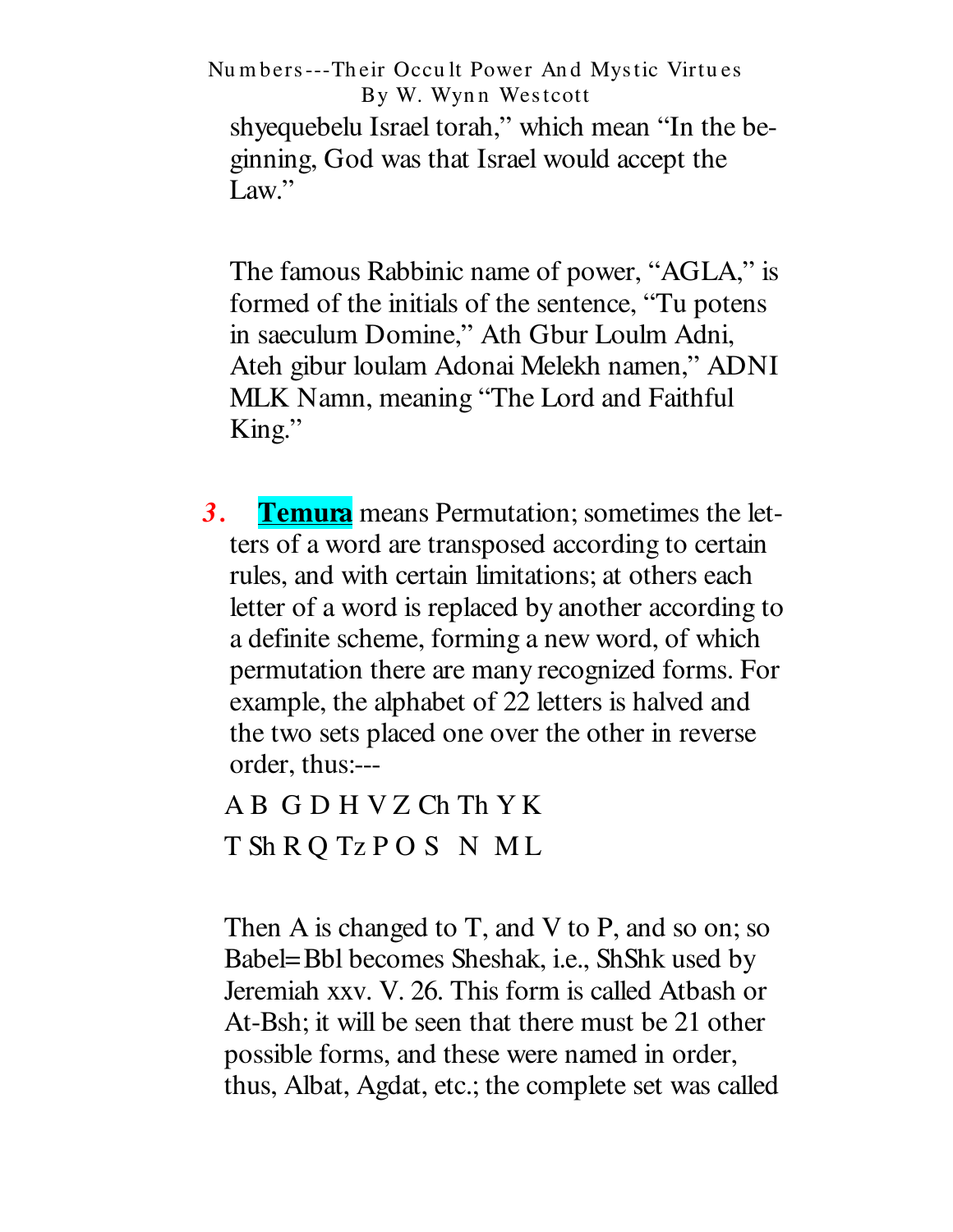shyequebelu Israel torah," which mean "In the beginning, God was that Israel would accept the Law."

The famous Rabbinic name of power, "AGLA," is formed of the initials of the sentence, "Tu potens in saeculum Domine," Ath Gbur Loulm Adni, Ateh gibur loulam Adonai Melekh namen," ADNI MLK Namn, meaning "The Lord and Faithful King."

*3.* **Temura** means Permutation; sometimes the letters of a word are transposed according to certain rules, and with certain limitations; at others each letter of a word is replaced by another according to a definite scheme, forming a new word, of which permutation there are many recognized forms. For example, the alphabet of 22 letters is halved and the two sets placed one over the other in reverse order, thus:---

A B G D H V Z Ch Th Y K

T Sh R Q Tz P O S N M L

Then A is changed to T, and V to P, and so on; so Babel=Bbl becomes Sheshak, i.e., ShShk used by Jeremiah xxv. V. 26. This form is called Atbash or At-Bsh; it will be seen that there must be 21 other possible forms, and these were named in order, thus, Albat, Agdat, etc.; the complete set was called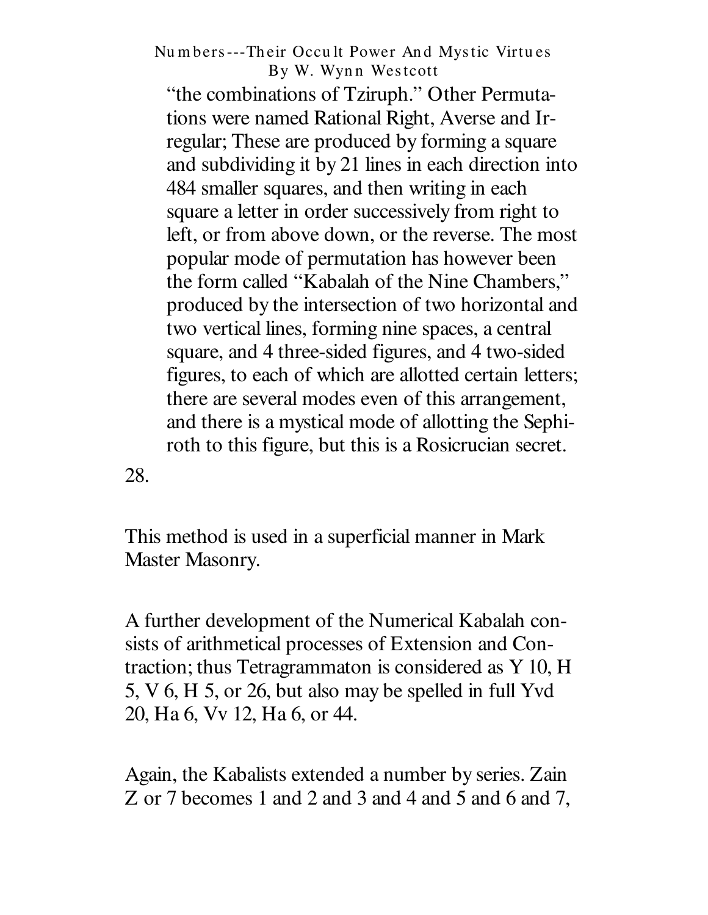"the combinations of Tziruph." Other Permutations were named Rational Right, Averse and Irregular; These are produced by forming a square and subdividing it by 21 lines in each direction into 484 smaller squares, and then writing in each square a letter in order successively from right to left, or from above down, or the reverse. The most popular mode of permutation has however been the form called "Kabalah of the Nine Chambers," produced by the intersection of two horizontal and two vertical lines, forming nine spaces, a central square, and 4 three-sided figures, and 4 two-sided figures, to each of which are allotted certain letters; there are several modes even of this arrangement, and there is a mystical mode of allotting the Sephiroth to this figure, but this is a Rosicrucian secret.

28.

This method is used in a superficial manner in Mark Master Masonry.

A further development of the Numerical Kabalah consists of arithmetical processes of Extension and Contraction; thus Tetragrammaton is considered as Y 10, H 5, V 6, H 5, or 26, but also may be spelled in full Yvd 20, Ha 6, Vv 12, Ha 6, or 44.

Again, the Kabalists extended a number by series. Zain Z or 7 becomes 1 and 2 and 3 and 4 and 5 and 6 and 7,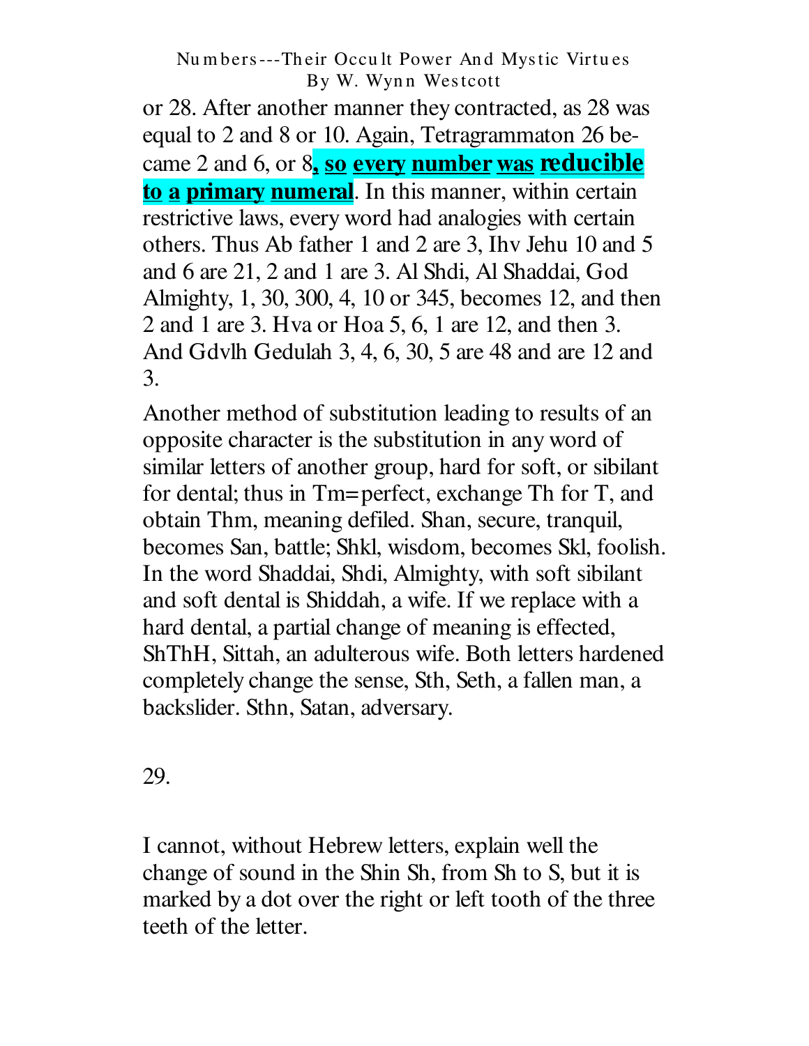or 28. After another manner they contracted, as 28 was equal to 2 and 8 or 10. Again, Tetragrammaton 26 became 2 and 6, or 8**, so every number was reducible to a primary numeral**. In this manner, within certain restrictive laws, every word had analogies with certain others. Thus Ab father 1 and 2 are 3, Ihv Jehu 10 and 5 and 6 are 21, 2 and 1 are 3. Al Shdi, Al Shaddai, God Almighty, 1, 30, 300, 4, 10 or 345, becomes 12, and then 2 and 1 are 3. Hva or Hoa 5, 6, 1 are 12, and then 3. And Gdvlh Gedulah 3, 4, 6, 30, 5 are 48 and are 12 and 3.

Another method of substitution leading to results of an opposite character is the substitution in any word of similar letters of another group, hard for soft, or sibilant for dental; thus in Tm=perfect, exchange Th for T, and obtain Thm, meaning defiled. Shan, secure, tranquil, becomes San, battle; Shkl, wisdom, becomes Skl, foolish. In the word Shaddai, Shdi, Almighty, with soft sibilant and soft dental is Shiddah, a wife. If we replace with a hard dental, a partial change of meaning is effected, ShThH, Sittah, an adulterous wife. Both letters hardened completely change the sense, Sth, Seth, a fallen man, a backslider. Sthn, Satan, adversary.

29.

I cannot, without Hebrew letters, explain well the change of sound in the Shin Sh, from Sh to S, but it is marked by a dot over the right or left tooth of the three teeth of the letter.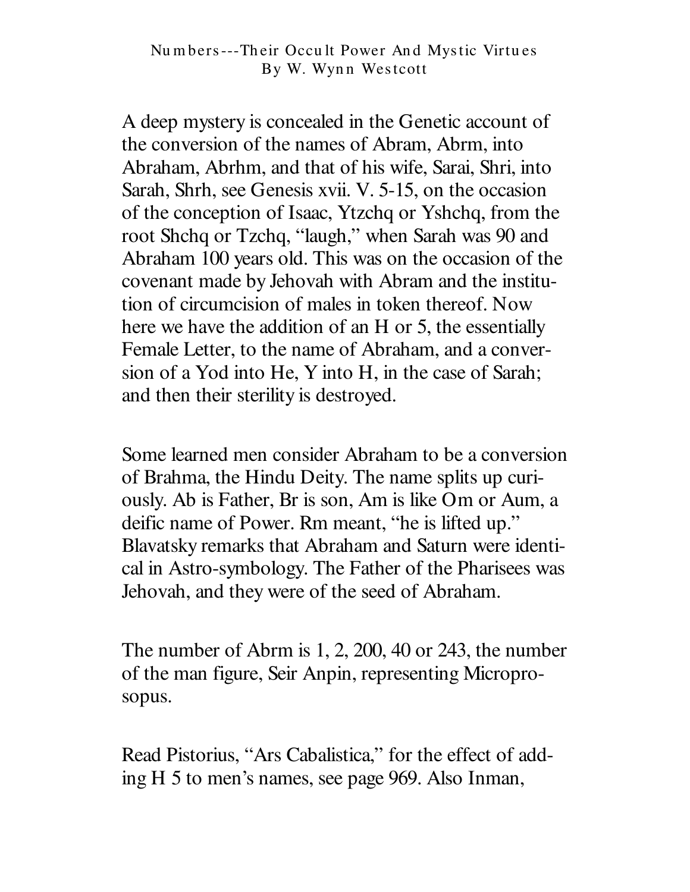A deep mystery is concealed in the Genetic account of the conversion of the names of Abram, Abrm, into Abraham, Abrhm, and that of his wife, Sarai, Shri, into Sarah, Shrh, see Genesis xvii. V. 5-15, on the occasion of the conception of Isaac, Ytzchq or Yshchq, from the root Shchq or Tzchq, "laugh," when Sarah was 90 and Abraham 100 years old. This was on the occasion of the covenant made by Jehovah with Abram and the institution of circumcision of males in token thereof. Now here we have the addition of an H or 5, the essentially Female Letter, to the name of Abraham, and a conversion of a Yod into He, Y into H, in the case of Sarah; and then their sterility is destroyed.

Some learned men consider Abraham to be a conversion of Brahma, the Hindu Deity. The name splits up curiously. Ab is Father, Br is son, Am is like Om or Aum, a deific name of Power. Rm meant, "he is lifted up." Blavatsky remarks that Abraham and Saturn were identical in Astro-symbology. The Father of the Pharisees was Jehovah, and they were of the seed of Abraham.

The number of Abrm is 1, 2, 200, 40 or 243, the number of the man figure, Seir Anpin, representing Microprosopus.

Read Pistorius, "Ars Cabalistica," for the effect of adding H 5 to men's names, see page 969. Also Inman,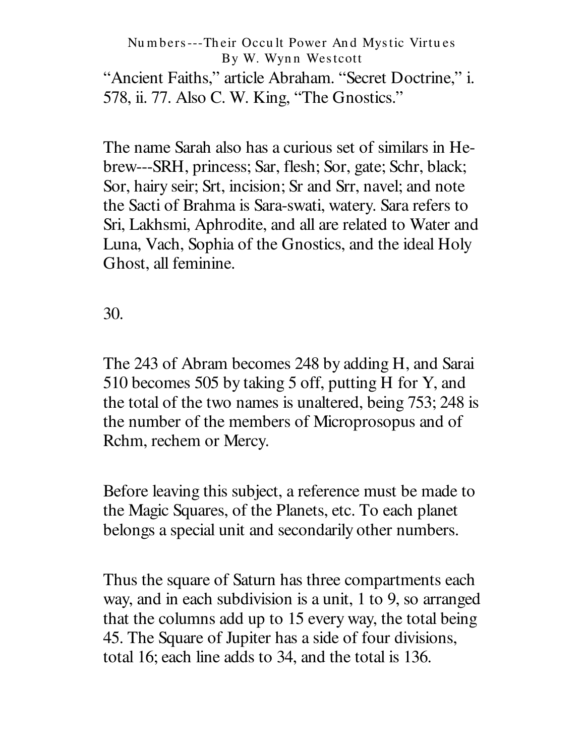"Ancient Faiths," article Abraham. "Secret Doctrine," i. 578, ii. 77. Also C. W. King, "The Gnostics."

The name Sarah also has a curious set of similars in Hebrew---SRH, princess; Sar, flesh; Sor, gate; Schr, black; Sor, hairy seir; Srt, incision; Sr and Srr, navel; and note the Sacti of Brahma is Sara-swati, watery. Sara refers to Sri, Lakhsmi, Aphrodite, and all are related to Water and Luna, Vach, Sophia of the Gnostics, and the ideal Holy Ghost, all feminine.

30.

The 243 of Abram becomes 248 by adding H, and Sarai 510 becomes 505 by taking 5 off, putting H for Y, and the total of the two names is unaltered, being 753; 248 is the number of the members of Microprosopus and of Rchm, rechem or Mercy.

Before leaving this subject, a reference must be made to the Magic Squares, of the Planets, etc. To each planet belongs a special unit and secondarily other numbers.

Thus the square of Saturn has three compartments each way, and in each subdivision is a unit, 1 to 9, so arranged that the columns add up to 15 every way, the total being 45. The Square of Jupiter has a side of four divisions, total 16; each line adds to 34, and the total is 136.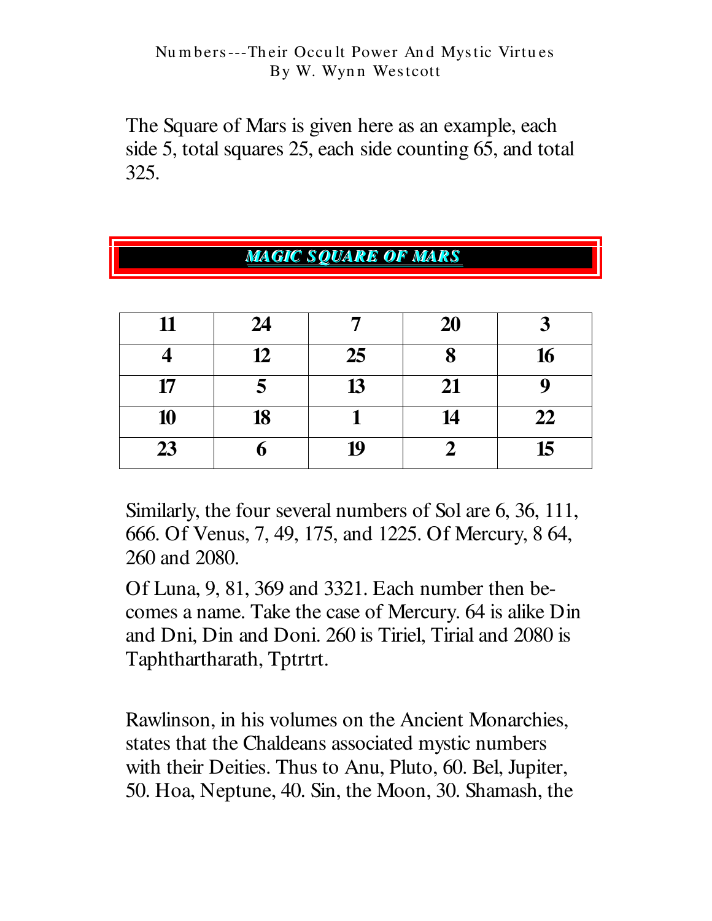The Square of Mars is given here as an example, each side 5, total squares 25, each side counting 65, and total 325.

## MAGIC SQUARE OF MARS

| | | | | |
|---|---|---|---|---|
| **11** | **24** | **7** | **20** | **3** |
| **4** | **12** | **25** | **8** | **16** |
| **17** | **5** | **13** | **21** | **9** |
| **10** | **18** | **1** | **14** | **22** |
| **23** | **6** | **19** | **2** | **15** |

Similarly, the four several numbers of Sol are 6, 36, 111, 666. Of Venus, 7, 49, 175, and 1225. Of Mercury, 8 64, 260 and 2080.

Of Luna, 9, 81, 369 and 3321. Each number then becomes a name. Take the case of Mercury. 64 is alike Din and Dni, Din and Doni. 260 is Tiriel, Tirial and 2080 is Taphthartharath, Tptrtrt.

Rawlinson, in his volumes on the Ancient Monarchies, states that the Chaldeans associated mystic numbers with their Deities. Thus to Anu, Pluto, 60. Bel, Jupiter, 50. Hoa, Neptune, 40. Sin, the Moon, 30. Shamash, the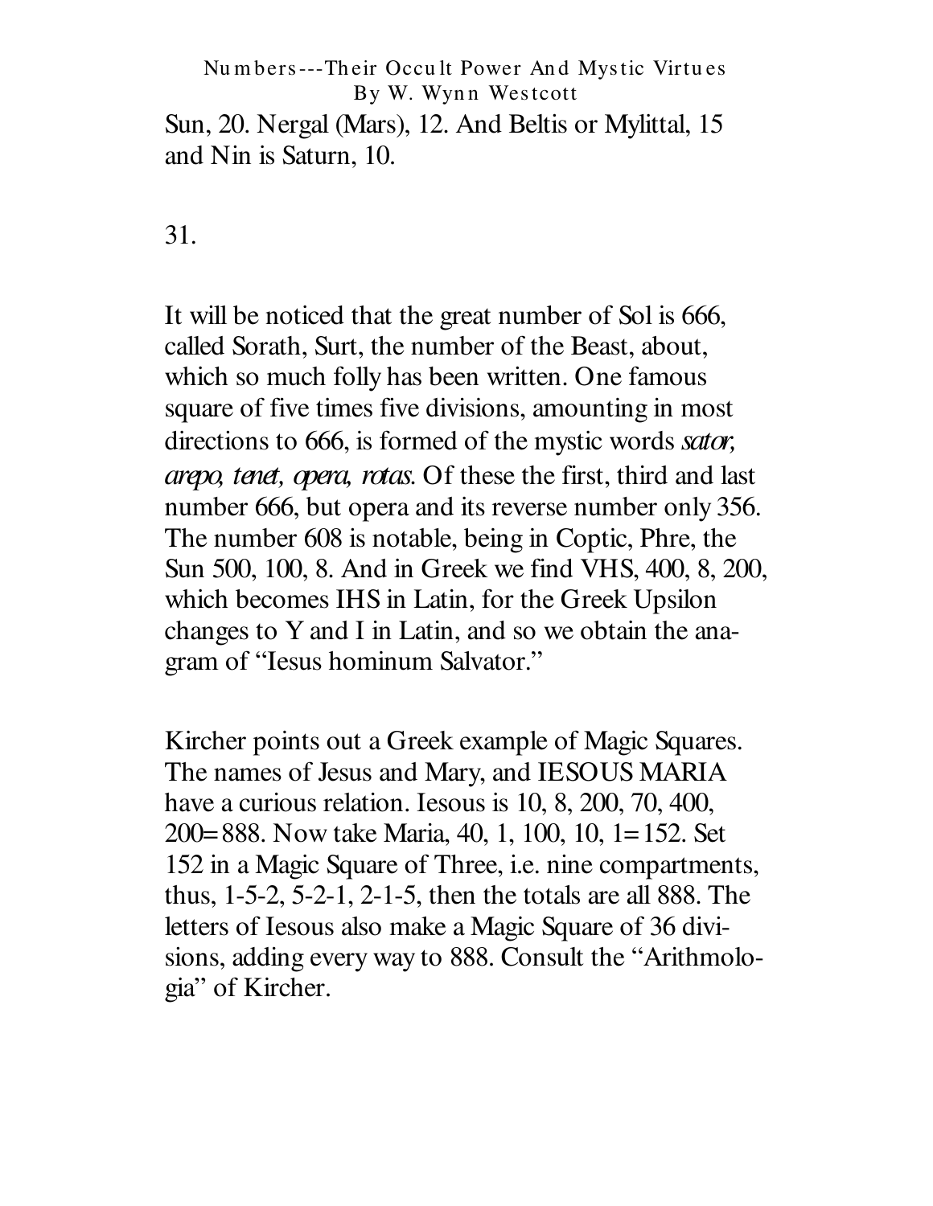Sun, 20. Nergal (Mars), 12. And Beltis or Mylittal, 15 and Nin is Saturn, 10.

31.

It will be noticed that the great number of Sol is 666, called Sorath, Surt, the number of the Beast, about, which so much folly has been written. One famous square of five times five divisions, amounting in most directions to 666, is formed of the mystic words *sator, arepo, tenet, opera, rotas*. Of these the first, third and last number 666, but opera and its reverse number only 356. The number 608 is notable, being in Coptic, Phre, the Sun 500, 100, 8. And in Greek we find VHS, 400, 8, 200, which becomes IHS in Latin, for the Greek Upsilon changes to Y and I in Latin, and so we obtain the anagram of "Iesus hominum Salvator."

Kircher points out a Greek example of Magic Squares. The names of Jesus and Mary, and IESOUS MARIA have a curious relation. Iesous is 10, 8, 200, 70, 400, 200=888. Now take Maria, 40, 1, 100, 10, 1=152. Set 152 in a Magic Square of Three, i.e. nine compartments, thus, 1-5-2, 5-2-1, 2-1-5, then the totals are all 888. The letters of Iesous also make a Magic Square of 36 divisions, adding every way to 888. Consult the "Arithmologia" of Kircher.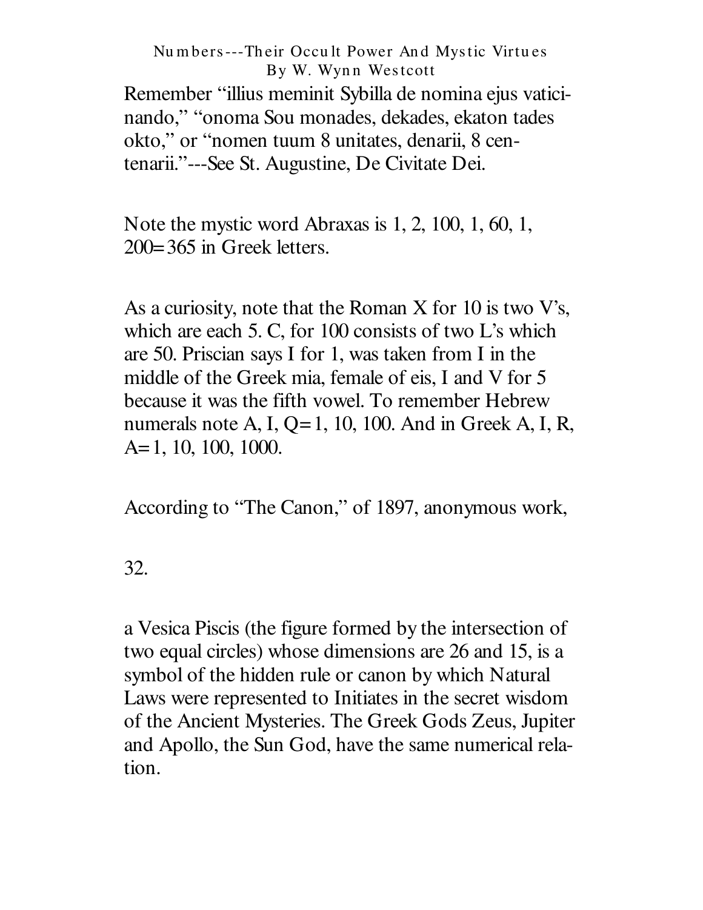Remember "illius meminit Sybilla de nomina ejus vaticinando," "onoma Sou monades, dekades, ekaton tades okto," or "nomen tuum 8 unitates, denarii, 8 centenarii."---See St. Augustine, De Civitate Dei.

Note the mystic word Abraxas is 1, 2, 100, 1, 60, 1, 200=365 in Greek letters.

As a curiosity, note that the Roman X for 10 is two V's, which are each 5. C, for 100 consists of two L's which are 50. Priscian says I for 1, was taken from I in the middle of the Greek mia, female of eis, I and V for 5 because it was the fifth vowel. To remember Hebrew numerals note A, I, Q=1, 10, 100. And in Greek A, I, R, A=1, 10, 100, 1000.

According to "The Canon," of 1897, anonymous work,

32.

a Vesica Piscis (the figure formed by the intersection of two equal circles) whose dimensions are 26 and 15, is a symbol of the hidden rule or canon by which Natural Laws were represented to Initiates in the secret wisdom of the Ancient Mysteries. The Greek Gods Zeus, Jupiter and Apollo, the Sun God, have the same numerical relation.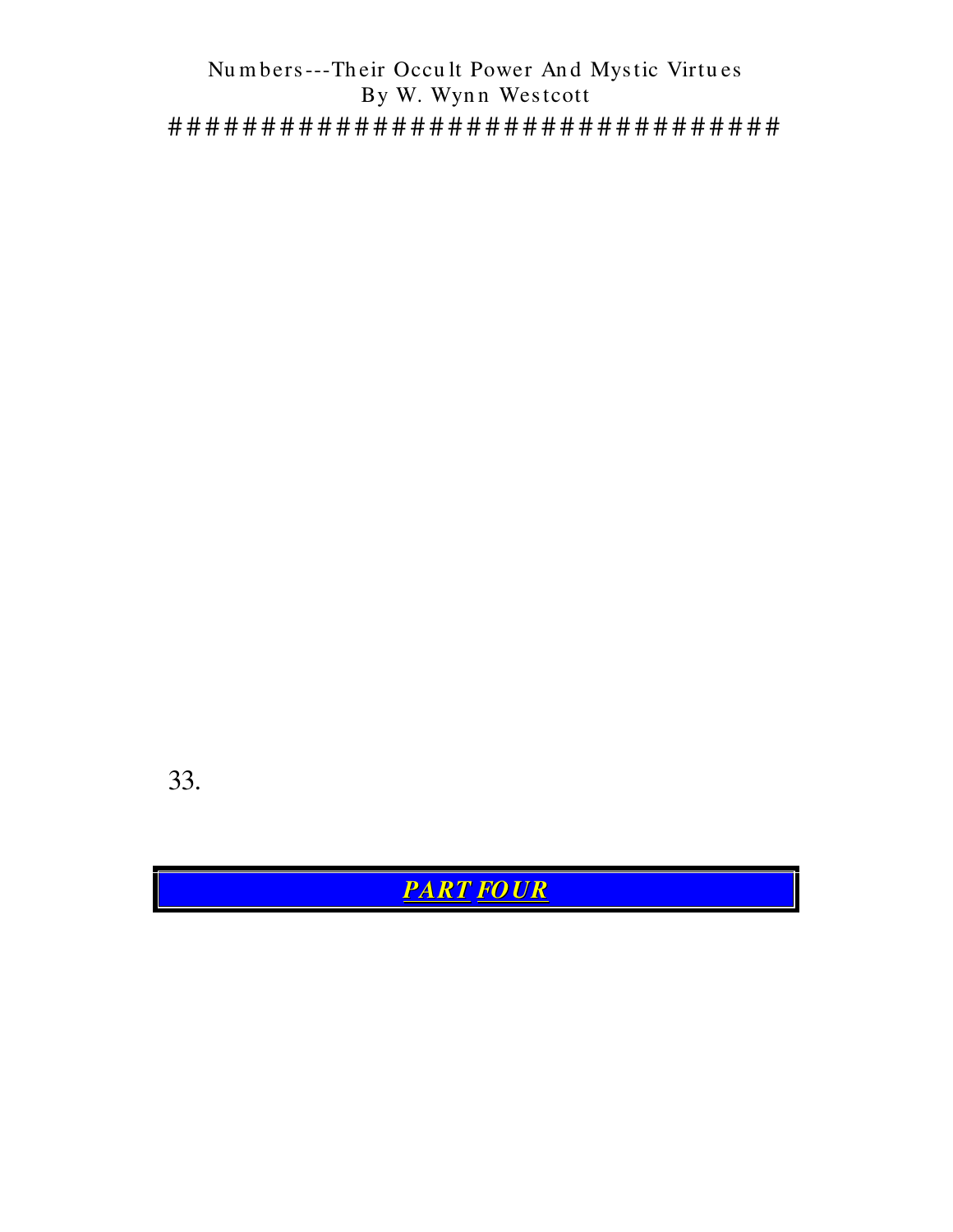33.

## *PART FOUR*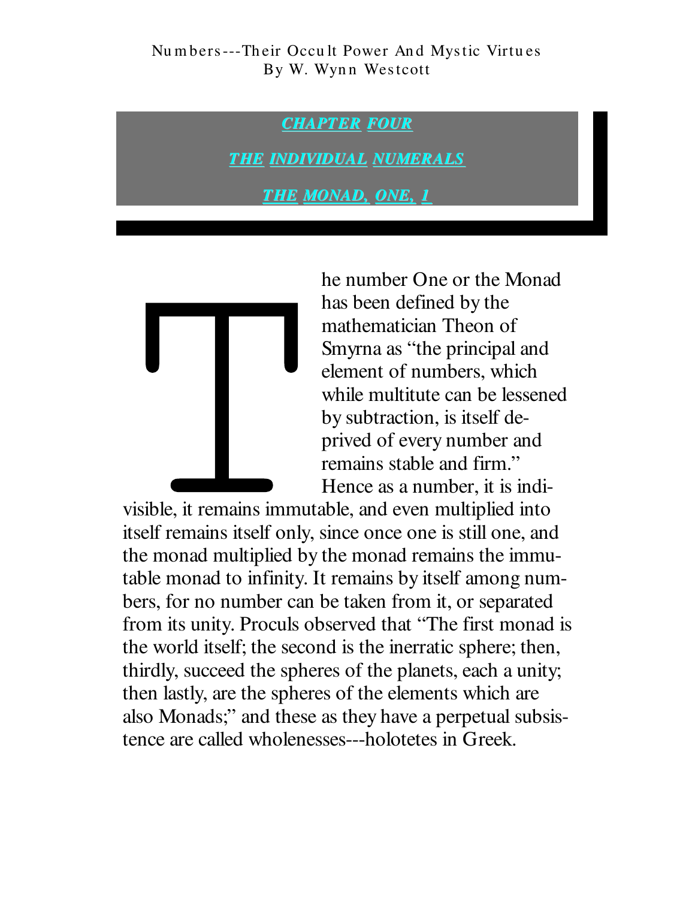## CHAPTER FOUR

## THE INDIVIDUAL NUMERALS

### THE MONAD, ONE, 1

The number One or the Monad has been defined by the mathematician Theon of Smyrna as "the principal and element of numbers, which while multitute can be lessened by subtraction, is itself deprived of every number and remains stable and firm." Hence as a number, it is indivisible, it remains immutable, and even multiplied into itself remains itself only, since once one is still one, and the monad multiplied by the monad remains the immutable monad to infinity. It remains by itself among numbers, for no number can be taken from it, or separated from its unity. Proculs observed that "The first monad is the world itself; the second is the inerratic sphere; then, thirdly, succeed the spheres of the planets, each a unity; then lastly, are the spheres of the elements which are also Monads;" and these as they have a perpetual subsistence are called wholenesses---holotetes in Greek.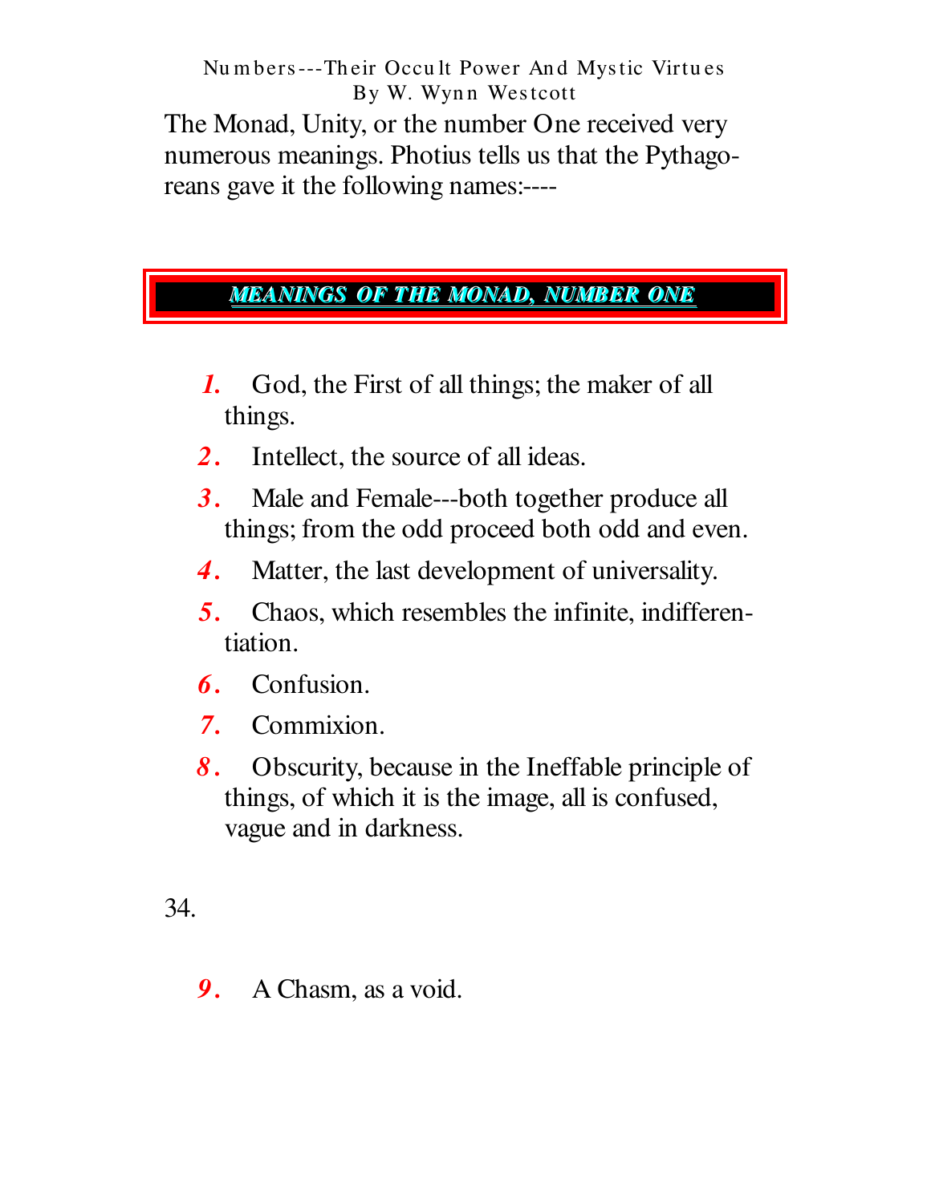The Monad, Unity, or the number One received very numerous meanings. Photius tells us that the Pythagoreans gave it the following names:----

## MEANINGS OF THE MONAD, NUMBER ONE

1. God, the First of all things; the maker of all things.
2. Intellect, the source of all ideas.
3. Male and Female---both together produce all things; from the odd proceed both odd and even.
4. Matter, the last development of universality.
5. Chaos, which resembles the infinite, indifferentiation.
6. Confusion.
7. Commixion.
8. Obscurity, because in the Ineffable principle of things, of which it is the image, all is confused, vague and in darkness.
9. A Chasm, as a void.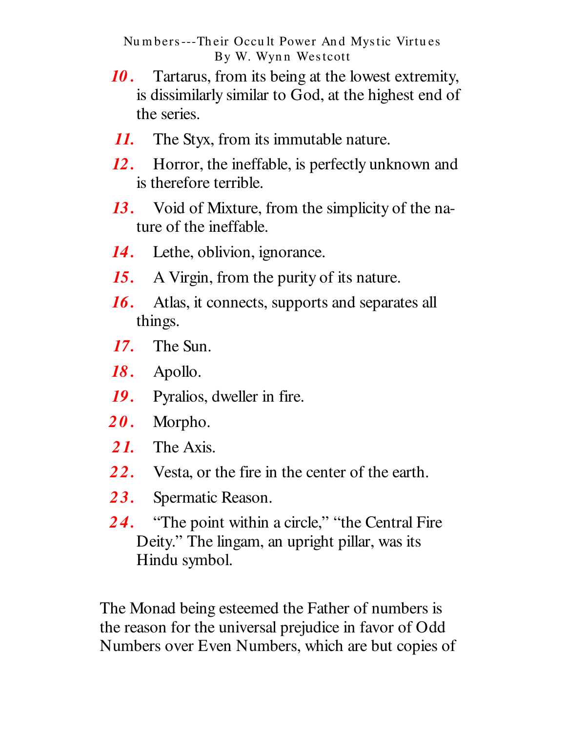10. Tartarus, from its being at the lowest extremity, is dissimilarly similar to God, at the highest end of the series.

11. The Styx, from its immutable nature.

12. Horror, the ineffable, is perfectly unknown and is therefore terrible.

13. Void of Mixture, from the simplicity of the nature of the ineffable.

14. Lethe, oblivion, ignorance.

15. A Virgin, from the purity of its nature.

16. Atlas, it connects, supports and separates all things.

17. The Sun.

18. Apollo.

19. Pyralios, dweller in fire.

20. Morpho.

21. The Axis.

22. Vesta, or the fire in the center of the earth.

23. Spermatic Reason.

24. "The point within a circle," "the Central Fire Deity." The lingam, an upright pillar, was its Hindu symbol.

The Monad being esteemed the Father of numbers is the reason for the universal prejudice in favor of Odd Numbers over Even Numbers, which are but copies of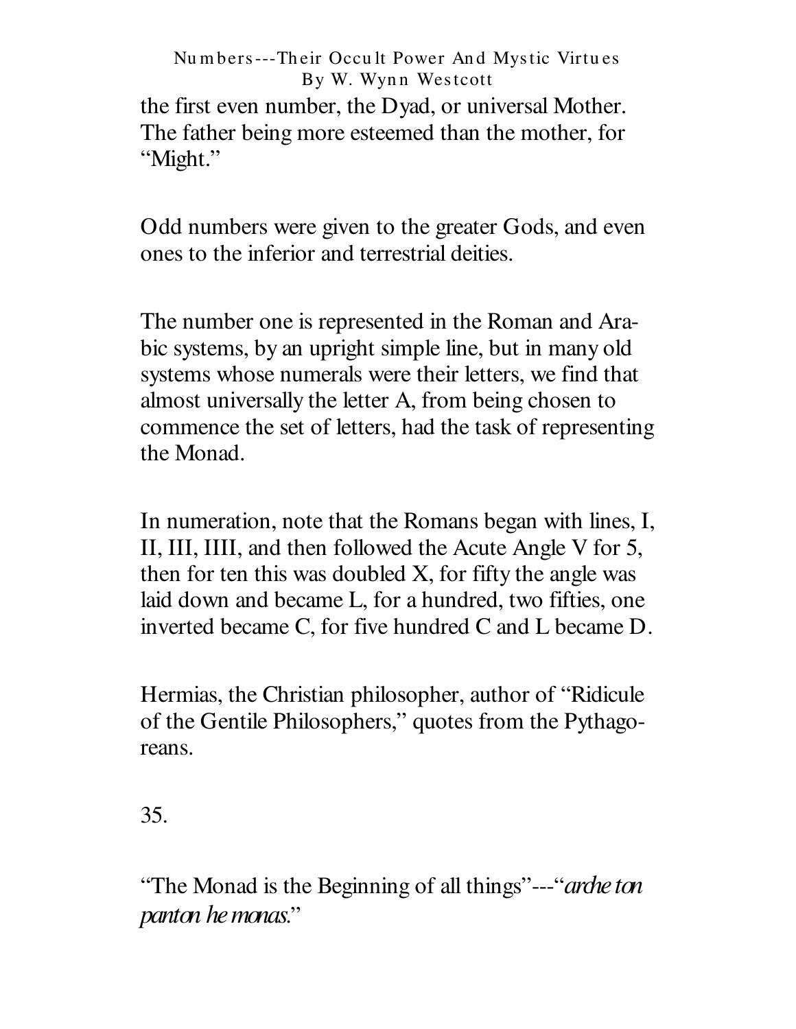the first even number, the Dyad, or universal Mother. The father being more esteemed than the mother, for "Might."

Odd numbers were given to the greater Gods, and even ones to the inferior and terrestrial deities.

The number one is represented in the Roman and Arabic systems, by an upright simple line, but in many old systems whose numerals were their letters, we find that almost universally the letter A, from being chosen to commence the set of letters, had the task of representing the Monad.

In numeration, note that the Romans began with lines, I, II, III, IIII, and then followed the Acute Angle V for 5, then for ten this was doubled X, for fifty the angle was laid down and became L, for a hundred, two fifties, one inverted became C, for five hundred C and L became D.

Hermias, the Christian philosopher, author of "Ridicule of the Gentile Philosophers," quotes from the Pythagoreans.

35.

"The Monad is the Beginning of all things"---"*arche ton panton he monas*."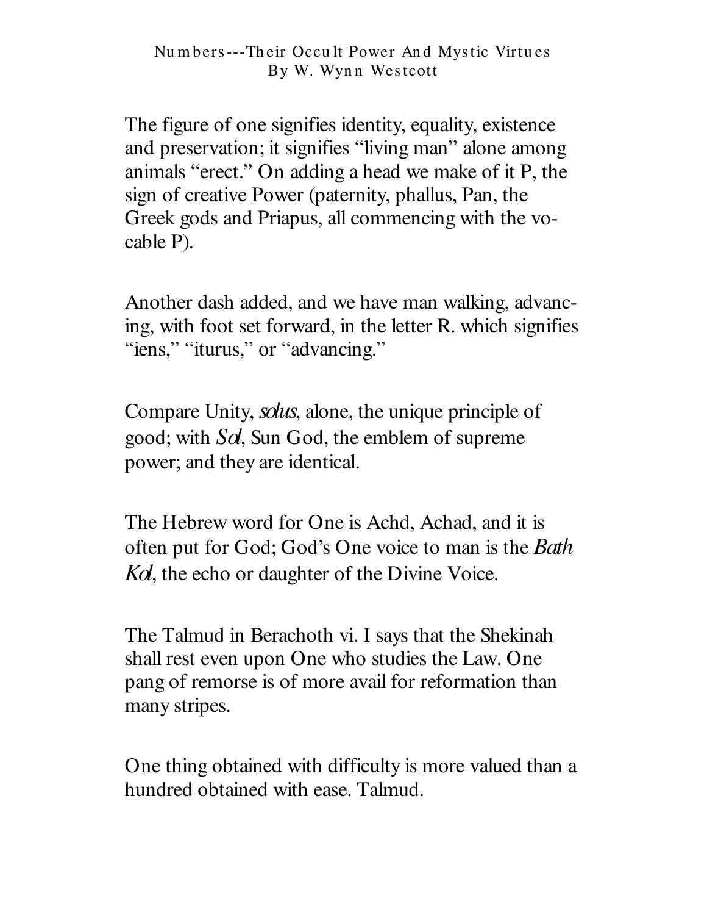The figure of one signifies identity, equality, existence and preservation; it signifies "living man" alone among animals "erect." On adding a head we make of it P, the sign of creative Power (paternity, phallus, Pan, the Greek gods and Priapus, all commencing with the vocable P).

Another dash added, and we have man walking, advancing, with foot set forward, in the letter R. which signifies "iens," "iturus," or "advancing."

Compare Unity, *solus*, alone, the unique principle of good; with *Sol*, Sun God, the emblem of supreme power; and they are identical.

The Hebrew word for One is Achd, Achad, and it is often put for God; God's One voice to man is the *Bath Kol*, the echo or daughter of the Divine Voice.

The Talmud in Berachoth vi. I says that the Shekinah shall rest even upon One who studies the Law. One pang of remorse is of more avail for reformation than many stripes.

One thing obtained with difficulty is more valued than a hundred obtained with ease. Talmud.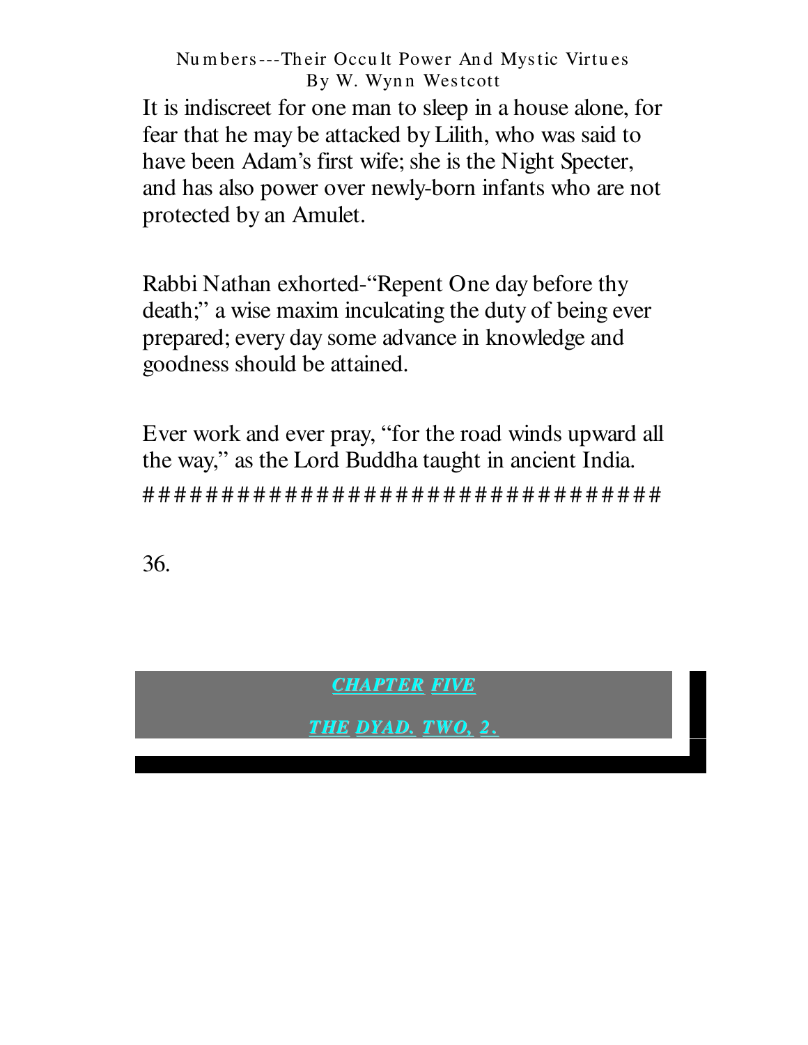It is indiscreet for one man to sleep in a house alone, for fear that he may be attacked by Lilith, who was said to have been Adam's first wife; she is the Night Specter, and has also power over newly-born infants who are not protected by an Amulet.

Rabbi Nathan exhorted-"Repent One day before thy death;" a wise maxim inculcating the duty of being ever prepared; every day some advance in knowledge and goodness should be attained.

Ever work and ever pray, "for the road winds upward all the way," as the Lord Buddha taught in ancient India.

##################################

36.

## CHAPTER FIVE

## THE DYAD. TWO, 2.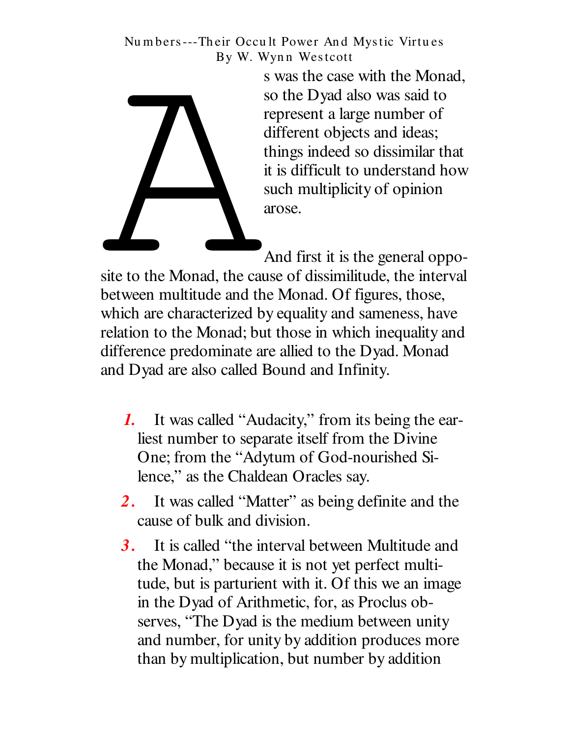As was the case with the Monad, so the Dyad also was said to represent a large number of different objects and ideas; things indeed so dissimilar that it is difficult to understand how such multiplicity of opinion arose.

And first it is the general opposite to the Monad, the cause of dissimilitude, the interval between multitude and the Monad. Of figures, those, which are characterized by equality and sameness, have relation to the Monad; but those in which inequality and difference predominate are allied to the Dyad. Monad and Dyad are also called Bound and Infinity.

1. It was called "Audacity," from its being the earliest number to separate itself from the Divine One; from the "Adytum of God-nourished Silence," as the Chaldean Oracles say.
2. It was called "Matter" as being definite and the cause of bulk and division.
3. It is called "the interval between Multitude and the Monad," because it is not yet perfect multitude, but is parturient with it. Of this we an image in the Dyad of Arithmetic, for, as Proclus observes, "The Dyad is the medium between unity and number, for unity by addition produces more than by multiplication, but number by addition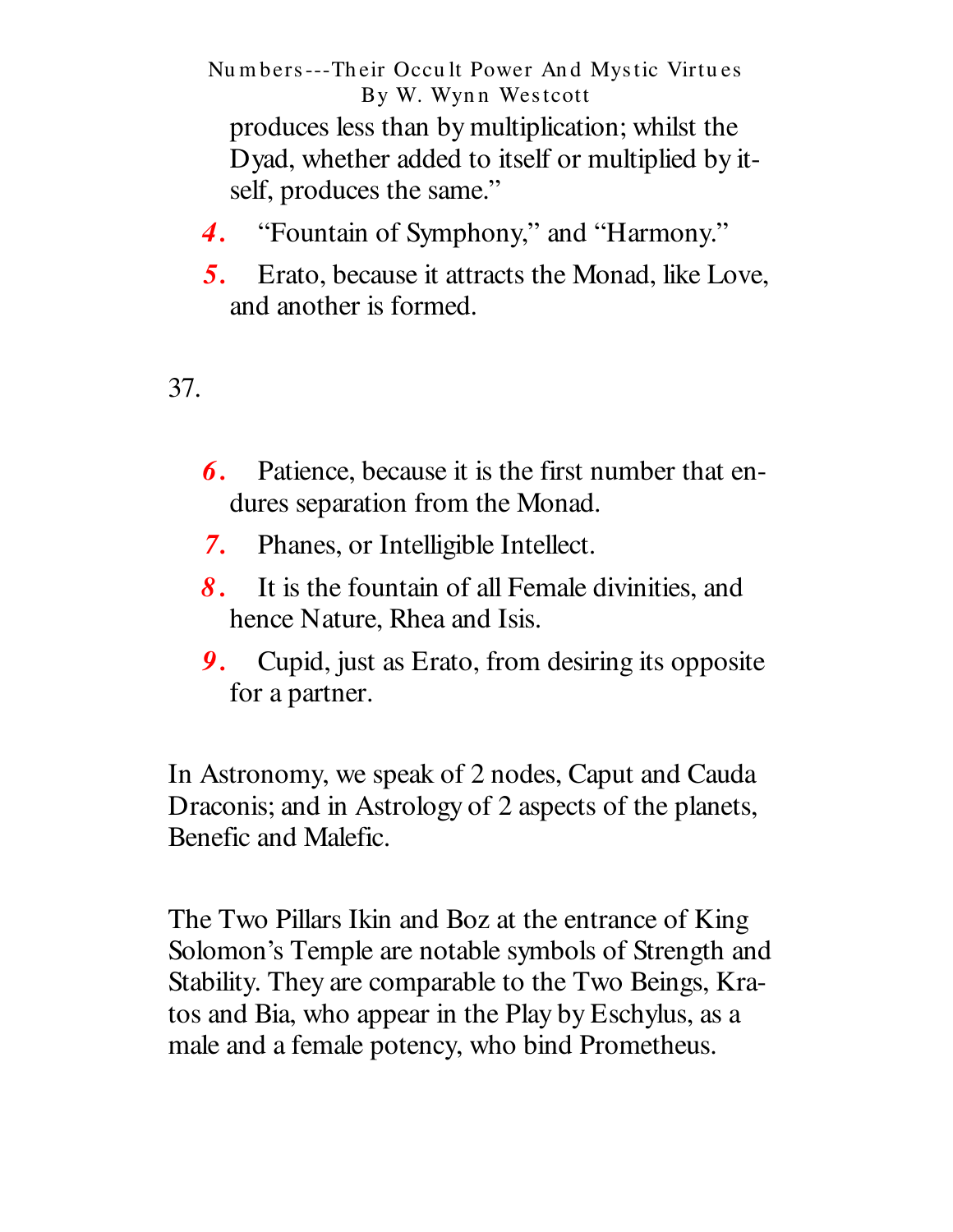produces less than by multiplication; whilst the Dyad, whether added to itself or multiplied by itself, produces the same."

4. "Fountain of Symphony," and "Harmony."

5. Erato, because it attracts the Monad, like Love, and another is formed.

37.

6. Patience, because it is the first number that endures separation from the Monad.

7. Phanes, or Intelligible Intellect.

8. It is the fountain of all Female divinities, and hence Nature, Rhea and Isis.

9. Cupid, just as Erato, from desiring its opposite for a partner.

In Astronomy, we speak of 2 nodes, Caput and Cauda Draconis; and in Astrology of 2 aspects of the planets, Benefic and Malefic.

The Two Pillars Ikin and Boz at the entrance of King Solomon's Temple are notable symbols of Strength and Stability. They are comparable to the Two Beings, Kratos and Bia, who appear in the Play by Eschylus, as a male and a female potency, who bind Prometheus.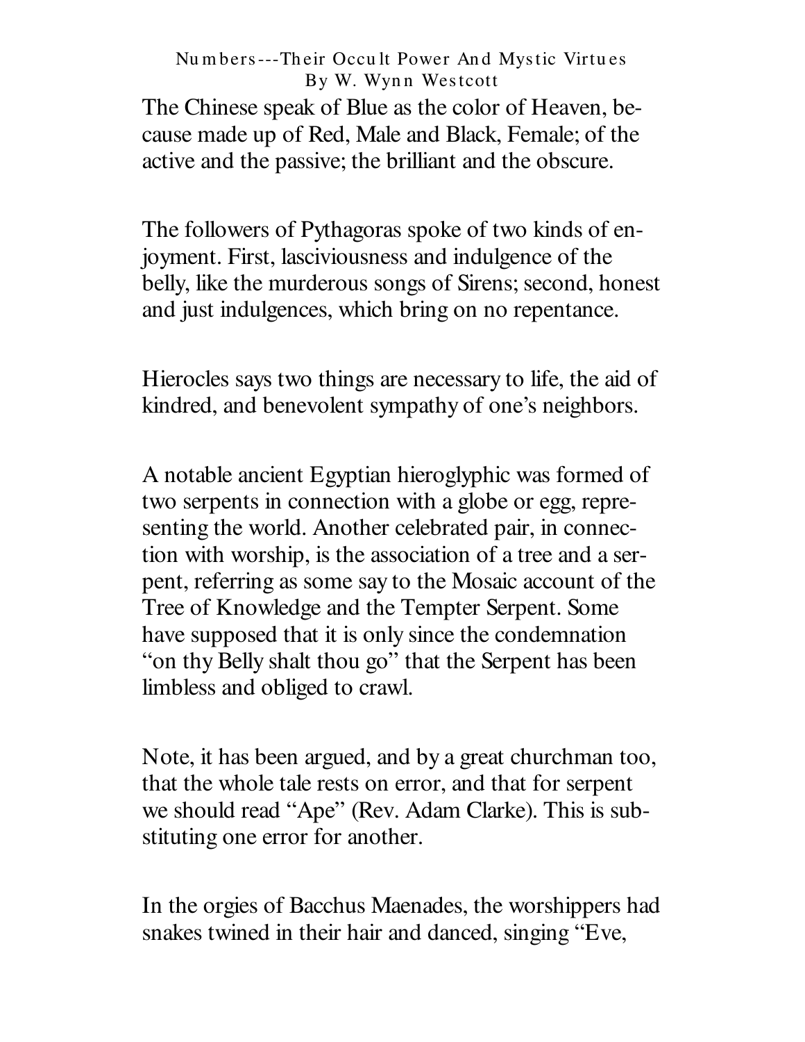The Chinese speak of Blue as the color of Heaven, because made up of Red, Male and Black, Female; of the active and the passive; the brilliant and the obscure.

The followers of Pythagoras spoke of two kinds of enjoyment. First, lasciviousness and indulgence of the belly, like the murderous songs of Sirens; second, honest and just indulgences, which bring on no repentance.

Hierocles says two things are necessary to life, the aid of kindred, and benevolent sympathy of one's neighbors.

A notable ancient Egyptian hieroglyphic was formed of two serpents in connection with a globe or egg, representing the world. Another celebrated pair, in connection with worship, is the association of a tree and a serpent, referring as some say to the Mosaic account of the Tree of Knowledge and the Tempter Serpent. Some have supposed that it is only since the condemnation "on thy Belly shalt thou go" that the Serpent has been limbless and obliged to crawl.

Note, it has been argued, and by a great churchman too, that the whole tale rests on error, and that for serpent we should read "Ape" (Rev. Adam Clarke). This is substituting one error for another.

In the orgies of Bacchus Maenades, the worshippers had snakes twined in their hair and danced, singing "Eve,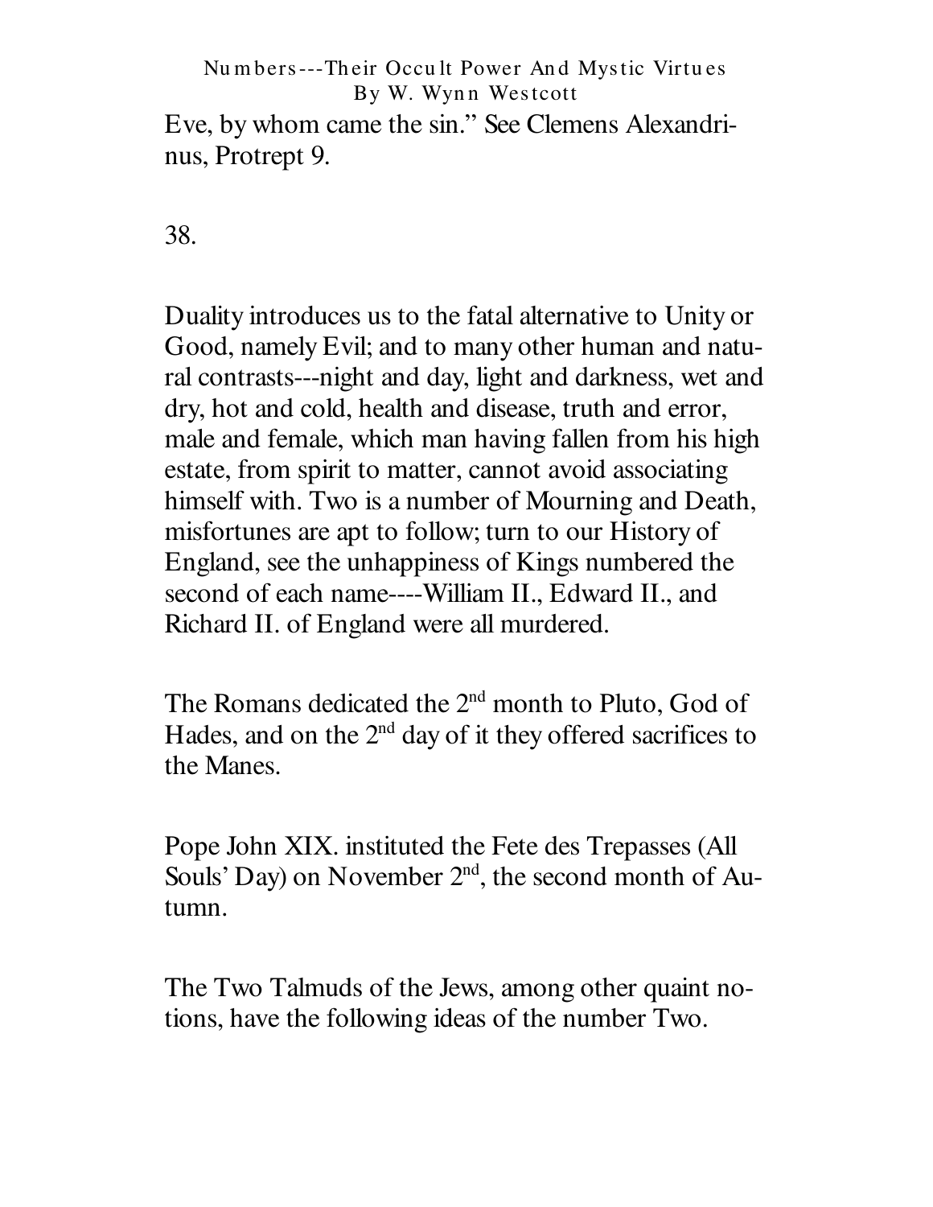Eve, by whom came the sin." See Clemens Alexandrinus, Protrept 9.

38.

Duality introduces us to the fatal alternative to Unity or Good, namely Evil; and to many other human and natural contrasts---night and day, light and darkness, wet and dry, hot and cold, health and disease, truth and error, male and female, which man having fallen from his high estate, from spirit to matter, cannot avoid associating himself with. Two is a number of Mourning and Death, misfortunes are apt to follow; turn to our History of England, see the unhappiness of Kings numbered the second of each name----William II., Edward II., and Richard II. of England were all murdered.

The Romans dedicated the 2nd month to Pluto, God of Hades, and on the 2nd day of it they offered sacrifices to the Manes.

Pope John XIX. instituted the Fete des Trepasses (All Souls' Day) on November 2nd, the second month of Autumn.

The Two Talmuds of the Jews, among other quaint notions, have the following ideas of the number Two.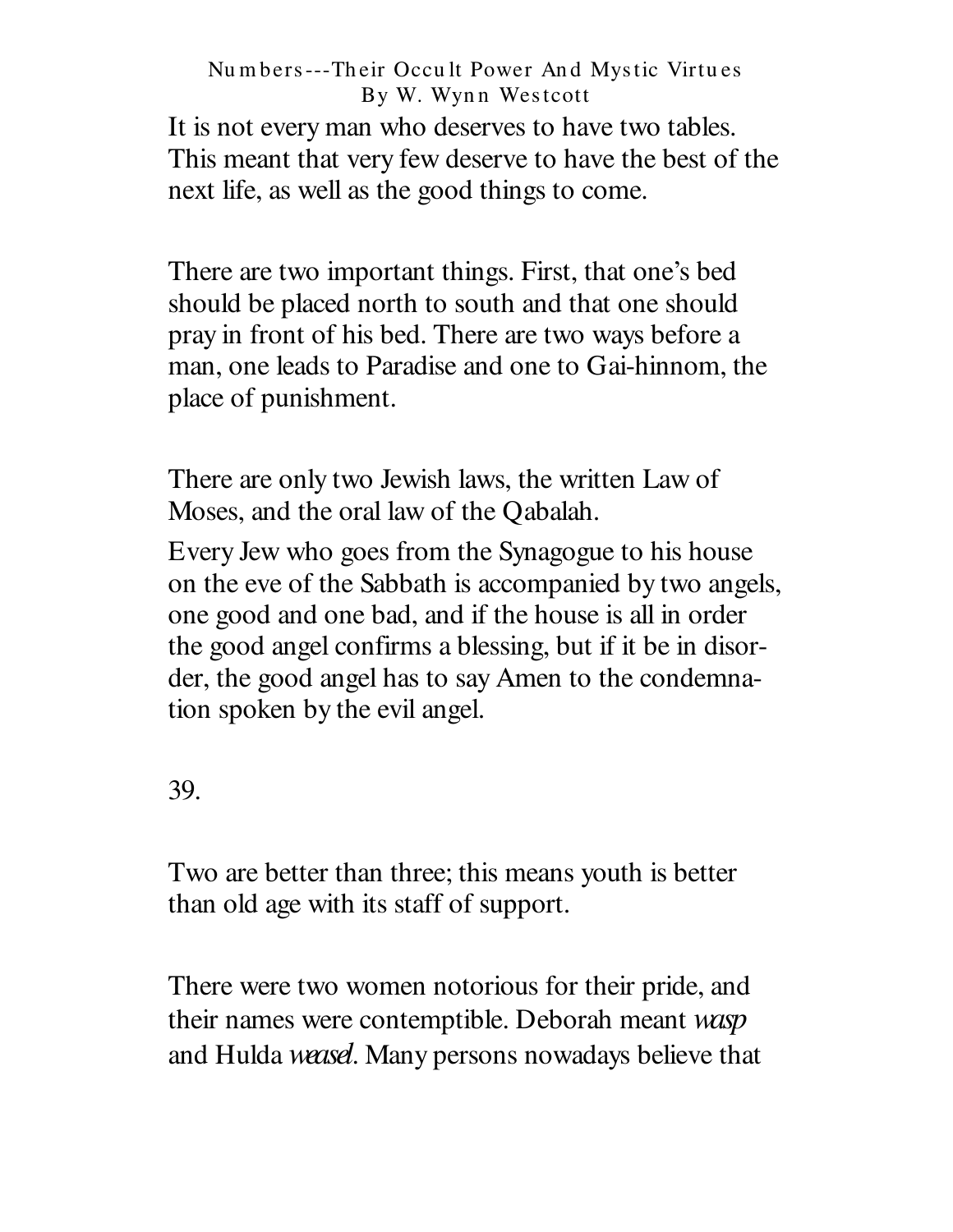It is not every man who deserves to have two tables. This meant that very few deserve to have the best of the next life, as well as the good things to come.

There are two important things. First, that one's bed should be placed north to south and that one should pray in front of his bed. There are two ways before a man, one leads to Paradise and one to Gai-hinnom, the place of punishment.

There are only two Jewish laws, the written Law of Moses, and the oral law of the Qabalah.

Every Jew who goes from the Synagogue to his house on the eve of the Sabbath is accompanied by two angels, one good and one bad, and if the house is all in order the good angel confirms a blessing, but if it be in disorder, the good angel has to say Amen to the condemnation spoken by the evil angel.

39.

Two are better than three; this means youth is better than old age with its staff of support.

There were two women notorious for their pride, and their names were contemptible. Deborah meant *wasp* and Hulda *weasel*. Many persons nowadays believe that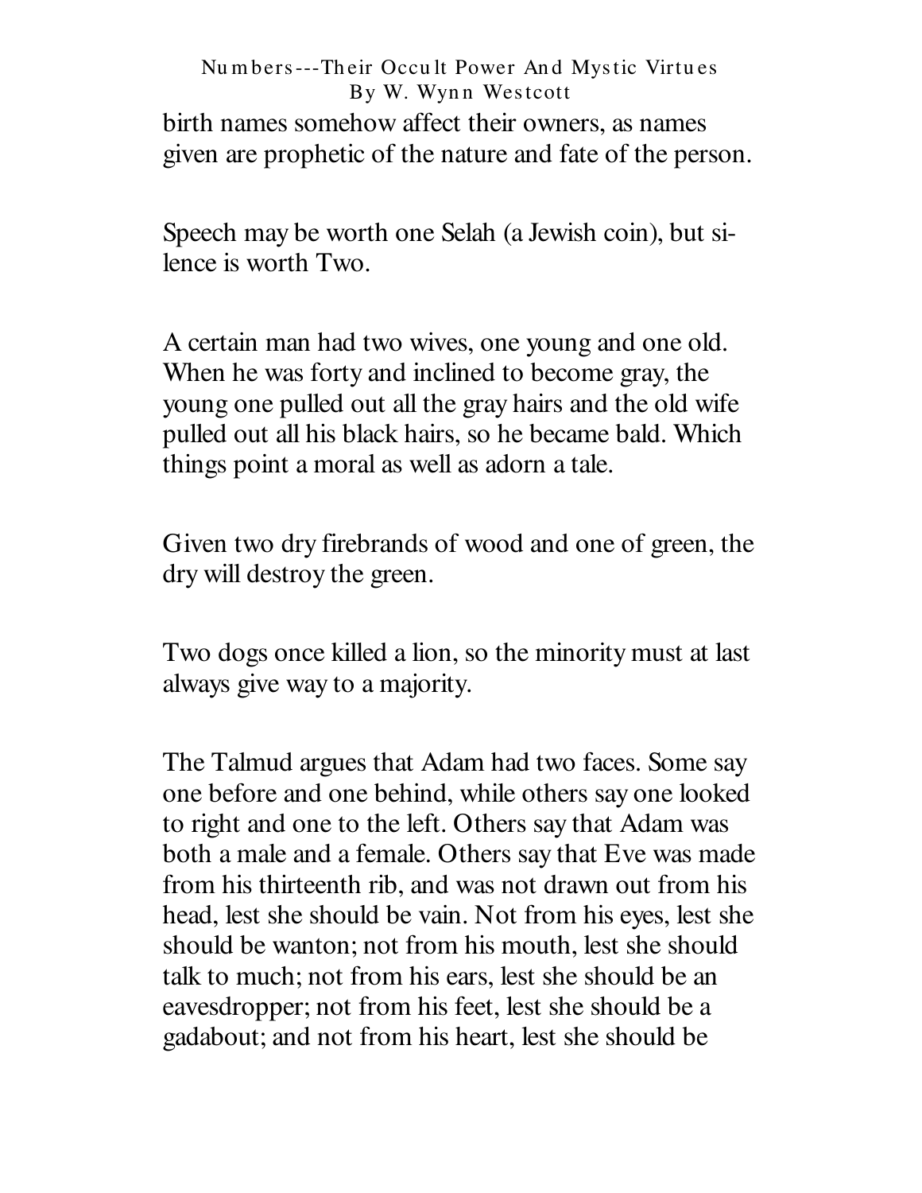birth names somehow affect their owners, as names given are prophetic of the nature and fate of the person.

Speech may be worth one Selah (a Jewish coin), but silence is worth Two.

A certain man had two wives, one young and one old. When he was forty and inclined to become gray, the young one pulled out all the gray hairs and the old wife pulled out all his black hairs, so he became bald. Which things point a moral as well as adorn a tale.

Given two dry firebrands of wood and one of green, the dry will destroy the green.

Two dogs once killed a lion, so the minority must at last always give way to a majority.

The Talmud argues that Adam had two faces. Some say one before and one behind, while others say one looked to right and one to the left. Others say that Adam was both a male and a female. Others say that Eve was made from his thirteenth rib, and was not drawn out from his head, lest she should be vain. Not from his eyes, lest she should be wanton; not from his mouth, lest she should talk to much; not from his ears, lest she should be an eavesdropper; not from his feet, lest she should be a gadabout; and not from his heart, lest she should be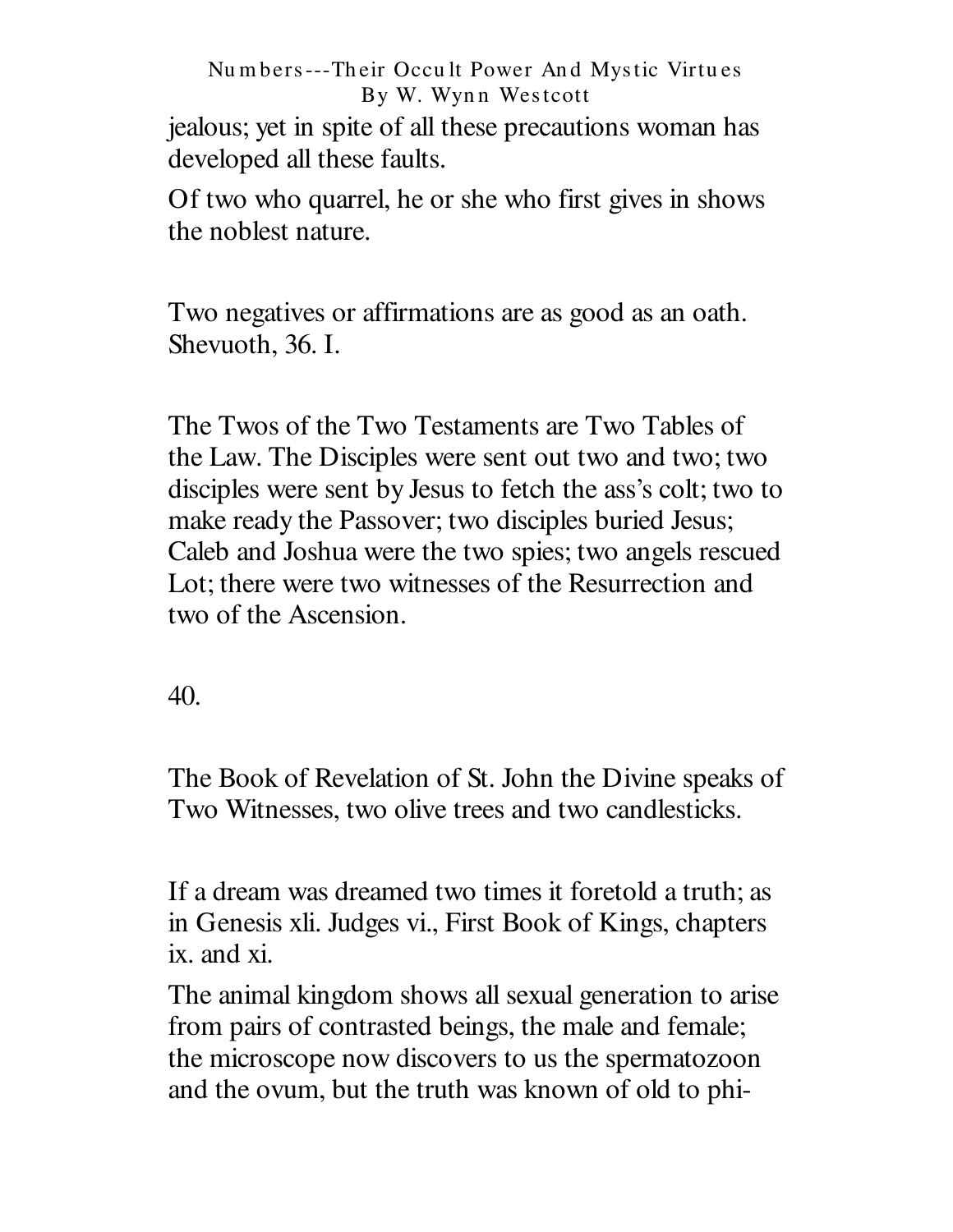jealous; yet in spite of all these precautions woman has developed all these faults.

Of two who quarrel, he or she who first gives in shows the noblest nature.

Two negatives or affirmations are as good as an oath. Shevuoth, 36. I.

The Twos of the Two Testaments are Two Tables of the Law. The Disciples were sent out two and two; two disciples were sent by Jesus to fetch the ass's colt; two to make ready the Passover; two disciples buried Jesus; Caleb and Joshua were the two spies; two angels rescued Lot; there were two witnesses of the Resurrection and two of the Ascension.

40.

The Book of Revelation of St. John the Divine speaks of Two Witnesses, two olive trees and two candlesticks.

If a dream was dreamed two times it foretold a truth; as in Genesis xli. Judges vi., First Book of Kings, chapters ix. and xi.

The animal kingdom shows all sexual generation to arise from pairs of contrasted beings, the male and female; the microscope now discovers to us the spermatozoon and the ovum, but the truth was known of old to phi-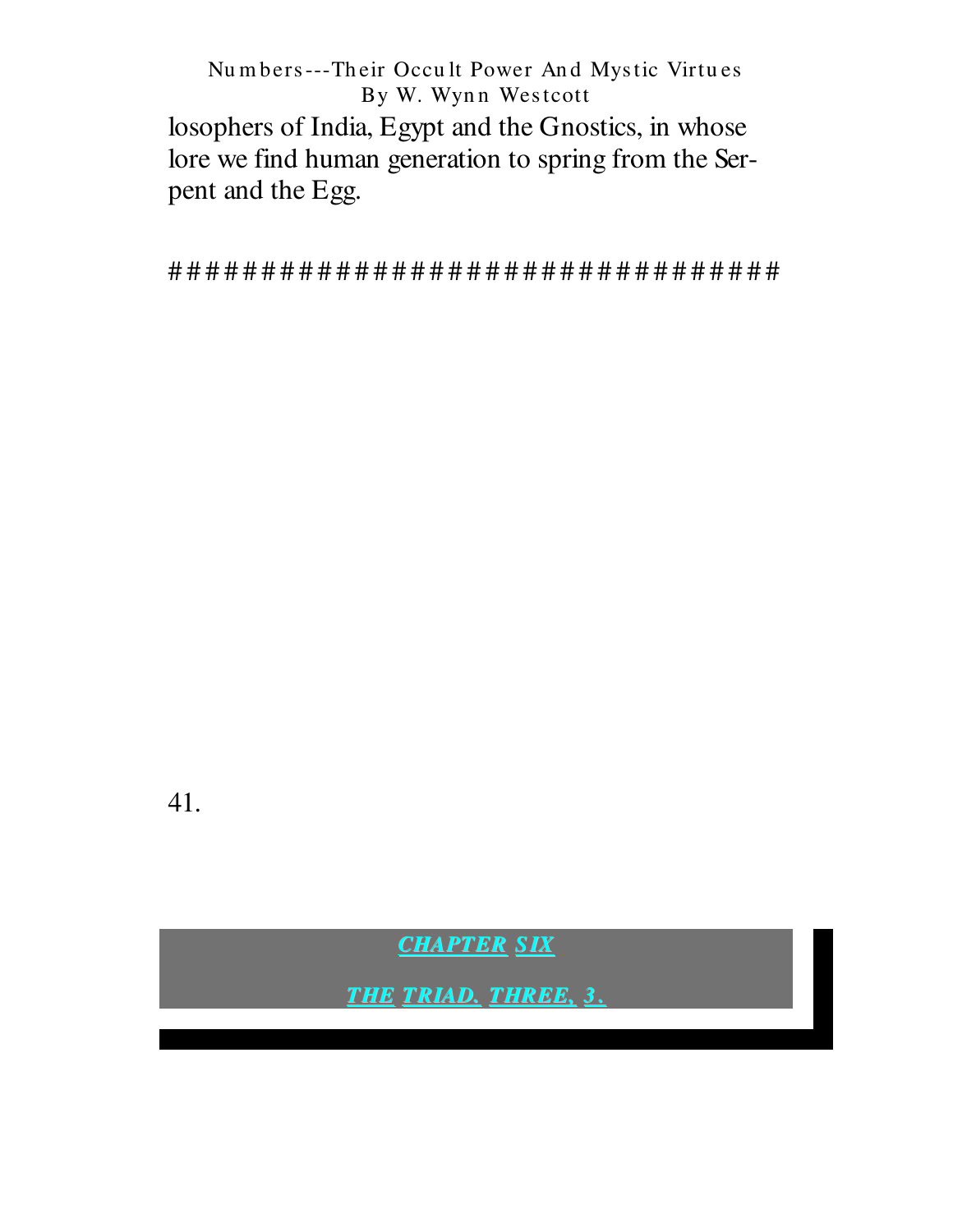losophers of India, Egypt and the Gnostics, in whose lore we find human generation to spring from the Serpent and the Egg.

##################################

41.

## CHAPTER SIX

## THE TRIAD. THREE, 3.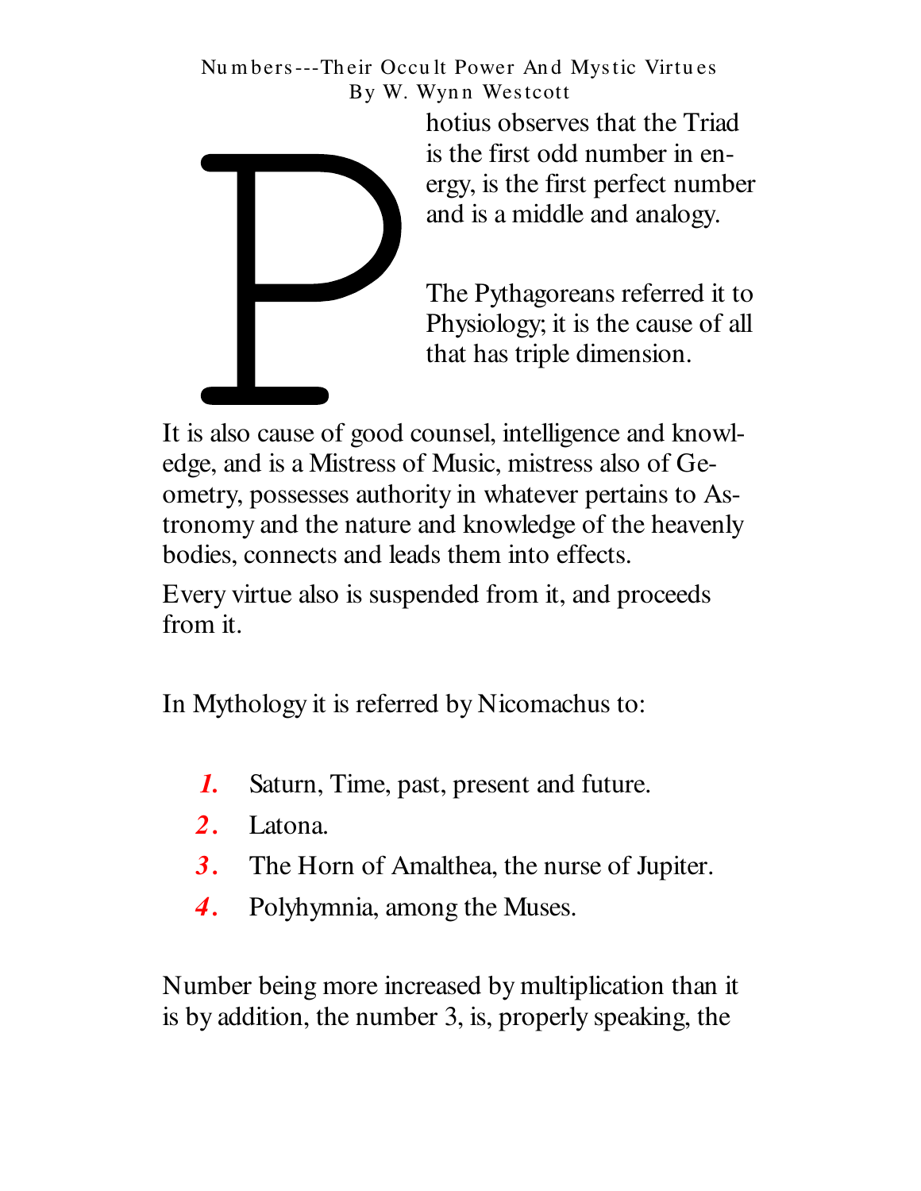Photius observes that the Triad is the first odd number in energy, is the first perfect number and is a middle and analogy.

The Pythagoreans referred it to Physiology; it is the cause of all that has triple dimension.

It is also cause of good counsel, intelligence and knowledge, and is a Mistress of Music, mistress also of Geometry, possesses authority in whatever pertains to Astronomy and the nature and knowledge of the heavenly bodies, connects and leads them into effects.

Every virtue also is suspended from it, and proceeds from it.

In Mythology it is referred by Nicomachus to:

1. Saturn, Time, past, present and future.
2. Latona.
3. The Horn of Amalthea, the nurse of Jupiter.
4. Polyhymnia, among the Muses.

Number being more increased by multiplication than it is by addition, the number 3, is, properly speaking, the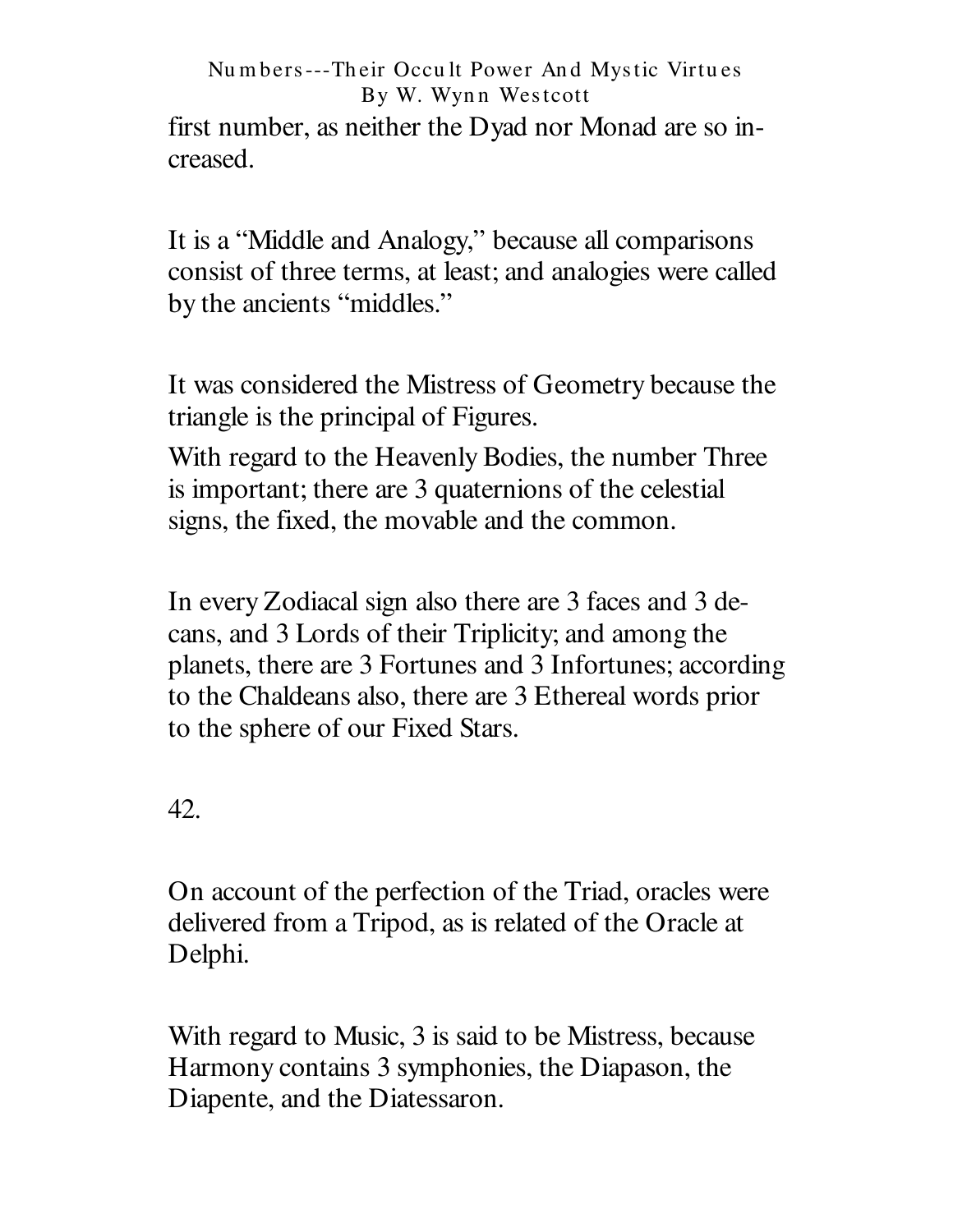first number, as neither the Dyad nor Monad are so increased.

It is a "Middle and Analogy," because all comparisons consist of three terms, at least; and analogies were called by the ancients "middles."

It was considered the Mistress of Geometry because the triangle is the principal of Figures.

With regard to the Heavenly Bodies, the number Three is important; there are 3 quaternions of the celestial signs, the fixed, the movable and the common.

In every Zodiacal sign also there are 3 faces and 3 decans, and 3 Lords of their Triplicity; and among the planets, there are 3 Fortunes and 3 Infortunes; according to the Chaldeans also, there are 3 Ethereal words prior to the sphere of our Fixed Stars.

42.

On account of the perfection of the Triad, oracles were delivered from a Tripod, as is related of the Oracle at Delphi.

With regard to Music, 3 is said to be Mistress, because Harmony contains 3 symphonies, the Diapason, the Diapente, and the Diatessaron.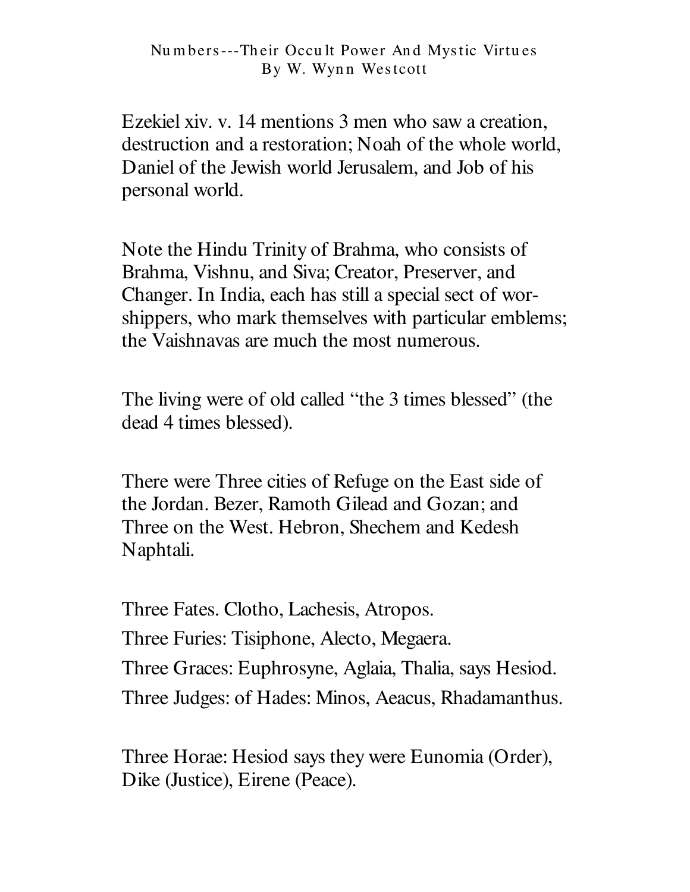Ezekiel xiv. v. 14 mentions 3 men who saw a creation, destruction and a restoration; Noah of the whole world, Daniel of the Jewish world Jerusalem, and Job of his personal world.

Note the Hindu Trinity of Brahma, who consists of Brahma, Vishnu, and Siva; Creator, Preserver, and Changer. In India, each has still a special sect of worshippers, who mark themselves with particular emblems; the Vaishnavas are much the most numerous.

The living were of old called "the 3 times blessed" (the dead 4 times blessed).

There were Three cities of Refuge on the East side of the Jordan. Bezer, Ramoth Gilead and Gozan; and Three on the West. Hebron, Shechem and Kedesh Naphtali.

Three Fates. Clotho, Lachesis, Atropos.

Three Furies: Tisiphone, Alecto, Megaera.

Three Graces: Euphrosyne, Aglaia, Thalia, says Hesiod.

Three Judges: of Hades: Minos, Aeacus, Rhadamanthus.

Three Horae: Hesiod says they were Eunomia (Order), Dike (Justice), Eirene (Peace).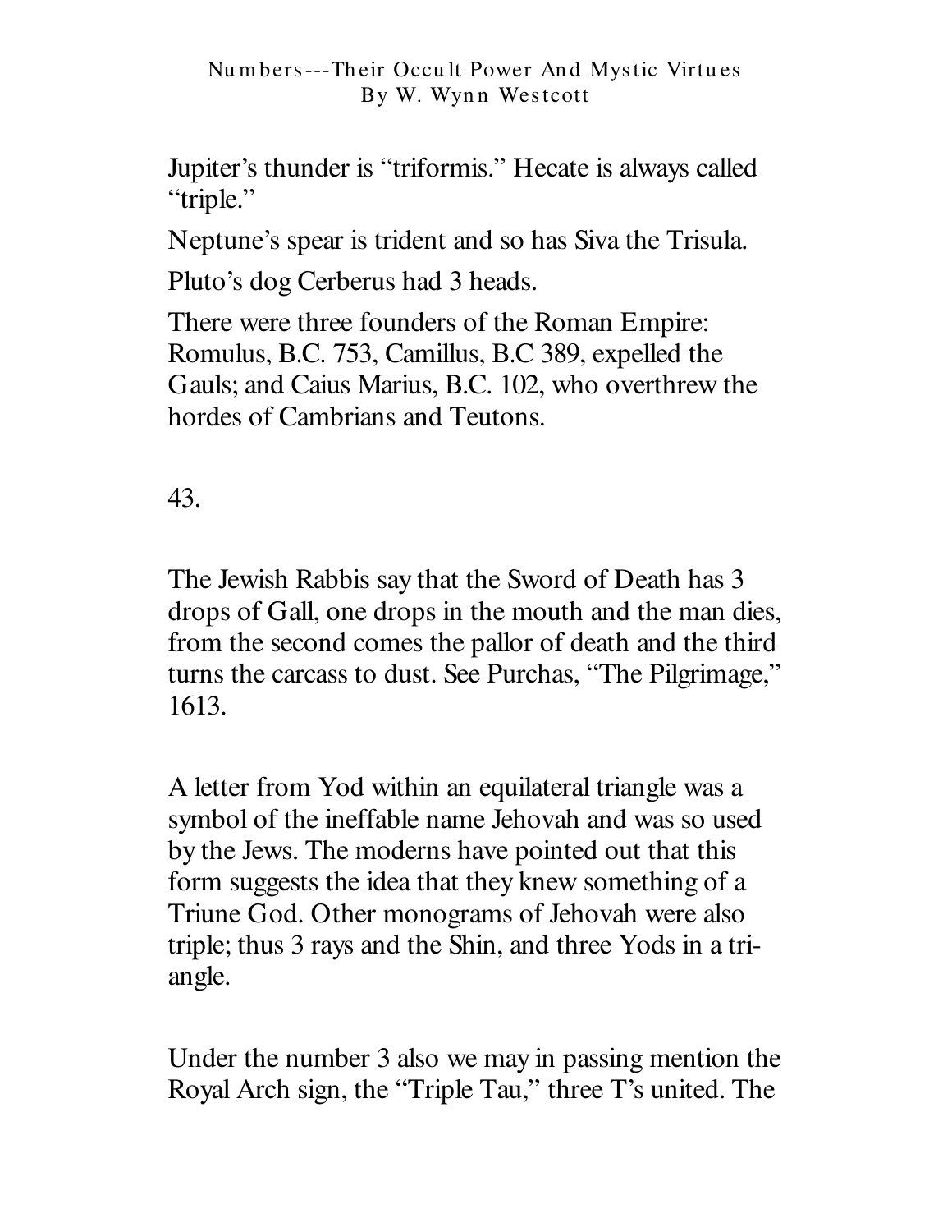Jupiter's thunder is "triformis." Hecate is always called "triple."

Neptune's spear is trident and so has Siva the Trisula.

Pluto's dog Cerberus had 3 heads.

There were three founders of the Roman Empire: Romulus, B.C. 753, Camillus, B.C 389, expelled the Gauls; and Caius Marius, B.C. 102, who overthrew the hordes of Cambrians and Teutons.

43.

The Jewish Rabbis say that the Sword of Death has 3 drops of Gall, one drops in the mouth and the man dies, from the second comes the pallor of death and the third turns the carcass to dust. See Purchas, "The Pilgrimage," 1613.

A letter from Yod within an equilateral triangle was a symbol of the ineffable name Jehovah and was so used by the Jews. The moderns have pointed out that this form suggests the idea that they knew something of a Triune God. Other monograms of Jehovah were also triple; thus 3 rays and the Shin, and three Yods in a triangle.

Under the number 3 also we may in passing mention the Royal Arch sign, the "Triple Tau," three T's united. The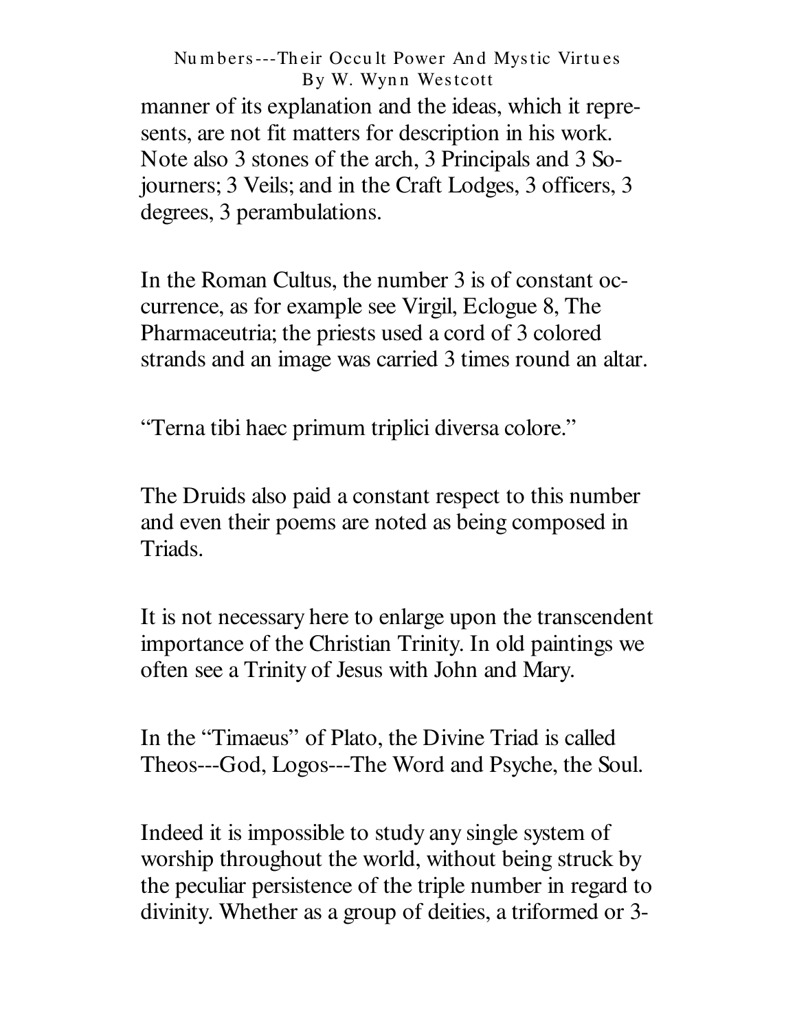manner of its explanation and the ideas, which it represents, are not fit matters for description in his work. Note also 3 stones of the arch, 3 Principals and 3 Sojourners; 3 Veils; and in the Craft Lodges, 3 officers, 3 degrees, 3 perambulations.

In the Roman Cultus, the number 3 is of constant occurrence, as for example see Virgil, Eclogue 8, The Pharmaceutria; the priests used a cord of 3 colored strands and an image was carried 3 times round an altar.

"Terna tibi haec primum triplici diversa colore."

The Druids also paid a constant respect to this number and even their poems are noted as being composed in Triads.

It is not necessary here to enlarge upon the transcendent importance of the Christian Trinity. In old paintings we often see a Trinity of Jesus with John and Mary.

In the "Timaeus" of Plato, the Divine Triad is called Theos---God, Logos---The Word and Psyche, the Soul.

Indeed it is impossible to study any single system of worship throughout the world, without being struck by the peculiar persistence of the triple number in regard to divinity. Whether as a group of deities, a triformed or 3-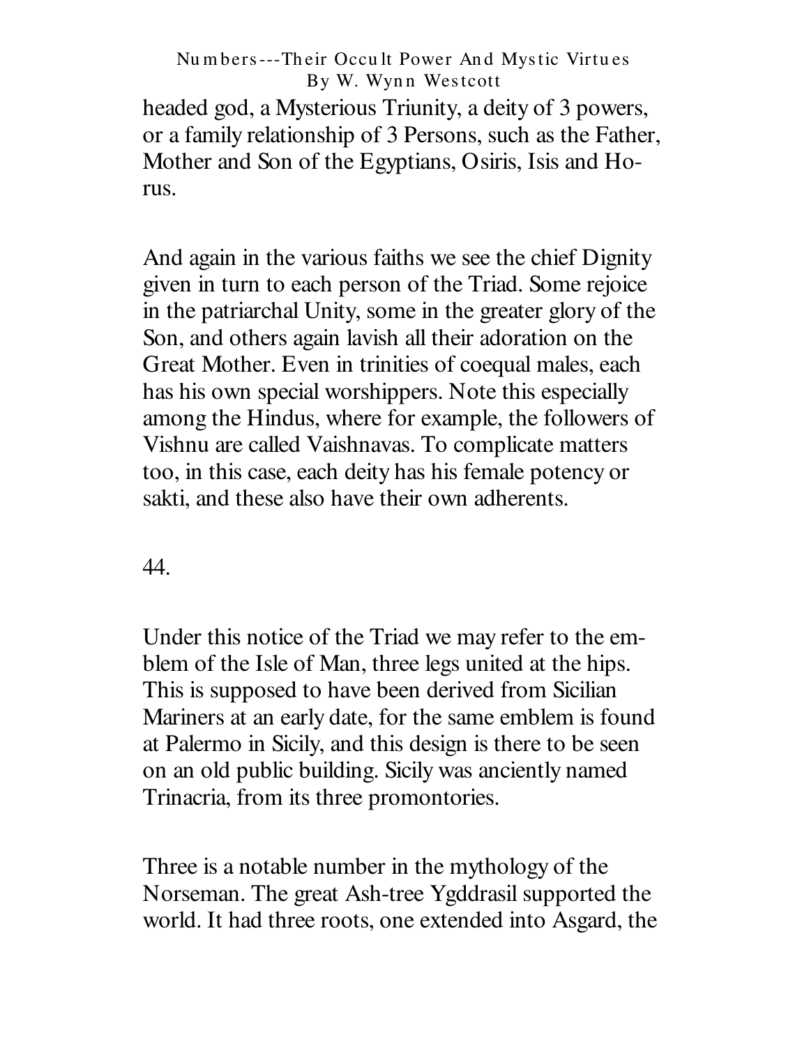headed god, a Mysterious Triunity, a deity of 3 powers, or a family relationship of 3 Persons, such as the Father, Mother and Son of the Egyptians, Osiris, Isis and Horus.

And again in the various faiths we see the chief Dignity given in turn to each person of the Triad. Some rejoice in the patriarchal Unity, some in the greater glory of the Son, and others again lavish all their adoration on the Great Mother. Even in trinities of coequal males, each has his own special worshippers. Note this especially among the Hindus, where for example, the followers of Vishnu are called Vaishnavas. To complicate matters too, in this case, each deity has his female potency or sakti, and these also have their own adherents.

44.

Under this notice of the Triad we may refer to the emblem of the Isle of Man, three legs united at the hips. This is supposed to have been derived from Sicilian Mariners at an early date, for the same emblem is found at Palermo in Sicily, and this design is there to be seen on an old public building. Sicily was anciently named Trinacria, from its three promontories.

Three is a notable number in the mythology of the Norseman. The great Ash-tree Ygddrasil supported the world. It had three roots, one extended into Asgard, the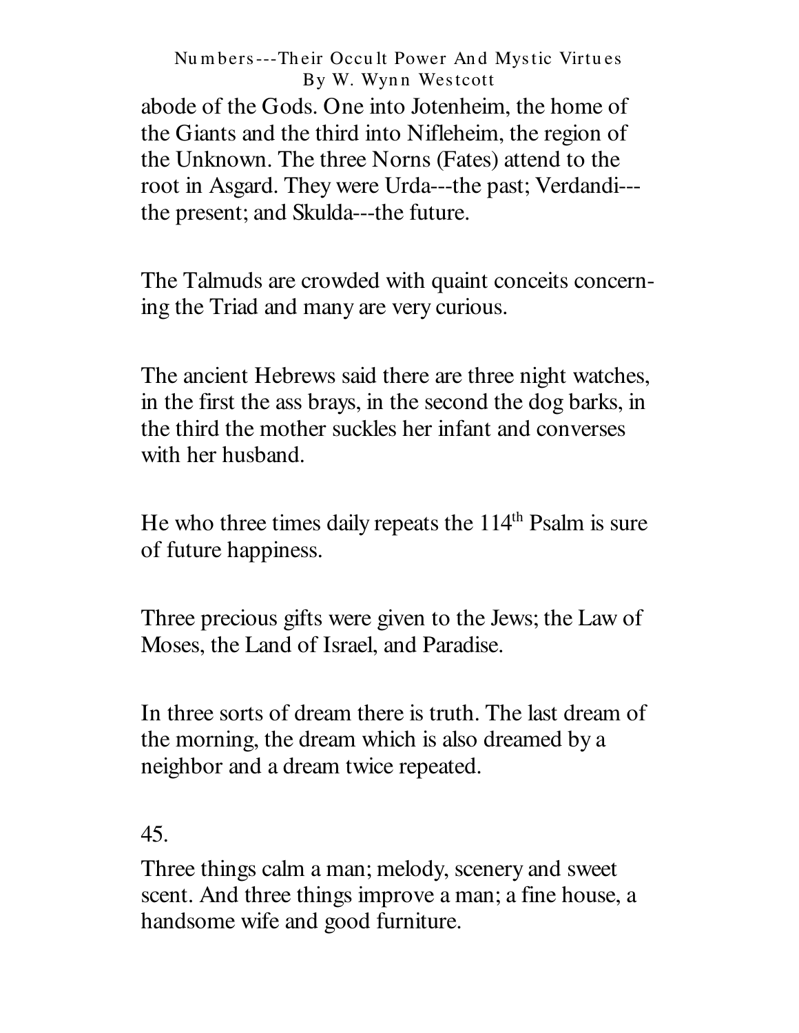abode of the Gods. One into Jotenheim, the home of the Giants and the third into Nifleheim, the region of the Unknown. The three Norns (Fates) attend to the root in Asgard. They were Urda---the past; Verdandi---the present; and Skulda---the future.

The Talmuds are crowded with quaint conceits concerning the Triad and many are very curious.

The ancient Hebrews said there are three night watches, in the first the ass brays, in the second the dog barks, in the third the mother suckles her infant and converses with her husband.

He who three times daily repeats the 114th Psalm is sure of future happiness.

Three precious gifts were given to the Jews; the Law of Moses, the Land of Israel, and Paradise.

In three sorts of dream there is truth. The last dream of the morning, the dream which is also dreamed by a neighbor and a dream twice repeated.

45.

Three things calm a man; melody, scenery and sweet scent. And three things improve a man; a fine house, a handsome wife and good furniture.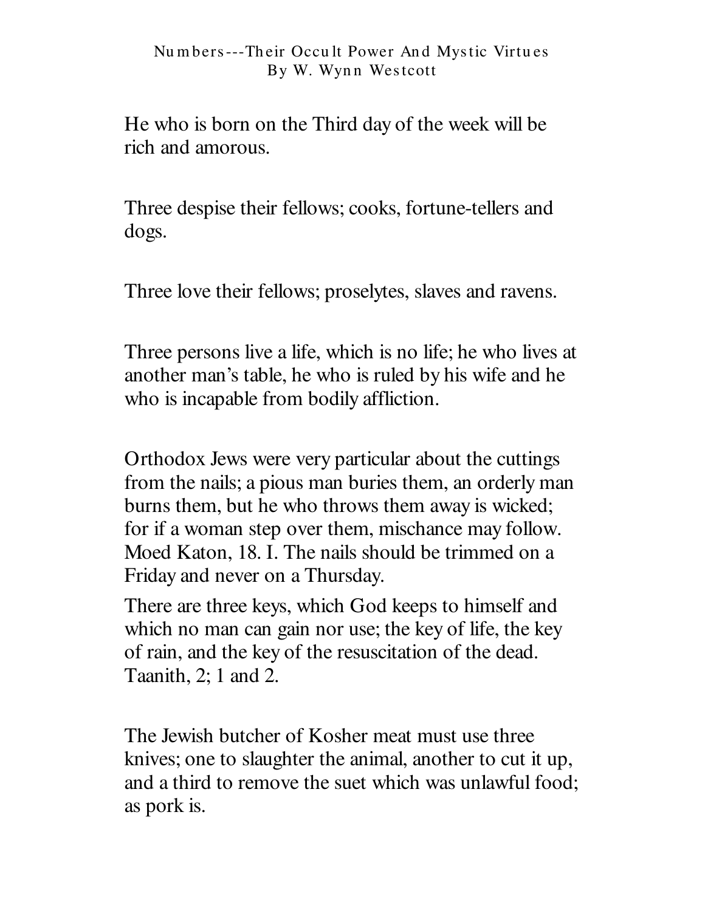He who is born on the Third day of the week will be rich and amorous.

Three despise their fellows; cooks, fortune-tellers and dogs.

Three love their fellows; proselytes, slaves and ravens.

Three persons live a life, which is no life; he who lives at another man's table, he who is ruled by his wife and he who is incapable from bodily affliction.

Orthodox Jews were very particular about the cuttings from the nails; a pious man buries them, an orderly man burns them, but he who throws them away is wicked; for if a woman step over them, mischance may follow. Moed Katon, 18. I. The nails should be trimmed on a Friday and never on a Thursday.

There are three keys, which God keeps to himself and which no man can gain nor use; the key of life, the key of rain, and the key of the resuscitation of the dead. Taanith, 2; 1 and 2.

The Jewish butcher of Kosher meat must use three knives; one to slaughter the animal, another to cut it up, and a third to remove the suet which was unlawful food; as pork is.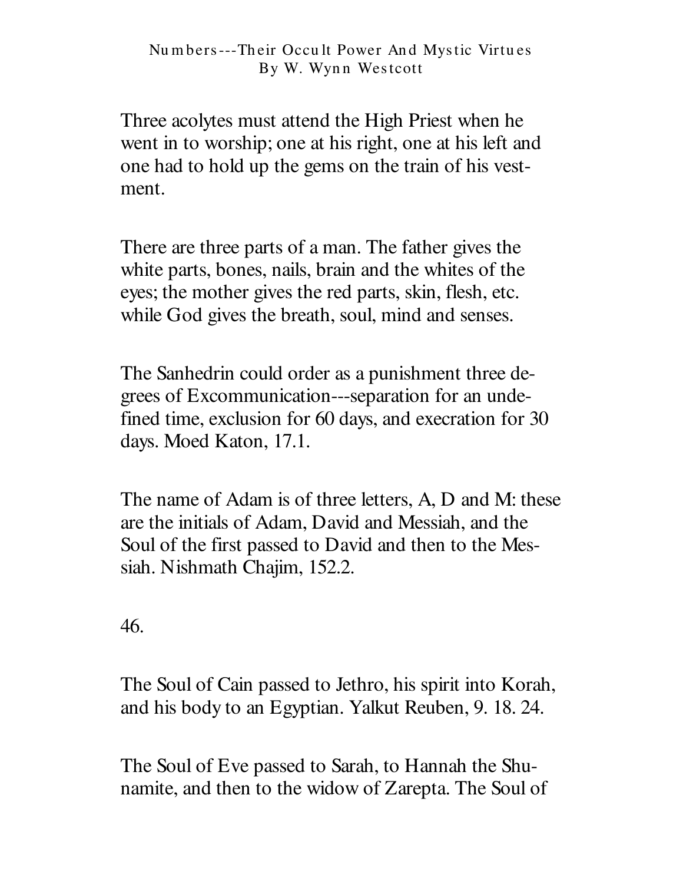Three acolytes must attend the High Priest when he went in to worship; one at his right, one at his left and one had to hold up the gems on the train of his vestment.

There are three parts of a man. The father gives the white parts, bones, nails, brain and the whites of the eyes; the mother gives the red parts, skin, flesh, etc. while God gives the breath, soul, mind and senses.

The Sanhedrin could order as a punishment three degrees of Excommunication---separation for an undefined time, exclusion for 60 days, and execration for 30 days. Moed Katon, 17.1.

The name of Adam is of three letters, A, D and M: these are the initials of Adam, David and Messiah, and the Soul of the first passed to David and then to the Messiah. Nishmath Chajim, 152.2.

The Soul of Cain passed to Jethro, his spirit into Korah, and his body to an Egyptian. Yalkut Reuben, 9. 18. 24.

The Soul of Eve passed to Sarah, to Hannah the Shunamite, and then to the widow of Zarepta. The Soul of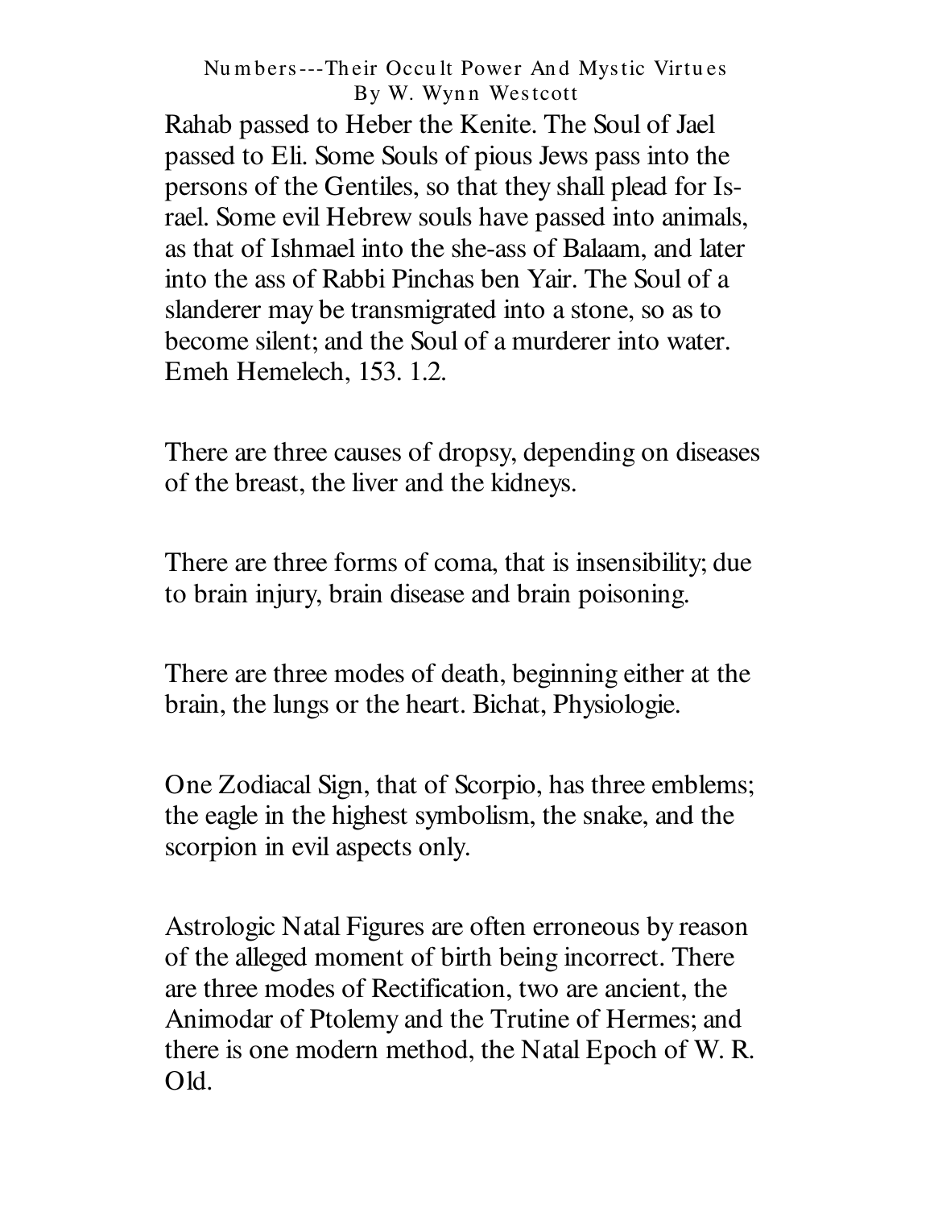Rahab passed to Heber the Kenite. The Soul of Jael passed to Eli. Some Souls of pious Jews pass into the persons of the Gentiles, so that they shall plead for Israel. Some evil Hebrew souls have passed into animals, as that of Ishmael into the she-ass of Balaam, and later into the ass of Rabbi Pinchas ben Yair. The Soul of a slanderer may be transmigrated into a stone, so as to become silent; and the Soul of a murderer into water. Emeh Hemelech, 153. 1.2.

There are three causes of dropsy, depending on diseases of the breast, the liver and the kidneys.

There are three forms of coma, that is insensibility; due to brain injury, brain disease and brain poisoning.

There are three modes of death, beginning either at the brain, the lungs or the heart. Bichat, Physiologie.

One Zodiacal Sign, that of Scorpio, has three emblems; the eagle in the highest symbolism, the snake, and the scorpion in evil aspects only.

Astrologic Natal Figures are often erroneous by reason of the alleged moment of birth being incorrect. There are three modes of Rectification, two are ancient, the Animodar of Ptolemy and the Trutine of Hermes; and there is one modern method, the Natal Epoch of W. R. Old.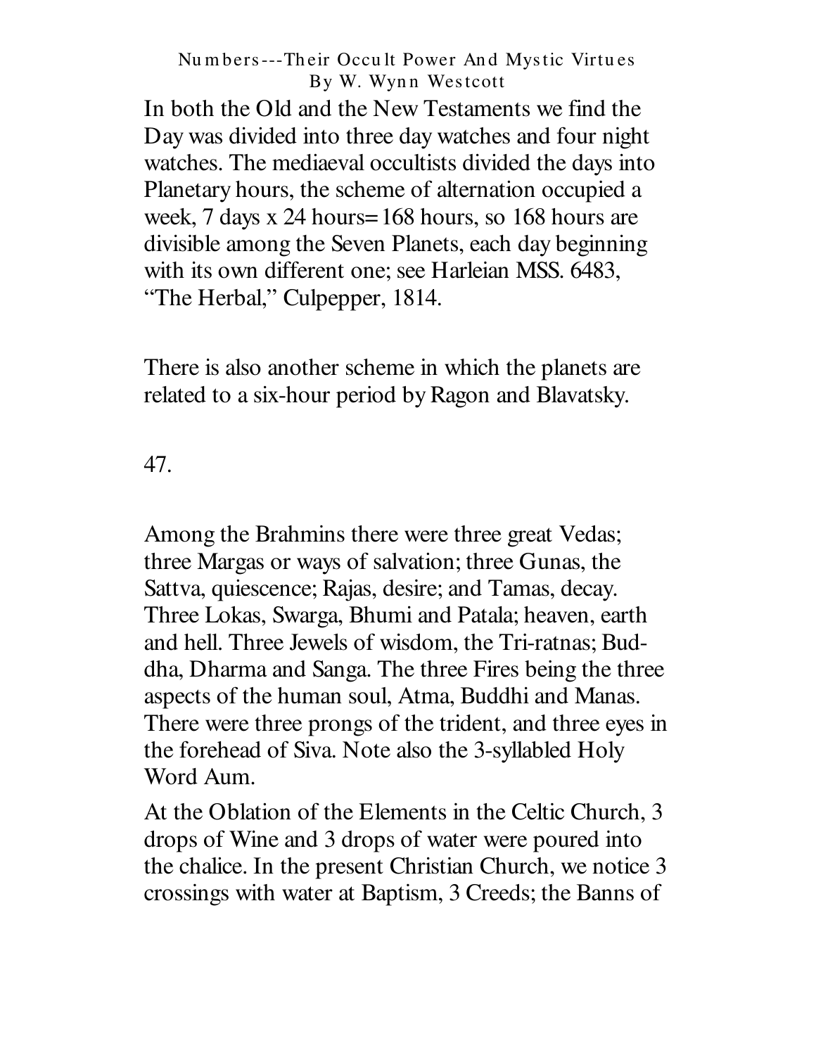In both the Old and the New Testaments we find the Day was divided into three day watches and four night watches. The mediaeval occultists divided the days into Planetary hours, the scheme of alternation occupied a week, 7 days x 24 hours=168 hours, so 168 hours are divisible among the Seven Planets, each day beginning with its own different one; see Harleian MSS. 6483, "The Herbal," Culpepper, 1814.

There is also another scheme in which the planets are related to a six-hour period by Ragon and Blavatsky.

47.

Among the Brahmins there were three great Vedas; three Margas or ways of salvation; three Gunas, the Sattva, quiescence; Rajas, desire; and Tamas, decay. Three Lokas, Swarga, Bhumi and Patala; heaven, earth and hell. Three Jewels of wisdom, the Tri-ratnas; Buddha, Dharma and Sanga. The three Fires being the three aspects of the human soul, Atma, Buddhi and Manas. There were three prongs of the trident, and three eyes in the forehead of Siva. Note also the 3-syllabled Holy Word Aum.

At the Oblation of the Elements in the Celtic Church, 3 drops of Wine and 3 drops of water were poured into the chalice. In the present Christian Church, we notice 3 crossings with water at Baptism, 3 Creeds; the Banns of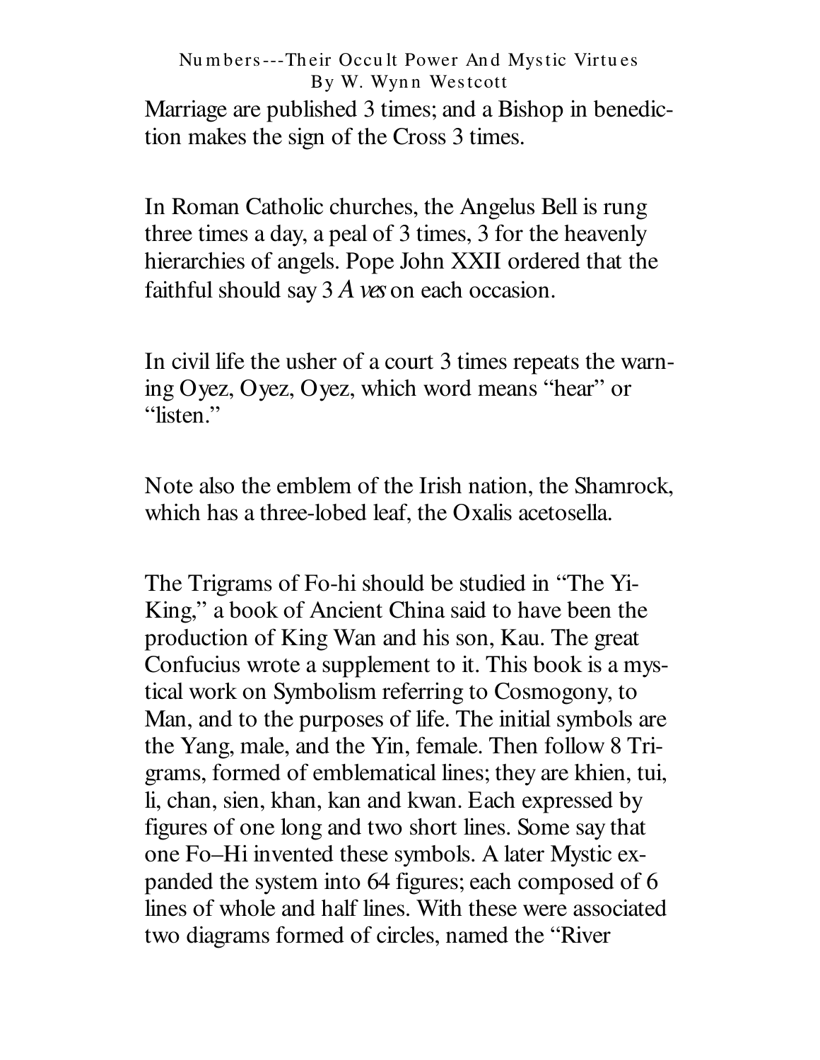Marriage are published 3 times; and a Bishop in benediction makes the sign of the Cross 3 times.

In Roman Catholic churches, the Angelus Bell is rung three times a day, a peal of 3 times, 3 for the heavenly hierarchies of angels. Pope John XXII ordered that the faithful should say 3 *Aves* on each occasion.

In civil life the usher of a court 3 times repeats the warning Oyez, Oyez, Oyez, which word means "hear" or "listen."

Note also the emblem of the Irish nation, the Shamrock, which has a three-lobed leaf, the Oxalis acetosella.

The Trigrams of Fo-hi should be studied in "The Yi-King," a book of Ancient China said to have been the production of King Wan and his son, Kau. The great Confucius wrote a supplement to it. This book is a mystical work on Symbolism referring to Cosmogony, to Man, and to the purposes of life. The initial symbols are the Yang, male, and the Yin, female. Then follow 8 Trigrams, formed of emblematical lines; they are khien, tui, li, chan, sien, khan, kan and kwan. Each expressed by figures of one long and two short lines. Some say that one Fo–Hi invented these symbols. A later Mystic expanded the system into 64 figures; each composed of 6 lines of whole and half lines. With these were associated two diagrams formed of circles, named the "River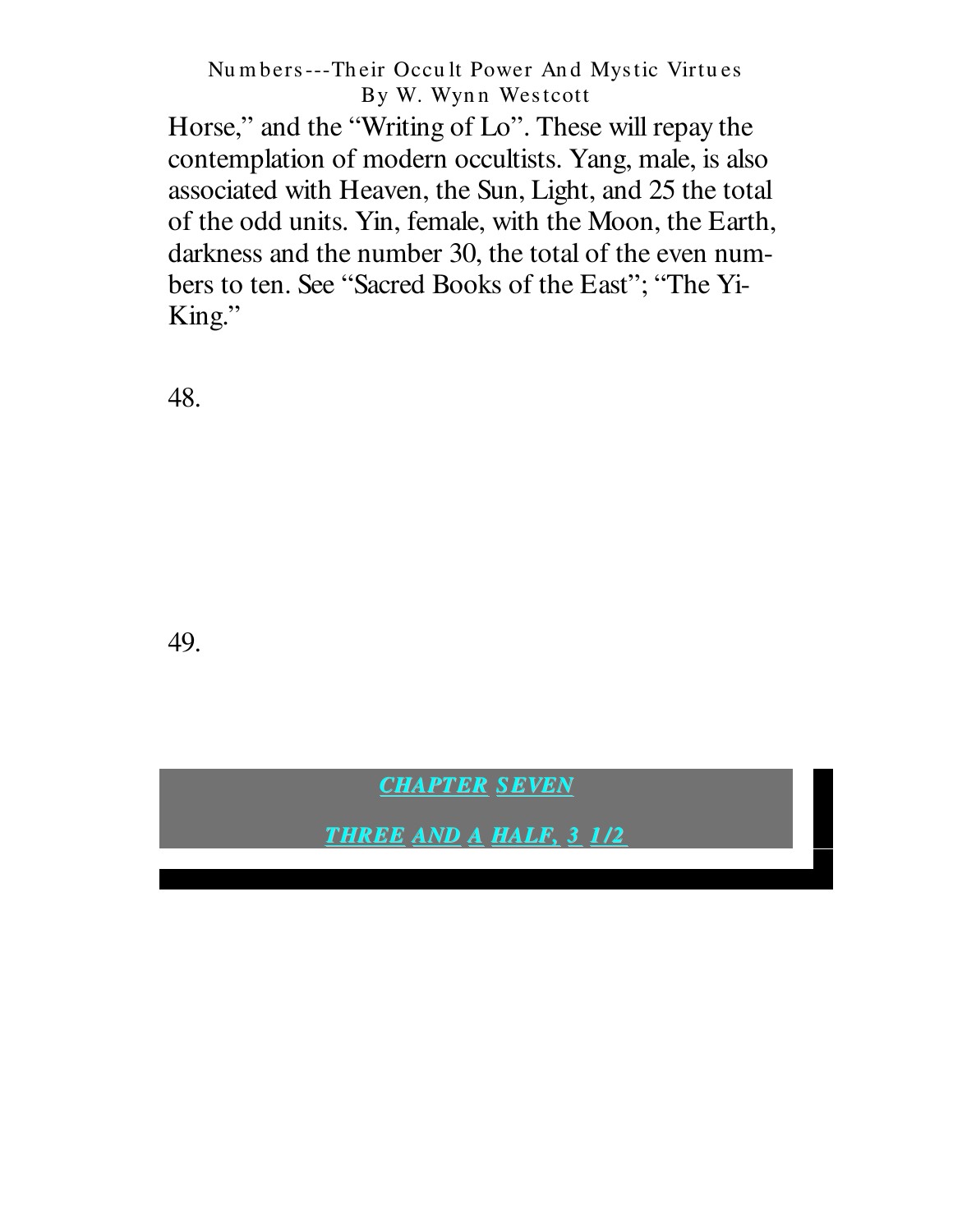Horse," and the "Writing of Lo". These will repay the contemplation of modern occultists. Yang, male, is also associated with Heaven, the Sun, Light, and 25 the total of the odd units. Yin, female, with the Moon, the Earth, darkness and the number 30, the total of the even numbers to ten. See "Sacred Books of the East"; "The Yi-King."

48.

49.

## *CHAPTER SEVEN*

## *THREE AND A HALF, 3 1/2*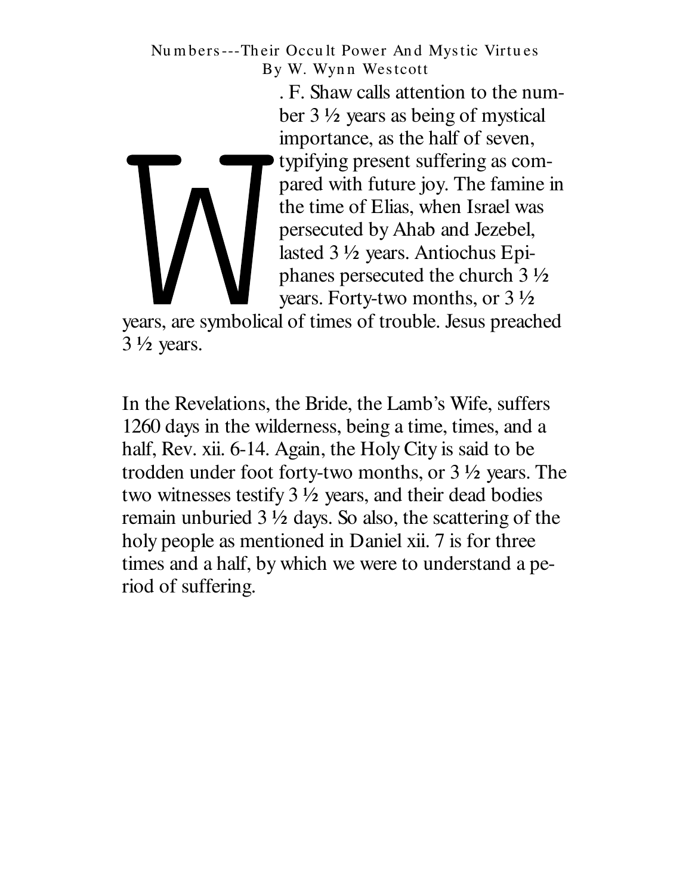W. F. Shaw calls attention to the number 3 ½ years as being of mystical importance, as the half of seven, typifying present suffering as compared with future joy. The famine in the time of Elias, when Israel was persecuted by Ahab and Jezebel, lasted 3 ½ years. Antiochus Epiphanes persecuted the church 3 ½ years. Forty-two months, or 3 ½ years, are symbolical of times of trouble. Jesus preached 3 ½ years.

In the Revelations, the Bride, the Lamb's Wife, suffers 1260 days in the wilderness, being a time, times, and a half, Rev. xii. 6-14. Again, the Holy City is said to be trodden under foot forty-two months, or 3 ½ years. The two witnesses testify 3 ½ years, and their dead bodies remain unburied 3 ½ days. So also, the scattering of the holy people as mentioned in Daniel xii. 7 is for three times and a half, by which we were to understand a period of suffering.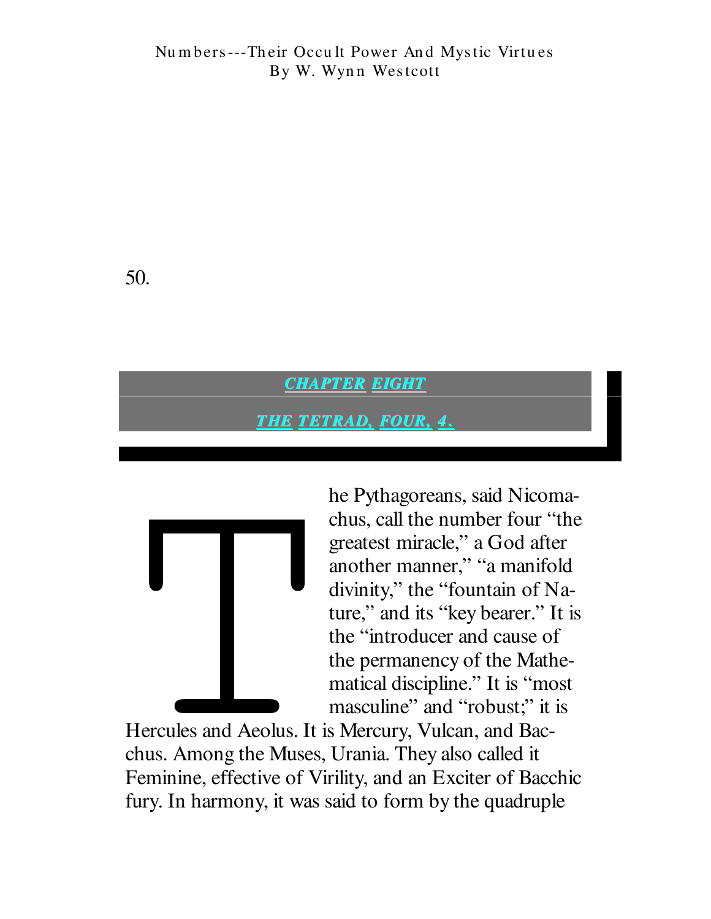## CHAPTER EIGHT

## THE TETRAD, FOUR, 4.

The Pythagoreans, said Nicomachus, call the number four "the greatest miracle," a God after another manner," "a manifold divinity," the "fountain of Nature," and its "key bearer." It is the "introducer and cause of the permanency of the Mathematical discipline." It is "most masculine" and "robust;" it is Hercules and Aeolus. It is Mercury, Vulcan, and Bacchus. Among the Muses, Urania. They also called it Feminine, effective of Virility, and an Exciter of Bacchic fury. In harmony, it was said to form by the quadruple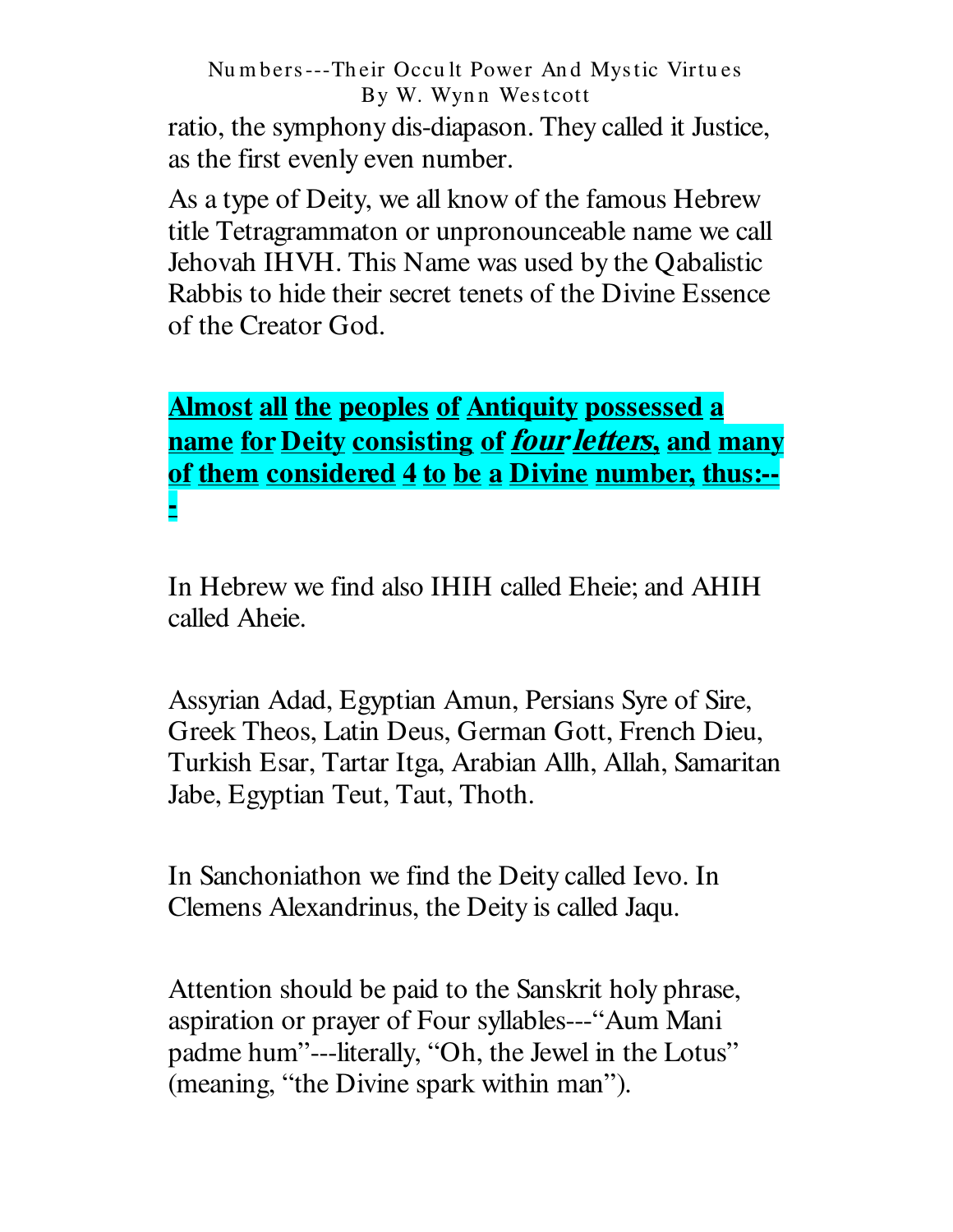ratio, the symphony dis-diapason. They called it Justice, as the first evenly even number.

As a type of Deity, we all know of the famous Hebrew title Tetragrammaton or unpronounceable name we call Jehovah IHVH. This Name was used by the Qabalistic Rabbis to hide their secret tenets of the Divine Essence of the Creator God.

**Almost all the peoples of Antiquity possessed a name for Deity consisting of *four letters*, and many of them considered 4 to be a Divine number, thus:---**

In Hebrew we find also IHIH called Eheie; and AHIH called Aheie.

Assyrian Adad, Egyptian Amun, Persians Syre of Sire, Greek Theos, Latin Deus, German Gott, French Dieu, Turkish Esar, Tartar Itga, Arabian Allh, Allah, Samaritan Jabe, Egyptian Teut, Taut, Thoth.

In Sanchoniathon we find the Deity called Ievo. In Clemens Alexandrinus, the Deity is called Jaqu.

Attention should be paid to the Sanskrit holy phrase, aspiration or prayer of Four syllables---"Aum Mani padme hum"---literally, "Oh, the Jewel in the Lotus" (meaning, "the Divine spark within man").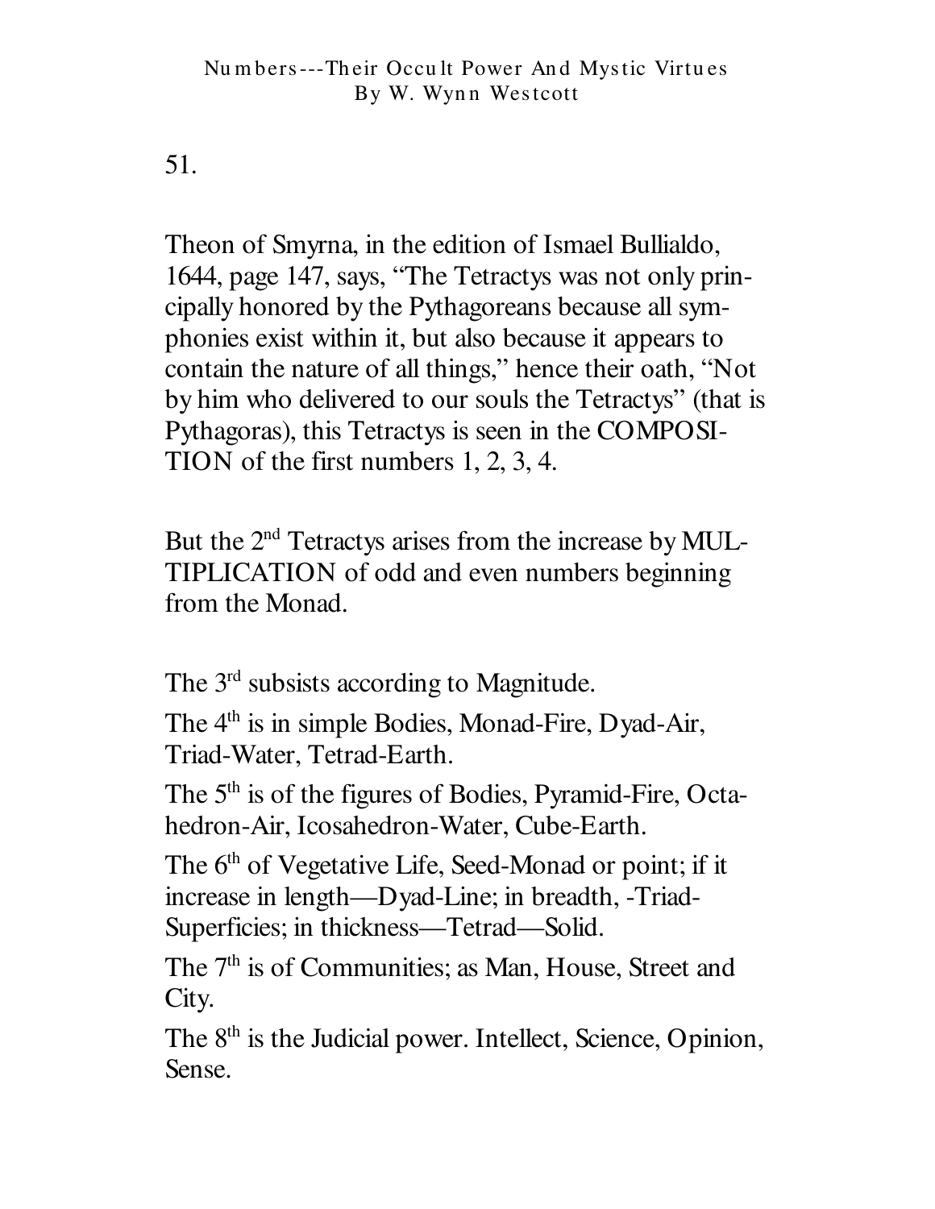51.

Theon of Smyrna, in the edition of Ismael Bullialdo, 1644, page 147, says, "The Tetractys was not only principally honored by the Pythagoreans because all symphonies exist within it, but also because it appears to contain the nature of all things," hence their oath, "Not by him who delivered to our souls the Tetractys" (that is Pythagoras), this Tetractys is seen in the COMPOSITION of the first numbers 1, 2, 3, 4.

But the 2nd Tetractys arises from the increase by MULTIPLICATION of odd and even numbers beginning from the Monad.

The 3rd subsists according to Magnitude.

The 4th is in simple Bodies, Monad-Fire, Dyad-Air, Triad-Water, Tetrad-Earth.

The 5th is of the figures of Bodies, Pyramid-Fire, Octahedron-Air, Icosahedron-Water, Cube-Earth.

The 6th of Vegetative Life, Seed-Monad or point; if it increase in length—Dyad-Line; in breadth, -Triad-Superficies; in thickness—Tetrad—Solid.

The 7th is of Communities; as Man, House, Street and City.

The 8th is the Judicial power. Intellect, Science, Opinion, Sense.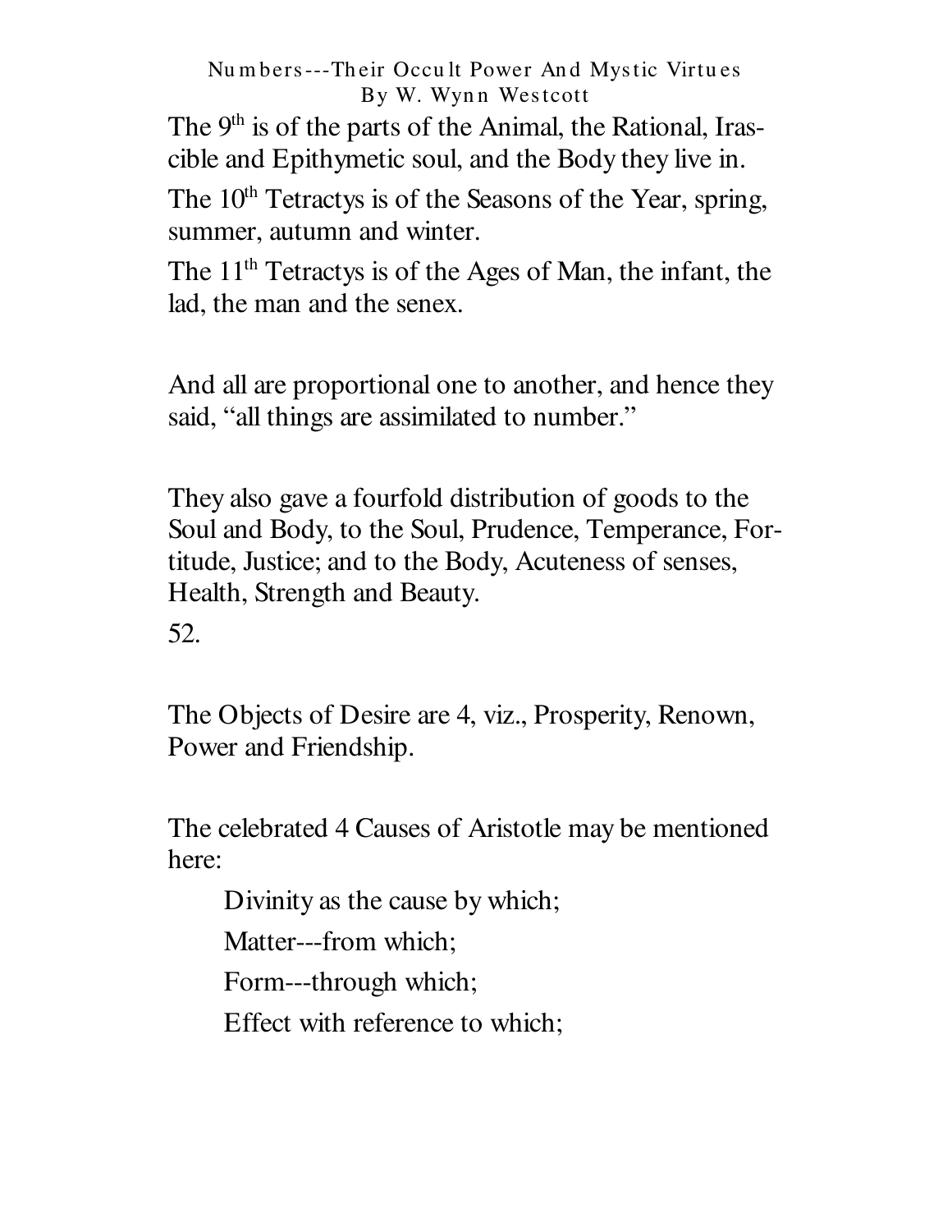The 9th is of the parts of the Animal, the Rational, Irascible and Epithymetic soul, and the Body they live in.

The 10th Tetractys is of the Seasons of the Year, spring, summer, autumn and winter.

The 11th Tetractys is of the Ages of Man, the infant, the lad, the man and the senex.

And all are proportional one to another, and hence they said, "all things are assimilated to number."

They also gave a fourfold distribution of goods to the Soul and Body, to the Soul, Prudence, Temperance, Fortitude, Justice; and to the Body, Acuteness of senses, Health, Strength and Beauty.

52.

The Objects of Desire are 4, viz., Prosperity, Renown, Power and Friendship.

The celebrated 4 Causes of Aristotle may be mentioned here:

> Divinity as the cause by which;
>
> Matter---from which;
>
> Form---through which;
>
> Effect with reference to which;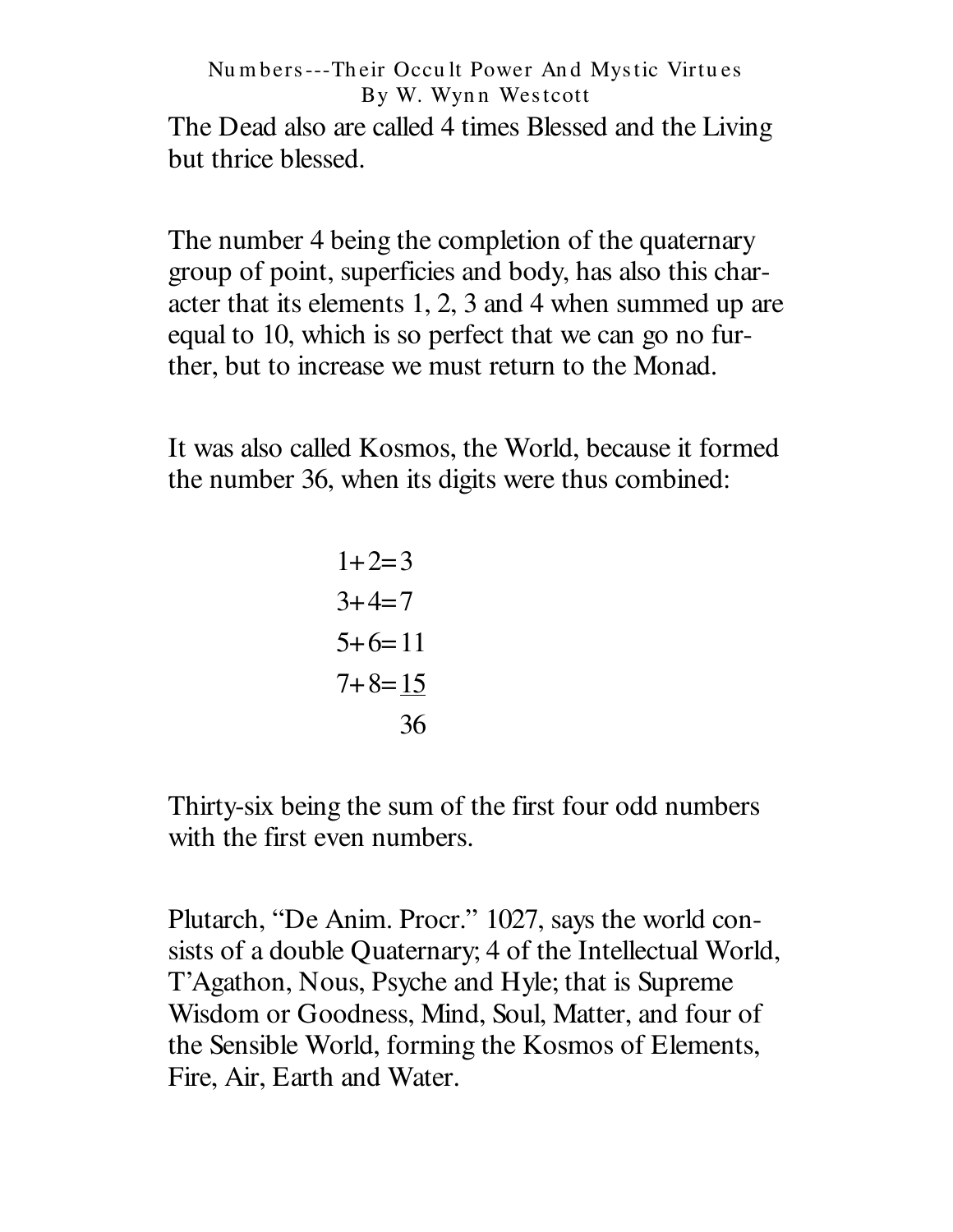The Dead also are called 4 times Blessed and the Living but thrice blessed.

The number 4 being the completion of the quaternary group of point, superficies and body, has also this character that its elements 1, 2, 3 and 4 when summed up are equal to 10, which is so perfect that we can go no further, but to increase we must return to the Monad.

It was also called Kosmos, the World, because it formed the number 36, when its digits were thus combined:

$$
\begin{array}{l}
1+2=3 \\
3+4=7 \\
5+6=11 \\
7+8=\underline{15} \\
\quad\quad\;\; 36
\end{array}
$$

Thirty-six being the sum of the first four odd numbers with the first even numbers.

Plutarch, "De Anim. Procr." 1027, says the world consists of a double Quaternary; 4 of the Intellectual World, T'Agathon, Nous, Psyche and Hyle; that is Supreme Wisdom or Goodness, Mind, Soul, Matter, and four of the Sensible World, forming the Kosmos of Elements, Fire, Air, Earth and Water.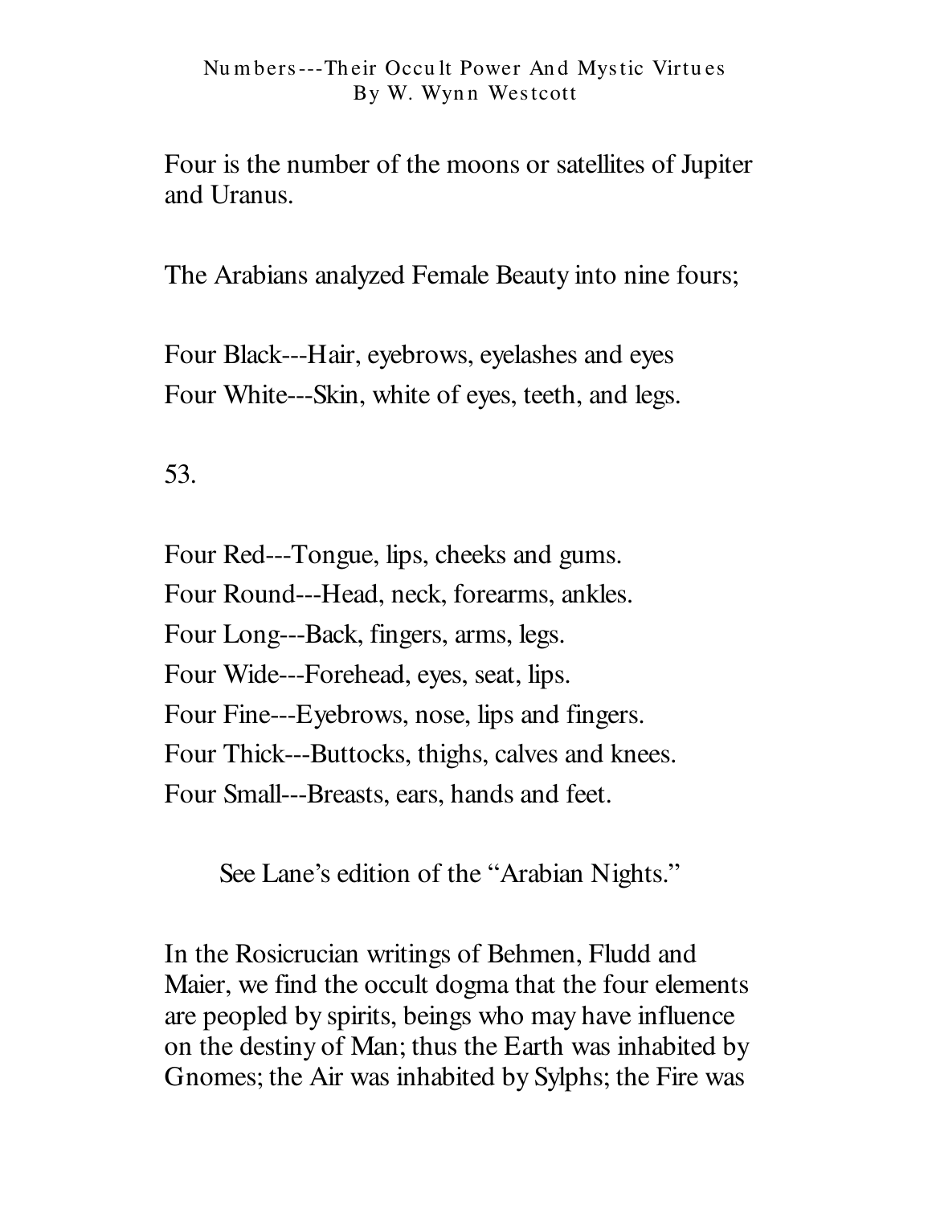Four is the number of the moons or satellites of Jupiter and Uranus.

The Arabians analyzed Female Beauty into nine fours;

Four Black---Hair, eyebrows, eyelashes and eyes
Four White---Skin, white of eyes, teeth, and legs.

Four Red---Tongue, lips, cheeks and gums.
Four Round---Head, neck, forearms, ankles.
Four Long---Back, fingers, arms, legs.
Four Wide---Forehead, eyes, seat, lips.
Four Fine---Eyebrows, nose, lips and fingers.
Four Thick---Buttocks, thighs, calves and knees.
Four Small---Breasts, ears, hands and feet.

See Lane's edition of the "Arabian Nights."

In the Rosicrucian writings of Behmen, Fludd and Maier, we find the occult dogma that the four elements are peopled by spirits, beings who may have influence on the destiny of Man; thus the Earth was inhabited by Gnomes; the Air was inhabited by Sylphs; the Fire was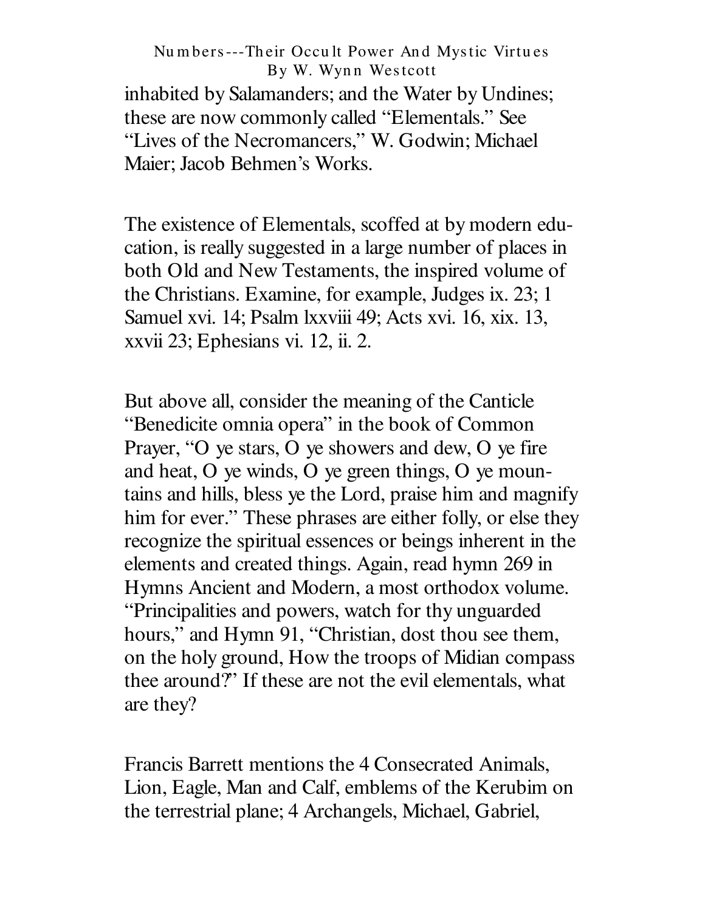inhabited by Salamanders; and the Water by Undines; these are now commonly called “Elementals.” See “Lives of the Necromancers,” W. Godwin; Michael Maier; Jacob Behmen’s Works.

The existence of Elementals, scoffed at by modern education, is really suggested in a large number of places in both Old and New Testaments, the inspired volume of the Christians. Examine, for example, Judges ix. 23; 1 Samuel xvi. 14; Psalm lxxviii 49; Acts xvi. 16, xix. 13, xxvii 23; Ephesians vi. 12, ii. 2.

But above all, consider the meaning of the Canticle “Benedicite omnia opera” in the book of Common Prayer, “O ye stars, O ye showers and dew, O ye fire and heat, O ye winds, O ye green things, O ye mountains and hills, bless ye the Lord, praise him and magnify him for ever.” These phrases are either folly, or else they recognize the spiritual essences or beings inherent in the elements and created things. Again, read hymn 269 in Hymns Ancient and Modern, a most orthodox volume. “Principalities and powers, watch for thy unguarded hours,” and Hymn 91, “Christian, dost thou see them, on the holy ground, How the troops of Midian compass thee around?” If these are not the evil elementals, what are they?

Francis Barrett mentions the 4 Consecrated Animals, Lion, Eagle, Man and Calf, emblems of the Kerubim on the terrestrial plane; 4 Archangels, Michael, Gabriel,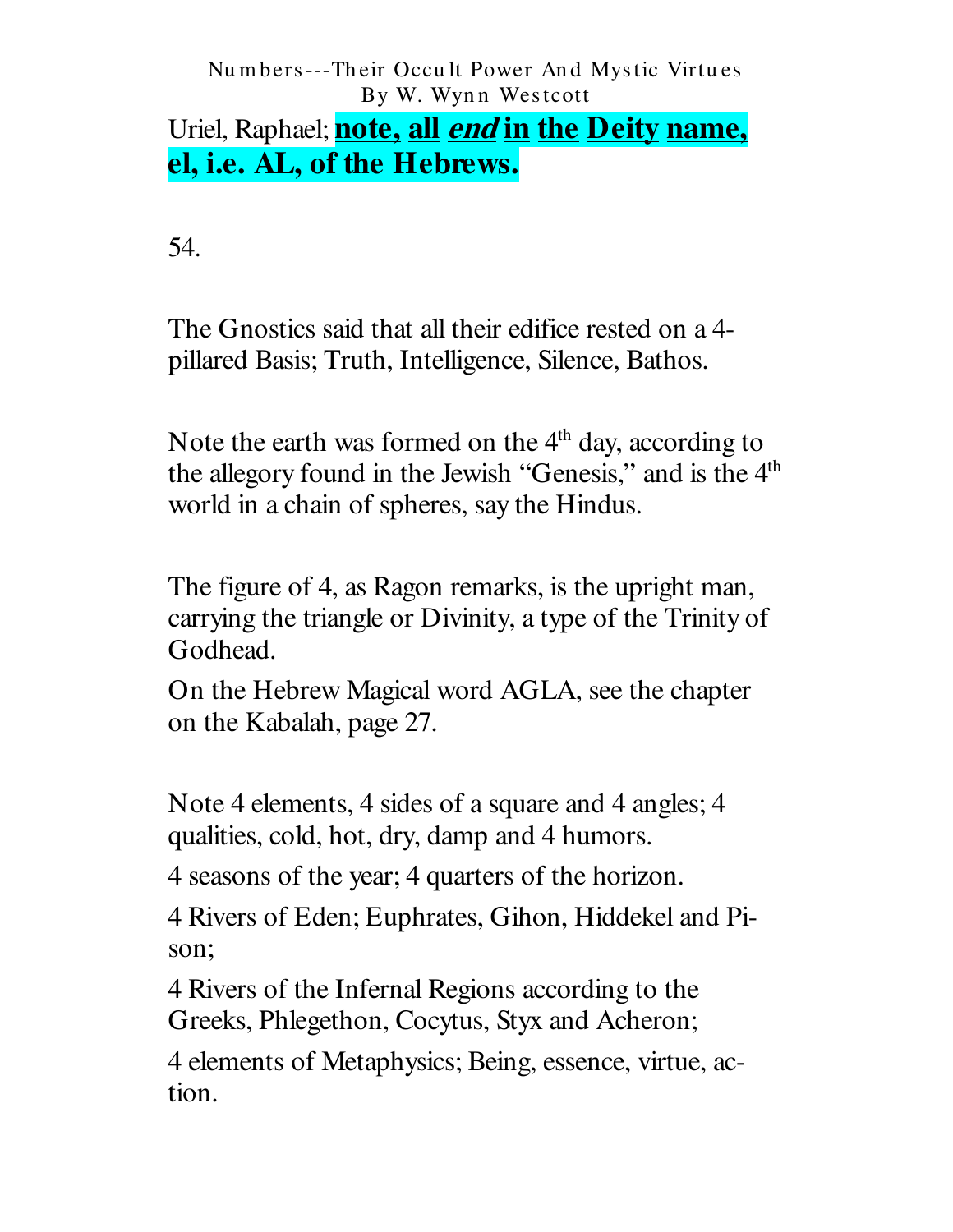Uriel, Raphael; **note, all *end* in the Deity name, el, i.e. AL, of the Hebrews.**

54.

The Gnostics said that all their edifice rested on a 4-pillared Basis; Truth, Intelligence, Silence, Bathos.

Note the earth was formed on the 4th day, according to the allegory found in the Jewish "Genesis," and is the 4th world in a chain of spheres, say the Hindus.

The figure of 4, as Ragon remarks, is the upright man, carrying the triangle or Divinity, a type of the Trinity of Godhead.

On the Hebrew Magical word AGLA, see the chapter on the Kabalah, page 27.

Note 4 elements, 4 sides of a square and 4 angles; 4 qualities, cold, hot, dry, damp and 4 humors.

4 seasons of the year; 4 quarters of the horizon.

4 Rivers of Eden; Euphrates, Gihon, Hiddekel and Pison;

4 Rivers of the Infernal Regions according to the Greeks, Phlegethon, Cocytus, Styx and Acheron;

4 elements of Metaphysics; Being, essence, virtue, action.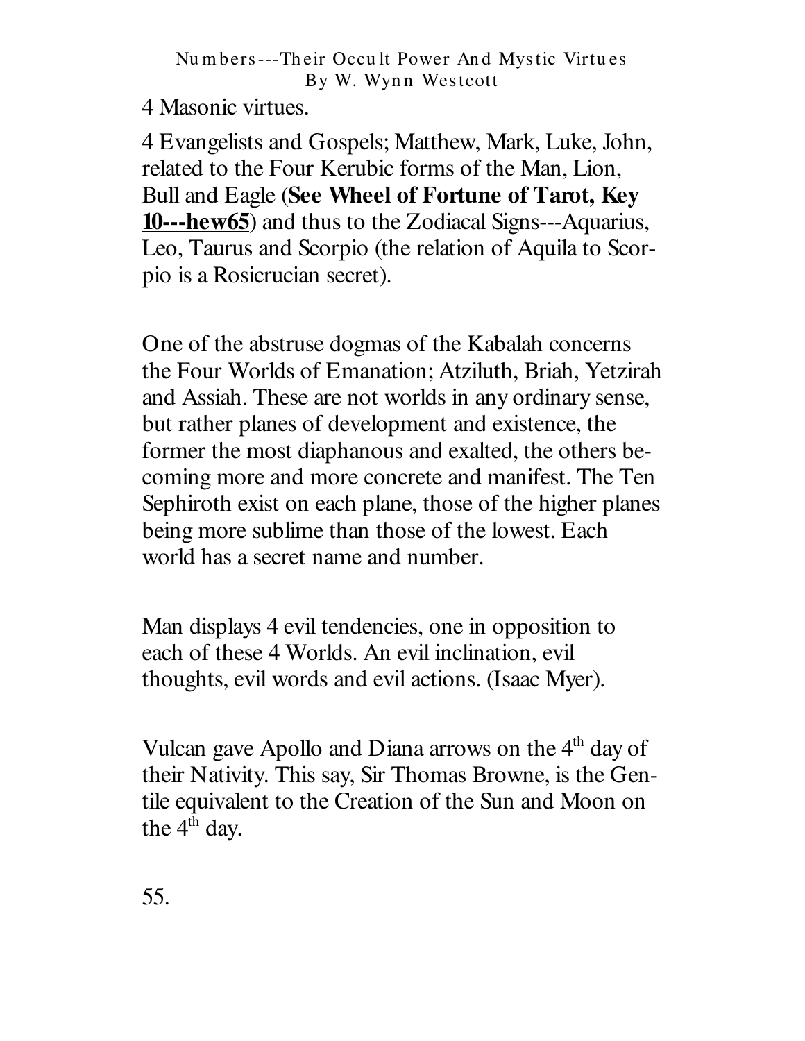4 Masonic virtues.

4 Evangelists and Gospels; Matthew, Mark, Luke, John, related to the Four Kerubic forms of the Man, Lion, Bull and Eagle (**See Wheel of Fortune of Tarot, Key 10---hew65**) and thus to the Zodiacal Signs---Aquarius, Leo, Taurus and Scorpio (the relation of Aquila to Scorpio is a Rosicrucian secret).

One of the abstruse dogmas of the Kabalah concerns the Four Worlds of Emanation; Atziluth, Briah, Yetzirah and Assiah. These are not worlds in any ordinary sense, but rather planes of development and existence, the former the most diaphanous and exalted, the others becoming more and more concrete and manifest. The Ten Sephiroth exist on each plane, those of the higher planes being more sublime than those of the lowest. Each world has a secret name and number.

Man displays 4 evil tendencies, one in opposition to each of these 4 Worlds. An evil inclination, evil thoughts, evil words and evil actions. (Isaac Myer).

Vulcan gave Apollo and Diana arrows on the 4th day of their Nativity. This say, Sir Thomas Browne, is the Gentile equivalent to the Creation of the Sun and Moon on the 4th day.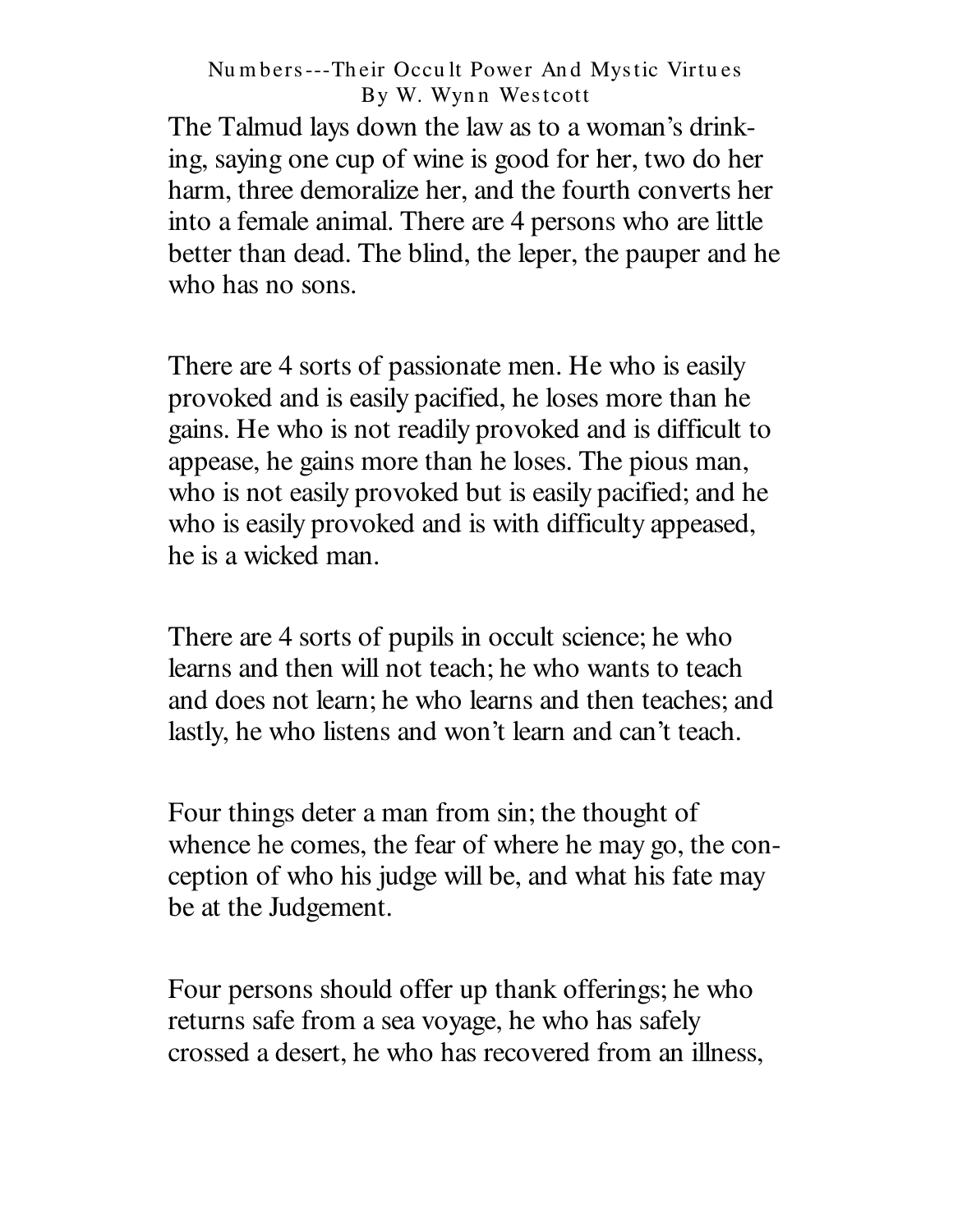The Talmud lays down the law as to a woman's drinking, saying one cup of wine is good for her, two do her harm, three demoralize her, and the fourth converts her into a female animal. There are 4 persons who are little better than dead. The blind, the leper, the pauper and he who has no sons.

There are 4 sorts of passionate men. He who is easily provoked and is easily pacified, he loses more than he gains. He who is not readily provoked and is difficult to appease, he gains more than he loses. The pious man, who is not easily provoked but is easily pacified; and he who is easily provoked and is with difficulty appeased, he is a wicked man.

There are 4 sorts of pupils in occult science; he who learns and then will not teach; he who wants to teach and does not learn; he who learns and then teaches; and lastly, he who listens and won't learn and can't teach.

Four things deter a man from sin; the thought of whence he comes, the fear of where he may go, the conception of who his judge will be, and what his fate may be at the Judgement.

Four persons should offer up thank offerings; he who returns safe from a sea voyage, he who has safely crossed a desert, he who has recovered from an illness,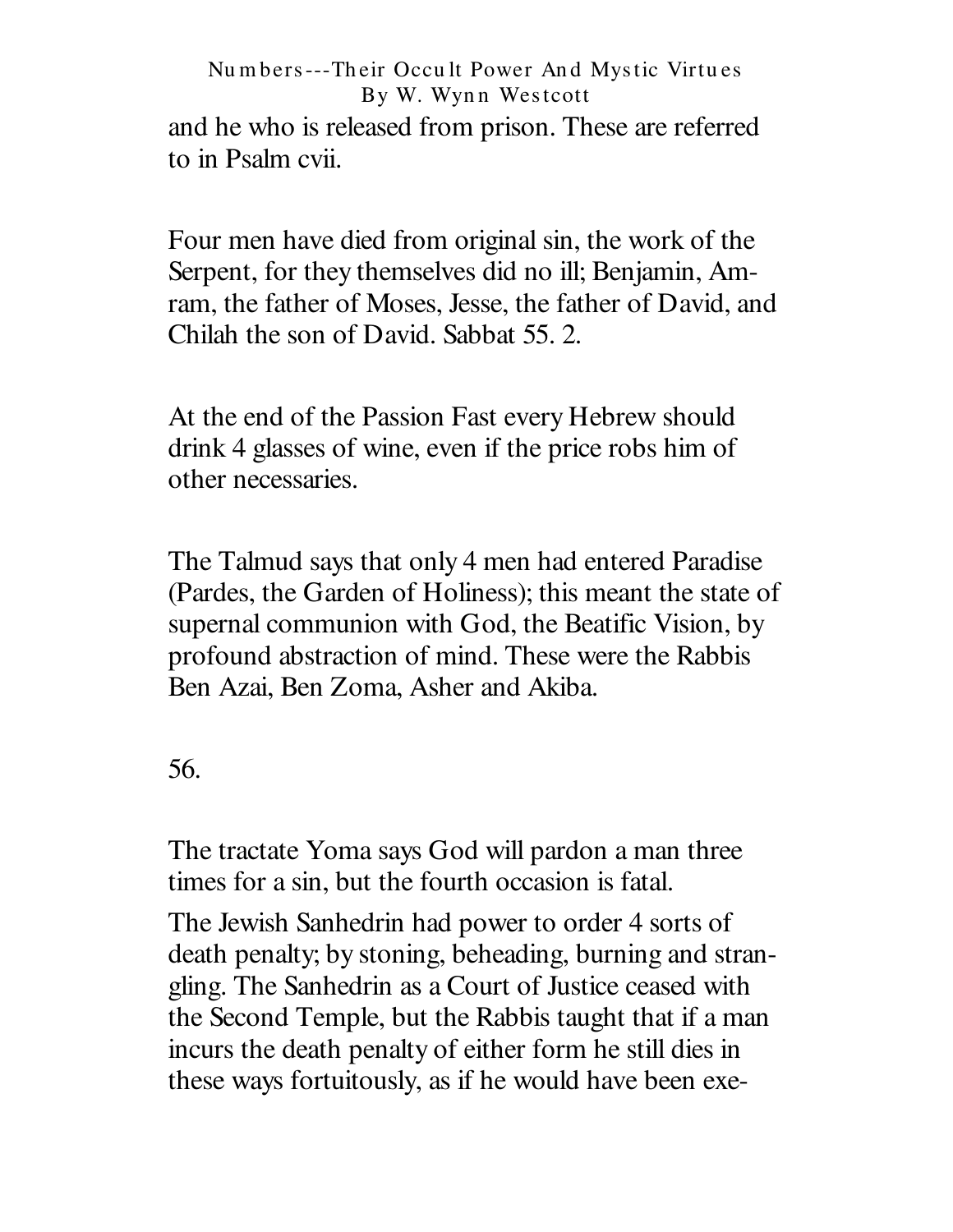and he who is released from prison. These are referred to in Psalm cvii.

Four men have died from original sin, the work of the Serpent, for they themselves did no ill; Benjamin, Amram, the father of Moses, Jesse, the father of David, and Chilah the son of David. Sabbat 55. 2.

At the end of the Passion Fast every Hebrew should drink 4 glasses of wine, even if the price robs him of other necessaries.

The Talmud says that only 4 men had entered Paradise (Pardes, the Garden of Holiness); this meant the state of supernal communion with God, the Beatific Vision, by profound abstraction of mind. These were the Rabbis Ben Azai, Ben Zoma, Asher and Akiba.

56.

The tractate Yoma says God will pardon a man three times for a sin, but the fourth occasion is fatal.

The Jewish Sanhedrin had power to order 4 sorts of death penalty; by stoning, beheading, burning and strangling. The Sanhedrin as a Court of Justice ceased with the Second Temple, but the Rabbis taught that if a man incurs the death penalty of either form he still dies in these ways fortuitously, as if he would have been exe-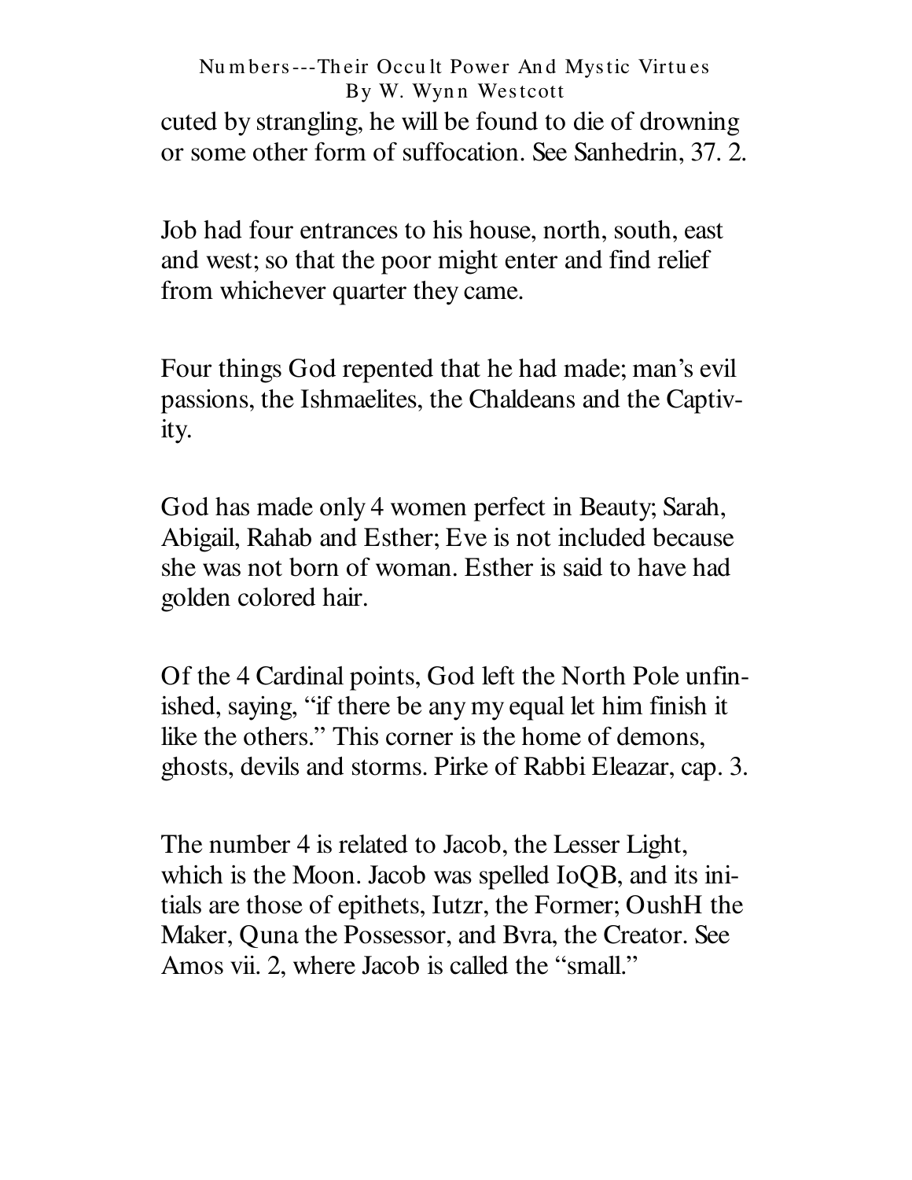cuted by strangling, he will be found to die of drowning or some other form of suffocation. See Sanhedrin, 37. 2.

Job had four entrances to his house, north, south, east and west; so that the poor might enter and find relief from whichever quarter they came.

Four things God repented that he had made; man's evil passions, the Ishmaelites, the Chaldeans and the Captivity.

God has made only 4 women perfect in Beauty; Sarah, Abigail, Rahab and Esther; Eve is not included because she was not born of woman. Esther is said to have had golden colored hair.

Of the 4 Cardinal points, God left the North Pole unfinished, saying, "if there be any my equal let him finish it like the others." This corner is the home of demons, ghosts, devils and storms. Pirke of Rabbi Eleazar, cap. 3.

The number 4 is related to Jacob, the Lesser Light, which is the Moon. Jacob was spelled IoQB, and its initials are those of epithets, Iutzr, the Former; OushH the Maker, Quna the Possessor, and Bvra, the Creator. See Amos vii. 2, where Jacob is called the "small."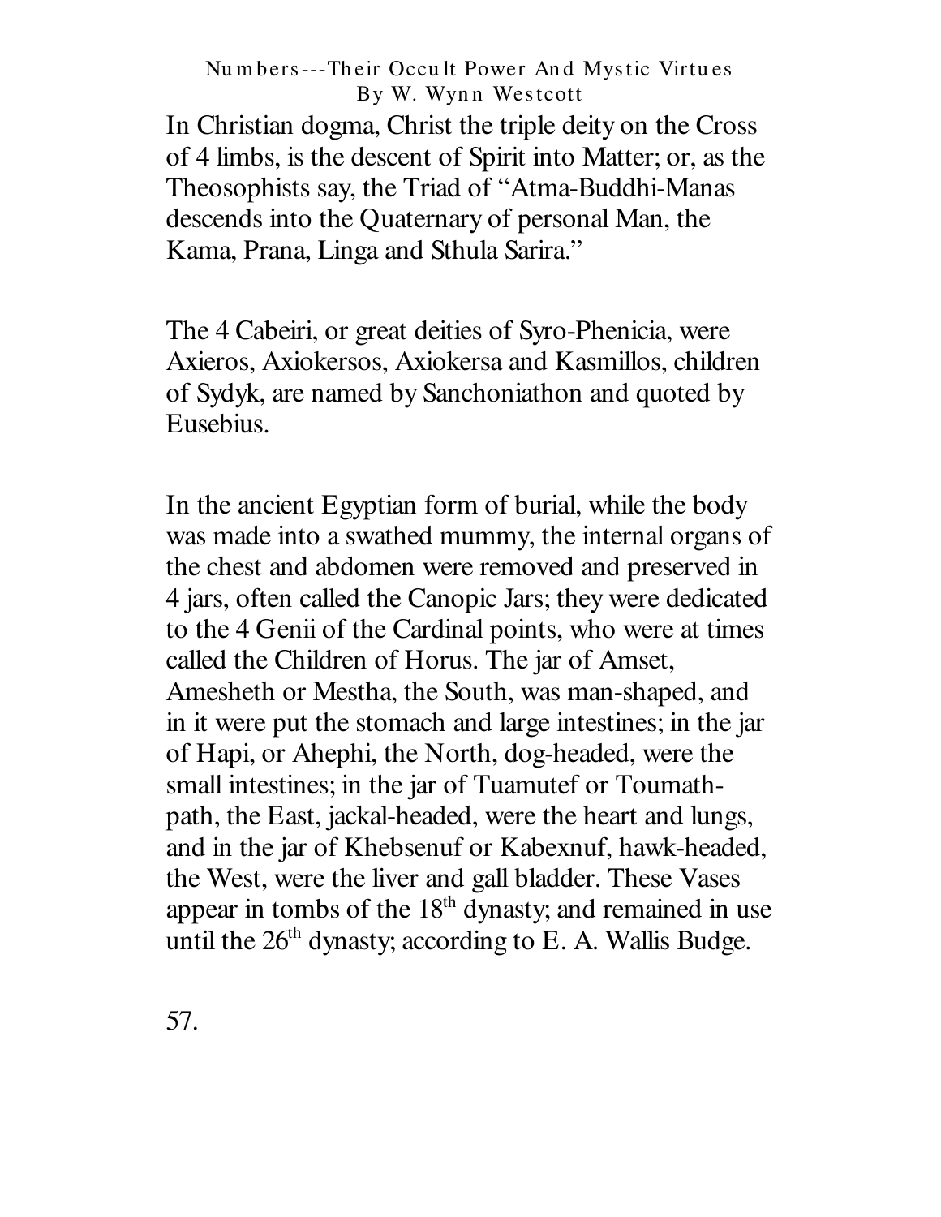In Christian dogma, Christ the triple deity on the Cross of 4 limbs, is the descent of Spirit into Matter; or, as the Theosophists say, the Triad of "Atma-Buddhi-Manas descends into the Quaternary of personal Man, the Kama, Prana, Linga and Sthula Sarira."

The 4 Cabeiri, or great deities of Syro-Phenicia, were Axieros, Axiokersos, Axiokersa and Kasmillos, children of Sydyk, are named by Sanchoniathon and quoted by Eusebius.

In the ancient Egyptian form of burial, while the body was made into a swathed mummy, the internal organs of the chest and abdomen were removed and preserved in 4 jars, often called the Canopic Jars; they were dedicated to the 4 Genii of the Cardinal points, who were at times called the Children of Horus. The jar of Amset, Amesheth or Mestha, the South, was man-shaped, and in it were put the stomach and large intestines; in the jar of Hapi, or Ahephi, the North, dog-headed, were the small intestines; in the jar of Tuamutef or Toumathpath, the East, jackal-headed, were the heart and lungs, and in the jar of Khebsenuf or Kabexnuf, hawk-headed, the West, were the liver and gall bladder. These Vases appear in tombs of the 18th dynasty; and remained in use until the 26th dynasty; according to E. A. Wallis Budge.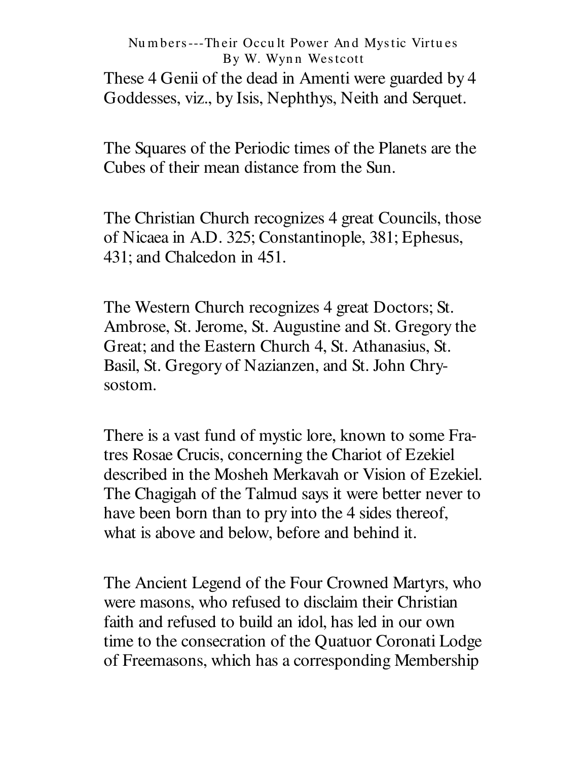These 4 Genii of the dead in Amenti were guarded by 4 Goddesses, viz., by Isis, Nephthys, Neith and Serquet.

The Squares of the Periodic times of the Planets are the Cubes of their mean distance from the Sun.

The Christian Church recognizes 4 great Councils, those of Nicaea in A.D. 325; Constantinople, 381; Ephesus, 431; and Chalcedon in 451.

The Western Church recognizes 4 great Doctors; St. Ambrose, St. Jerome, St. Augustine and St. Gregory the Great; and the Eastern Church 4, St. Athanasius, St. Basil, St. Gregory of Nazianzen, and St. John Chrysostom.

There is a vast fund of mystic lore, known to some Fratres Rosae Crucis, concerning the Chariot of Ezekiel described in the Mosheh Merkavah or Vision of Ezekiel. The Chagigah of the Talmud says it were better never to have been born than to pry into the 4 sides thereof, what is above and below, before and behind it.

The Ancient Legend of the Four Crowned Martyrs, who were masons, who refused to disclaim their Christian faith and refused to build an idol, has led in our own time to the consecration of the Quatuor Coronati Lodge of Freemasons, which has a corresponding Membership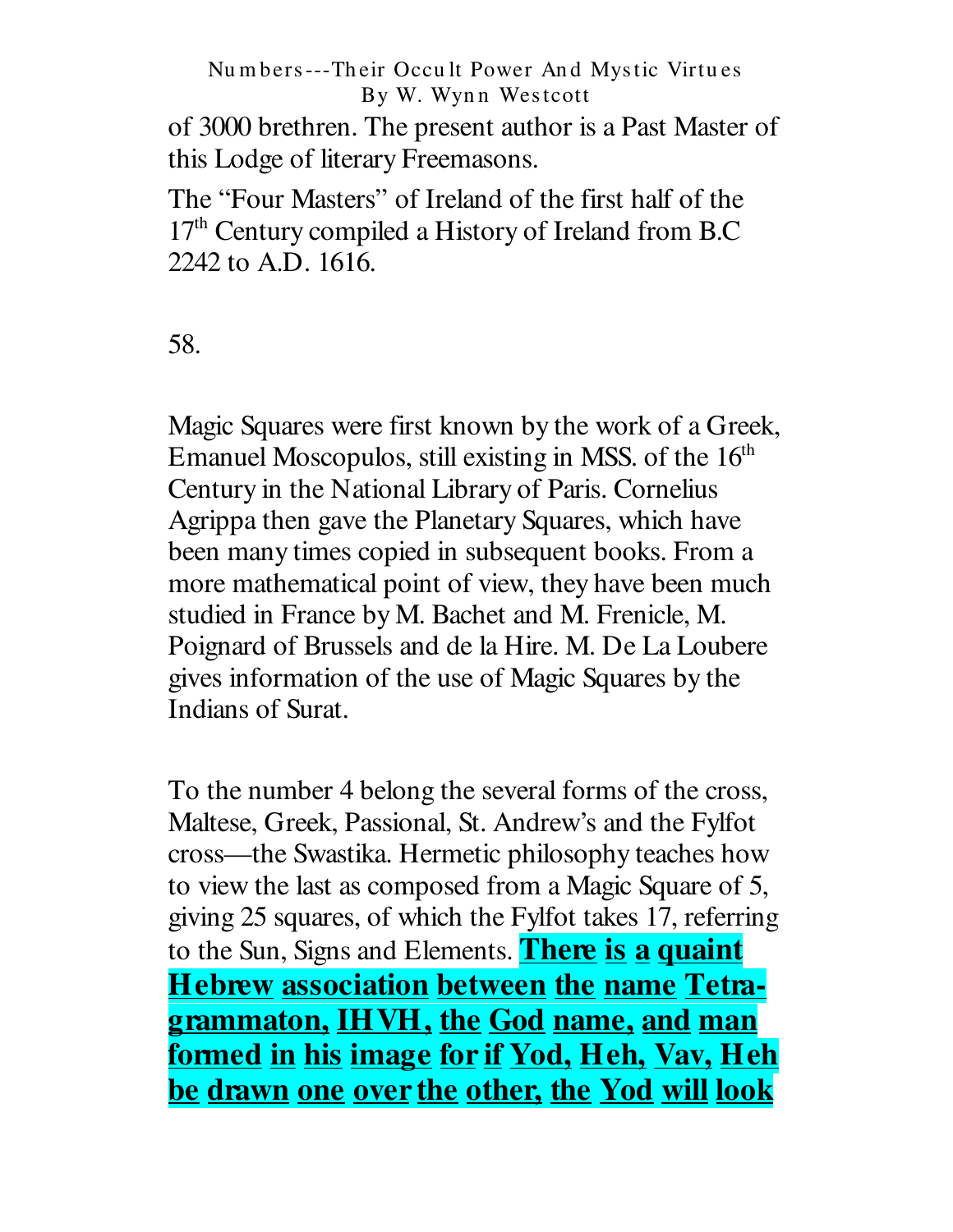of 3000 brethren. The present author is a Past Master of this Lodge of literary Freemasons.

The "Four Masters" of Ireland of the first half of the 17th Century compiled a History of Ireland from B.C 2242 to A.D. 1616.

58.

Magic Squares were first known by the work of a Greek, Emanuel Moscopulos, still existing in MSS. of the 16th Century in the National Library of Paris. Cornelius Agrippa then gave the Planetary Squares, which have been many times copied in subsequent books. From a more mathematical point of view, they have been much studied in France by M. Bachet and M. Frenicle, M. Poignard of Brussels and de la Hire. M. De La Loubere gives information of the use of Magic Squares by the Indians of Surat.

To the number 4 belong the several forms of the cross, Maltese, Greek, Passional, St. Andrew's and the Fylfot cross—the Swastika. Hermetic philosophy teaches how to view the last as composed from a Magic Square of 5, giving 25 squares, of which the Fylfot takes 17, referring to the Sun, Signs and Elements. **There is a quaint Hebrew association between the name Tetragrammaton, IHVH, the God name, and man formed in his image for if Yod, Heh, Vav, Heh be drawn one over the other, the Yod will look**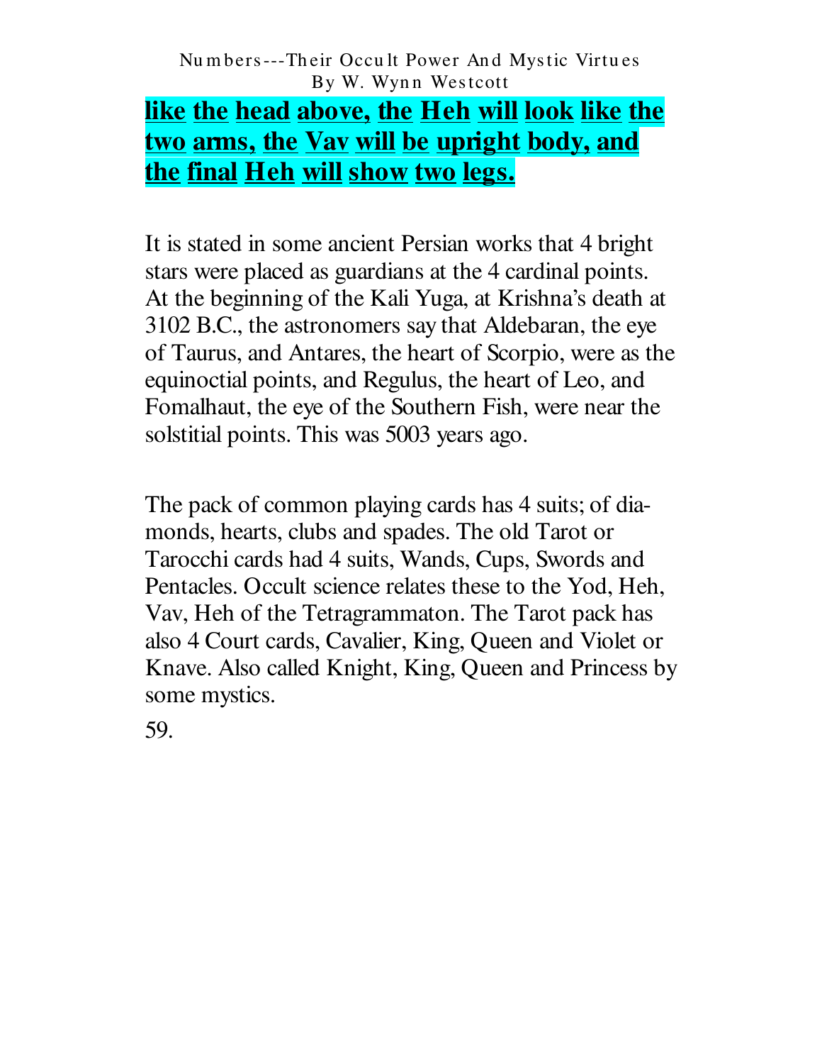**like the head above, the Heh will look like the two arms, the Vav will be upright body, and the final Heh will show two legs.**

It is stated in some ancient Persian works that 4 bright stars were placed as guardians at the 4 cardinal points. At the beginning of the Kali Yuga, at Krishna's death at 3102 B.C., the astronomers say that Aldebaran, the eye of Taurus, and Antares, the heart of Scorpio, were as the equinoctial points, and Regulus, the heart of Leo, and Fomalhaut, the eye of the Southern Fish, were near the solstitial points. This was 5003 years ago.

The pack of common playing cards has 4 suits; of diamonds, hearts, clubs and spades. The old Tarot or Tarocchi cards had 4 suits, Wands, Cups, Swords and Pentacles. Occult science relates these to the Yod, Heh, Vav, Heh of the Tetragrammaton. The Tarot pack has also 4 Court cards, Cavalier, King, Queen and Violet or Knave. Also called Knight, King, Queen and Princess by some mystics.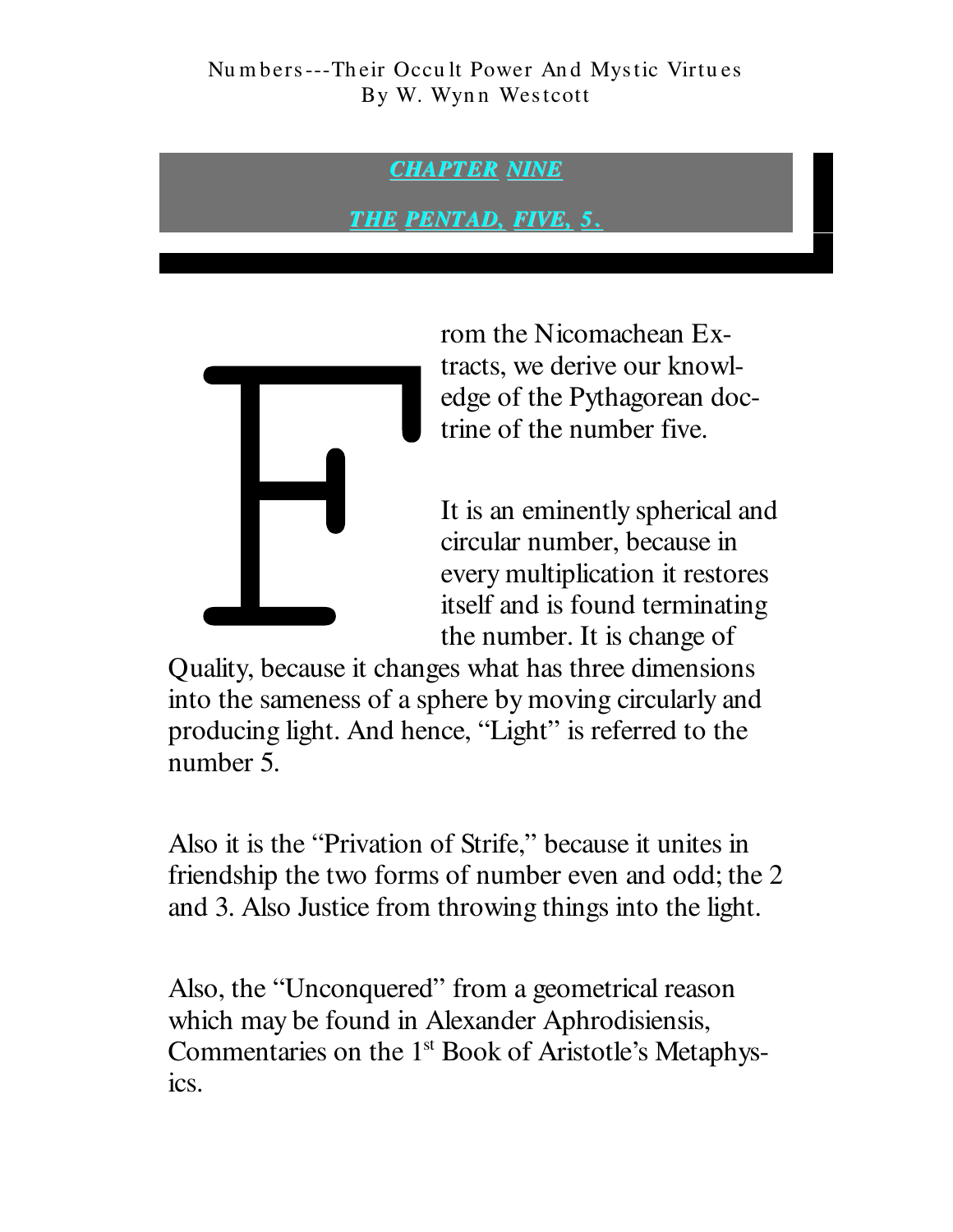## CHAPTER NINE

## THE PENTAD, FIVE, 5.

From the Nicomachean Extracts, we derive our knowledge of the Pythagorean doctrine of the number five.

It is an eminently spherical and circular number, because in every multiplication it restores itself and is found terminating the number. It is change of Quality, because it changes what has three dimensions into the sameness of a sphere by moving circularly and producing light. And hence, "Light" is referred to the number 5.

Also it is the "Privation of Strife," because it unites in friendship the two forms of number even and odd; the 2 and 3. Also Justice from throwing things into the light.

Also, the "Unconquered" from a geometrical reason which may be found in Alexander Aphrodisiensis, Commentaries on the 1st Book of Aristotle's Metaphysics.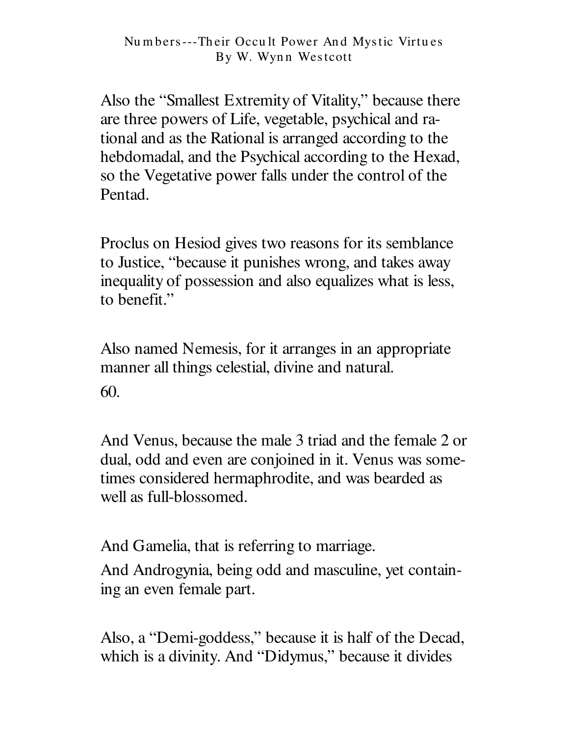Also the “Smallest Extremity of Vitality,” because there are three powers of Life, vegetable, psychical and rational and as the Rational is arranged according to the hebdomadal, and the Psychical according to the Hexad, so the Vegetative power falls under the control of the Pentad.

Proclus on Hesiod gives two reasons for its semblance to Justice, “because it punishes wrong, and takes away inequality of possession and also equalizes what is less, to benefit.”

Also named Nemesis, for it arranges in an appropriate manner all things celestial, divine and natural.

And Venus, because the male 3 triad and the female 2 or dual, odd and even are conjoined in it. Venus was sometimes considered hermaphrodite, and was bearded as well as full-blossomed.

And Gamelia, that is referring to marriage.

And Androgynia, being odd and masculine, yet containing an even female part.

Also, a “Demi-goddess,” because it is half of the Decad, which is a divinity. And “Didymus,” because it divides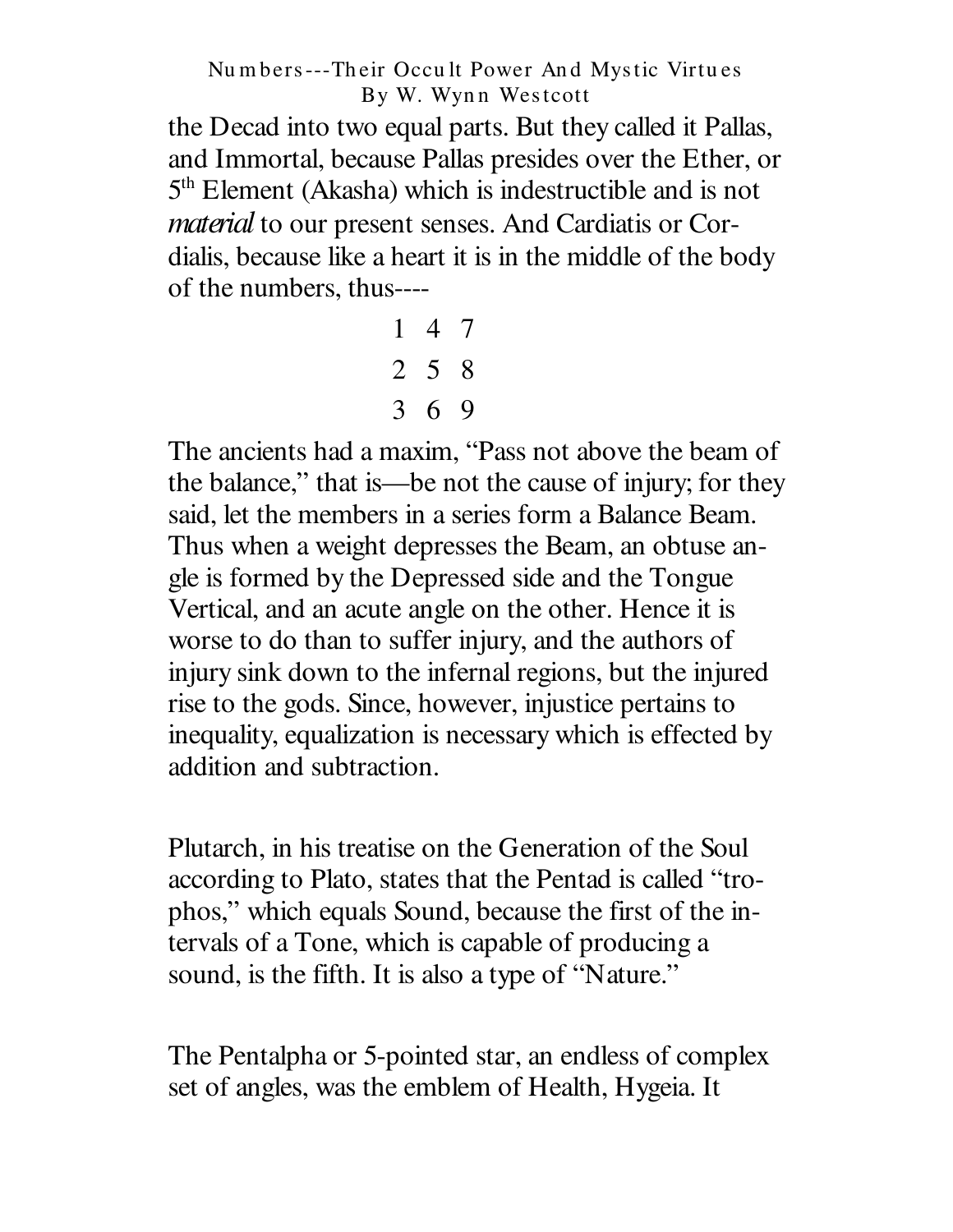the Decad into two equal parts. But they called it Pallas, and Immortal, because Pallas presides over the Ether, or 5th Element (Akasha) which is indestructible and is not *material* to our present senses. And Cardiatis or Cordialis, because like a heart it is in the middle of the body of the numbers, thus----

| | | |
|---|---|---|
| 1 | 4 | 7 |
| 2 | 5 | 8 |
| 3 | 6 | 9 |

The ancients had a maxim, "Pass not above the beam of the balance," that is—be not the cause of injury; for they said, let the members in a series form a Balance Beam. Thus when a weight depresses the Beam, an obtuse angle is formed by the Depressed side and the Tongue Vertical, and an acute angle on the other. Hence it is worse to do than to suffer injury, and the authors of injury sink down to the infernal regions, but the injured rise to the gods. Since, however, injustice pertains to inequality, equalization is necessary which is effected by addition and subtraction.

Plutarch, in his treatise on the Generation of the Soul according to Plato, states that the Pentad is called "trophos," which equals Sound, because the first of the intervals of a Tone, which is capable of producing a sound, is the fifth. It is also a type of "Nature."

The Pentalpha or 5-pointed star, an endless of complex set of angles, was the emblem of Health, Hygeia. It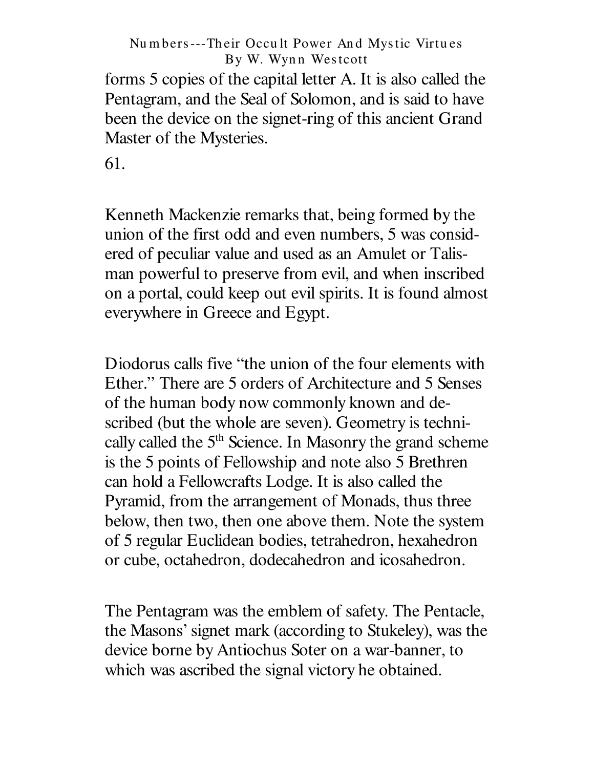forms 5 copies of the capital letter A. It is also called the Pentagram, and the Seal of Solomon, and is said to have been the device on the signet-ring of this ancient Grand Master of the Mysteries.

61.

Kenneth Mackenzie remarks that, being formed by the union of the first odd and even numbers, 5 was considered of peculiar value and used as an Amulet or Talisman powerful to preserve from evil, and when inscribed on a portal, could keep out evil spirits. It is found almost everywhere in Greece and Egypt.

Diodorus calls five "the union of the four elements with Ether." There are 5 orders of Architecture and 5 Senses of the human body now commonly known and described (but the whole are seven). Geometry is technically called the 5th Science. In Masonry the grand scheme is the 5 points of Fellowship and note also 5 Brethren can hold a Fellowcrafts Lodge. It is also called the Pyramid, from the arrangement of Monads, thus three below, then two, then one above them. Note the system of 5 regular Euclidean bodies, tetrahedron, hexahedron or cube, octahedron, dodecahedron and icosahedron.

The Pentagram was the emblem of safety. The Pentacle, the Masons' signet mark (according to Stukeley), was the device borne by Antiochus Soter on a war-banner, to which was ascribed the signal victory he obtained.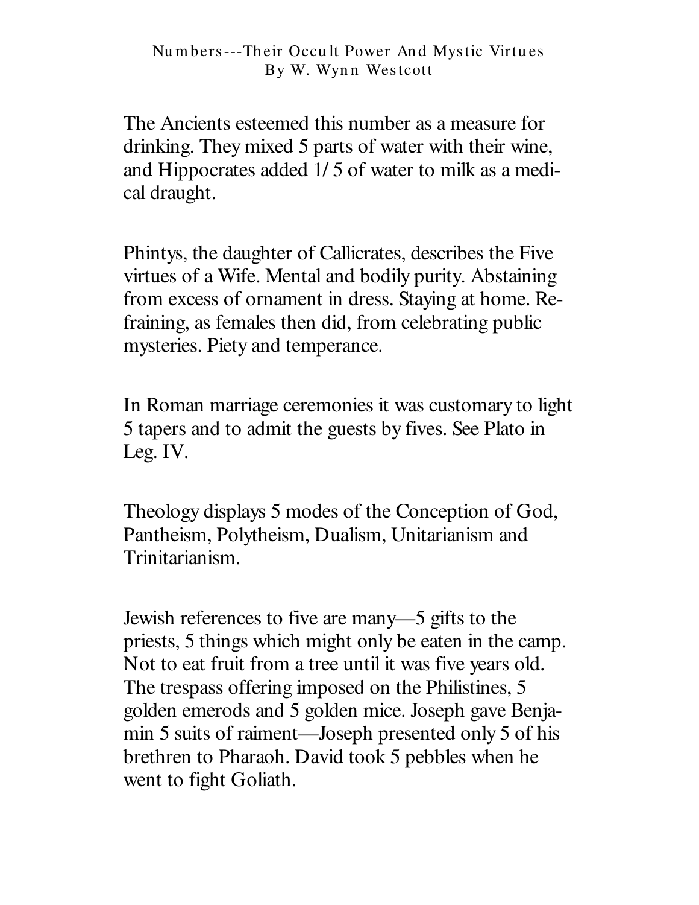The Ancients esteemed this number as a measure for drinking. They mixed 5 parts of water with their wine, and Hippocrates added 1/5 of water to milk as a medical draught.

Phintys, the daughter of Callicrates, describes the Five virtues of a Wife. Mental and bodily purity. Abstaining from excess of ornament in dress. Staying at home. Refraining, as females then did, from celebrating public mysteries. Piety and temperance.

In Roman marriage ceremonies it was customary to light 5 tapers and to admit the guests by fives. See Plato in Leg. IV.

Theology displays 5 modes of the Conception of God, Pantheism, Polytheism, Dualism, Unitarianism and Trinitarianism.

Jewish references to five are many—5 gifts to the priests, 5 things which might only be eaten in the camp. Not to eat fruit from a tree until it was five years old. The trespass offering imposed on the Philistines, 5 golden emerods and 5 golden mice. Joseph gave Benjamin 5 suits of raiment—Joseph presented only 5 of his brethren to Pharaoh. David took 5 pebbles when he went to fight Goliath.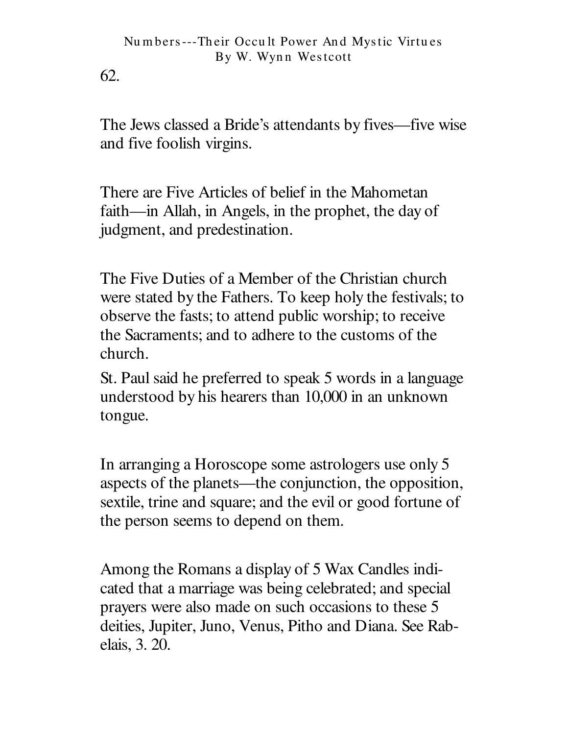The Jews classed a Bride's attendants by fives—five wise and five foolish virgins.

There are Five Articles of belief in the Mahometan faith—in Allah, in Angels, in the prophet, the day of judgment, and predestination.

The Five Duties of a Member of the Christian church were stated by the Fathers. To keep holy the festivals; to observe the fasts; to attend public worship; to receive the Sacraments; and to adhere to the customs of the church.

St. Paul said he preferred to speak 5 words in a language understood by his hearers than 10,000 in an unknown tongue.

In arranging a Horoscope some astrologers use only 5 aspects of the planets—the conjunction, the opposition, sextile, trine and square; and the evil or good fortune of the person seems to depend on them.

Among the Romans a display of 5 Wax Candles indicated that a marriage was being celebrated; and special prayers were also made on such occasions to these 5 deities, Jupiter, Juno, Venus, Pitho and Diana. See Rabelais, 3. 20.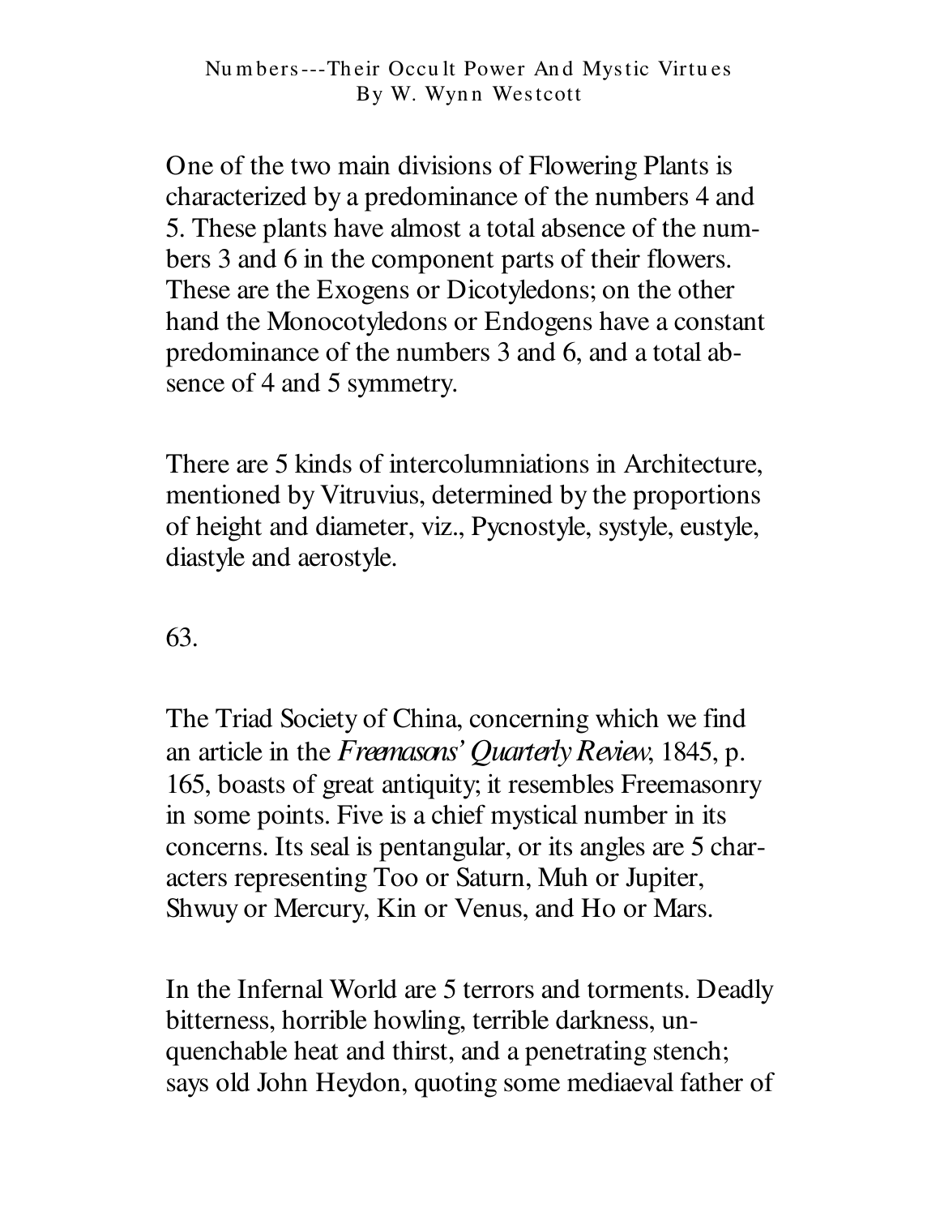One of the two main divisions of Flowering Plants is characterized by a predominance of the numbers 4 and 5. These plants have almost a total absence of the numbers 3 and 6 in the component parts of their flowers. These are the Exogens or Dicotyledons; on the other hand the Monocotyledons or Endogens have a constant predominance of the numbers 3 and 6, and a total absence of 4 and 5 symmetry.

There are 5 kinds of intercolumniations in Architecture, mentioned by Vitruvius, determined by the proportions of height and diameter, viz., Pycnostyle, systyle, eustyle, diastyle and aerostyle.

63.

The Triad Society of China, concerning which we find an article in the *Freemasons' Quarterly Review*, 1845, p. 165, boasts of great antiquity; it resembles Freemasonry in some points. Five is a chief mystical number in its concerns. Its seal is pentangular, or its angles are 5 characters representing Too or Saturn, Muh or Jupiter, Shwuy or Mercury, Kin or Venus, and Ho or Mars.

In the Infernal World are 5 terrors and torments. Deadly bitterness, horrible howling, terrible darkness, unquenchable heat and thirst, and a penetrating stench; says old John Heydon, quoting some mediaeval father of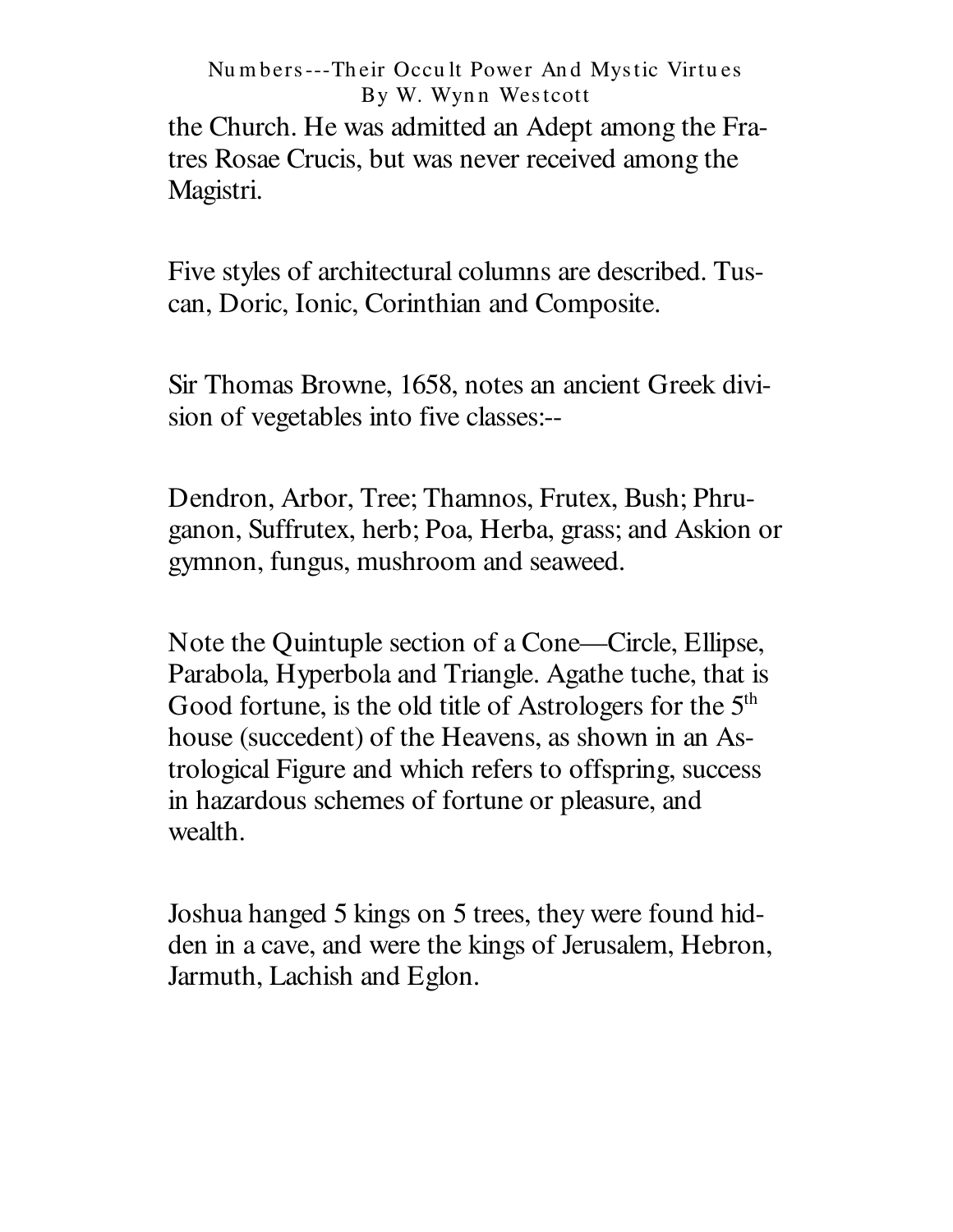the Church. He was admitted an Adept among the Fratres Rosae Crucis, but was never received among the Magistri.

Five styles of architectural columns are described. Tuscan, Doric, Ionic, Corinthian and Composite.

Sir Thomas Browne, 1658, notes an ancient Greek division of vegetables into five classes:--

Dendron, Arbor, Tree; Thamnos, Frutex, Bush; Phruganon, Suffrutex, herb; Poa, Herba, grass; and Askion or gymnon, fungus, mushroom and seaweed.

Note the Quintuple section of a Cone—Circle, Ellipse, Parabola, Hyperbola and Triangle. Agathe tuche, that is Good fortune, is the old title of Astrologers for the 5th house (succedent) of the Heavens, as shown in an Astrological Figure and which refers to offspring, success in hazardous schemes of fortune or pleasure, and wealth.

Joshua hanged 5 kings on 5 trees, they were found hidden in a cave, and were the kings of Jerusalem, Hebron, Jarmuth, Lachish and Eglon.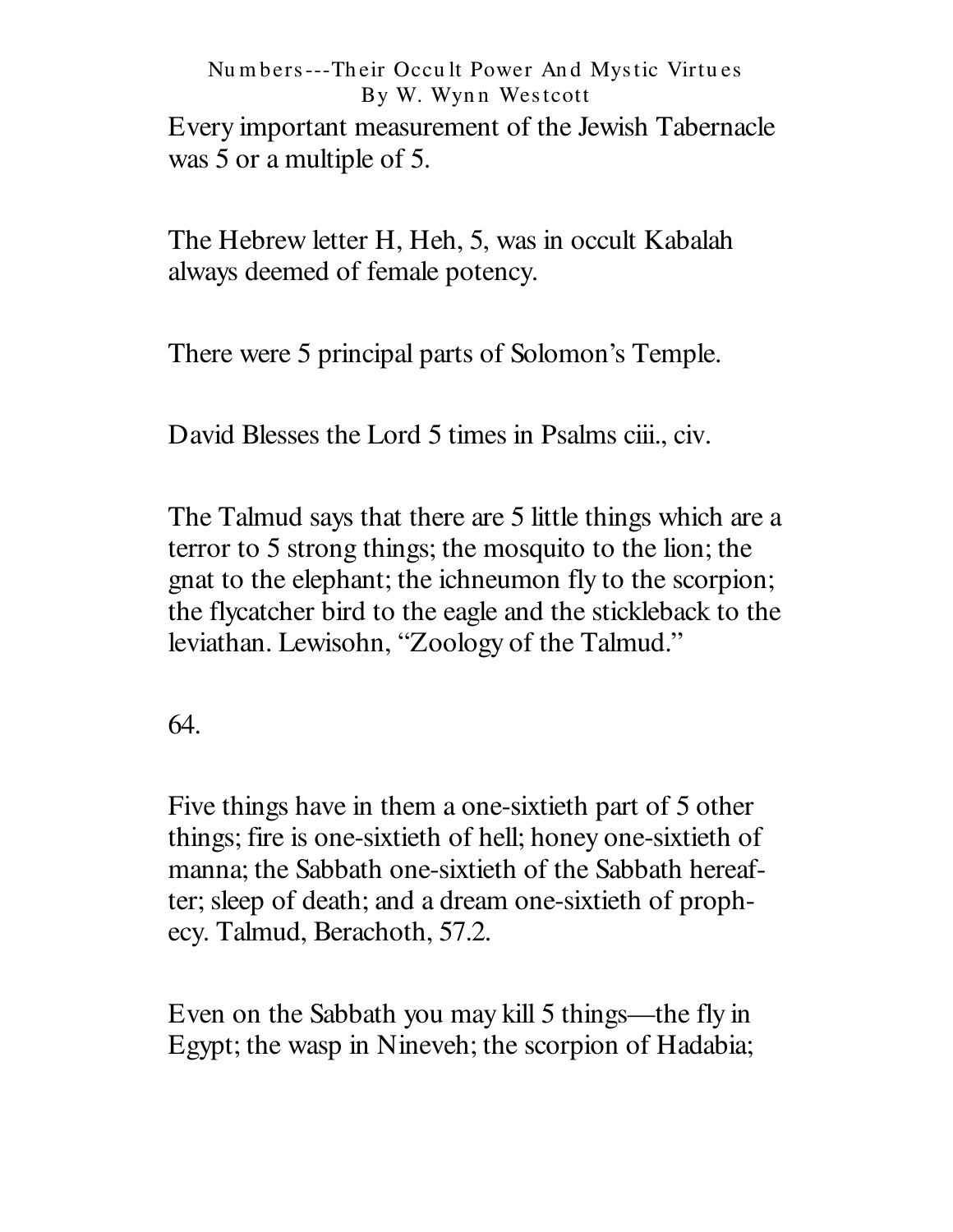Every important measurement of the Jewish Tabernacle was 5 or a multiple of 5.

The Hebrew letter H, Heh, 5, was in occult Kabalah always deemed of female potency.

There were 5 principal parts of Solomon's Temple.

David Blesses the Lord 5 times in Psalms ciii., civ.

The Talmud says that there are 5 little things which are a terror to 5 strong things; the mosquito to the lion; the gnat to the elephant; the ichneumon fly to the scorpion; the flycatcher bird to the eagle and the stickleback to the leviathan. Lewisohn, "Zoology of the Talmud."

64.

Five things have in them a one-sixtieth part of 5 other things; fire is one-sixtieth of hell; honey one-sixtieth of manna; the Sabbath one-sixtieth of the Sabbath hereafter; sleep of death; and a dream one-sixtieth of prophecy. Talmud, Berachoth, 57.2.

Even on the Sabbath you may kill 5 things—the fly in Egypt; the wasp in Nineveh; the scorpion of Hadabia;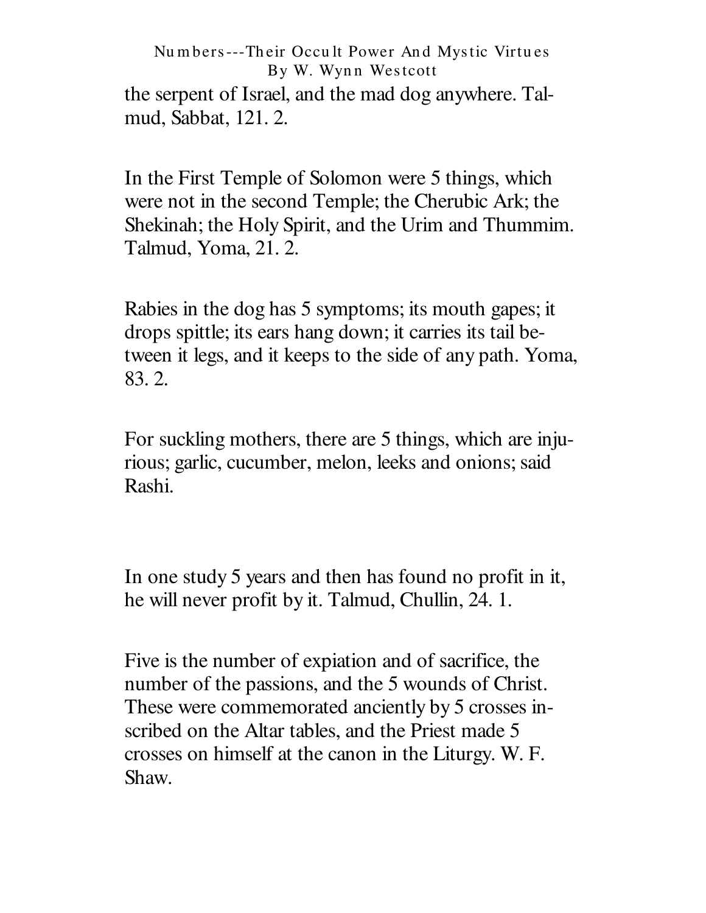the serpent of Israel, and the mad dog anywhere. Talmud, Sabbat, 121. 2.

In the First Temple of Solomon were 5 things, which were not in the second Temple; the Cherubic Ark; the Shekinah; the Holy Spirit, and the Urim and Thummim. Talmud, Yoma, 21. 2.

Rabies in the dog has 5 symptoms; its mouth gapes; it drops spittle; its ears hang down; it carries its tail between it legs, and it keeps to the side of any path. Yoma, 83. 2.

For suckling mothers, there are 5 things, which are injurious; garlic, cucumber, melon, leeks and onions; said Rashi.

In one study 5 years and then has found no profit in it, he will never profit by it. Talmud, Chullin, 24. 1.

Five is the number of expiation and of sacrifice, the number of the passions, and the 5 wounds of Christ. These were commemorated anciently by 5 crosses inscribed on the Altar tables, and the Priest made 5 crosses on himself at the canon in the Liturgy. W. F. Shaw.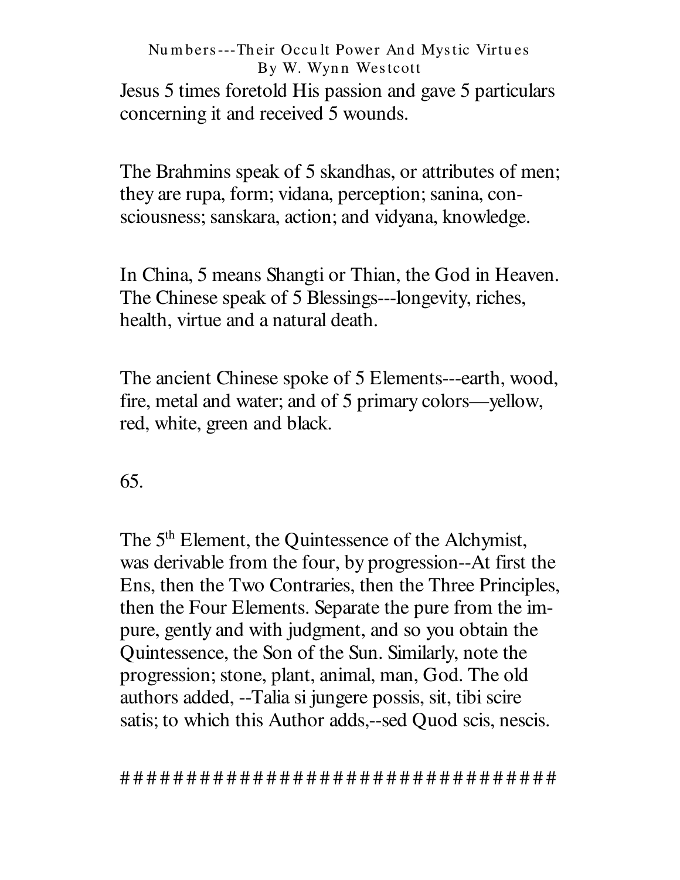Jesus 5 times foretold His passion and gave 5 particulars concerning it and received 5 wounds.

The Brahmins speak of 5 skandhas, or attributes of men; they are rupa, form; vidana, perception; sanina, consciousness; sanskara, action; and vidyana, knowledge.

In China, 5 means Shangti or Thian, the God in Heaven. The Chinese speak of 5 Blessings---longevity, riches, health, virtue and a natural death.

The ancient Chinese spoke of 5 Elements---earth, wood, fire, metal and water; and of 5 primary colors—yellow, red, white, green and black.

65.

The 5th Element, the Quintessence of the Alchymist, was derivable from the four, by progression--At first the Ens, then the Two Contraries, then the Three Principles, then the Four Elements. Separate the pure from the impure, gently and with judgment, and so you obtain the Quintessence, the Son of the Sun. Similarly, note the progression; stone, plant, animal, man, God. The old authors added, --Talia si jungere possis, sit, tibi scire satis; to which this Author adds,--sed Quod scis, nescis.

##################################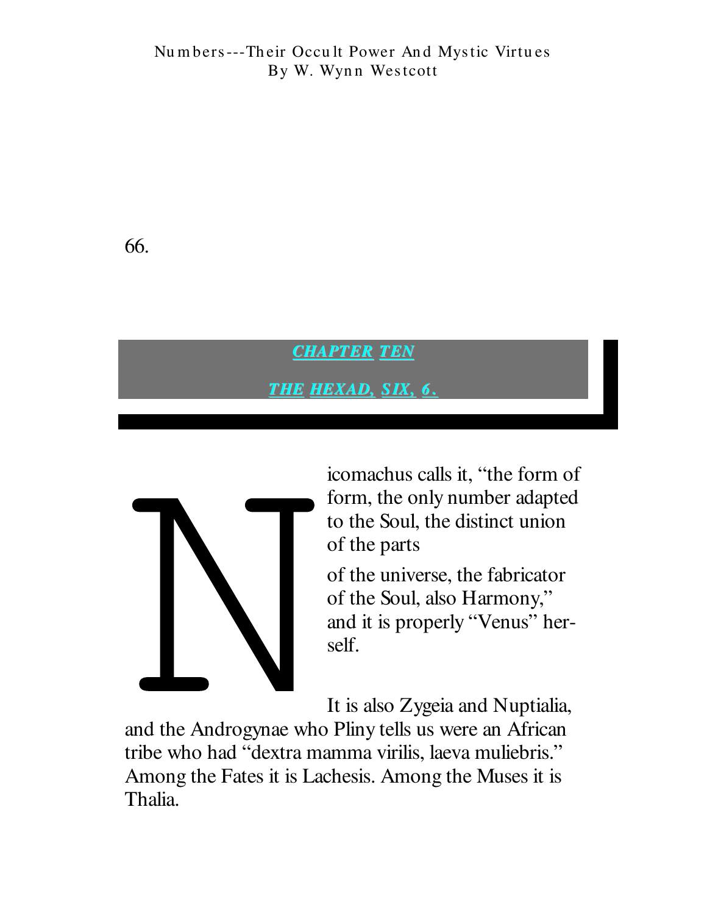66.

## CHAPTER TEN

## THE HEXAD, SIX, 6.

Nicomachus calls it, "the form of form, the only number adapted to the Soul, the distinct union of the parts of the universe, the fabricator of the Soul, also Harmony," and it is properly "Venus" herself.

It is also Zygeia and Nuptialia, and the Androgynae who Pliny tells us were an African tribe who had "dextra mamma virilis, laeva muliebris." Among the Fates it is Lachesis. Among the Muses it is Thalia.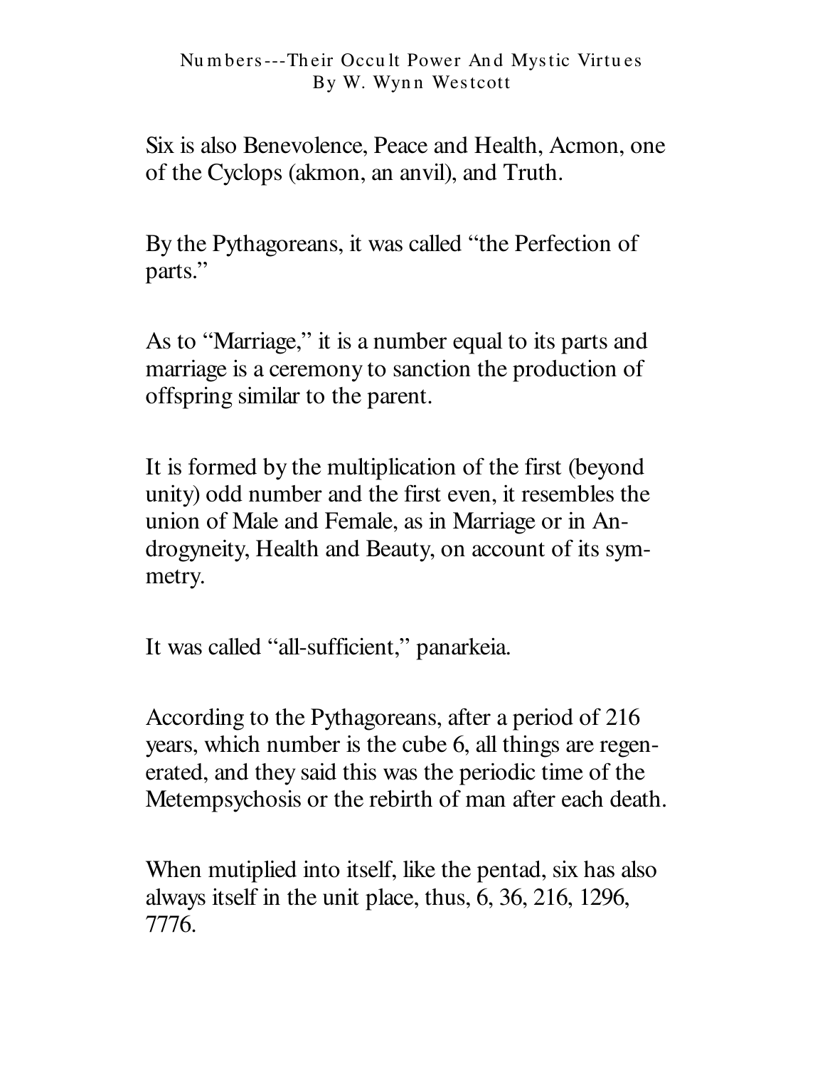Six is also Benevolence, Peace and Health, Acmon, one of the Cyclops (akmon, an anvil), and Truth.

By the Pythagoreans, it was called "the Perfection of parts."

As to "Marriage," it is a number equal to its parts and marriage is a ceremony to sanction the production of offspring similar to the parent.

It is formed by the multiplication of the first (beyond unity) odd number and the first even, it resembles the union of Male and Female, as in Marriage or in Androgyneity, Health and Beauty, on account of its symmetry.

It was called "all-sufficient," panarkeia.

According to the Pythagoreans, after a period of 216 years, which number is the cube 6, all things are regenerated, and they said this was the periodic time of the Metempsychosis or the rebirth of man after each death.

When mutiplied into itself, like the pentad, six has also always itself in the unit place, thus, 6, 36, 216, 1296, 7776.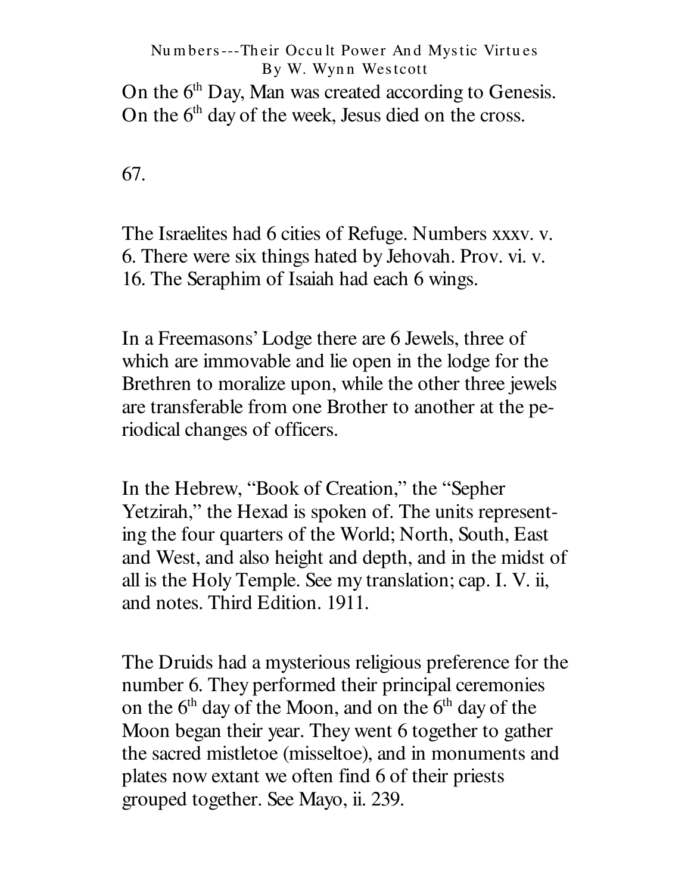On the 6th Day, Man was created according to Genesis. On the 6th day of the week, Jesus died on the cross.

67.

The Israelites had 6 cities of Refuge. Numbers xxxv. v. 6. There were six things hated by Jehovah. Prov. vi. v. 16. The Seraphim of Isaiah had each 6 wings.

In a Freemasons' Lodge there are 6 Jewels, three of which are immovable and lie open in the lodge for the Brethren to moralize upon, while the other three jewels are transferable from one Brother to another at the periodical changes of officers.

In the Hebrew, "Book of Creation," the "Sepher Yetzirah," the Hexad is spoken of. The units representing the four quarters of the World; North, South, East and West, and also height and depth, and in the midst of all is the Holy Temple. See my translation; cap. I. V. ii, and notes. Third Edition. 1911.

The Druids had a mysterious religious preference for the number 6. They performed their principal ceremonies on the 6th day of the Moon, and on the 6th day of the Moon began their year. They went 6 together to gather the sacred mistletoe (misseltoe), and in monuments and plates now extant we often find 6 of their priests grouped together. See Mayo, ii. 239.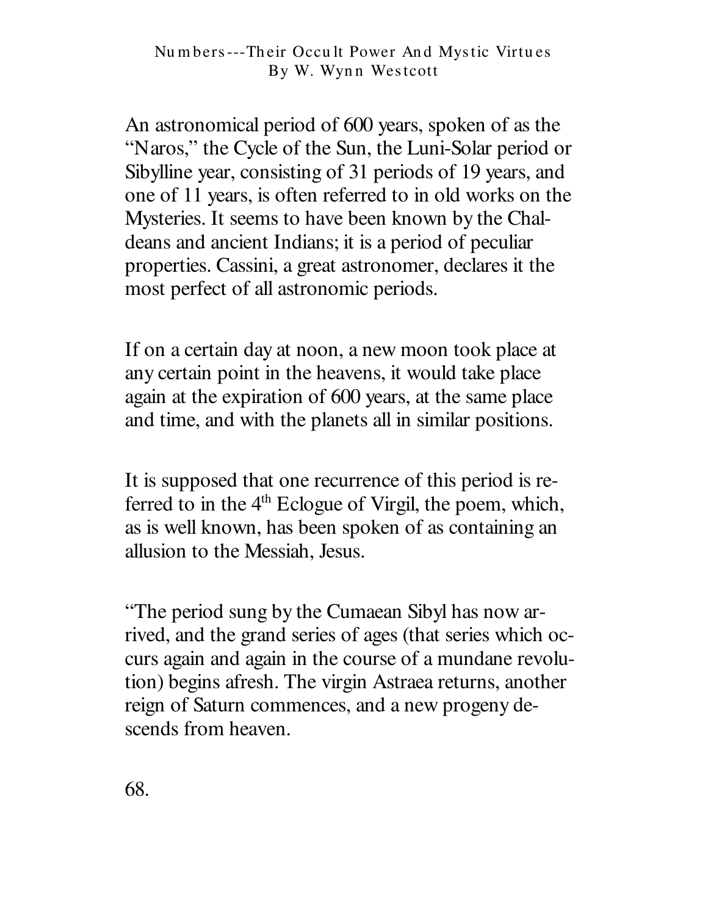An astronomical period of 600 years, spoken of as the "Naros," the Cycle of the Sun, the Luni-Solar period or Sibylline year, consisting of 31 periods of 19 years, and one of 11 years, is often referred to in old works on the Mysteries. It seems to have been known by the Chaldeans and ancient Indians; it is a period of peculiar properties. Cassini, a great astronomer, declares it the most perfect of all astronomic periods.

If on a certain day at noon, a new moon took place at any certain point in the heavens, it would take place again at the expiration of 600 years, at the same place and time, and with the planets all in similar positions.

It is supposed that one recurrence of this period is referred to in the 4th Eclogue of Virgil, the poem, which, as is well known, has been spoken of as containing an allusion to the Messiah, Jesus.

"The period sung by the Cumaean Sibyl has now arrived, and the grand series of ages (that series which occurs again and again in the course of a mundane revolution) begins afresh. The virgin Astraea returns, another reign of Saturn commences, and a new progeny descends from heaven.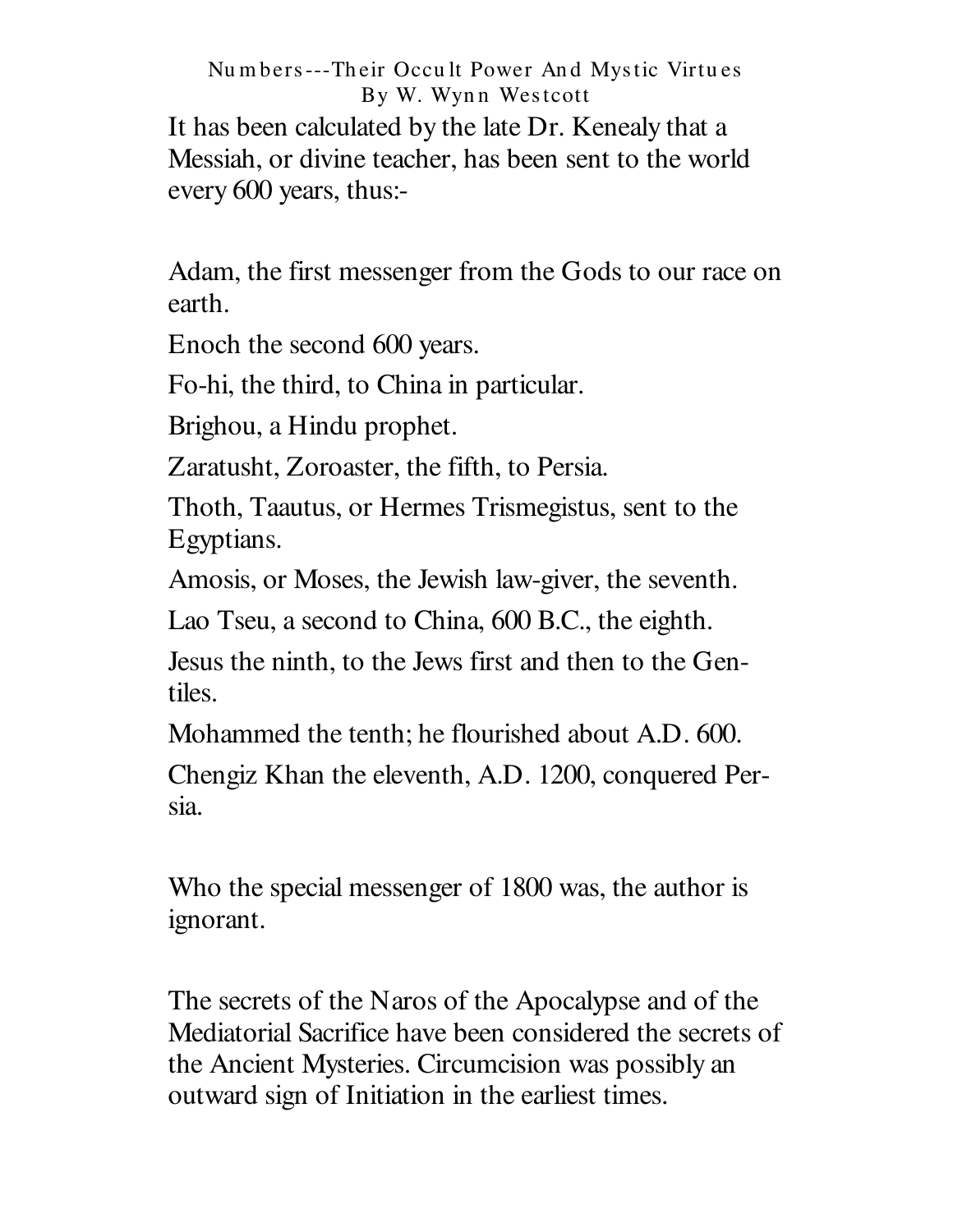It has been calculated by the late Dr. Kenealy that a Messiah, or divine teacher, has been sent to the world every 600 years, thus:-

Adam, the first messenger from the Gods to our race on earth.

Enoch the second 600 years.

Fo-hi, the third, to China in particular.

Brighou, a Hindu prophet.

Zaratusht, Zoroaster, the fifth, to Persia.

Thoth, Taautus, or Hermes Trismegistus, sent to the Egyptians.

Amosis, or Moses, the Jewish law-giver, the seventh.

Lao Tseu, a second to China, 600 B.C., the eighth.

Jesus the ninth, to the Jews first and then to the Gentiles.

Mohammed the tenth; he flourished about A.D. 600.

Chengiz Khan the eleventh, A.D. 1200, conquered Persia.

Who the special messenger of 1800 was, the author is ignorant.

The secrets of the Naros of the Apocalypse and of the Mediatorial Sacrifice have been considered the secrets of the Ancient Mysteries. Circumcision was possibly an outward sign of Initiation in the earliest times.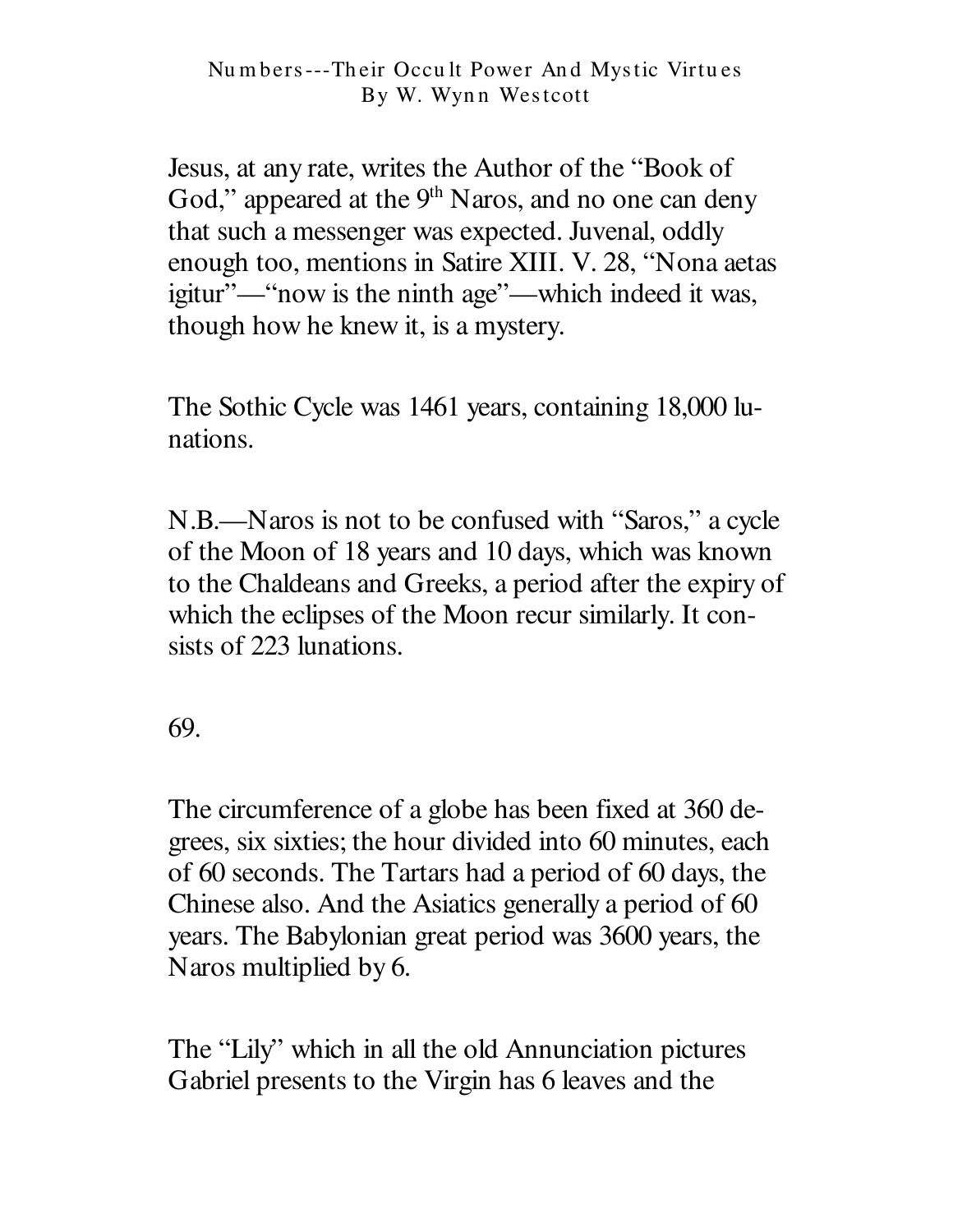Jesus, at any rate, writes the Author of the "Book of God," appeared at the 9th Naros, and no one can deny that such a messenger was expected. Juvenal, oddly enough too, mentions in Satire XIII. V. 28, "Nona aetas igitur"—"now is the ninth age"—which indeed it was, though how he knew it, is a mystery.

The Sothic Cycle was 1461 years, containing 18,000 lunations.

N.B.—Naros is not to be confused with "Saros," a cycle of the Moon of 18 years and 10 days, which was known to the Chaldeans and Greeks, a period after the expiry of which the eclipses of the Moon recur similarly. It consists of 223 lunations.

69.

The circumference of a globe has been fixed at 360 degrees, six sixties; the hour divided into 60 minutes, each of 60 seconds. The Tartars had a period of 60 days, the Chinese also. And the Asiatics generally a period of 60 years. The Babylonian great period was 3600 years, the Naros multiplied by 6.

The "Lily" which in all the old Annunciation pictures Gabriel presents to the Virgin has 6 leaves and the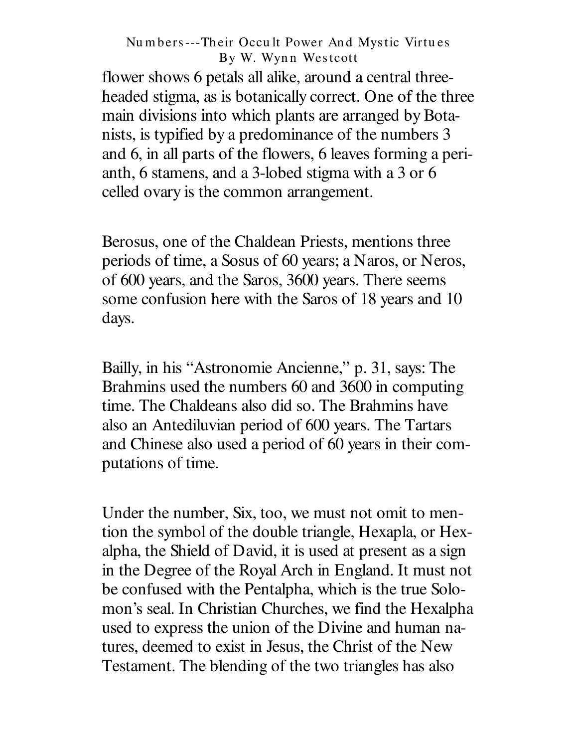flower shows 6 petals all alike, around a central three-headed stigma, as is botanically correct. One of the three main divisions into which plants are arranged by Botanists, is typified by a predominance of the numbers 3 and 6, in all parts of the flowers, 6 leaves forming a perianth, 6 stamens, and a 3-lobed stigma with a 3 or 6 celled ovary is the common arrangement.

Berosus, one of the Chaldean Priests, mentions three periods of time, a Sosus of 60 years; a Naros, or Neros, of 600 years, and the Saros, 3600 years. There seems some confusion here with the Saros of 18 years and 10 days.

Bailly, in his "Astronomie Ancienne," p. 31, says: The Brahmins used the numbers 60 and 3600 in computing time. The Chaldeans also did so. The Brahmins have also an Antediluvian period of 600 years. The Tartars and Chinese also used a period of 60 years in their computations of time.

Under the number, Six, too, we must not omit to mention the symbol of the double triangle, Hexapla, or Hexalpha, the Shield of David, it is used at present as a sign in the Degree of the Royal Arch in England. It must not be confused with the Pentalpha, which is the true Solomon's seal. In Christian Churches, we find the Hexalpha used to express the union of the Divine and human natures, deemed to exist in Jesus, the Christ of the New Testament. The blending of the two triangles has also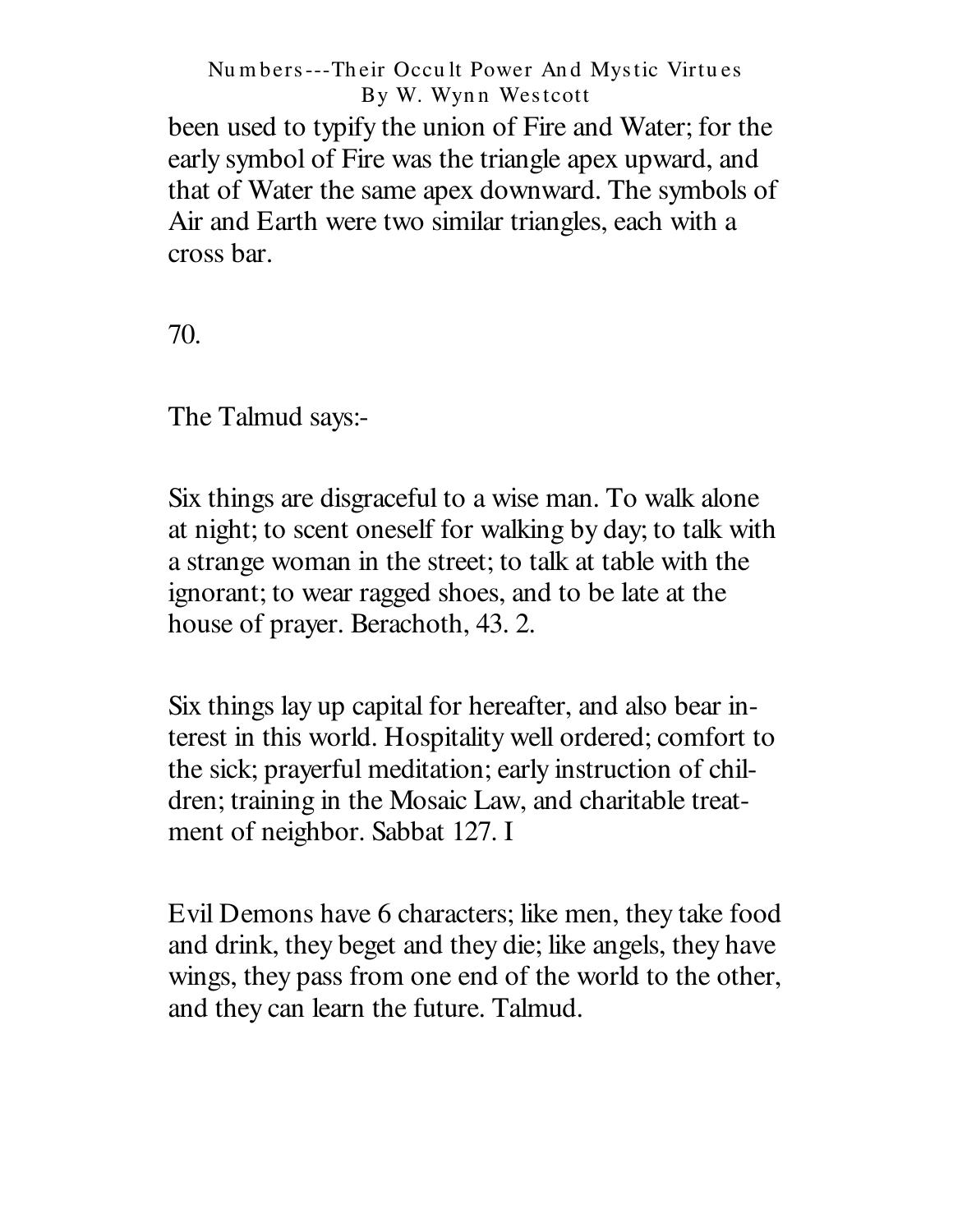been used to typify the union of Fire and Water; for the early symbol of Fire was the triangle apex upward, and that of Water the same apex downward. The symbols of Air and Earth were two similar triangles, each with a cross bar.

70.

The Talmud says:-

Six things are disgraceful to a wise man. To walk alone at night; to scent oneself for walking by day; to talk with a strange woman in the street; to talk at table with the ignorant; to wear ragged shoes, and to be late at the house of prayer. Berachoth, 43. 2.

Six things lay up capital for hereafter, and also bear interest in this world. Hospitality well ordered; comfort to the sick; prayerful meditation; early instruction of children; training in the Mosaic Law, and charitable treatment of neighbor. Sabbat 127. I

Evil Demons have 6 characters; like men, they take food and drink, they beget and they die; like angels, they have wings, they pass from one end of the world to the other, and they can learn the future. Talmud.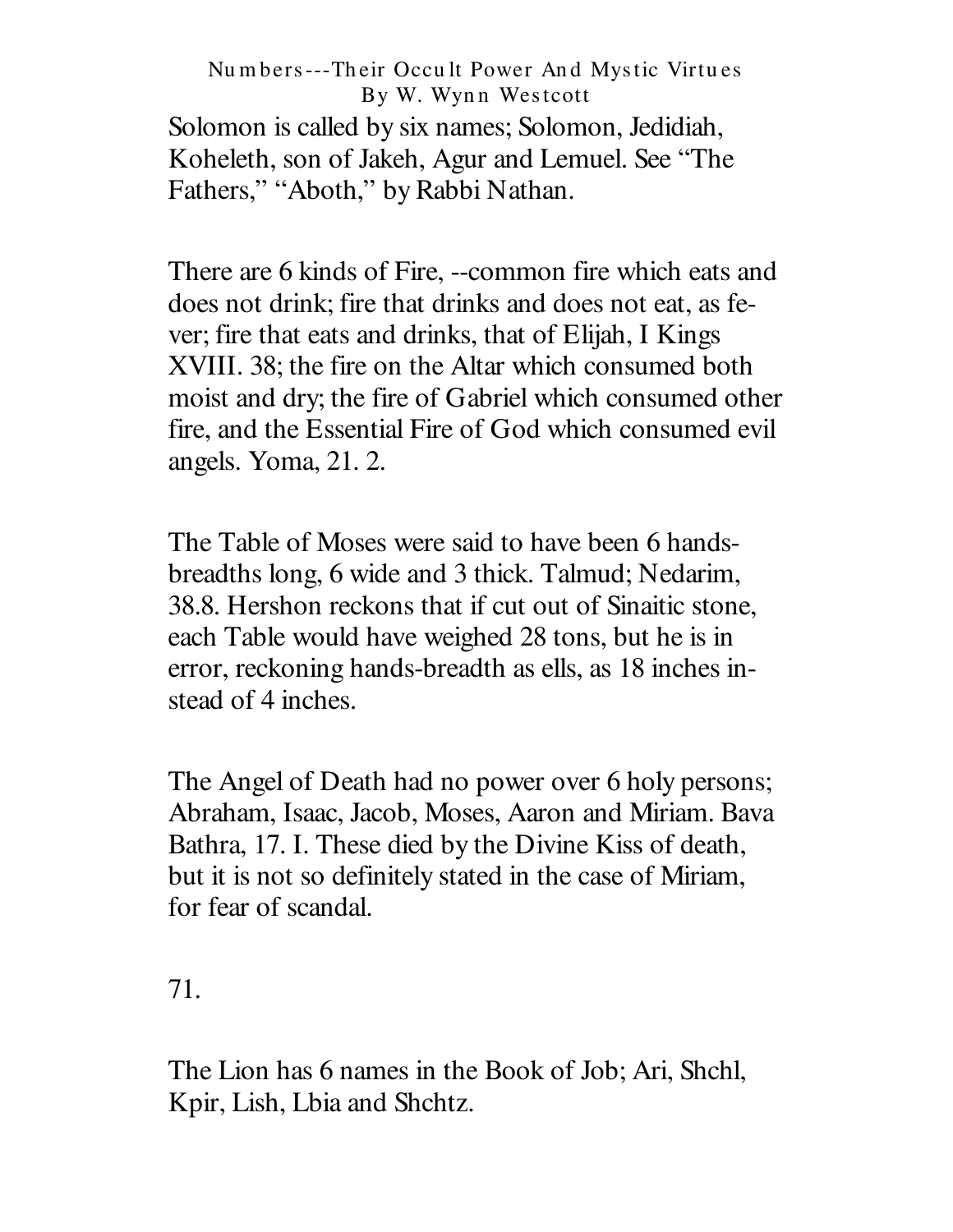Solomon is called by six names; Solomon, Jedidiah, Koheleth, son of Jakeh, Agur and Lemuel. See “The Fathers,” “Aboth,” by Rabbi Nathan.

There are 6 kinds of Fire, --common fire which eats and does not drink; fire that drinks and does not eat, as fever; fire that eats and drinks, that of Elijah, I Kings XVIII. 38; the fire on the Altar which consumed both moist and dry; the fire of Gabriel which consumed other fire, and the Essential Fire of God which consumed evil angels. Yoma, 21. 2.

The Table of Moses were said to have been 6 hands-breadths long, 6 wide and 3 thick. Talmud; Nedarim, 38.8. Hershon reckons that if cut out of Sinaitic stone, each Table would have weighed 28 tons, but he is in error, reckoning hands-breadth as ells, as 18 inches instead of 4 inches.

The Angel of Death had no power over 6 holy persons; Abraham, Isaac, Jacob, Moses, Aaron and Miriam. Bava Bathra, 17. I. These died by the Divine Kiss of death, but it is not so definitely stated in the case of Miriam, for fear of scandal.

71.

The Lion has 6 names in the Book of Job; Ari, Shchl, Kpir, Lish, Lbia and Shchtz.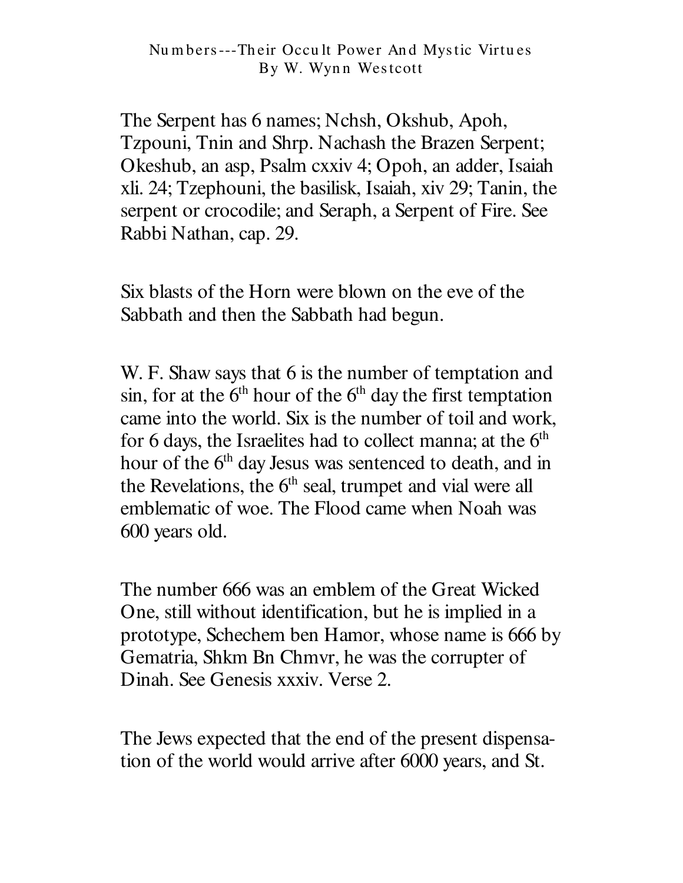The Serpent has 6 names; Nchsh, Okshub, Apoh, Tzpouni, Tnin and Shrp. Nachash the Brazen Serpent; Okeshub, an asp, Psalm cxxiv 4; Opoh, an adder, Isaiah xli. 24; Tzephouni, the basilisk, Isaiah, xiv 29; Tanin, the serpent or crocodile; and Seraph, a Serpent of Fire. See Rabbi Nathan, cap. 29.

Six blasts of the Horn were blown on the eve of the Sabbath and then the Sabbath had begun.

W. F. Shaw says that 6 is the number of temptation and sin, for at the 6th hour of the 6th day the first temptation came into the world. Six is the number of toil and work, for 6 days, the Israelites had to collect manna; at the 6th hour of the 6th day Jesus was sentenced to death, and in the Revelations, the 6th seal, trumpet and vial were all emblematic of woe. The Flood came when Noah was 600 years old.

The number 666 was an emblem of the Great Wicked One, still without identification, but he is implied in a prototype, Schechem ben Hamor, whose name is 666 by Gematria, Shkm Bn Chmvr, he was the corrupter of Dinah. See Genesis xxxiv. Verse 2.

The Jews expected that the end of the present dispensation of the world would arrive after 6000 years, and St.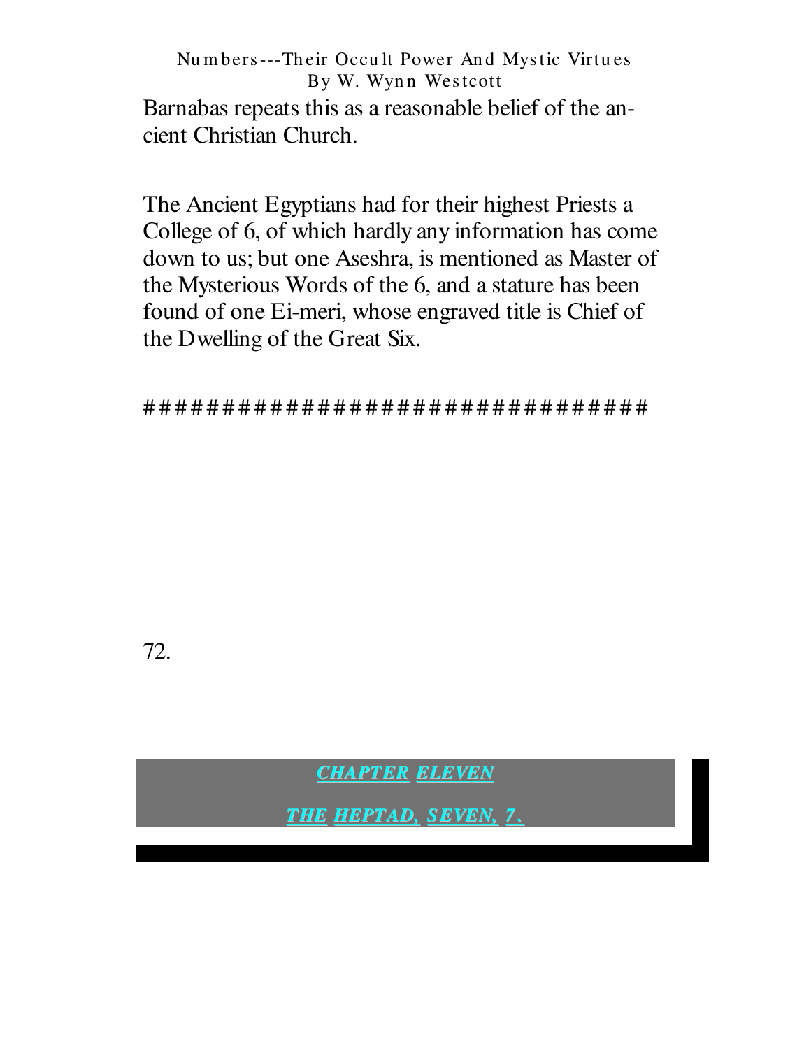Barnabas repeats this as a reasonable belief of the ancient Christian Church.

The Ancient Egyptians had for their highest Priests a College of 6, of which hardly any information has come down to us; but one Aseshra, is mentioned as Master of the Mysterious Words of the 6, and a stature has been found of one Ei-meri, whose engraved title is Chief of the Dwelling of the Great Six.

#################################

72.

## CHAPTER ELEVEN

## THE HEPTAD, SEVEN, 7.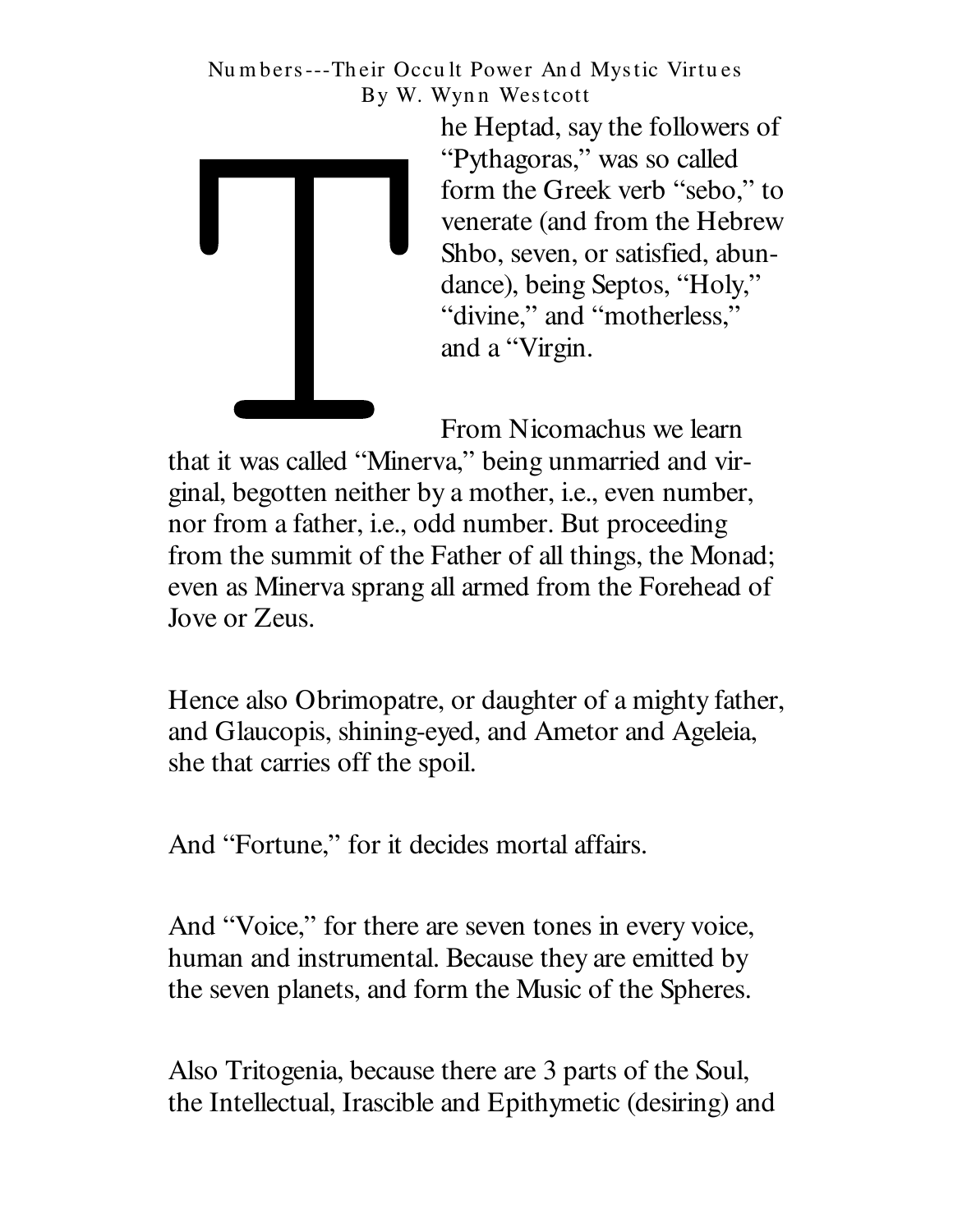The Heptad, say the followers of "Pythagoras," was so called form the Greek verb "sebo," to venerate (and from the Hebrew Shbo, seven, or satisfied, abundance), being Septos, "Holy," "divine," and "motherless," and a "Virgin.

From Nicomachus we learn that it was called "Minerva," being unmarried and virginal, begotten neither by a mother, i.e., even number, nor from a father, i.e., odd number. But proceeding from the summit of the Father of all things, the Monad; even as Minerva sprang all armed from the Forehead of Jove or Zeus.

Hence also Obrimopatre, or daughter of a mighty father, and Glaucopis, shining-eyed, and Ametor and Ageleia, she that carries off the spoil.

And "Fortune," for it decides mortal affairs.

And "Voice," for there are seven tones in every voice, human and instrumental. Because they are emitted by the seven planets, and form the Music of the Spheres.

Also Tritogenia, because there are 3 parts of the Soul, the Intellectual, Irascible and Epithymetic (desiring) and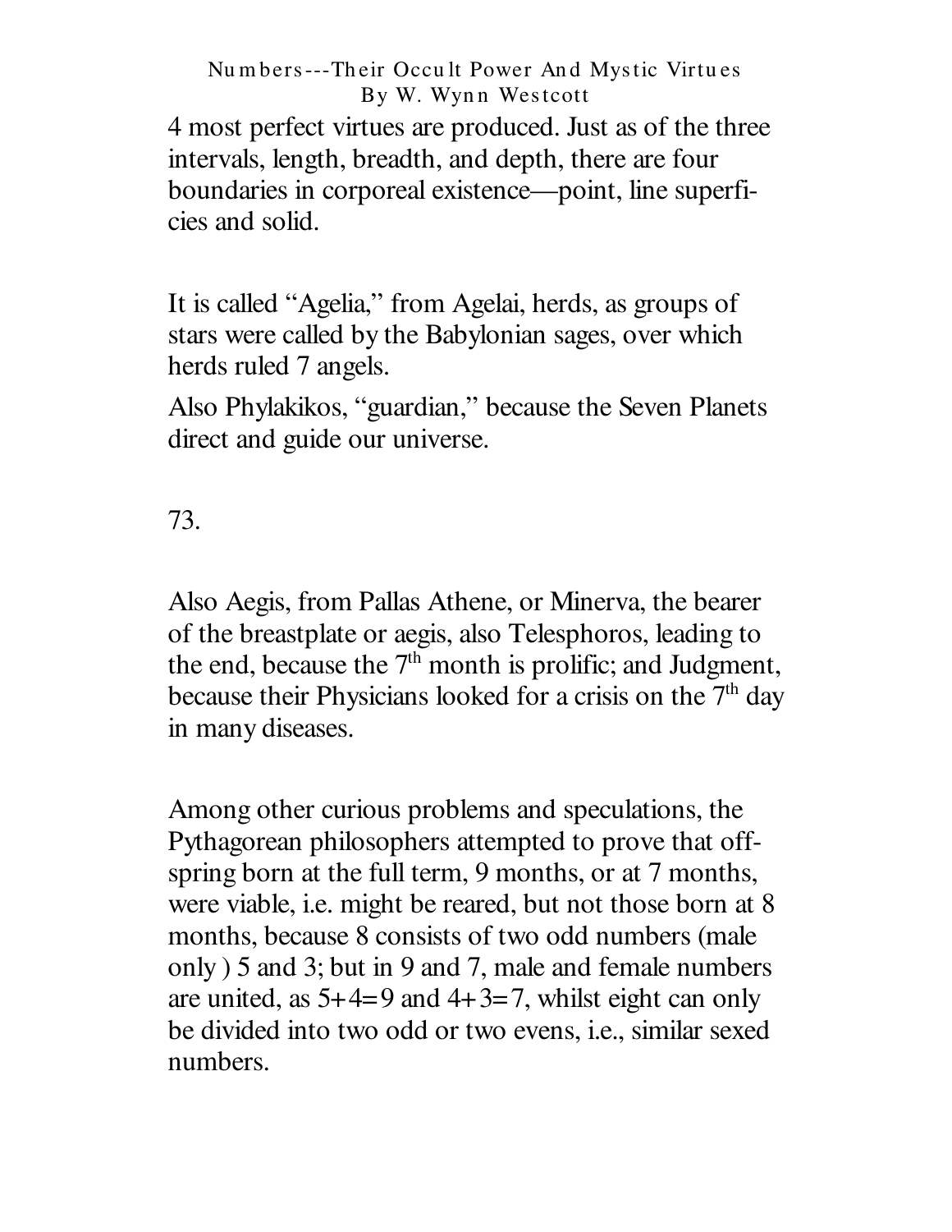4 most perfect virtues are produced. Just as of the three intervals, length, breadth, and depth, there are four boundaries in corporeal existence—point, line superficies and solid.

It is called “Agelia,” from Agelai, herds, as groups of stars were called by the Babylonian sages, over which herds ruled 7 angels.

Also Phylakikos, “guardian,” because the Seven Planets direct and guide our universe.

73.

Also Aegis, from Pallas Athene, or Minerva, the bearer of the breastplate or aegis, also Telesphoros, leading to the end, because the 7th month is prolific; and Judgment, because their Physicians looked for a crisis on the 7th day in many diseases.

Among other curious problems and speculations, the Pythagorean philosophers attempted to prove that offspring born at the full term, 9 months, or at 7 months, were viable, i.e. might be reared, but not those born at 8 months, because 8 consists of two odd numbers (male only ) 5 and 3; but in 9 and 7, male and female numbers are united, as 5+4=9 and 4+3=7, whilst eight can only be divided into two odd or two evens, i.e., similar sexed numbers.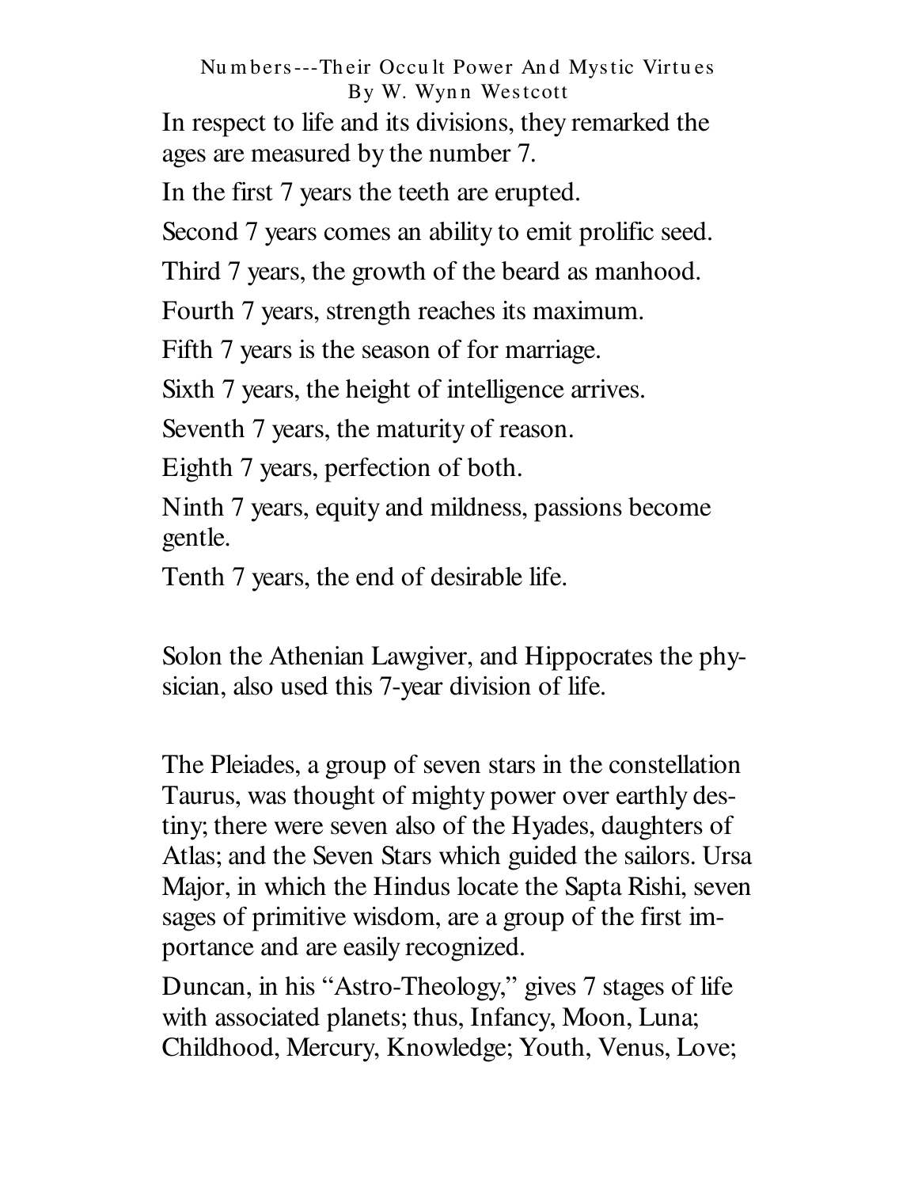In respect to life and its divisions, they remarked the ages are measured by the number 7.

In the first 7 years the teeth are erupted.

Second 7 years comes an ability to emit prolific seed.

Third 7 years, the growth of the beard as manhood.

Fourth 7 years, strength reaches its maximum.

Fifth 7 years is the season of for marriage.

Sixth 7 years, the height of intelligence arrives.

Seventh 7 years, the maturity of reason.

Eighth 7 years, perfection of both.

Ninth 7 years, equity and mildness, passions become gentle.

Tenth 7 years, the end of desirable life.

Solon the Athenian Lawgiver, and Hippocrates the physician, also used this 7-year division of life.

The Pleiades, a group of seven stars in the constellation Taurus, was thought of mighty power over earthly destiny; there were seven also of the Hyades, daughters of Atlas; and the Seven Stars which guided the sailors. Ursa Major, in which the Hindus locate the Sapta Rishi, seven sages of primitive wisdom, are a group of the first importance and are easily recognized.

Duncan, in his "Astro-Theology," gives 7 stages of life with associated planets; thus, Infancy, Moon, Luna; Childhood, Mercury, Knowledge; Youth, Venus, Love;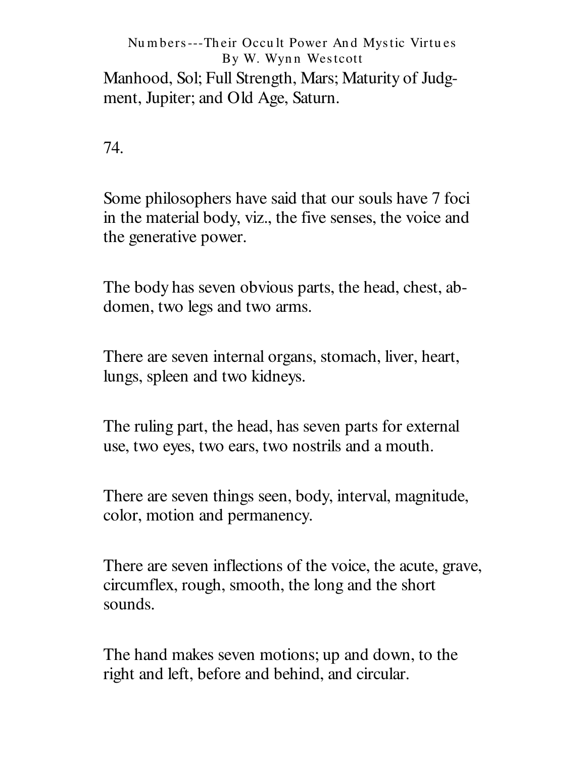Manhood, Sol; Full Strength, Mars; Maturity of Judgment, Jupiter; and Old Age, Saturn.

74.

Some philosophers have said that our souls have 7 foci in the material body, viz., the five senses, the voice and the generative power.

The body has seven obvious parts, the head, chest, abdomen, two legs and two arms.

There are seven internal organs, stomach, liver, heart, lungs, spleen and two kidneys.

The ruling part, the head, has seven parts for external use, two eyes, two ears, two nostrils and a mouth.

There are seven things seen, body, interval, magnitude, color, motion and permanency.

There are seven inflections of the voice, the acute, grave, circumflex, rough, smooth, the long and the short sounds.

The hand makes seven motions; up and down, to the right and left, before and behind, and circular.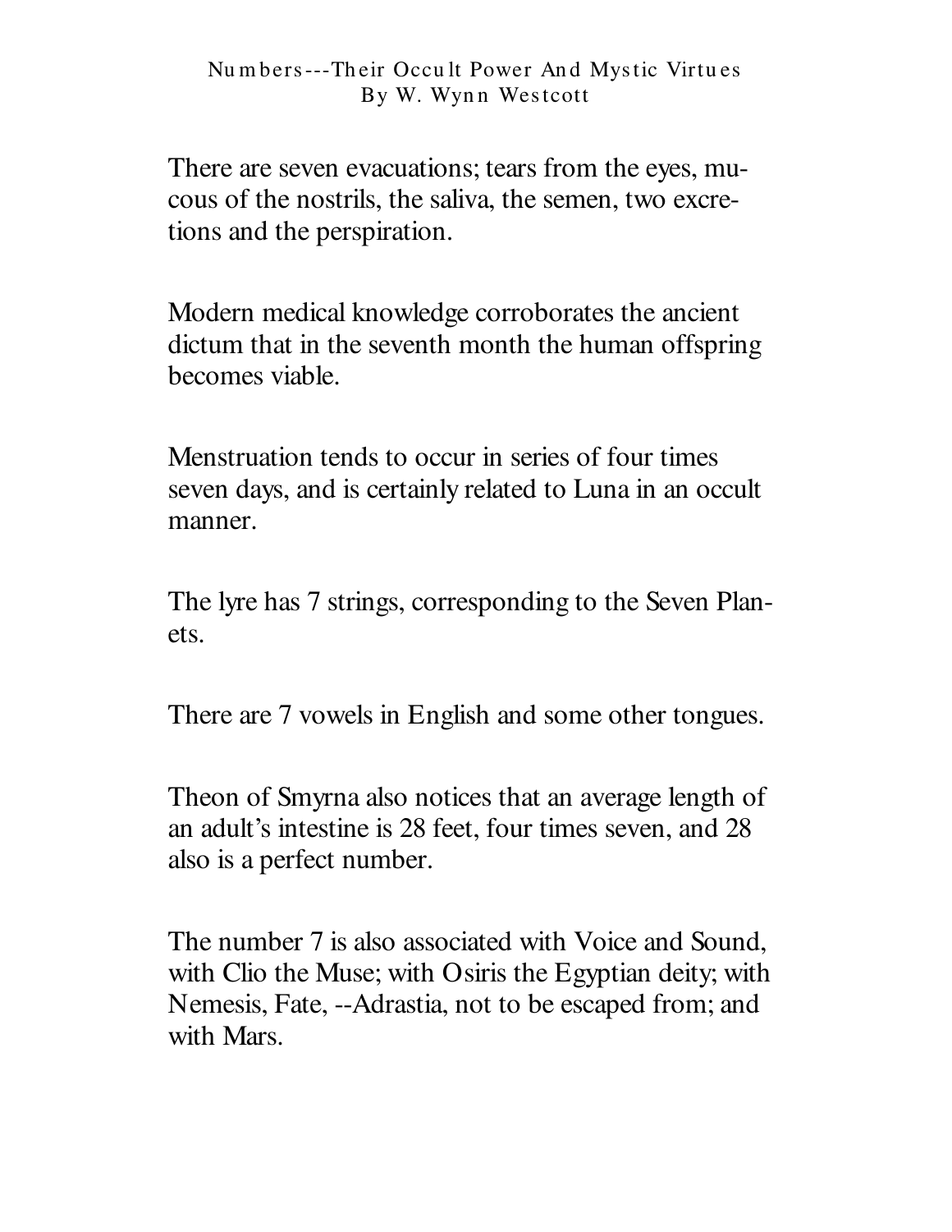There are seven evacuations; tears from the eyes, mucous of the nostrils, the saliva, the semen, two excretions and the perspiration.

Modern medical knowledge corroborates the ancient dictum that in the seventh month the human offspring becomes viable.

Menstruation tends to occur in series of four times seven days, and is certainly related to Luna in an occult manner.

The lyre has 7 strings, corresponding to the Seven Planets.

There are 7 vowels in English and some other tongues.

Theon of Smyrna also notices that an average length of an adult's intestine is 28 feet, four times seven, and 28 also is a perfect number.

The number 7 is also associated with Voice and Sound, with Clio the Muse; with Osiris the Egyptian deity; with Nemesis, Fate, --Adrastia, not to be escaped from; and with Mars.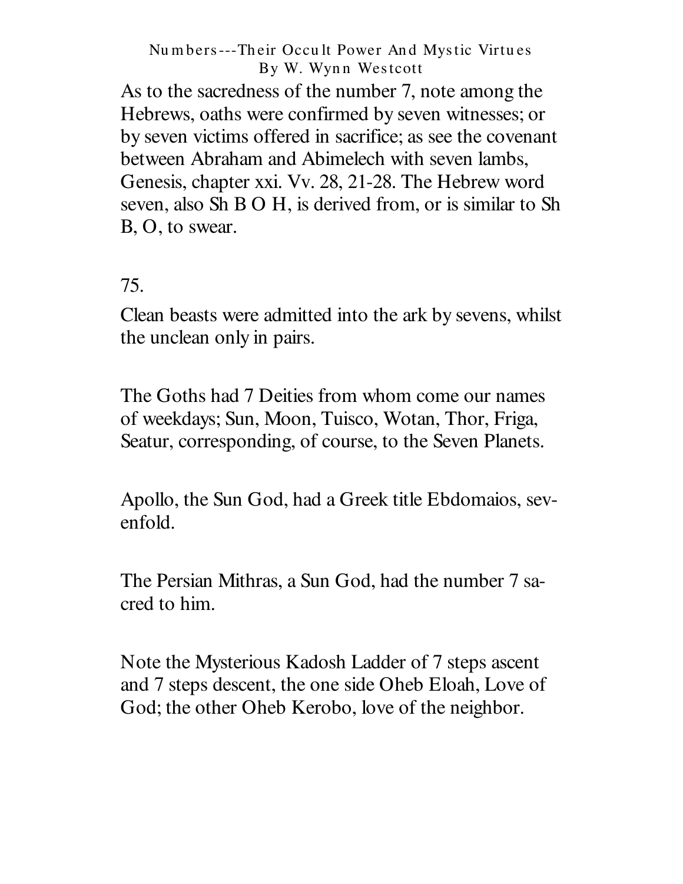As to the sacredness of the number 7, note among the Hebrews, oaths were confirmed by seven witnesses; or by seven victims offered in sacrifice; as see the covenant between Abraham and Abimelech with seven lambs, Genesis, chapter xxi. Vv. 28, 21-28. The Hebrew word seven, also Sh B O H, is derived from, or is similar to Sh B, O, to swear.

75.

Clean beasts were admitted into the ark by sevens, whilst the unclean only in pairs.

The Goths had 7 Deities from whom come our names of weekdays; Sun, Moon, Tuisco, Wotan, Thor, Friga, Seatur, corresponding, of course, to the Seven Planets.

Apollo, the Sun God, had a Greek title Ebdomaios, sevenfold.

The Persian Mithras, a Sun God, had the number 7 sacred to him.

Note the Mysterious Kadosh Ladder of 7 steps ascent and 7 steps descent, the one side Oheb Eloah, Love of God; the other Oheb Kerobo, love of the neighbor.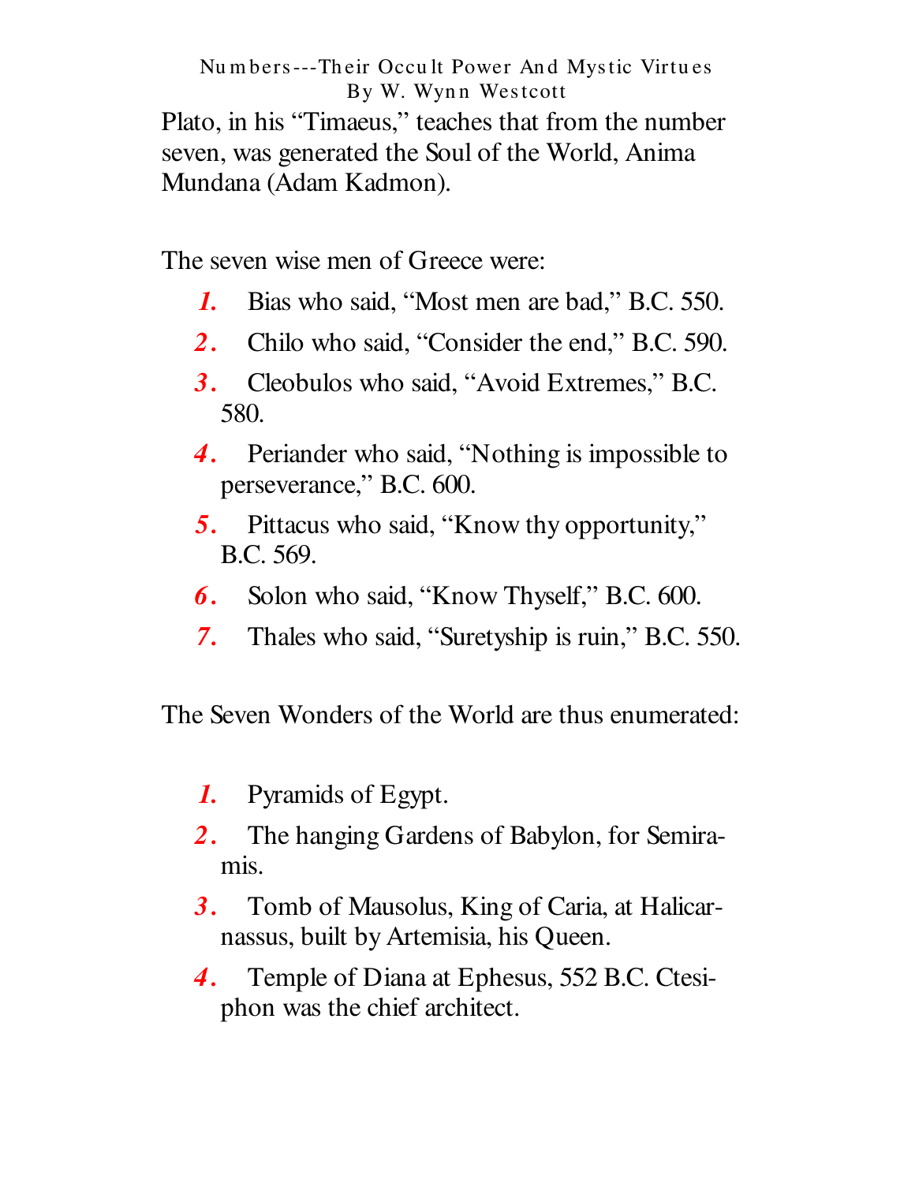Plato, in his "Timaeus," teaches that from the number seven, was generated the Soul of the World, Anima Mundana (Adam Kadmon).

The seven wise men of Greece were:

1. Bias who said, "Most men are bad," B.C. 550.
2. Chilo who said, "Consider the end," B.C. 590.
3. Cleobulos who said, "Avoid Extremes," B.C. 580.
4. Periander who said, "Nothing is impossible to perseverance," B.C. 600.
5. Pittacus who said, "Know thy opportunity," B.C. 569.
6. Solon who said, "Know Thyself," B.C. 600.
7. Thales who said, "Suretyship is ruin," B.C. 550.

The Seven Wonders of the World are thus enumerated:

1. Pyramids of Egypt.
2. The hanging Gardens of Babylon, for Semiramis.
3. Tomb of Mausolus, King of Caria, at Halicarnassus, built by Artemisia, his Queen.
4. Temple of Diana at Ephesus, 552 B.C. Ctesiphon was the chief architect.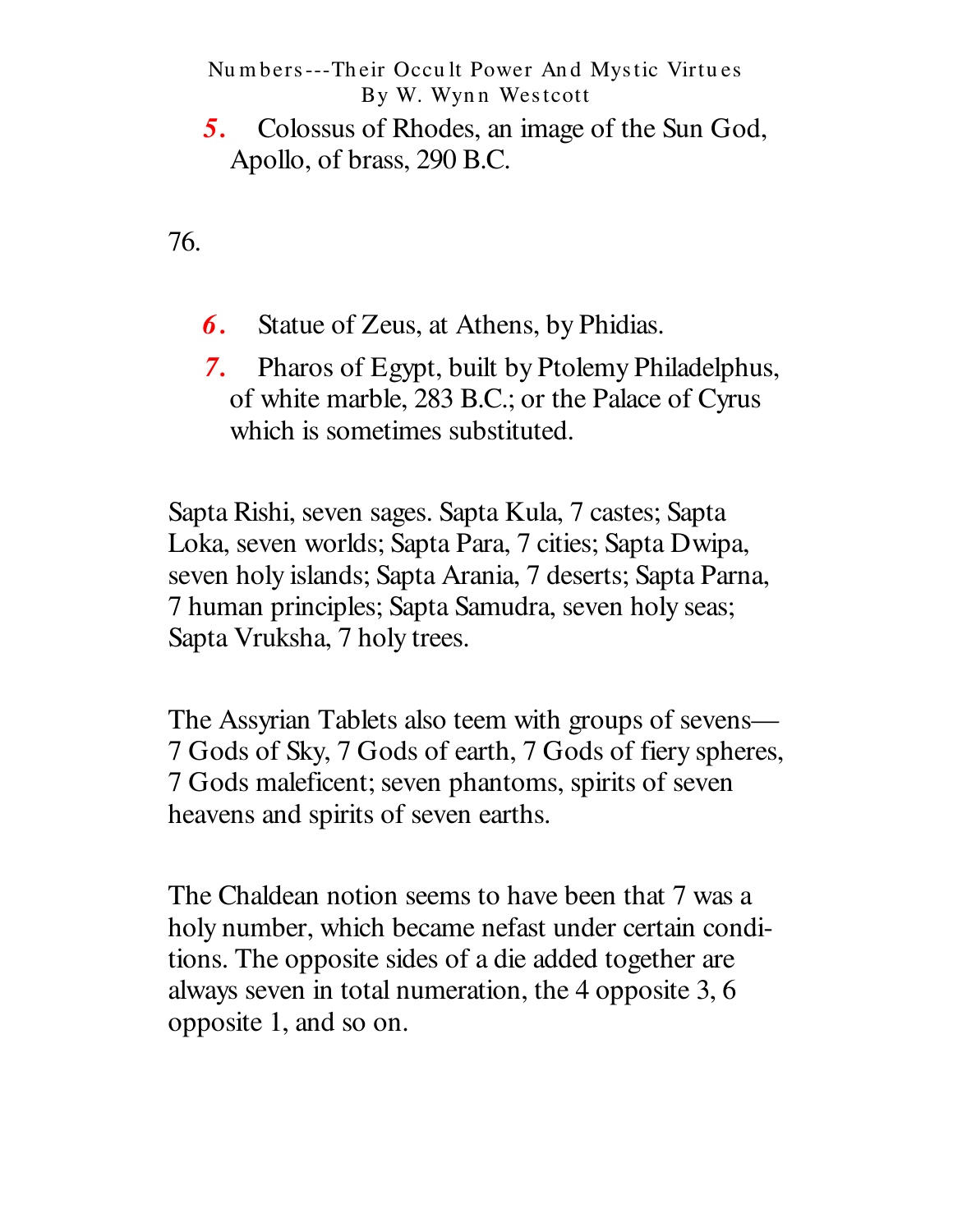5. Colossus of Rhodes, an image of the Sun God, Apollo, of brass, 290 B.C.

6. Statue of Zeus, at Athens, by Phidias.

7. Pharos of Egypt, built by Ptolemy Philadelphus, of white marble, 283 B.C.; or the Palace of Cyrus which is sometimes substituted.

Sapta Rishi, seven sages. Sapta Kula, 7 castes; Sapta Loka, seven worlds; Sapta Para, 7 cities; Sapta Dwipa, seven holy islands; Sapta Arania, 7 deserts; Sapta Parna, 7 human principles; Sapta Samudra, seven holy seas; Sapta Vruksha, 7 holy trees.

The Assyrian Tablets also teem with groups of sevens—7 Gods of Sky, 7 Gods of earth, 7 Gods of fiery spheres, 7 Gods maleficent; seven phantoms, spirits of seven heavens and spirits of seven earths.

The Chaldean notion seems to have been that 7 was a holy number, which became nefast under certain conditions. The opposite sides of a die added together are always seven in total numeration, the 4 opposite 3, 6 opposite 1, and so on.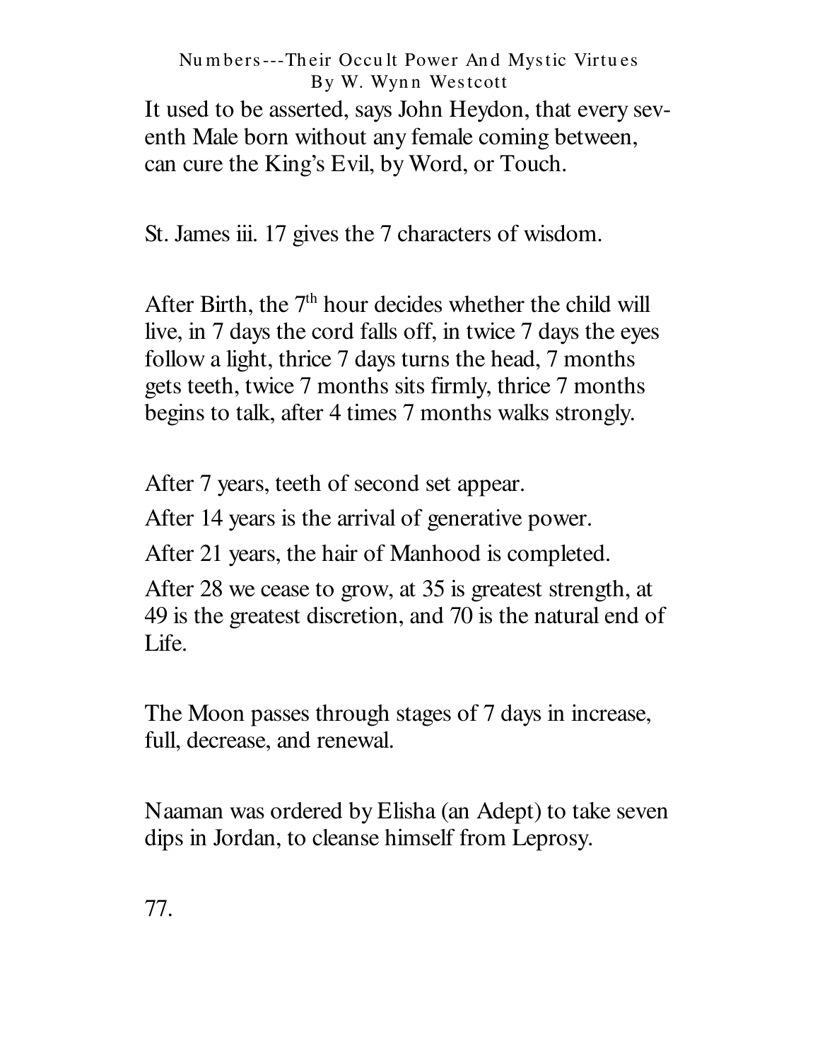It used to be asserted, says John Heydon, that every seventh Male born without any female coming between, can cure the King's Evil, by Word, or Touch.

St. James iii. 17 gives the 7 characters of wisdom.

After Birth, the 7th hour decides whether the child will live, in 7 days the cord falls off, in twice 7 days the eyes follow a light, thrice 7 days turns the head, 7 months gets teeth, twice 7 months sits firmly, thrice 7 months begins to talk, after 4 times 7 months walks strongly.

After 7 years, teeth of second set appear.

After 14 years is the arrival of generative power.

After 21 years, the hair of Manhood is completed.

After 28 we cease to grow, at 35 is greatest strength, at 49 is the greatest discretion, and 70 is the natural end of Life.

The Moon passes through stages of 7 days in increase, full, decrease, and renewal.

Naaman was ordered by Elisha (an Adept) to take seven dips in Jordan, to cleanse himself from Leprosy.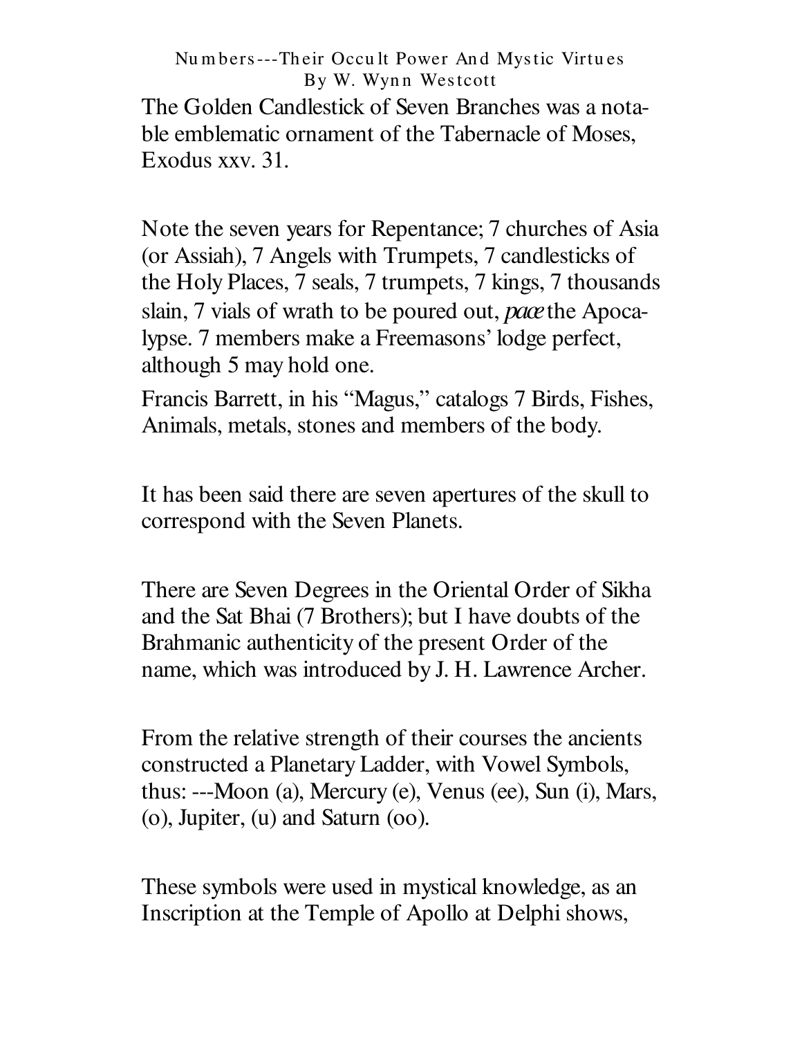The Golden Candlestick of Seven Branches was a notable emblematic ornament of the Tabernacle of Moses, Exodus xxv. 31.

Note the seven years for Repentance; 7 churches of Asia (or Assiah), 7 Angels with Trumpets, 7 candlesticks of the Holy Places, 7 seals, 7 trumpets, 7 kings, 7 thousands slain, 7 vials of wrath to be poured out, *pace* the Apocalypse. 7 members make a Freemasons' lodge perfect, although 5 may hold one.

Francis Barrett, in his "Magus," catalogs 7 Birds, Fishes, Animals, metals, stones and members of the body.

It has been said there are seven apertures of the skull to correspond with the Seven Planets.

There are Seven Degrees in the Oriental Order of Sikha and the Sat Bhai (7 Brothers); but I have doubts of the Brahmanic authenticity of the present Order of the name, which was introduced by J. H. Lawrence Archer.

From the relative strength of their courses the ancients constructed a Planetary Ladder, with Vowel Symbols, thus: ---Moon (a), Mercury (e), Venus (ee), Sun (i), Mars, (o), Jupiter, (u) and Saturn (oo).

These symbols were used in mystical knowledge, as an Inscription at the Temple of Apollo at Delphi shows,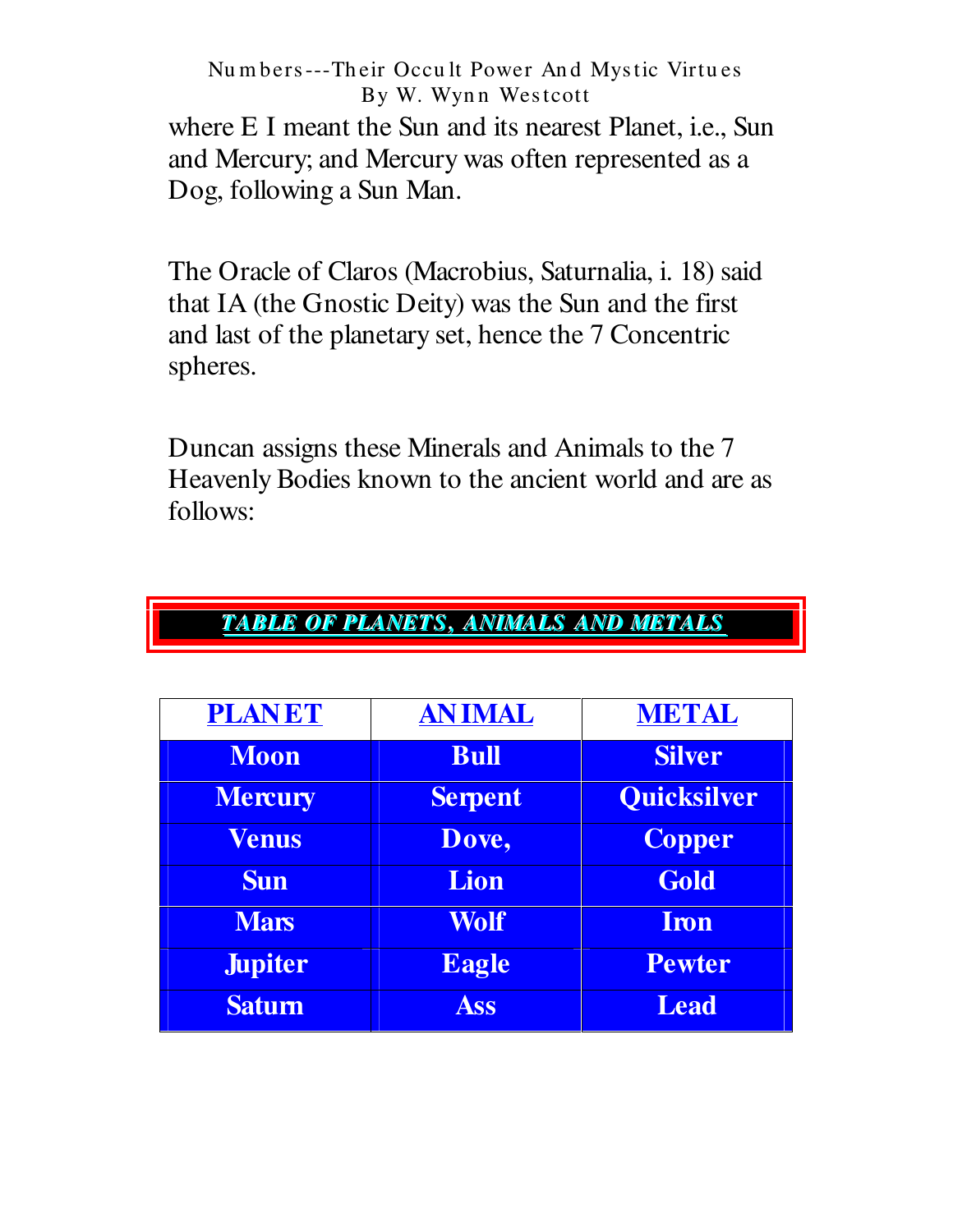where E I meant the Sun and its nearest Planet, i.e., Sun and Mercury; and Mercury was often represented as a Dog, following a Sun Man.

The Oracle of Claros (Macrobius, Saturnalia, i. 18) said that IA (the Gnostic Deity) was the Sun and the first and last of the planetary set, hence the 7 Concentric spheres.

Duncan assigns these Minerals and Animals to the 7 Heavenly Bodies known to the ancient world and are as follows:

## *TABLE OF PLANETS, ANIMALS AND METALS*

| PLANET | ANIMAL | METAL |
|---|---|---|
| **Moon** | **Bull** | **Silver** |
| **Mercury** | **Serpent** | **Quicksilver** |
| **Venus** | **Dove,** | **Copper** |
| **Sun** | **Lion** | **Gold** |
| **Mars** | **Wolf** | **Iron** |
| **Jupiter** | **Eagle** | **Pewter** |
| **Saturn** | **Ass** | **Lead** |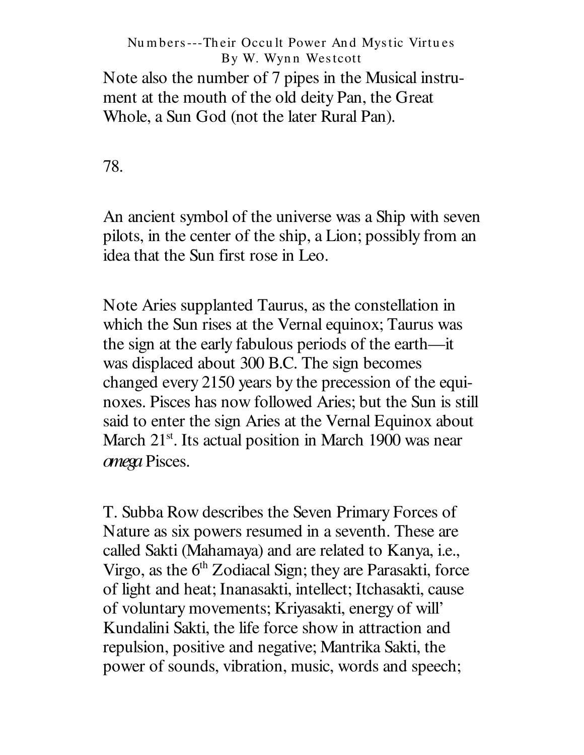Note also the number of 7 pipes in the Musical instrument at the mouth of the old deity Pan, the Great Whole, a Sun God (not the later Rural Pan).

78.

An ancient symbol of the universe was a Ship with seven pilots, in the center of the ship, a Lion; possibly from an idea that the Sun first rose in Leo.

Note Aries supplanted Taurus, as the constellation in which the Sun rises at the Vernal equinox; Taurus was the sign at the early fabulous periods of the earth—it was displaced about 300 B.C. The sign becomes changed every 2150 years by the precession of the equinoxes. Pisces has now followed Aries; but the Sun is still said to enter the sign Aries at the Vernal Equinox about March 21st. Its actual position in March 1900 was near *omega* Pisces.

T. Subba Row describes the Seven Primary Forces of Nature as six powers resumed in a seventh. These are called Sakti (Mahamaya) and are related to Kanya, i.e., Virgo, as the 6th Zodiacal Sign; they are Parasakti, force of light and heat; Inanasakti, intellect; Itchasakti, cause of voluntary movements; Kriyasakti, energy of will' Kundalini Sakti, the life force show in attraction and repulsion, positive and negative; Mantrika Sakti, the power of sounds, vibration, music, words and speech;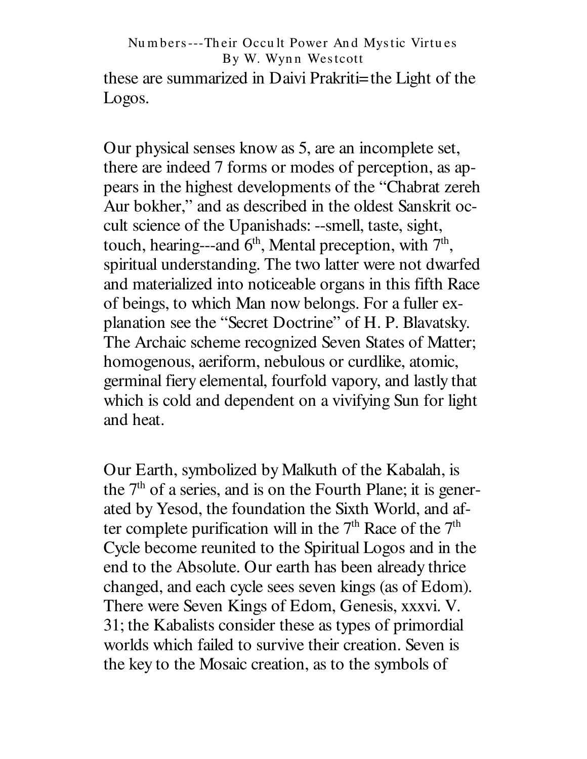these are summarized in Daivi Prakriti=the Light of the Logos.

Our physical senses know as 5, are an incomplete set, there are indeed 7 forms or modes of perception, as appears in the highest developments of the “Chabrat zereh Aur bokher,” and as described in the oldest Sanskrit occult science of the Upanishads: --smell, taste, sight, touch, hearing---and 6th, Mental preception, with 7th, spiritual understanding. The two latter were not dwarfed and materialized into noticeable organs in this fifth Race of beings, to which Man now belongs. For a fuller explanation see the “Secret Doctrine” of H. P. Blavatsky. The Archaic scheme recognized Seven States of Matter; homogenous, aeriform, nebulous or curdlike, atomic, germinal fiery elemental, fourfold vapory, and lastly that which is cold and dependent on a vivifying Sun for light and heat.

Our Earth, symbolized by Malkuth of the Kabalah, is the 7th of a series, and is on the Fourth Plane; it is generated by Yesod, the foundation the Sixth World, and after complete purification will in the 7th Race of the 7th Cycle become reunited to the Spiritual Logos and in the end to the Absolute. Our earth has been already thrice changed, and each cycle sees seven kings (as of Edom). There were Seven Kings of Edom, Genesis, xxxvi. V. 31; the Kabalists consider these as types of primordial worlds which failed to survive their creation. Seven is the key to the Mosaic creation, as to the symbols of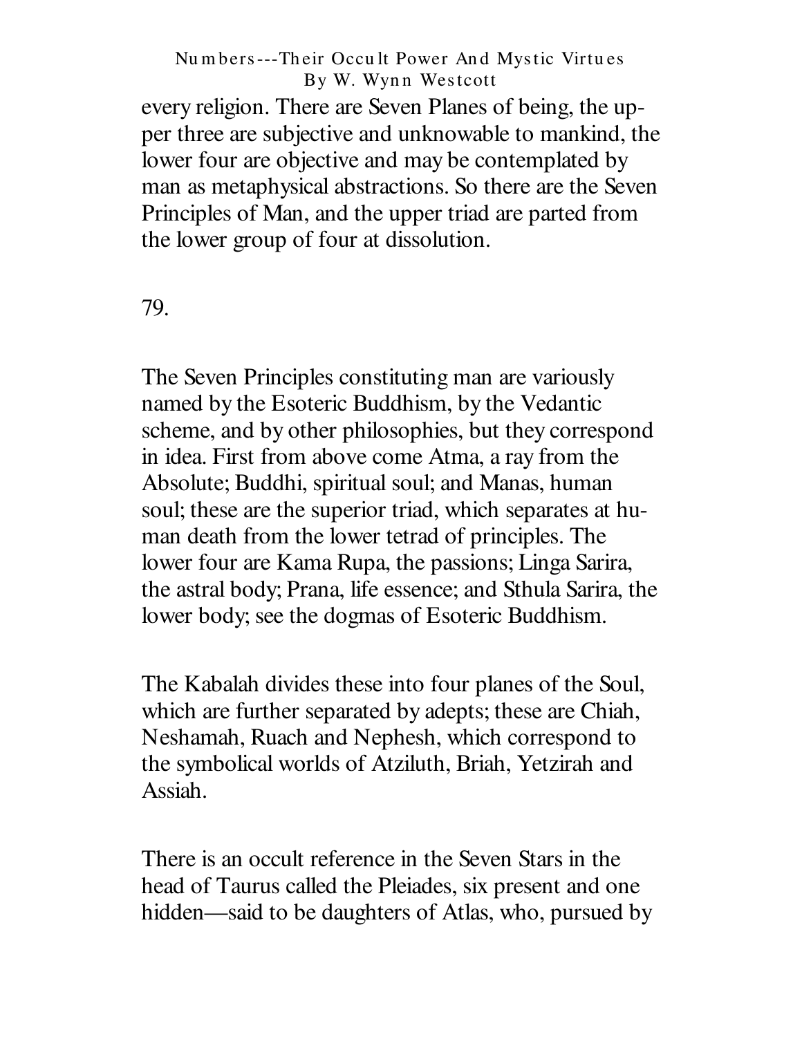every religion. There are Seven Planes of being, the upper three are subjective and unknowable to mankind, the lower four are objective and may be contemplated by man as metaphysical abstractions. So there are the Seven Principles of Man, and the upper triad are parted from the lower group of four at dissolution.

79.

The Seven Principles constituting man are variously named by the Esoteric Buddhism, by the Vedantic scheme, and by other philosophies, but they correspond in idea. First from above come Atma, a ray from the Absolute; Buddhi, spiritual soul; and Manas, human soul; these are the superior triad, which separates at human death from the lower tetrad of principles. The lower four are Kama Rupa, the passions; Linga Sarira, the astral body; Prana, life essence; and Sthula Sarira, the lower body; see the dogmas of Esoteric Buddhism.

The Kabalah divides these into four planes of the Soul, which are further separated by adepts; these are Chiah, Neshamah, Ruach and Nephesh, which correspond to the symbolical worlds of Atziluth, Briah, Yetzirah and Assiah.

There is an occult reference in the Seven Stars in the head of Taurus called the Pleiades, six present and one hidden—said to be daughters of Atlas, who, pursued by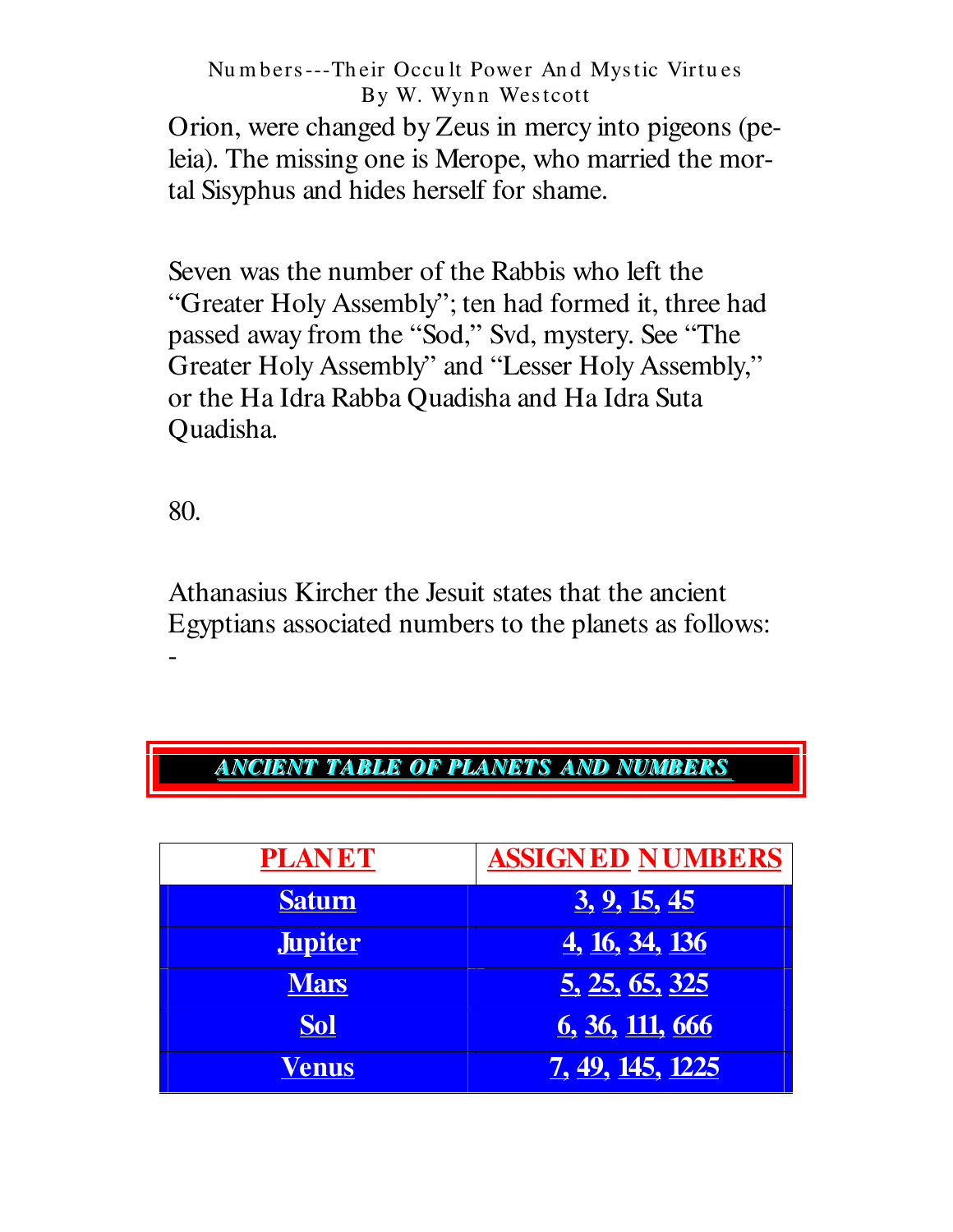Orion, were changed by Zeus in mercy into pigeons (peleia). The missing one is Merope, who married the mortal Sisyphus and hides herself for shame.

Seven was the number of the Rabbis who left the "Greater Holy Assembly"; ten had formed it, three had passed away from the "Sod," Svd, mystery. See "The Greater Holy Assembly" and "Lesser Holy Assembly," or the Ha Idra Rabba Quadisha and Ha Idra Suta Quadisha.

80.

Athanasius Kircher the Jesuit states that the ancient Egyptians associated numbers to the planets as follows: -

***ANCIENT TABLE OF PLANETS AND NUMBERS***

| PLANET | ASSIGNED NUMBERS |
| --- | --- |
| Saturn | 3, 9, 15, 45 |
| Jupiter | 4, 16, 34, 136 |
| Mars | 5, 25, 65, 325 |
| Sol | 6, 36, 111, 666 |
| Venus | 7, 49, 145, 1225 |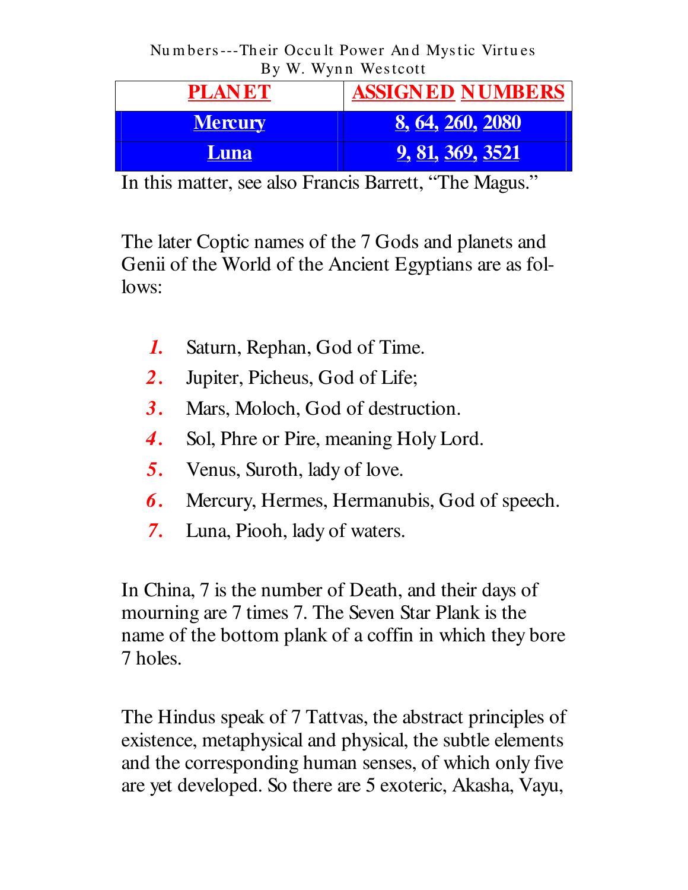| PLANET | ASSIGNED NUMBERS |
| --- | --- |
| Mercury | 8, 64, 260, 2080 |
| Luna | 9, 81, 369, 3521 |

In this matter, see also Francis Barrett, "The Magus."

The later Coptic names of the 7 Gods and planets and Genii of the World of the Ancient Egyptians are as follows:

1. Saturn, Rephan, God of Time.
2. Jupiter, Picheus, God of Life;
3. Mars, Moloch, God of destruction.
4. Sol, Phre or Pire, meaning Holy Lord.
5. Venus, Suroth, lady of love.
6. Mercury, Hermes, Hermanubis, God of speech.
7. Luna, Piooh, lady of waters.

In China, 7 is the number of Death, and their days of mourning are 7 times 7. The Seven Star Plank is the name of the bottom plank of a coffin in which they bore 7 holes.

The Hindus speak of 7 Tattvas, the abstract principles of existence, metaphysical and physical, the subtle elements and the corresponding human senses, of which only five are yet developed. So there are 5 exoteric, Akasha, Vayu,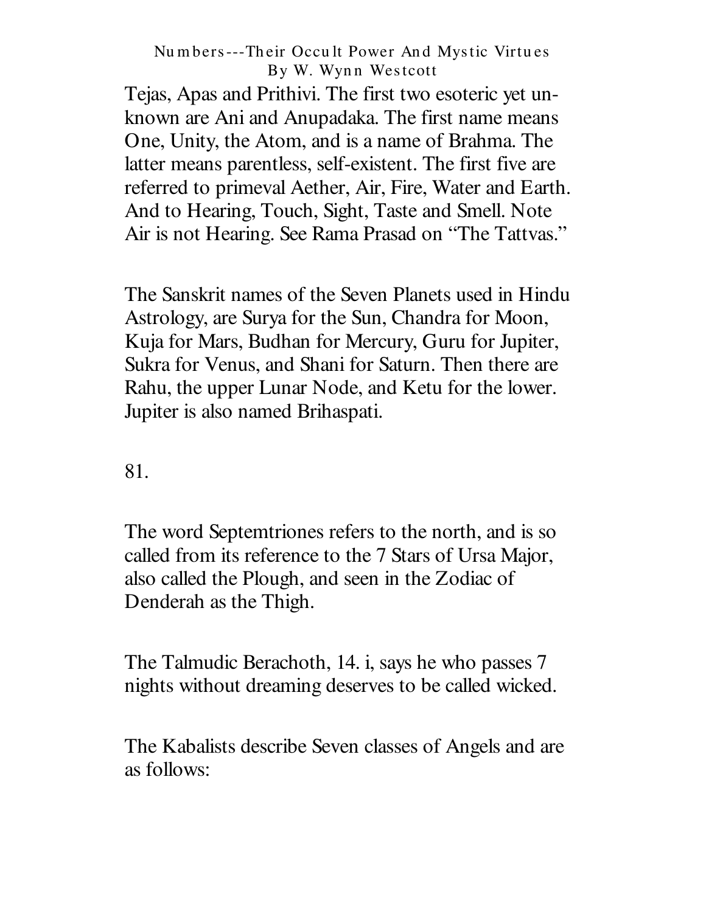Tejas, Apas and Prithivi. The first two esoteric yet unknown are Ani and Anupadaka. The first name means One, Unity, the Atom, and is a name of Brahma. The latter means parentless, self-existent. The first five are referred to primeval Aether, Air, Fire, Water and Earth. And to Hearing, Touch, Sight, Taste and Smell. Note Air is not Hearing. See Rama Prasad on "The Tattvas."

The Sanskrit names of the Seven Planets used in Hindu Astrology, are Surya for the Sun, Chandra for Moon, Kuja for Mars, Budhan for Mercury, Guru for Jupiter, Sukra for Venus, and Shani for Saturn. Then there are Rahu, the upper Lunar Node, and Ketu for the lower. Jupiter is also named Brihaspati.

81.

The word Septemtriones refers to the north, and is so called from its reference to the 7 Stars of Ursa Major, also called the Plough, and seen in the Zodiac of Denderah as the Thigh.

The Talmudic Berachoth, 14. i, says he who passes 7 nights without dreaming deserves to be called wicked.

The Kabalists describe Seven classes of Angels and are as follows: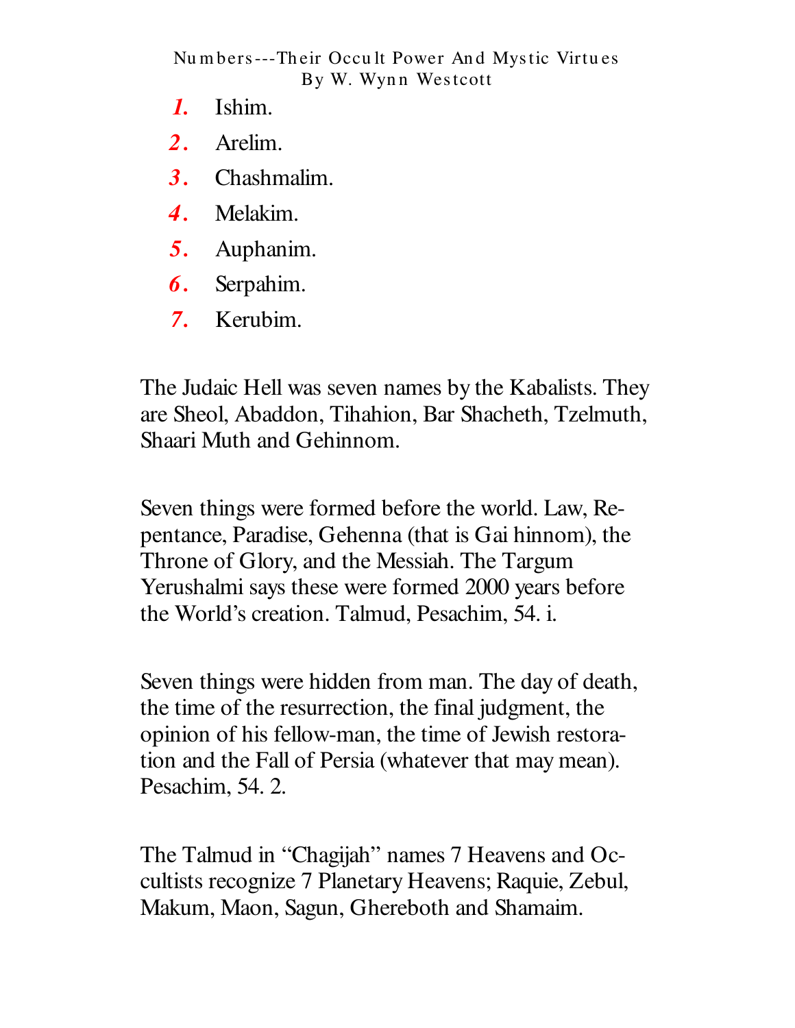1. Ishim.
2. Arelim.
3. Chashmalim.
4. Melakim.
5. Auphanim.
6. Serpahim.
7. Kerubim.

The Judaic Hell was seven names by the Kabalists. They are Sheol, Abaddon, Tihahion, Bar Shacheth, Tzelmuth, Shaari Muth and Gehinnom.

Seven things were formed before the world. Law, Repentance, Paradise, Gehenna (that is Gai hinnom), the Throne of Glory, and the Messiah. The Targum Yerushalmi says these were formed 2000 years before the World's creation. Talmud, Pesachim, 54. i.

Seven things were hidden from man. The day of death, the time of the resurrection, the final judgment, the opinion of his fellow-man, the time of Jewish restoration and the Fall of Persia (whatever that may mean). Pesachim, 54. 2.

The Talmud in "Chagijah" names 7 Heavens and Occultists recognize 7 Planetary Heavens; Raquie, Zebul, Makum, Maon, Sagun, Ghereboth and Shamaim.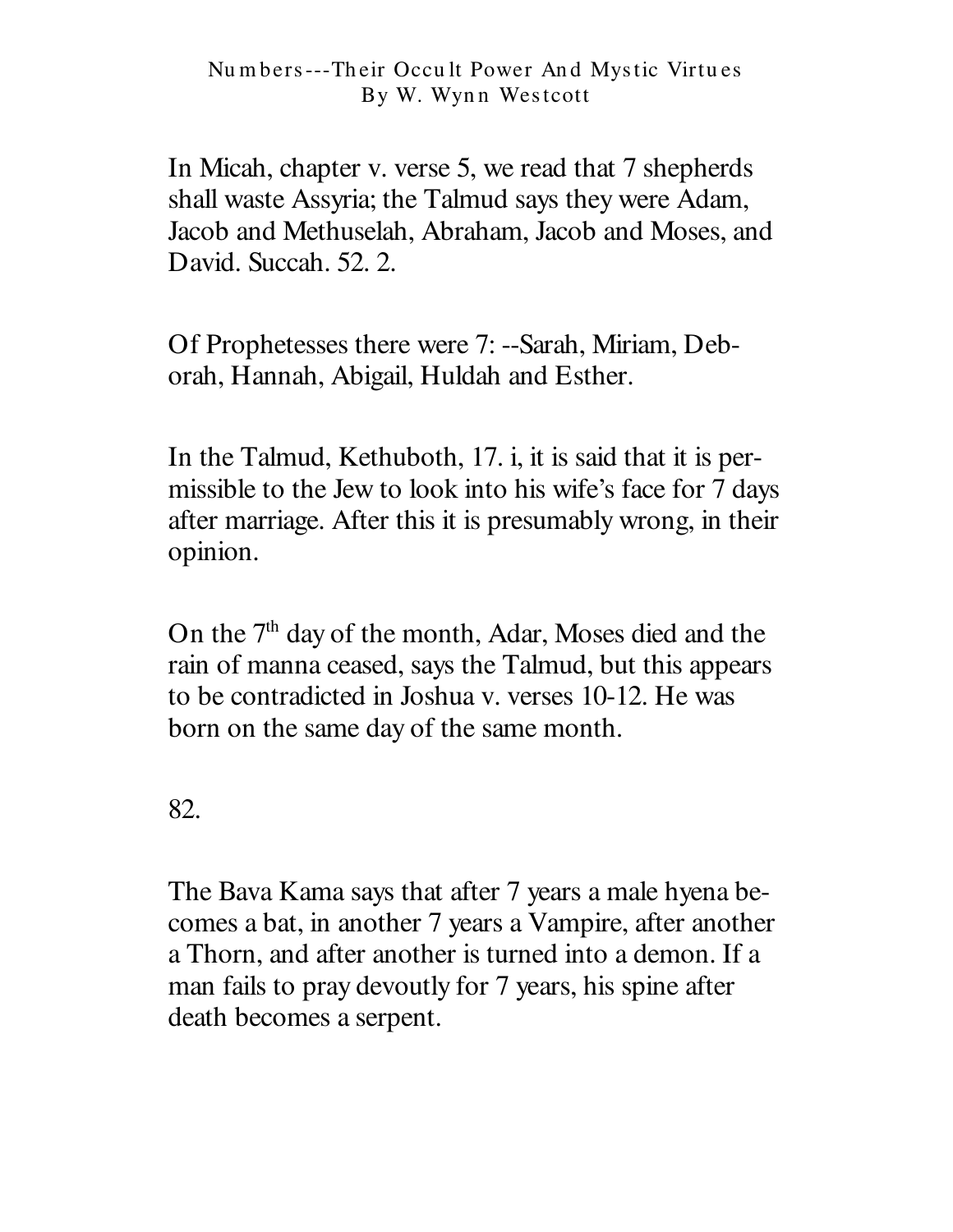In Micah, chapter v. verse 5, we read that 7 shepherds shall waste Assyria; the Talmud says they were Adam, Jacob and Methuselah, Abraham, Jacob and Moses, and David. Succah. 52. 2.

Of Prophetesses there were 7: --Sarah, Miriam, Deborah, Hannah, Abigail, Huldah and Esther.

In the Talmud, Kethuboth, 17. i, it is said that it is permissible to the Jew to look into his wife's face for 7 days after marriage. After this it is presumably wrong, in their opinion.

On the 7th day of the month, Adar, Moses died and the rain of manna ceased, says the Talmud, but this appears to be contradicted in Joshua v. verses 10-12. He was born on the same day of the same month.

82.

The Bava Kama says that after 7 years a male hyena becomes a bat, in another 7 years a Vampire, after another a Thorn, and after another is turned into a demon. If a man fails to pray devoutly for 7 years, his spine after death becomes a serpent.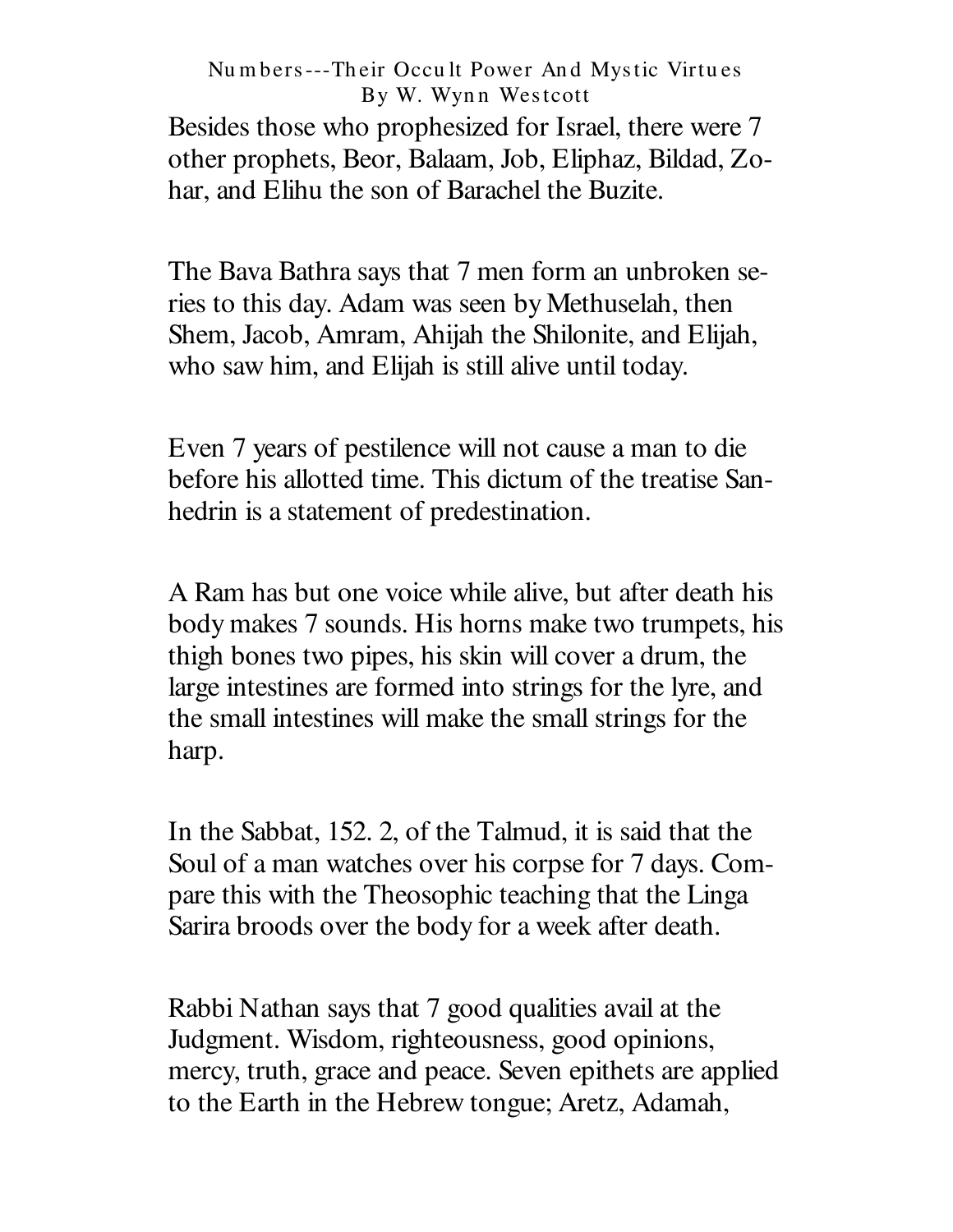Besides those who prophesized for Israel, there were 7 other prophets, Beor, Balaam, Job, Eliphaz, Bildad, Zohar, and Elihu the son of Barachel the Buzite.

The Bava Bathra says that 7 men form an unbroken series to this day. Adam was seen by Methuselah, then Shem, Jacob, Amram, Ahijah the Shilonite, and Elijah, who saw him, and Elijah is still alive until today.

Even 7 years of pestilence will not cause a man to die before his allotted time. This dictum of the treatise Sanhedrin is a statement of predestination.

A Ram has but one voice while alive, but after death his body makes 7 sounds. His horns make two trumpets, his thigh bones two pipes, his skin will cover a drum, the large intestines are formed into strings for the lyre, and the small intestines will make the small strings for the harp.

In the Sabbat, 152. 2, of the Talmud, it is said that the Soul of a man watches over his corpse for 7 days. Compare this with the Theosophic teaching that the Linga Sarira broods over the body for a week after death.

Rabbi Nathan says that 7 good qualities avail at the Judgment. Wisdom, righteousness, good opinions, mercy, truth, grace and peace. Seven epithets are applied to the Earth in the Hebrew tongue; Aretz, Adamah,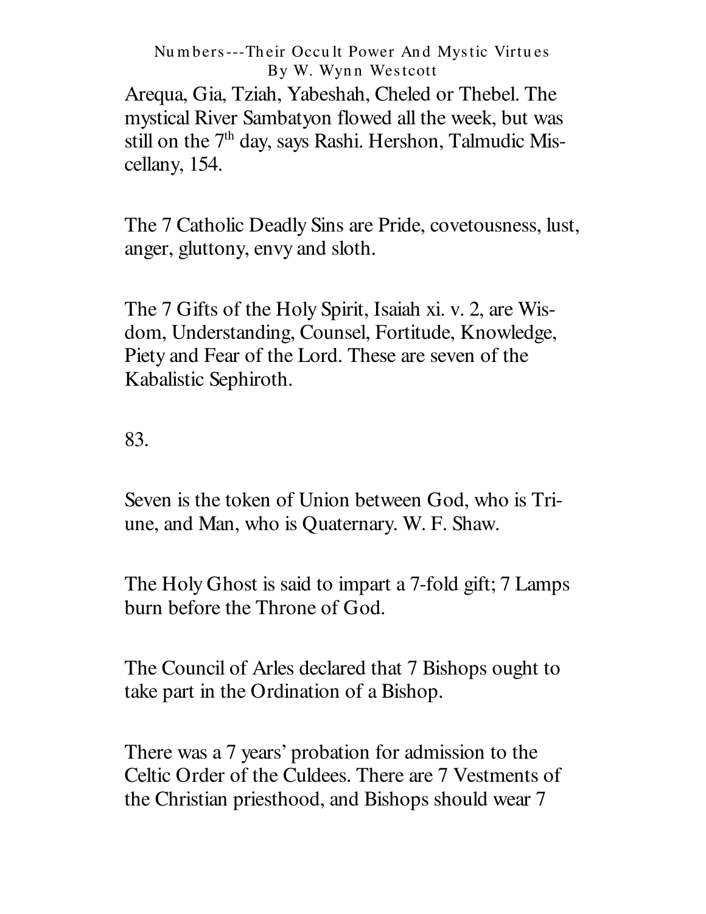Arequa, Gia, Tziah, Yabeshah, Cheled or Thebel. The mystical River Sambatyon flowed all the week, but was still on the 7th day, says Rashi. Hershon, Talmudic Miscellany, 154.

The 7 Catholic Deadly Sins are Pride, covetousness, lust, anger, gluttony, envy and sloth.

The 7 Gifts of the Holy Spirit, Isaiah xi. v. 2, are Wisdom, Understanding, Counsel, Fortitude, Knowledge, Piety and Fear of the Lord. These are seven of the Kabalistic Sephiroth.

83.

Seven is the token of Union between God, who is Triune, and Man, who is Quaternary. W. F. Shaw.

The Holy Ghost is said to impart a 7-fold gift; 7 Lamps burn before the Throne of God.

The Council of Arles declared that 7 Bishops ought to take part in the Ordination of a Bishop.

There was a 7 years' probation for admission to the Celtic Order of the Culdees. There are 7 Vestments of the Christian priesthood, and Bishops should wear 7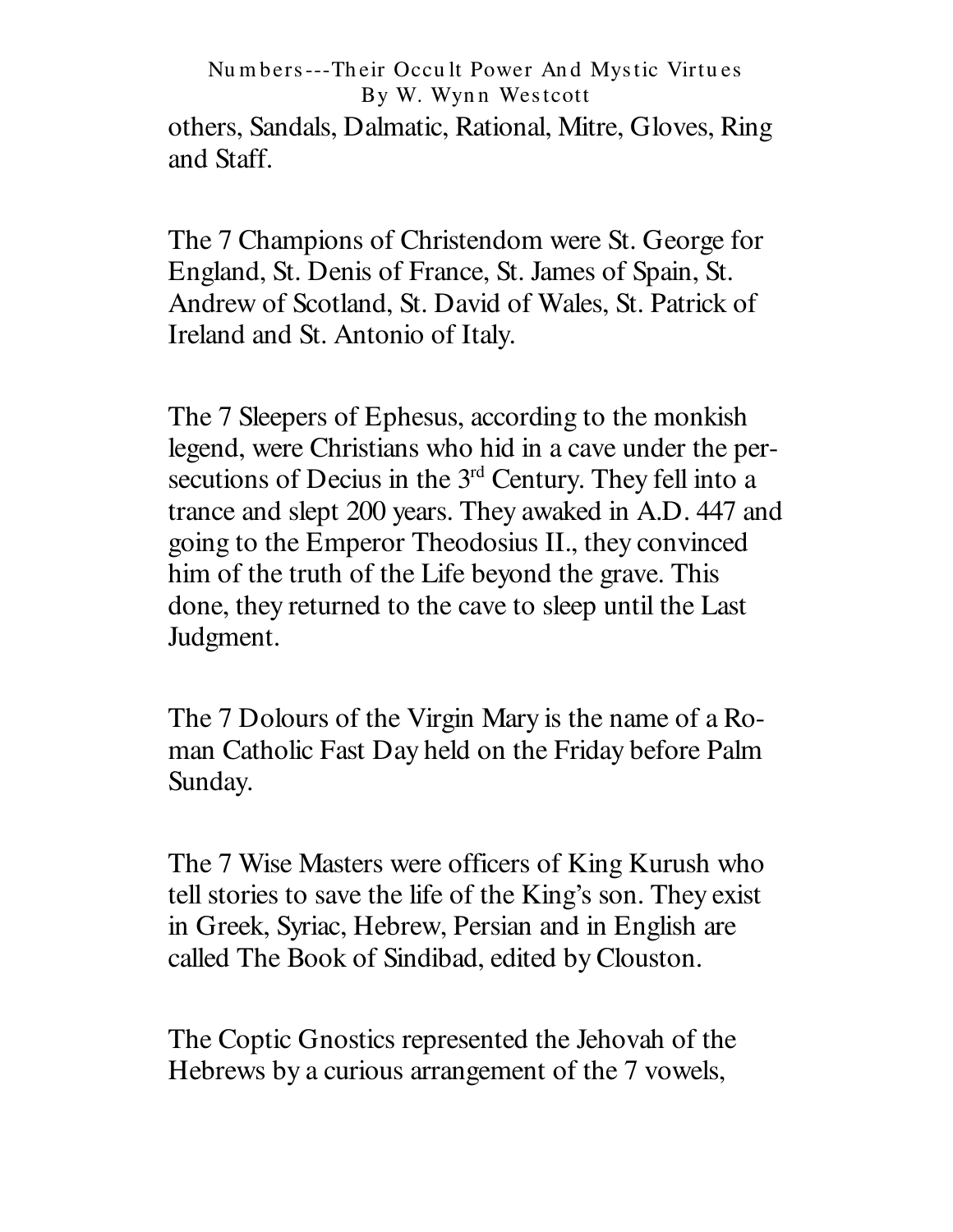others, Sandals, Dalmatic, Rational, Mitre, Gloves, Ring and Staff.

The 7 Champions of Christendom were St. George for England, St. Denis of France, St. James of Spain, St. Andrew of Scotland, St. David of Wales, St. Patrick of Ireland and St. Antonio of Italy.

The 7 Sleepers of Ephesus, according to the monkish legend, were Christians who hid in a cave under the persecutions of Decius in the 3rd Century. They fell into a trance and slept 200 years. They awaked in A.D. 447 and going to the Emperor Theodosius II., they convinced him of the truth of the Life beyond the grave. This done, they returned to the cave to sleep until the Last Judgment.

The 7 Dolours of the Virgin Mary is the name of a Roman Catholic Fast Day held on the Friday before Palm Sunday.

The 7 Wise Masters were officers of King Kurush who tell stories to save the life of the King's son. They exist in Greek, Syriac, Hebrew, Persian and in English are called The Book of Sindibad, edited by Clouston.

The Coptic Gnostics represented the Jehovah of the Hebrews by a curious arrangement of the 7 vowels,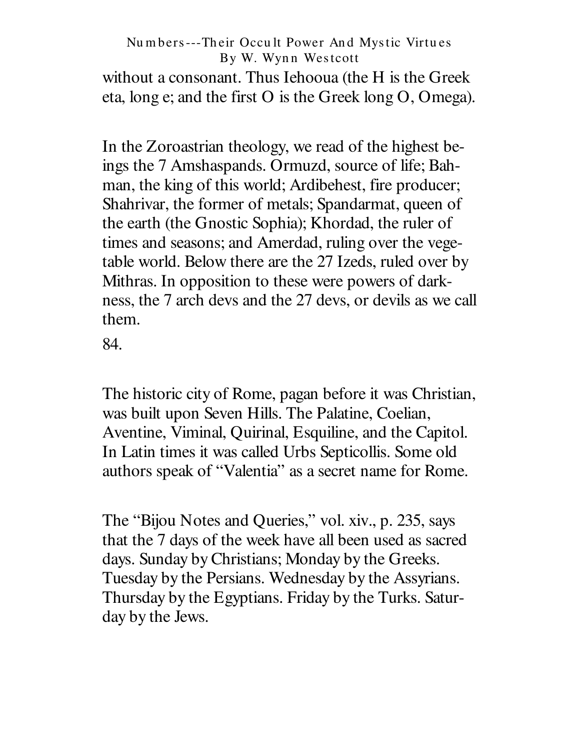without a consonant. Thus Iehoooua (the H is the Greek eta, long e; and the first O is the Greek long O, Omega).

In the Zoroastrian theology, we read of the highest beings the 7 Amshaspands. Ormuzd, source of life; Bahman, the king of this world; Ardibehest, fire producer; Shahrivar, the former of metals; Spandarmat, queen of the earth (the Gnostic Sophia); Khordad, the ruler of times and seasons; and Amerdad, ruling over the vegetable world. Below there are the 27 Izeds, ruled over by Mithras. In opposition to these were powers of darkness, the 7 arch devs and the 27 devs, or devils as we call them.

84.

The historic city of Rome, pagan before it was Christian, was built upon Seven Hills. The Palatine, Coelian, Aventine, Viminal, Quirinal, Esquiline, and the Capitol. In Latin times it was called Urbs Septicollis. Some old authors speak of "Valentia" as a secret name for Rome.

The "Bijou Notes and Queries," vol. xiv., p. 235, says that the 7 days of the week have all been used as sacred days. Sunday by Christians; Monday by the Greeks. Tuesday by the Persians. Wednesday by the Assyrians. Thursday by the Egyptians. Friday by the Turks. Saturday by the Jews.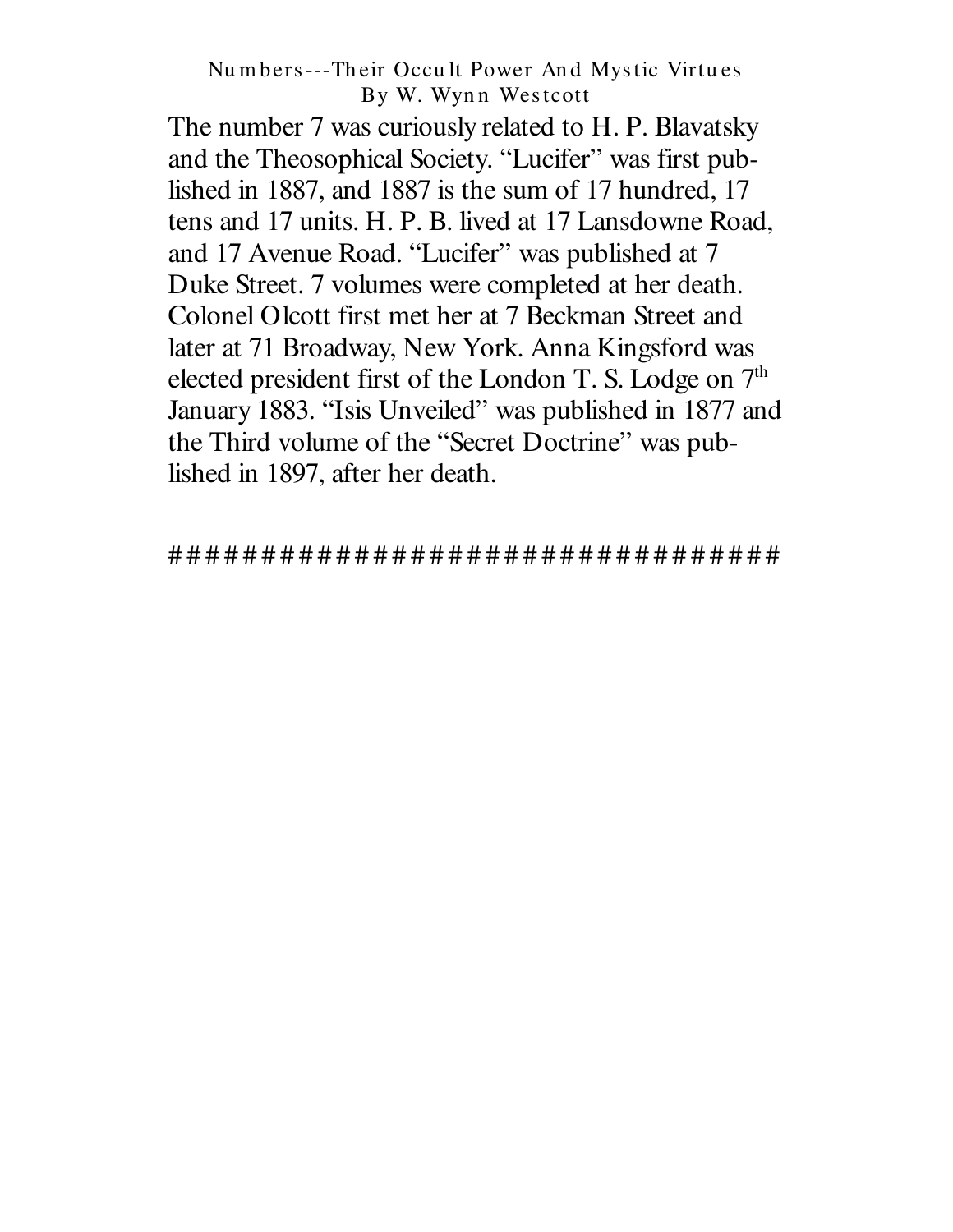The number 7 was curiously related to H. P. Blavatsky and the Theosophical Society. “Lucifer” was first published in 1887, and 1887 is the sum of 17 hundred, 17 tens and 17 units. H. P. B. lived at 17 Lansdowne Road, and 17 Avenue Road. “Lucifer” was published at 7 Duke Street. 7 volumes were completed at her death. Colonel Olcott first met her at 7 Beckman Street and later at 71 Broadway, New York. Anna Kingsford was elected president first of the London T. S. Lodge on 7th January 1883. “Isis Unveiled” was published in 1877 and the Third volume of the “Secret Doctrine” was published in 1897, after her death.

##################################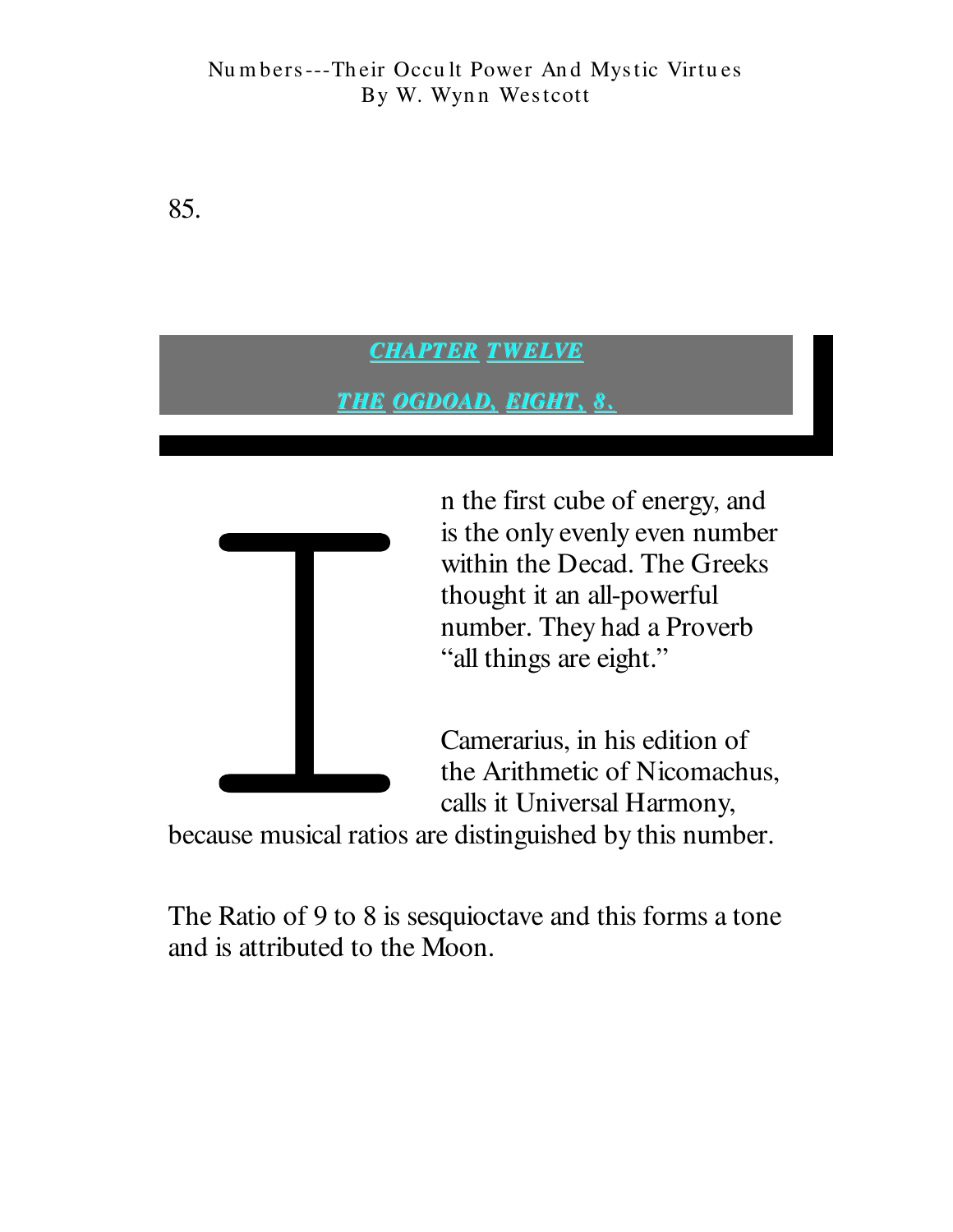## CHAPTER TWELVE

## THE OGDOAD, EIGHT, 8.

In the first cube of energy, and is the only evenly even number within the Decad. The Greeks thought it an all-powerful number. They had a Proverb "all things are eight."

Camerarius, in his edition of the Arithmetic of Nicomachus, calls it Universal Harmony, because musical ratios are distinguished by this number.

The Ratio of 9 to 8 is sesquioctave and this forms a tone and is attributed to the Moon.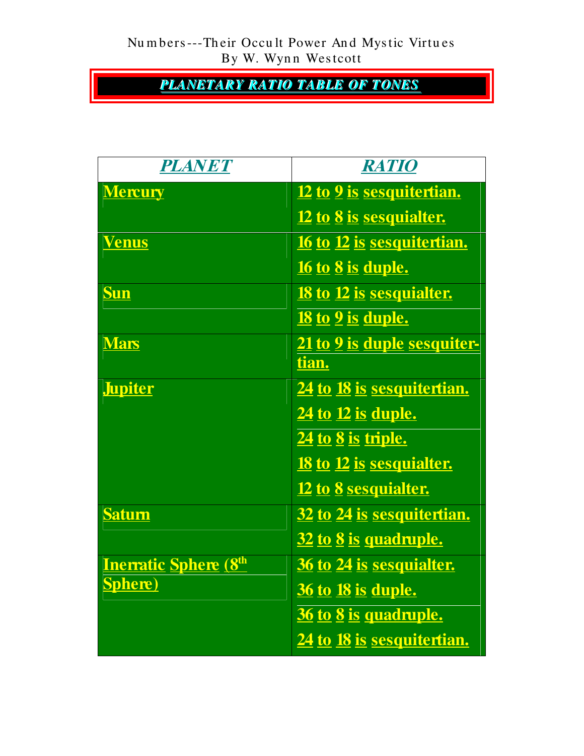# PLANETARY RATIO TABLE OF TONES

| PLANET | RATIO |
|---|---|
| Mercury | 12 to 9 is sesquitertian.<br>12 to 8 is sesquialter. |
| Venus | 16 to 12 is sesquitertian.<br>16 to 8 is duple. |
| Sun | 18 to 12 is sesquialter.<br>18 to 9 is duple. |
| Mars | 21 to 9 is duple sesquitertian. |
| Jupiter | 24 to 18 is sesquitertian.<br>24 to 12 is duple.<br>24 to 8 is triple.<br>18 to 12 is sesquialter.<br>12 to 8 sesquialter. |
| Saturn | 32 to 24 is sesquitertian.<br>32 to 8 is quadruple. |
| Inerratic Sphere (8th Sphere) | 36 to 24 is sesquialter.<br>36 to 18 is duple.<br>36 to 8 is quadruple.<br>24 to 18 is sesquitertian. |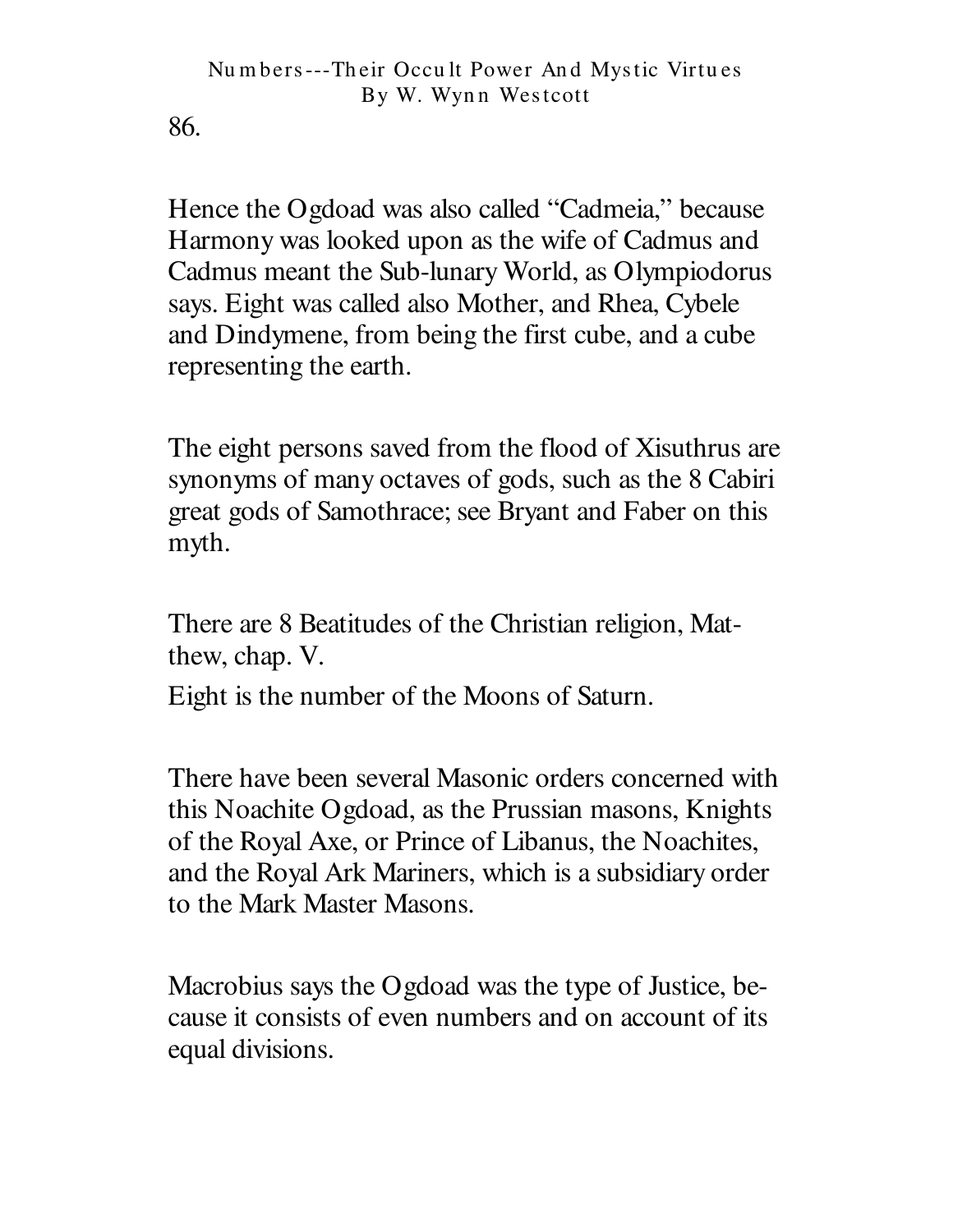Hence the Ogdoad was also called "Cadmeia," because Harmony was looked upon as the wife of Cadmus and Cadmus meant the Sub-lunary World, as Olympiodorus says. Eight was called also Mother, and Rhea, Cybele and Dindymene, from being the first cube, and a cube representing the earth.

The eight persons saved from the flood of Xisuthrus are synonyms of many octaves of gods, such as the 8 Cabiri great gods of Samothrace; see Bryant and Faber on this myth.

There are 8 Beatitudes of the Christian religion, Matthew, chap. V.

Eight is the number of the Moons of Saturn.

There have been several Masonic orders concerned with this Noachite Ogdoad, as the Prussian masons, Knights of the Royal Axe, or Prince of Libanus, the Noachites, and the Royal Ark Mariners, which is a subsidiary order to the Mark Master Masons.

Macrobius says the Ogdoad was the type of Justice, because it consists of even numbers and on account of its equal divisions.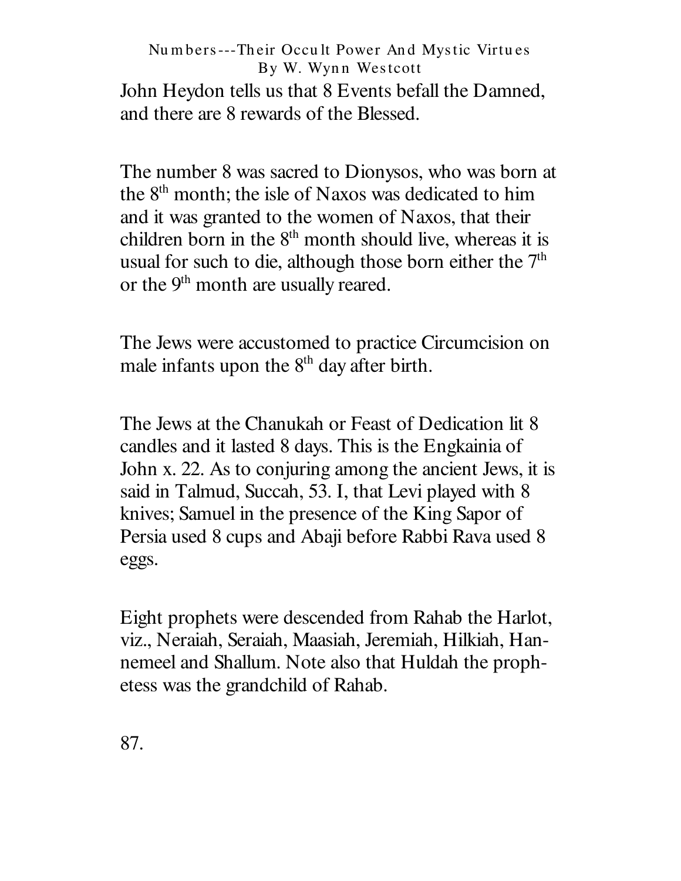John Heydon tells us that 8 Events befall the Damned, and there are 8 rewards of the Blessed.

The number 8 was sacred to Dionysos, who was born at the 8th month; the isle of Naxos was dedicated to him and it was granted to the women of Naxos, that their children born in the 8th month should live, whereas it is usual for such to die, although those born either the 7th or the 9th month are usually reared.

The Jews were accustomed to practice Circumcision on male infants upon the 8th day after birth.

The Jews at the Chanukah or Feast of Dedication lit 8 candles and it lasted 8 days. This is the Engkainia of John x. 22. As to conjuring among the ancient Jews, it is said in Talmud, Succah, 53. I, that Levi played with 8 knives; Samuel in the presence of the King Sapor of Persia used 8 cups and Abaji before Rabbi Rava used 8 eggs.

Eight prophets were descended from Rahab the Harlot, viz., Neraiah, Seraiah, Maasiah, Jeremiah, Hilkiah, Hannemeel and Shallum. Note also that Huldah the prophetess was the grandchild of Rahab.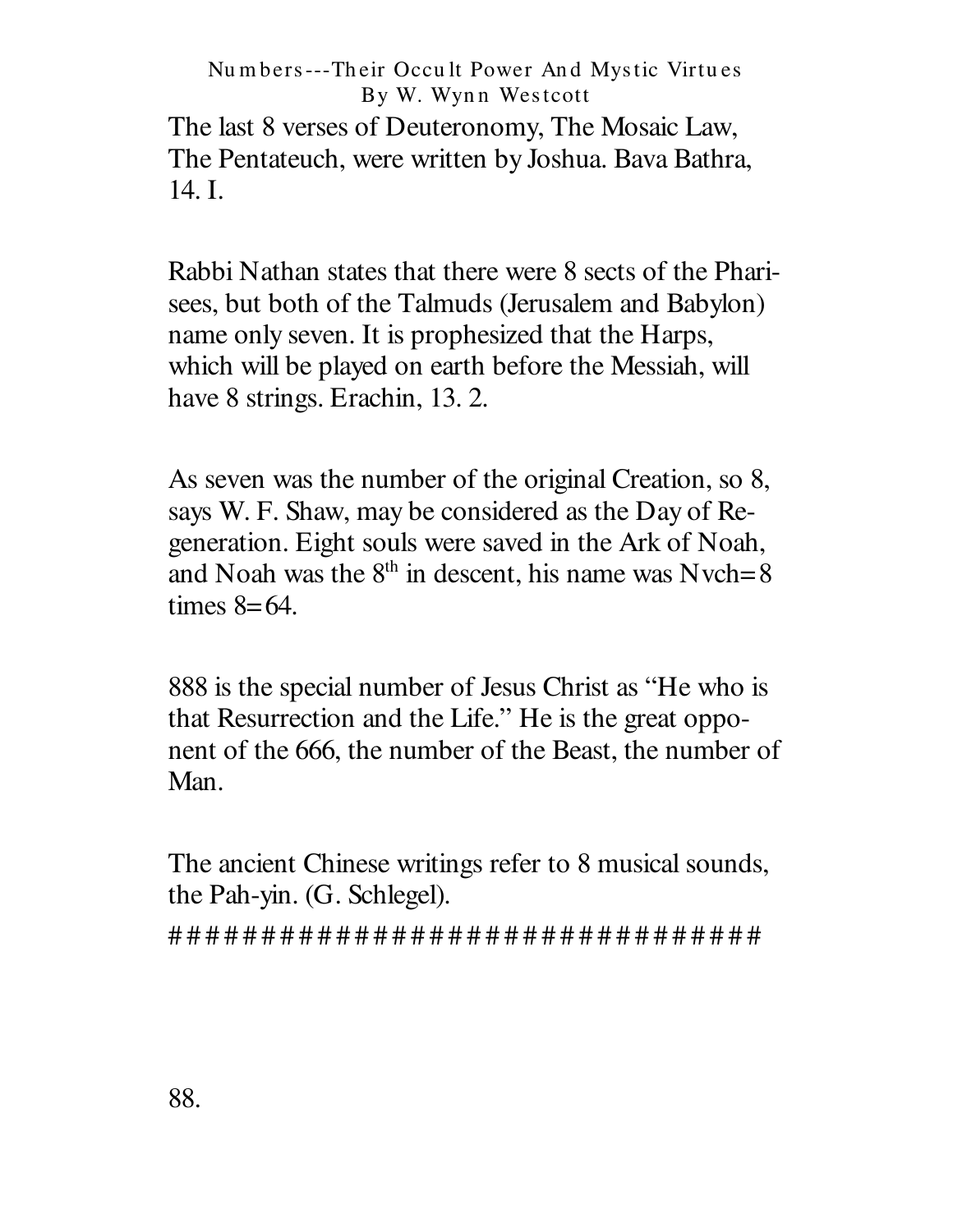The last 8 verses of Deuteronomy, The Mosaic Law, The Pentateuch, were written by Joshua. Bava Bathra, 14. I.

Rabbi Nathan states that there were 8 sects of the Pharisees, but both of the Talmuds (Jerusalem and Babylon) name only seven. It is prophesized that the Harps, which will be played on earth before the Messiah, will have 8 strings. Erachin, 13. 2.

As seven was the number of the original Creation, so 8, says W. F. Shaw, may be considered as the Day of Regeneration. Eight souls were saved in the Ark of Noah, and Noah was the 8th in descent, his name was Nvch=8 times 8=64.

888 is the special number of Jesus Christ as "He who is that Resurrection and the Life." He is the great opponent of the 666, the number of the Beast, the number of Man.

The ancient Chinese writings refer to 8 musical sounds, the Pah-yin. (G. Schlegel).

##################################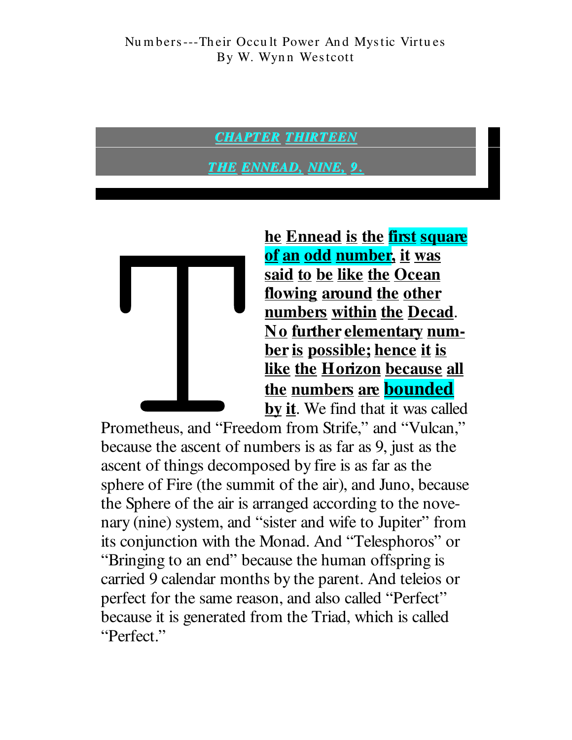## CHAPTER THIRTEEN

## THE ENNEAD, NINE, 9.

**The Ennead is the first square of an odd number, it was said to be like the Ocean flowing around the other numbers within the Decad. No further elementary number is possible; hence it is like the Horizon because all the numbers are bounded by it**. We find that it was called Prometheus, and "Freedom from Strife," and "Vulcan," because the ascent of numbers is as far as 9, just as the ascent of things decomposed by fire is as far as the sphere of Fire (the summit of the air), and Juno, because the Sphere of the air is arranged according to the novenary (nine) system, and "sister and wife to Jupiter" from its conjunction with the Monad. And "Telesphoros" or "Bringing to an end" because the human offspring is carried 9 calendar months by the parent. And teleios or perfect for the same reason, and also called "Perfect" because it is generated from the Triad, which is called "Perfect."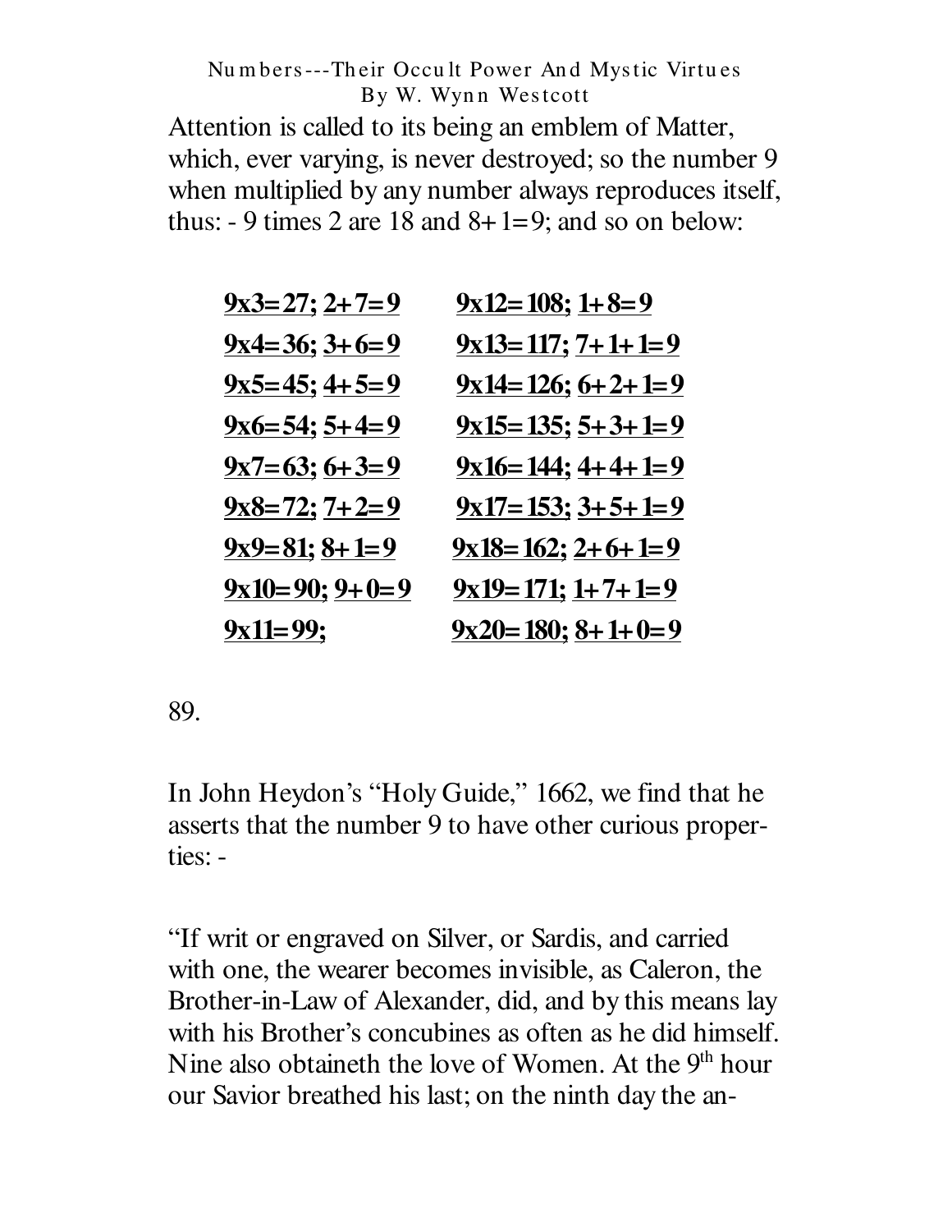Attention is called to its being an emblem of Matter, which, ever varying, is never destroyed; so the number 9 when multiplied by any number always reproduces itself, thus: - 9 times 2 are 18 and 8+1=9; and so on below:

| | |
|---|---|
| 9x3=27; 2+7=9 | 9x12=108; 1+8=9 |
| 9x4=36; 3+6=9 | 9x13=117; 7+1+1=9 |
| 9x5=45; 4+5=9 | 9x14=126; 6+2+1=9 |
| 9x6=54; 5+4=9 | 9x15=135; 5+3+1=9 |
| 9x7=63; 6+3=9 | 9x16=144; 4+4+1=9 |
| 9x8=72; 7+2=9 | 9x17=153; 3+5+1=9 |
| 9x9=81; 8+1=9 | 9x18=162; 2+6+1=9 |
| 9x10=90; 9+0=9 | 9x19=171; 1+7+1=9 |
| 9x11=99; | 9x20=180; 8+1+0=9 |

89.

In John Heydon's "Holy Guide," 1662, we find that he asserts that the number 9 to have other curious properties: -

"If writ or engraved on Silver, or Sardis, and carried with one, the wearer becomes invisible, as Caleron, the Brother-in-Law of Alexander, did, and by this means lay with his Brother's concubines as often as he did himself. Nine also obtaineth the love of Women. At the 9th hour our Savior breathed his last; on the ninth day the an-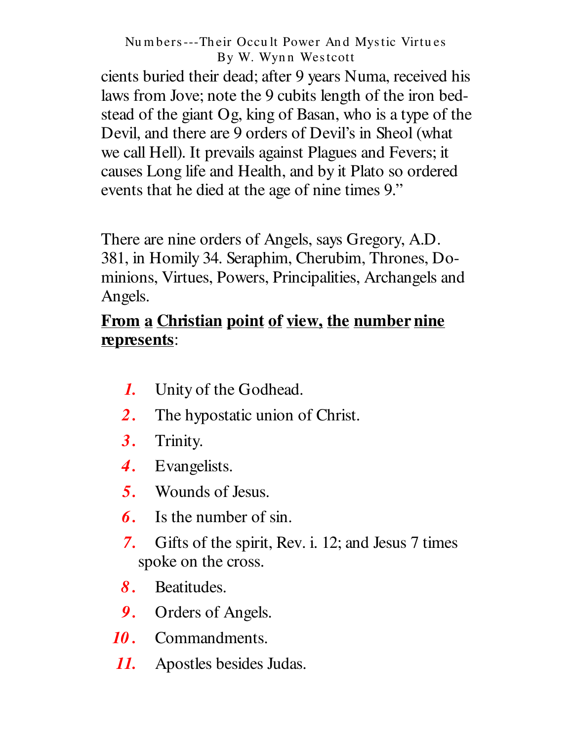cients buried their dead; after 9 years Numa, received his laws from Jove; note the 9 cubits length of the iron bedstead of the giant Og, king of Basan, who is a type of the Devil, and there are 9 orders of Devil's in Sheol (what we call Hell). It prevails against Plagues and Fevers; it causes Long life and Health, and by it Plato so ordered events that he died at the age of nine times 9."

There are nine orders of Angels, says Gregory, A.D. 381, in Homily 34. Seraphim, Cherubim, Thrones, Dominions, Virtues, Powers, Principalities, Archangels and Angels.

**From a Christian point of view, the number nine represents**:

1. Unity of the Godhead.
2. The hypostatic union of Christ.
3. Trinity.
4. Evangelists.
5. Wounds of Jesus.
6. Is the number of sin.
7. Gifts of the spirit, Rev. i. 12; and Jesus 7 times spoke on the cross.
8. Beatitudes.
9. Orders of Angels.
10. Commandments.
11. Apostles besides Judas.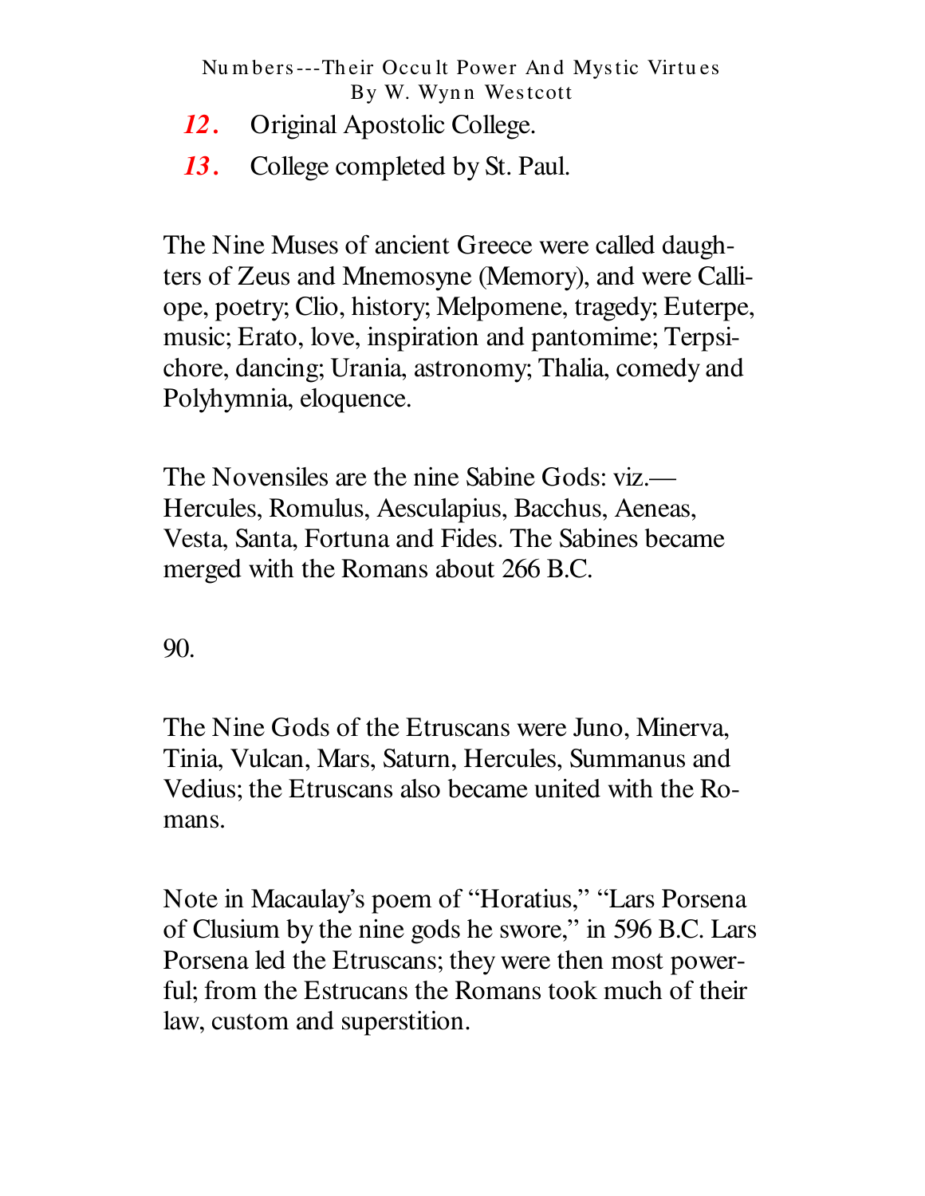*12.* Original Apostolic College.

*13.* College completed by St. Paul.

The Nine Muses of ancient Greece were called daughters of Zeus and Mnemosyne (Memory), and were Calliope, poetry; Clio, history; Melpomene, tragedy; Euterpe, music; Erato, love, inspiration and pantomime; Terpsichore, dancing; Urania, astronomy; Thalia, comedy and Polyhymnia, eloquence.

The Novensiles are the nine Sabine Gods: viz.— Hercules, Romulus, Aesculapius, Bacchus, Aeneas, Vesta, Santa, Fortuna and Fides. The Sabines became merged with the Romans about 266 B.C.

90.

The Nine Gods of the Etruscans were Juno, Minerva, Tinia, Vulcan, Mars, Saturn, Hercules, Summanus and Vedius; the Etruscans also became united with the Romans.

Note in Macaulay's poem of "Horatius," "Lars Porsena of Clusium by the nine gods he swore," in 596 B.C. Lars Porsena led the Etruscans; they were then most powerful; from the Estrucans the Romans took much of their law, custom and superstition.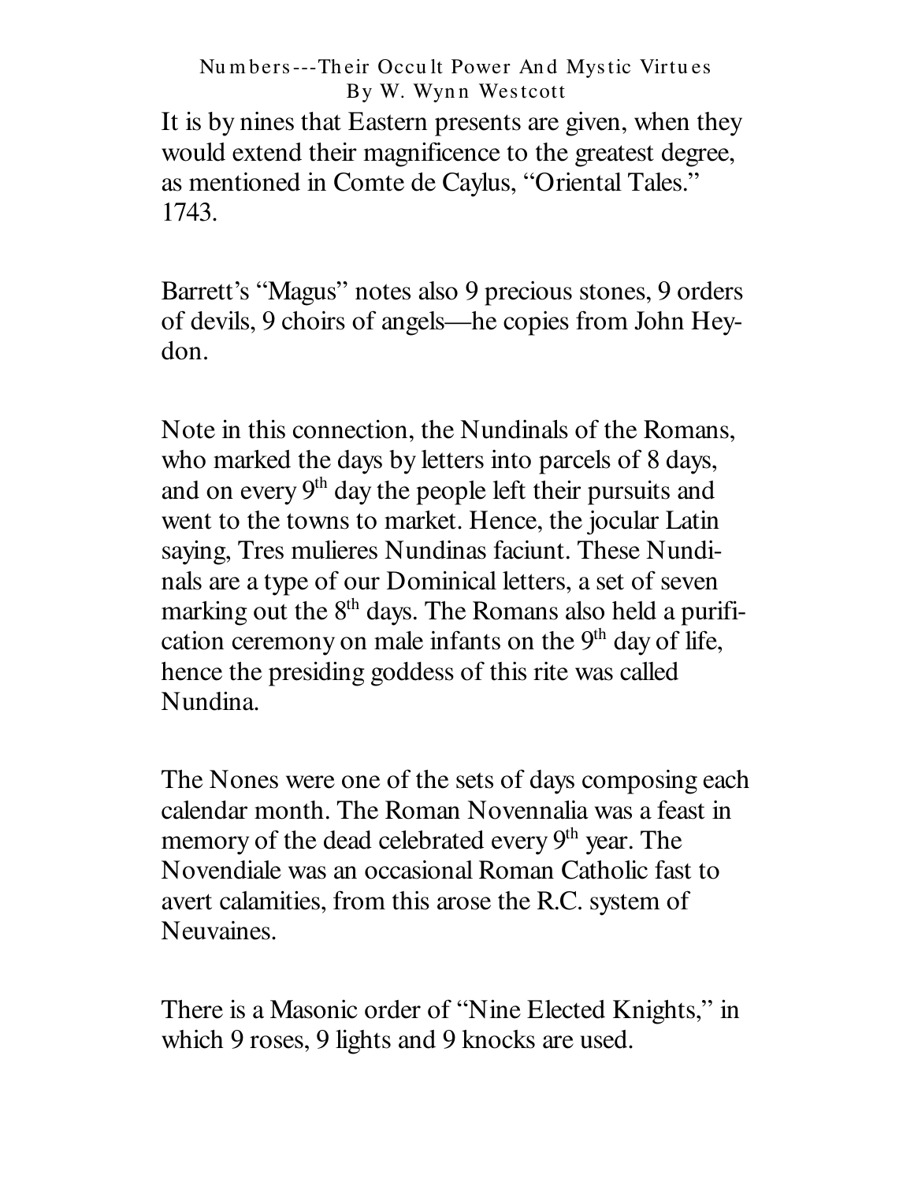It is by nines that Eastern presents are given, when they would extend their magnificence to the greatest degree, as mentioned in Comte de Caylus, "Oriental Tales." 1743.

Barrett's "Magus" notes also 9 precious stones, 9 orders of devils, 9 choirs of angels—he copies from John Heydon.

Note in this connection, the Nundinals of the Romans, who marked the days by letters into parcels of 8 days, and on every 9th day the people left their pursuits and went to the towns to market. Hence, the jocular Latin saying, Tres mulieres Nundinas faciunt. These Nundinals are a type of our Dominical letters, a set of seven marking out the 8th days. The Romans also held a purification ceremony on male infants on the 9th day of life, hence the presiding goddess of this rite was called Nundina.

The Nones were one of the sets of days composing each calendar month. The Roman Novennalia was a feast in memory of the dead celebrated every 9th year. The Novendiale was an occasional Roman Catholic fast to avert calamities, from this arose the R.C. system of Neuvaines.

There is a Masonic order of "Nine Elected Knights," in which 9 roses, 9 lights and 9 knocks are used.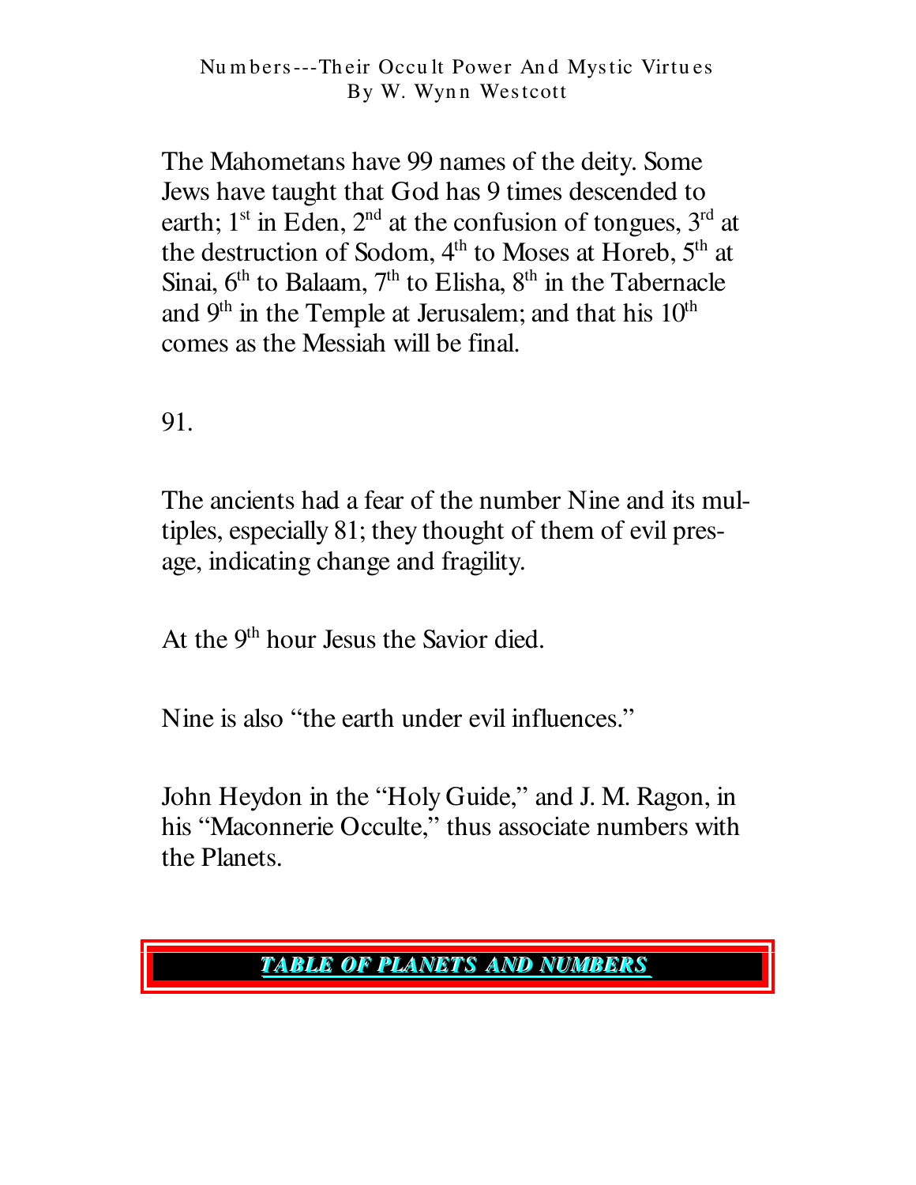The Mahometans have 99 names of the deity. Some Jews have taught that God has 9 times descended to earth; 1st in Eden, 2nd at the confusion of tongues, 3rd at the destruction of Sodom, 4th to Moses at Horeb, 5th at Sinai, 6th to Balaam, 7th to Elisha, 8th in the Tabernacle and 9th in the Temple at Jerusalem; and that his 10th comes as the Messiah will be final.

91.

The ancients had a fear of the number Nine and its multiples, especially 81; they thought of them of evil presage, indicating change and fragility.

At the 9th hour Jesus the Savior died.

Nine is also "the earth under evil influences."

John Heydon in the "Holy Guide," and J. M. Ragon, in his "Maconnerie Occulte," thus associate numbers with the Planets.

**TABLE OF PLANETS AND NUMBERS**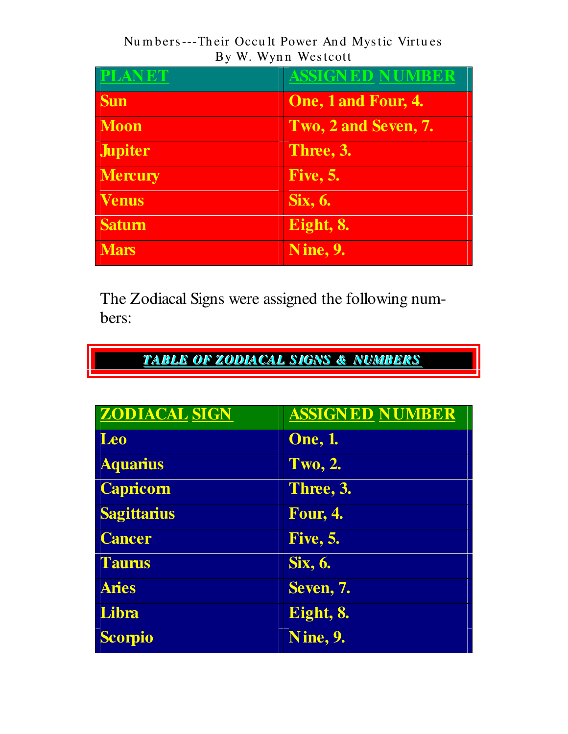| PLANET | ASSIGNED NUMBER |
| --- | --- |
| Sun | One, 1 and Four, 4. |
| Moon | Two, 2 and Seven, 7. |
| Jupiter | Three, 3. |
| Mercury | Five, 5. |
| Venus | Six, 6. |
| Saturn | Eight, 8. |
| Mars | Nine, 9. |

The Zodiacal Signs were assigned the following numbers:

***TABLE OF ZODIACAL SIGNS & NUMBERS***

| ZODIACAL SIGN | ASSIGNED NUMBER |
| --- | --- |
| Leo | One, 1. |
| Aquarius | Two, 2. |
| Capricorn | Three, 3. |
| Sagittarius | Four, 4. |
| Cancer | Five, 5. |
| Taurus | Six, 6. |
| Aries | Seven, 7. |
| Libra | Eight, 8. |
| Scorpio | Nine, 9. |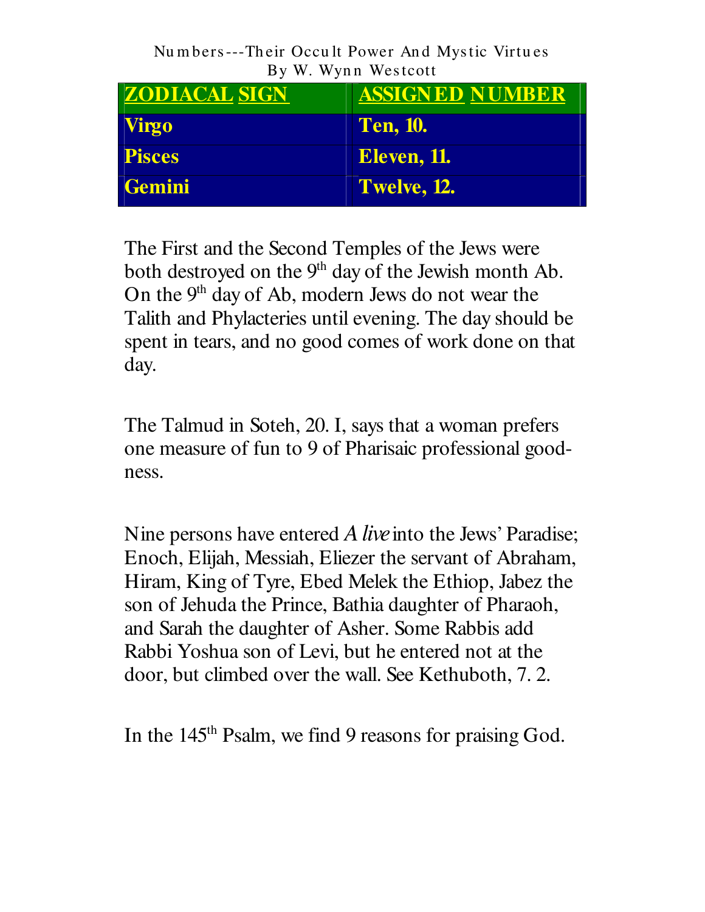| ZODIACAL SIGN | ASSIGNED NUMBER |
| --- | --- |
| Virgo | Ten, 10. |
| Pisces | Eleven, 11. |
| Gemini | Twelve, 12. |

The First and the Second Temples of the Jews were both destroyed on the 9th day of the Jewish month Ab. On the 9th day of Ab, modern Jews do not wear the Talith and Phylacteries until evening. The day should be spent in tears, and no good comes of work done on that day.

The Talmud in Soteh, 20. I, says that a woman prefers one measure of fun to 9 of Pharisaic professional goodness.

Nine persons have entered *A live* into the Jews' Paradise; Enoch, Elijah, Messiah, Eliezer the servant of Abraham, Hiram, King of Tyre, Ebed Melek the Ethiop, Jabez the son of Jehuda the Prince, Bathia daughter of Pharaoh, and Sarah the daughter of Asher. Some Rabbis add Rabbi Yoshua son of Levi, but he entered not at the door, but climbed over the wall. See Kethuboth, 7. 2.

In the 145th Psalm, we find 9 reasons for praising God.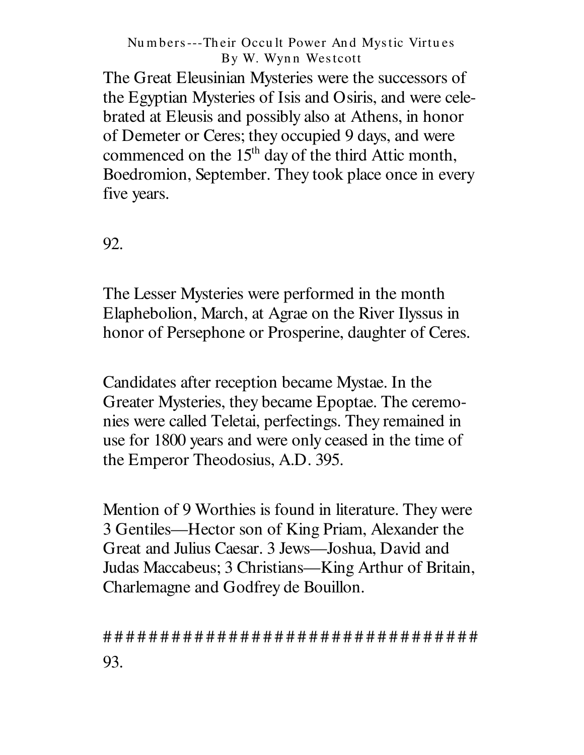The Great Eleusinian Mysteries were the successors of the Egyptian Mysteries of Isis and Osiris, and were celebrated at Eleusis and possibly also at Athens, in honor of Demeter or Ceres; they occupied 9 days, and were commenced on the 15th day of the third Attic month, Boedromion, September. They took place once in every five years.

92.

The Lesser Mysteries were performed in the month Elaphebolion, March, at Agrae on the River Ilyssus in honor of Persephone or Prosperine, daughter of Ceres.

Candidates after reception became Mystae. In the Greater Mysteries, they became Epoptae. The ceremonies were called Teletai, perfectings. They remained in use for 1800 years and were only ceased in the time of the Emperor Theodosius, A.D. 395.

Mention of 9 Worthies is found in literature. They were 3 Gentiles—Hector son of King Priam, Alexander the Great and Julius Caesar. 3 Jews—Joshua, David and Judas Maccabeus; 3 Christians—King Arthur of Britain, Charlemagne and Godfrey de Bouillon.

##################################

93.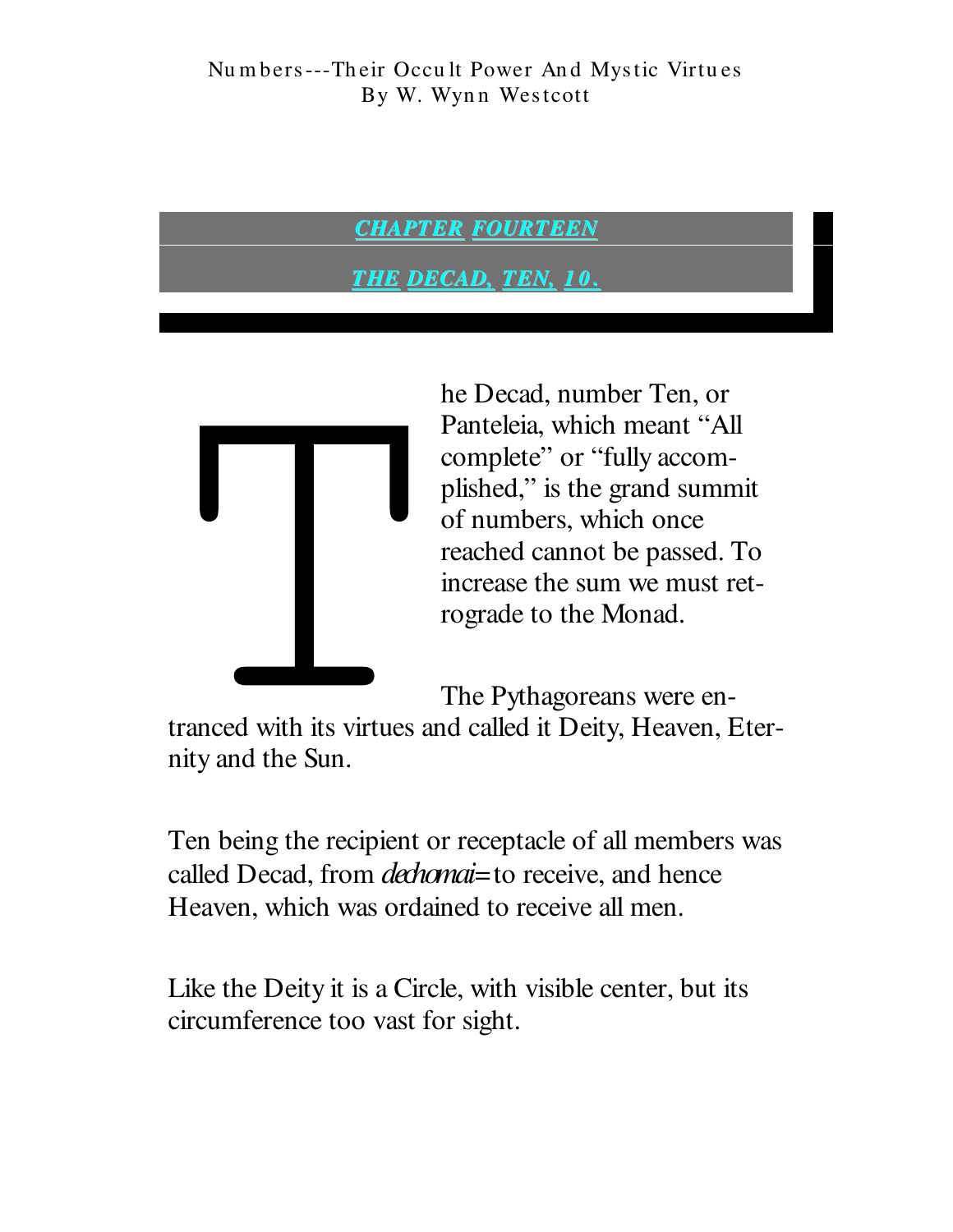## CHAPTER FOURTEEN

## THE DECAD, TEN, 10.

The Decad, number Ten, or Panteleia, which meant "All complete" or "fully accomplished," is the grand summit of numbers, which once reached cannot be passed. To increase the sum we must retrograde to the Monad.

The Pythagoreans were entranced with its virtues and called it Deity, Heaven, Eternity and the Sun.

Ten being the recipient or receptacle of all members was called Decad, from *dechomai*=to receive, and hence Heaven, which was ordained to receive all men.

Like the Deity it is a Circle, with visible center, but its circumference too vast for sight.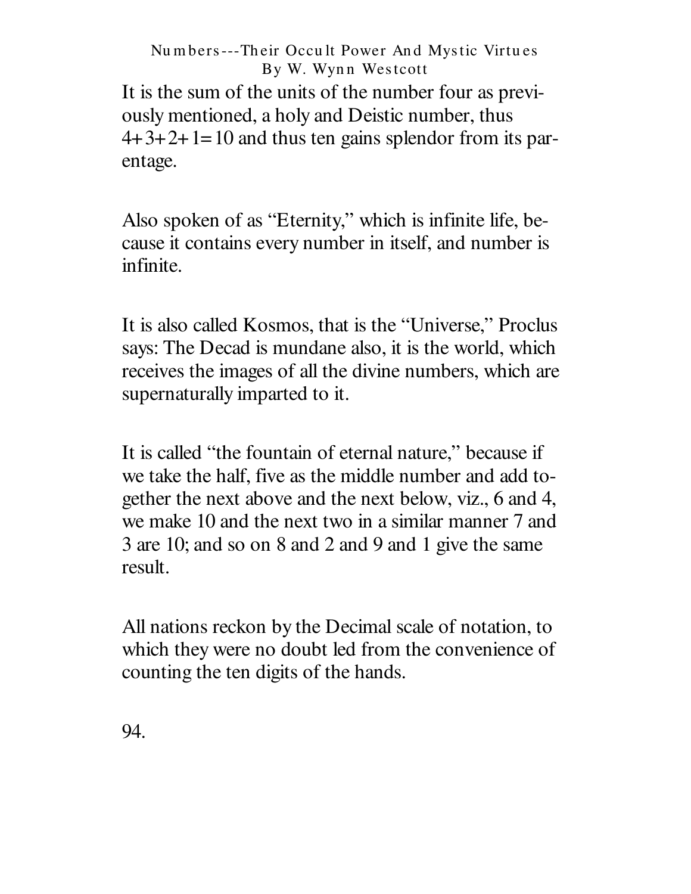It is the sum of the units of the number four as previously mentioned, a holy and Deistic number, thus 4+3+2+1=10 and thus ten gains splendor from its parentage.

Also spoken of as "Eternity," which is infinite life, because it contains every number in itself, and number is infinite.

It is also called Kosmos, that is the "Universe," Proclus says: The Decad is mundane also, it is the world, which receives the images of all the divine numbers, which are supernaturally imparted to it.

It is called "the fountain of eternal nature," because if we take the half, five as the middle number and add together the next above and the next below, viz., 6 and 4, we make 10 and the next two in a similar manner 7 and 3 are 10; and so on 8 and 2 and 9 and 1 give the same result.

All nations reckon by the Decimal scale of notation, to which they were no doubt led from the convenience of counting the ten digits of the hands.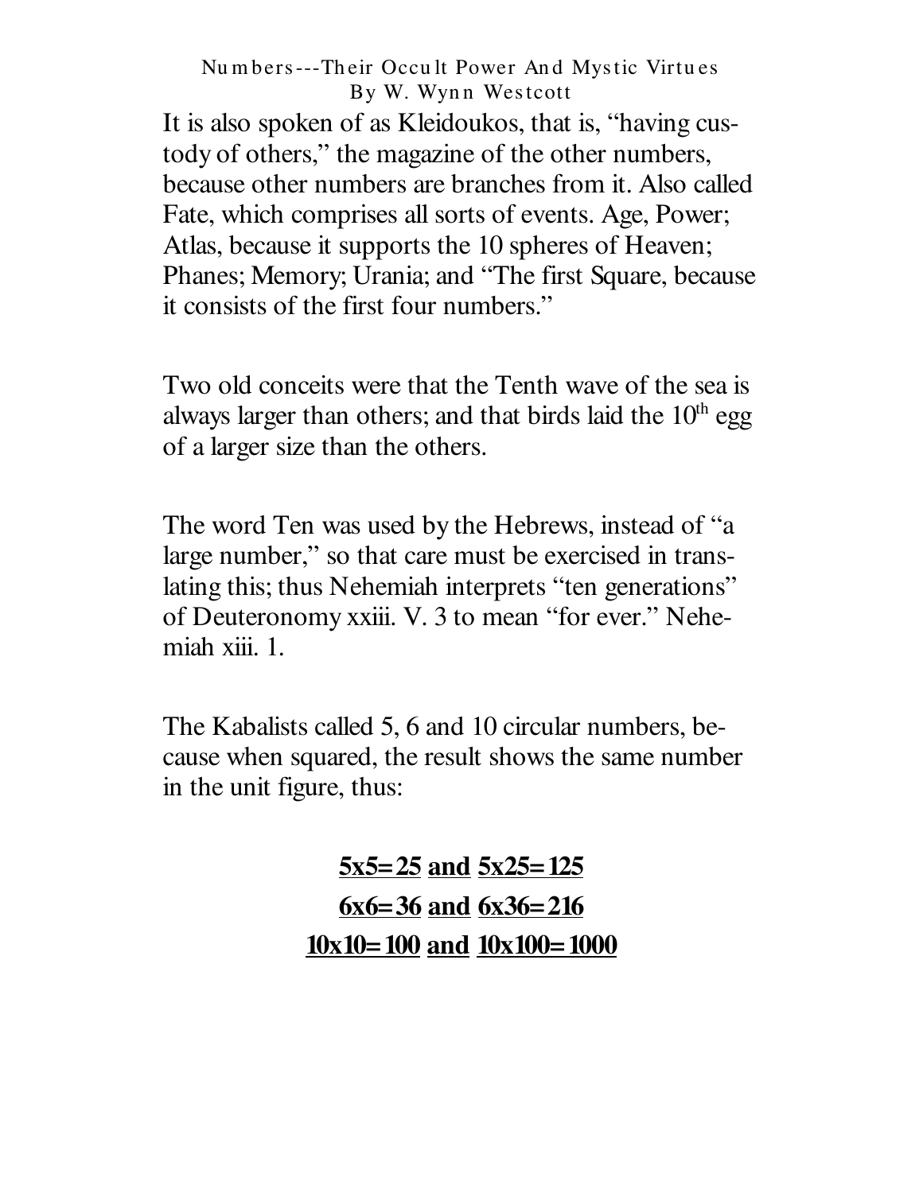It is also spoken of as Kleidoukos, that is, "having custody of others," the magazine of the other numbers, because other numbers are branches from it. Also called Fate, which comprises all sorts of events. Age, Power; Atlas, because it supports the 10 spheres of Heaven; Phanes; Memory; Urania; and "The first Square, because it consists of the first four numbers."

Two old conceits were that the Tenth wave of the sea is always larger than others; and that birds laid the $10^{th}$ egg of a larger size than the others.

The word Ten was used by the Hebrews, instead of "a large number," so that care must be exercised in translating this; thus Nehemiah interprets "ten generations" of Deuteronomy xxiii. V. 3 to mean "for ever." Nehemiah xiii. 1.

The Kabalists called 5, 6 and 10 circular numbers, because when squared, the result shows the same number in the unit figure, thus:

**5x5=25 and 5x25=125**

**6x6=36 and 6x36=216**

**10x10=100 and 10x100=1000**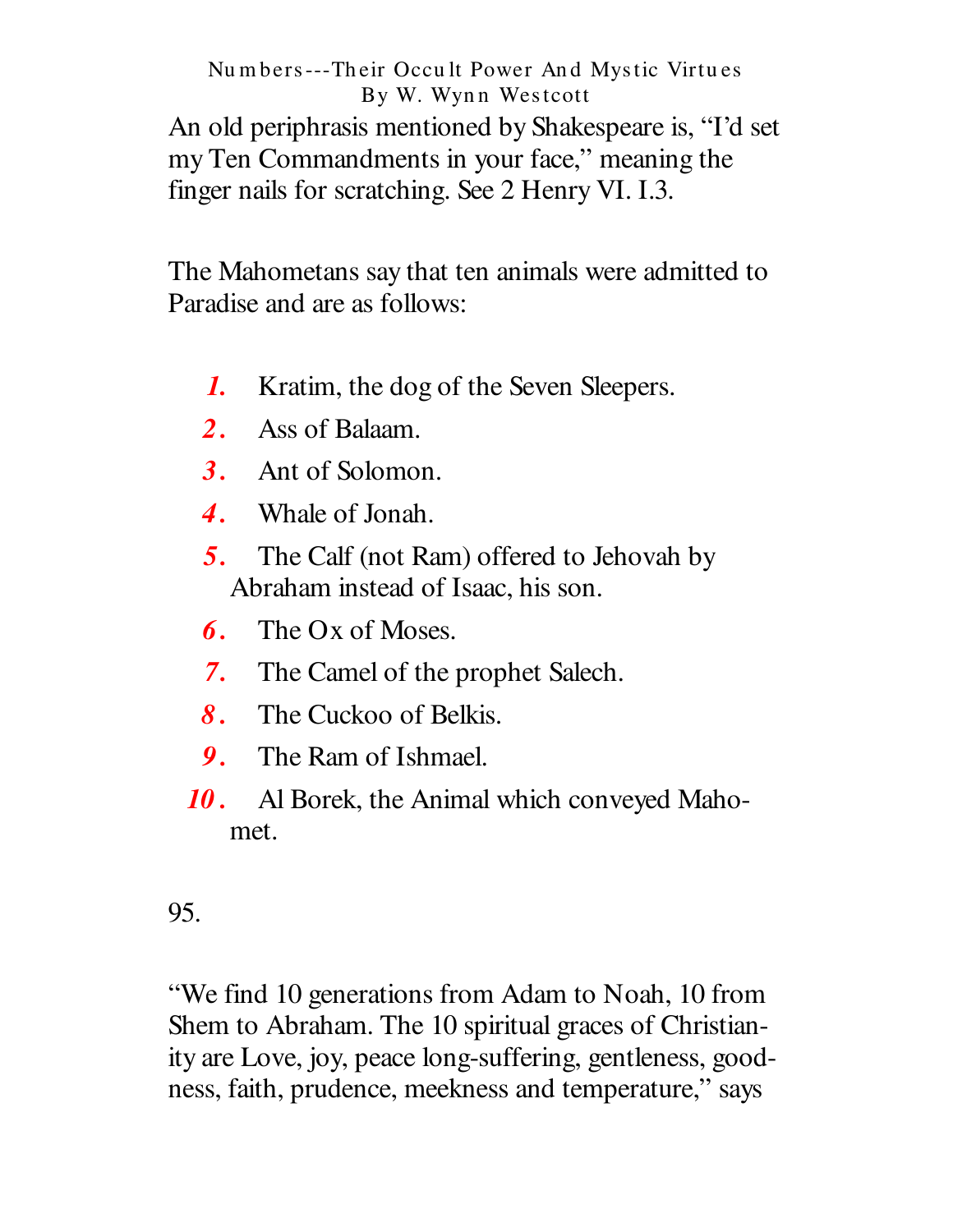An old periphrasis mentioned by Shakespeare is, “I’d set my Ten Commandments in your face,” meaning the finger nails for scratching. See 2 Henry VI. I.3.

The Mahometans say that ten animals were admitted to Paradise and are as follows:

1. Kratim, the dog of the Seven Sleepers.
2. Ass of Balaam.
3. Ant of Solomon.
4. Whale of Jonah.
5. The Calf (not Ram) offered to Jehovah by Abraham instead of Isaac, his son.
6. The Ox of Moses.
7. The Camel of the prophet Salech.
8. The Cuckoo of Belkis.
9. The Ram of Ishmael.
10. Al Borek, the Animal which conveyed Mahomet.

95.

“We find 10 generations from Adam to Noah, 10 from Shem to Abraham. The 10 spiritual graces of Christianity are Love, joy, peace long-suffering, gentleness, goodness, faith, prudence, meekness and temperature,” says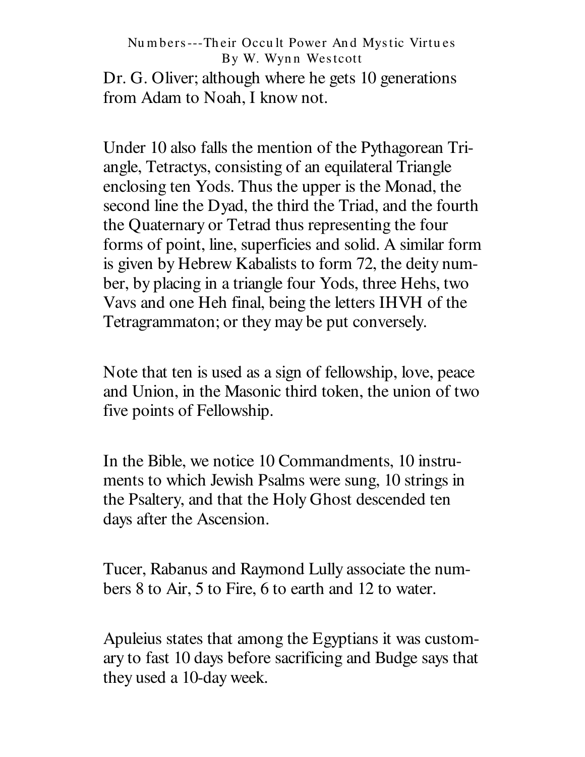Dr. G. Oliver; although where he gets 10 generations from Adam to Noah, I know not.

Under 10 also falls the mention of the Pythagorean Triangle, Tetractys, consisting of an equilateral Triangle enclosing ten Yods. Thus the upper is the Monad, the second line the Dyad, the third the Triad, and the fourth the Quaternary or Tetrad thus representing the four forms of point, line, superficies and solid. A similar form is given by Hebrew Kabalists to form 72, the deity number, by placing in a triangle four Yods, three Hehs, two Vavs and one Heh final, being the letters IHVH of the Tetragrammaton; or they may be put conversely.

Note that ten is used as a sign of fellowship, love, peace and Union, in the Masonic third token, the union of two five points of Fellowship.

In the Bible, we notice 10 Commandments, 10 instruments to which Jewish Psalms were sung, 10 strings in the Psaltery, and that the Holy Ghost descended ten days after the Ascension.

Tucer, Rabanus and Raymond Lully associate the numbers 8 to Air, 5 to Fire, 6 to earth and 12 to water.

Apuleius states that among the Egyptians it was customary to fast 10 days before sacrificing and Budge says that they used a 10-day week.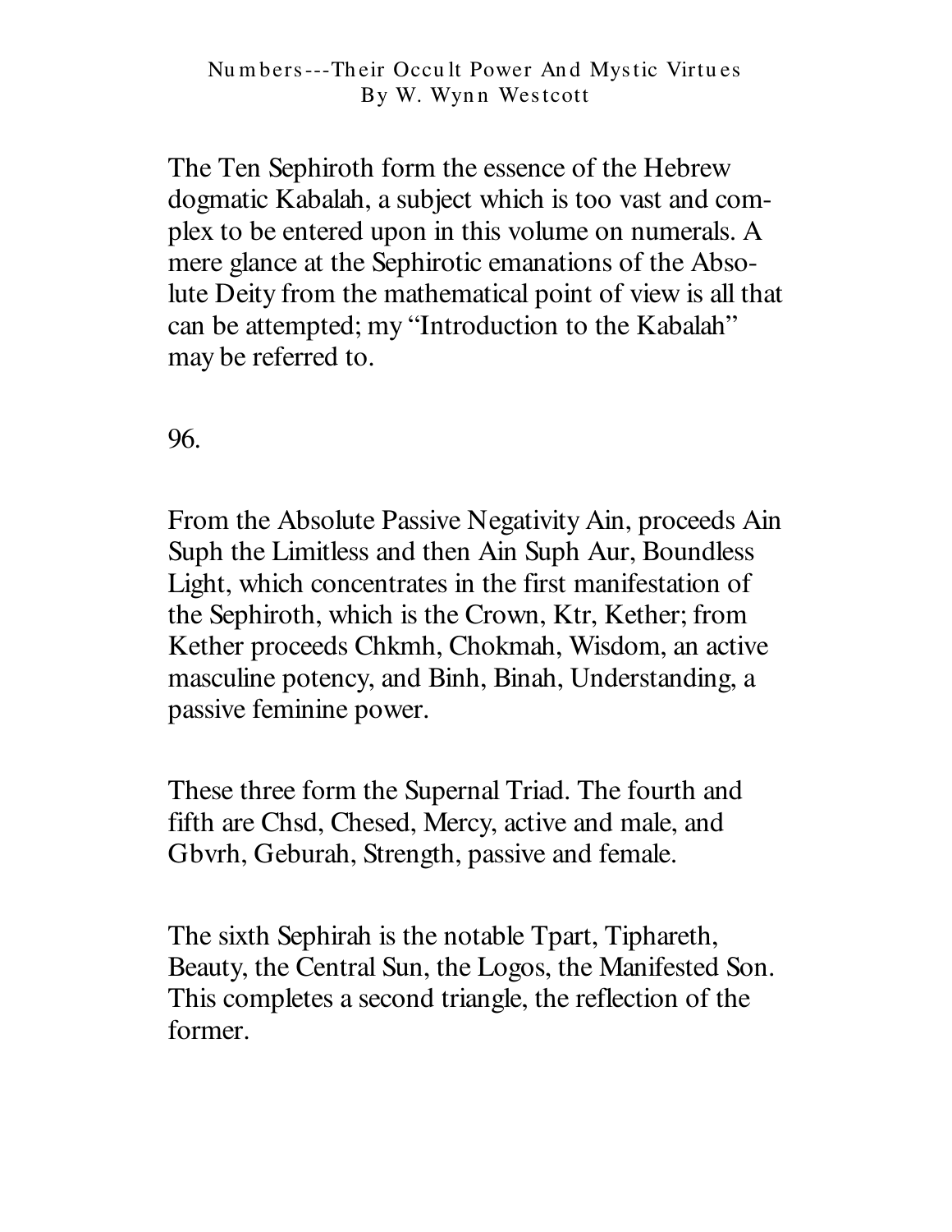The Ten Sephiroth form the essence of the Hebrew dogmatic Kabalah, a subject which is too vast and complex to be entered upon in this volume on numerals. A mere glance at the Sephirotic emanations of the Absolute Deity from the mathematical point of view is all that can be attempted; my "Introduction to the Kabalah" may be referred to.

96.

From the Absolute Passive Negativity Ain, proceeds Ain Suph the Limitless and then Ain Suph Aur, Boundless Light, which concentrates in the first manifestation of the Sephiroth, which is the Crown, Ktr, Kether; from Kether proceeds Chkmh, Chokmah, Wisdom, an active masculine potency, and Binh, Binah, Understanding, a passive feminine power.

These three form the Supernal Triad. The fourth and fifth are Chsd, Chesed, Mercy, active and male, and Gbvrh, Geburah, Strength, passive and female.

The sixth Sephirah is the notable Tpart, Tiphareth, Beauty, the Central Sun, the Logos, the Manifested Son. This completes a second triangle, the reflection of the former.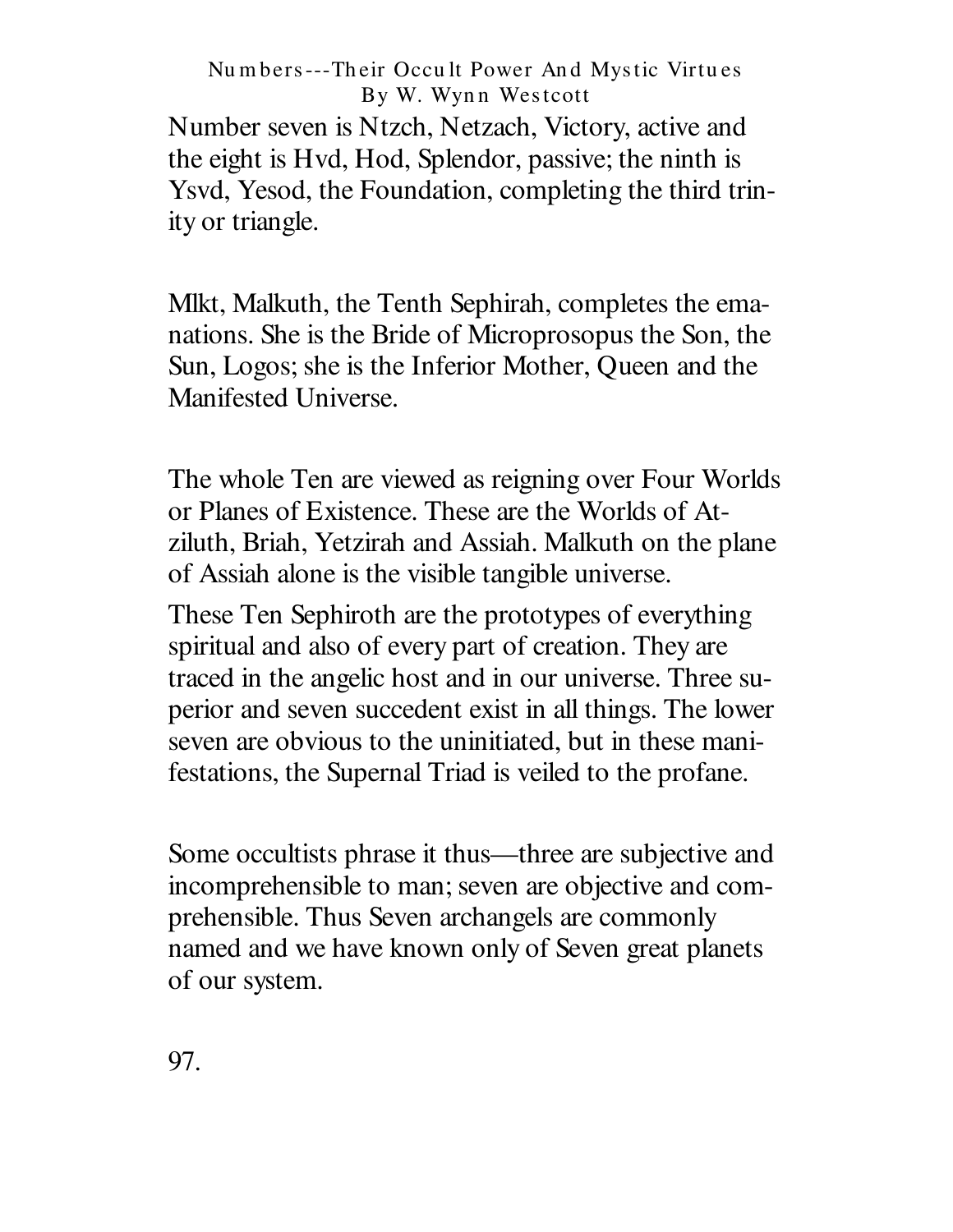Number seven is Ntzch, Netzach, Victory, active and the eight is Hvd, Hod, Splendor, passive; the ninth is Ysvd, Yesod, the Foundation, completing the third trinity or triangle.

Mlkt, Malkuth, the Tenth Sephirah, completes the emanations. She is the Bride of Microprosopus the Son, the Sun, Logos; she is the Inferior Mother, Queen and the Manifested Universe.

The whole Ten are viewed as reigning over Four Worlds or Planes of Existence. These are the Worlds of Atziluth, Briah, Yetzirah and Assiah. Malkuth on the plane of Assiah alone is the visible tangible universe.

These Ten Sephiroth are the prototypes of everything spiritual and also of every part of creation. They are traced in the angelic host and in our universe. Three superior and seven succedent exist in all things. The lower seven are obvious to the uninitiated, but in these manifestations, the Supernal Triad is veiled to the profane.

Some occultists phrase it thus—three are subjective and incomprehensible to man; seven are objective and comprehensible. Thus Seven archangels are commonly named and we have known only of Seven great planets of our system.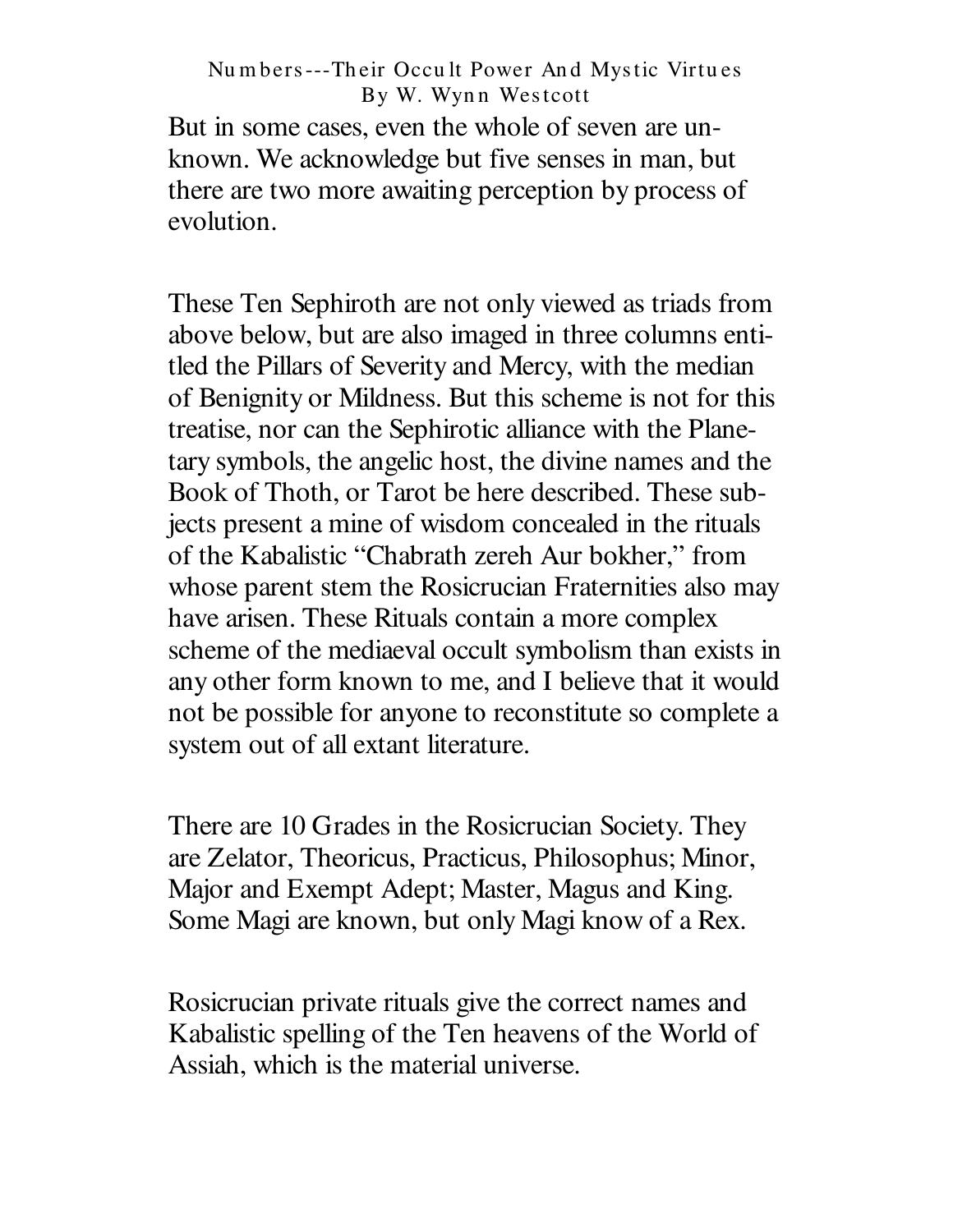But in some cases, even the whole of seven are unknown. We acknowledge but five senses in man, but there are two more awaiting perception by process of evolution.

These Ten Sephiroth are not only viewed as triads from above below, but are also imaged in three columns entitled the Pillars of Severity and Mercy, with the median of Benignity or Mildness. But this scheme is not for this treatise, nor can the Sephirotic alliance with the Planetary symbols, the angelic host, the divine names and the Book of Thoth, or Tarot be here described. These subjects present a mine of wisdom concealed in the rituals of the Kabalistic "Chabrath zereh Aur bokher," from whose parent stem the Rosicrucian Fraternities also may have arisen. These Rituals contain a more complex scheme of the mediaeval occult symbolism than exists in any other form known to me, and I believe that it would not be possible for anyone to reconstitute so complete a system out of all extant literature.

There are 10 Grades in the Rosicrucian Society. They are Zelator, Theoricus, Practicus, Philosophus; Minor, Major and Exempt Adept; Master, Magus and King. Some Magi are known, but only Magi know of a Rex.

Rosicrucian private rituals give the correct names and Kabalistic spelling of the Ten heavens of the World of Assiah, which is the material universe.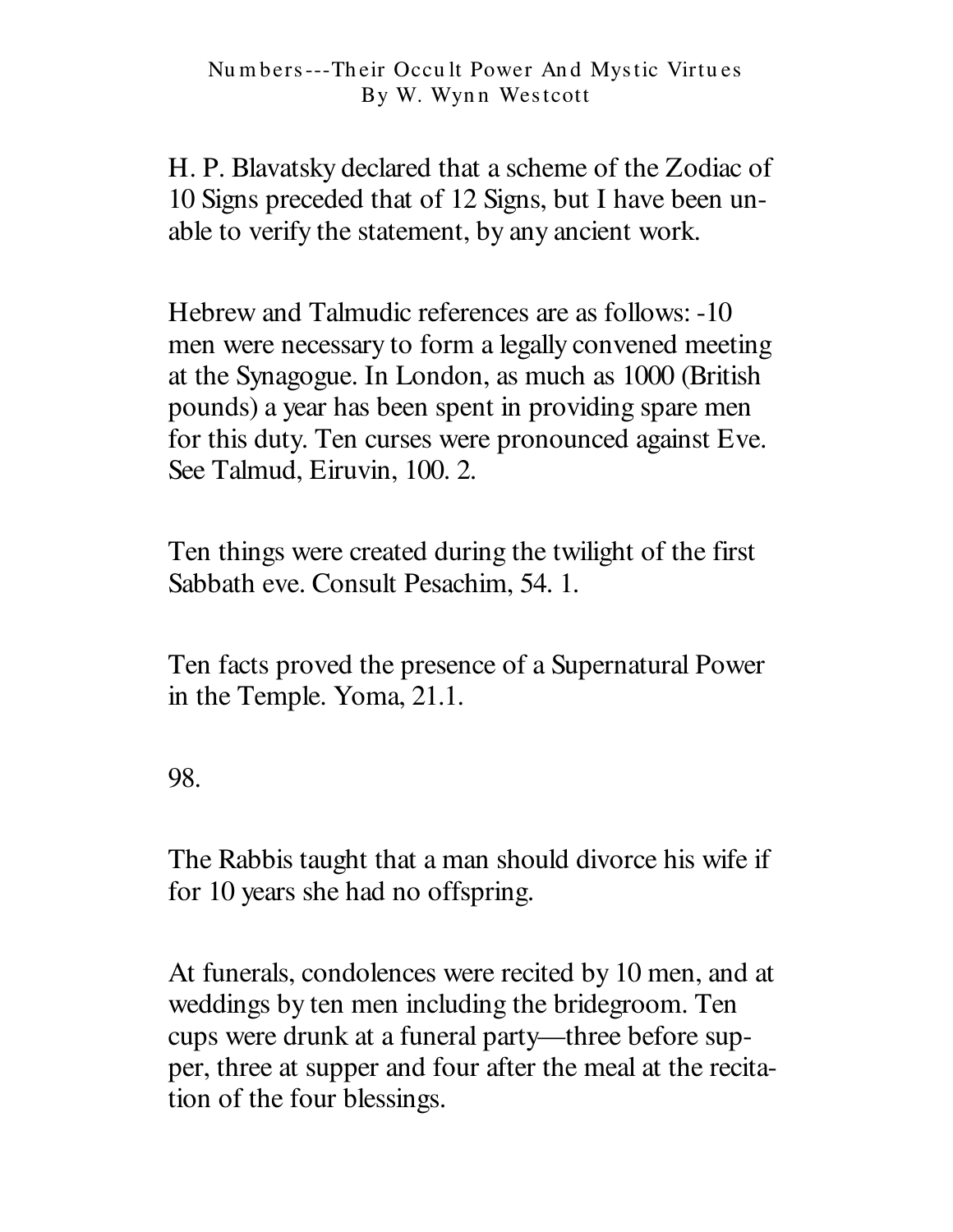H. P. Blavatsky declared that a scheme of the Zodiac of 10 Signs preceded that of 12 Signs, but I have been unable to verify the statement, by any ancient work.

Hebrew and Talmudic references are as follows: -10 men were necessary to form a legally convened meeting at the Synagogue. In London, as much as 1000 (British pounds) a year has been spent in providing spare men for this duty. Ten curses were pronounced against Eve. See Talmud, Eiruvin, 100. 2.

Ten things were created during the twilight of the first Sabbath eve. Consult Pesachim, 54. 1.

Ten facts proved the presence of a Supernatural Power in the Temple. Yoma, 21.1.

The Rabbis taught that a man should divorce his wife if for 10 years she had no offspring.

At funerals, condolences were recited by 10 men, and at weddings by ten men including the bridegroom. Ten cups were drunk at a funeral party—three before supper, three at supper and four after the meal at the recitation of the four blessings.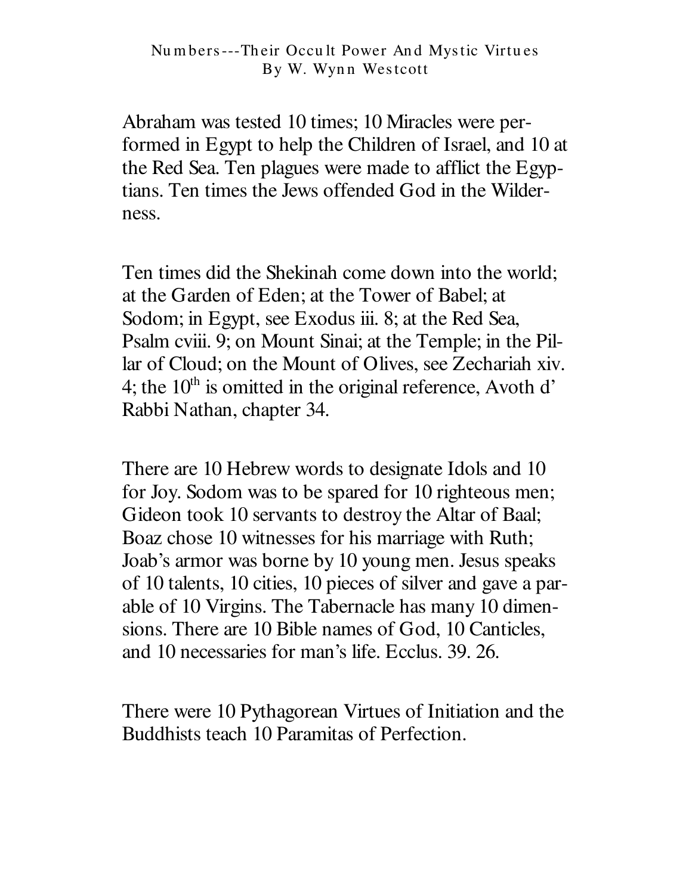Abraham was tested 10 times; 10 Miracles were performed in Egypt to help the Children of Israel, and 10 at the Red Sea. Ten plagues were made to afflict the Egyptians. Ten times the Jews offended God in the Wilderness.

Ten times did the Shekinah come down into the world; at the Garden of Eden; at the Tower of Babel; at Sodom; in Egypt, see Exodus iii. 8; at the Red Sea, Psalm cviii. 9; on Mount Sinai; at the Temple; in the Pillar of Cloud; on the Mount of Olives, see Zechariah xiv. 4; the 10th is omitted in the original reference, Avoth d' Rabbi Nathan, chapter 34.

There are 10 Hebrew words to designate Idols and 10 for Joy. Sodom was to be spared for 10 righteous men; Gideon took 10 servants to destroy the Altar of Baal; Boaz chose 10 witnesses for his marriage with Ruth; Joab's armor was borne by 10 young men. Jesus speaks of 10 talents, 10 cities, 10 pieces of silver and gave a parable of 10 Virgins. The Tabernacle has many 10 dimensions. There are 10 Bible names of God, 10 Canticles, and 10 necessaries for man's life. Ecclus. 39. 26.

There were 10 Pythagorean Virtues of Initiation and the Buddhists teach 10 Paramitas of Perfection.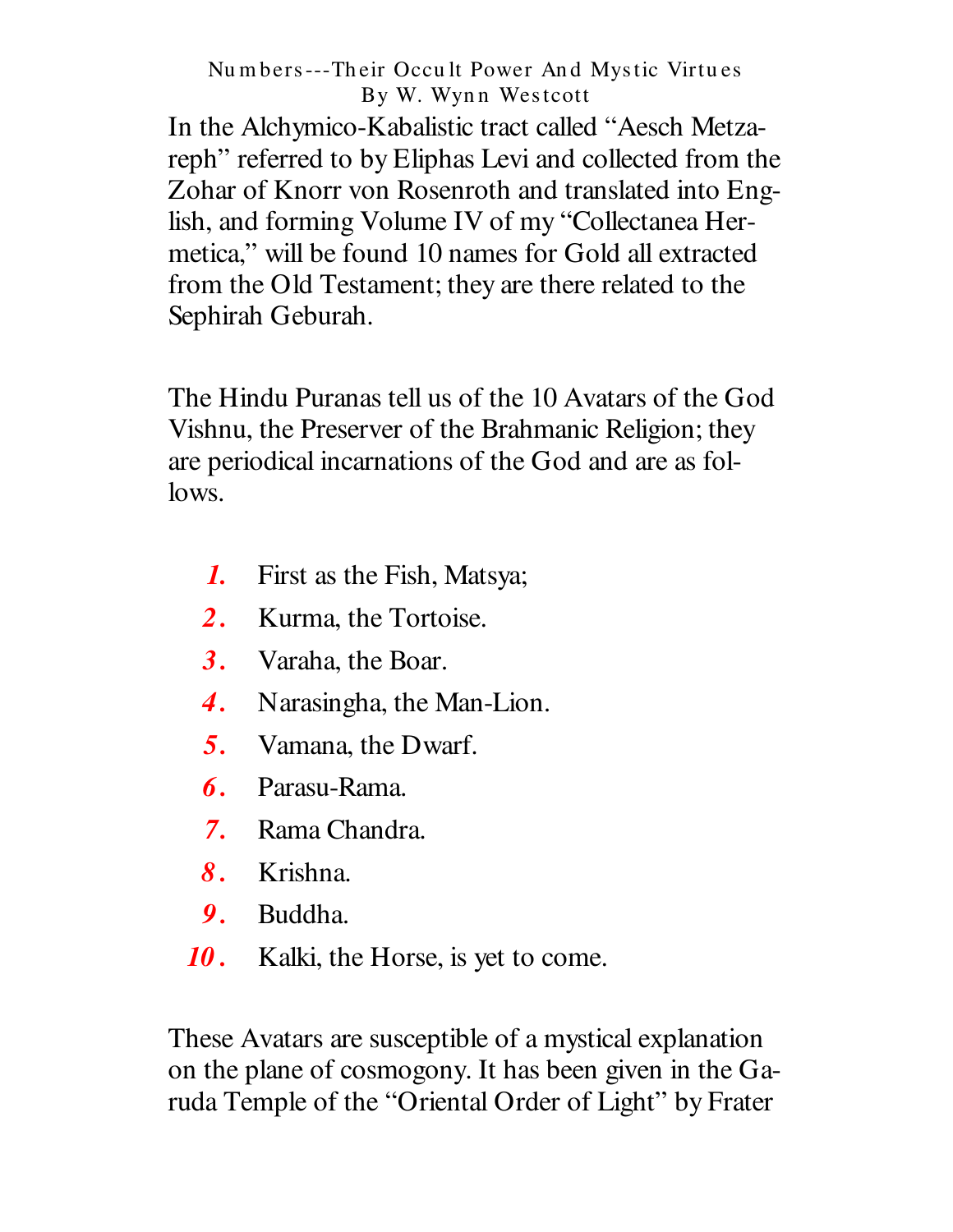In the Alchymico-Kabalistic tract called "Aesch Metzareph" referred to by Eliphas Levi and collected from the Zohar of Knorr von Rosenroth and translated into English, and forming Volume IV of my "Collectanea Hermetica," will be found 10 names for Gold all extracted from the Old Testament; they are there related to the Sephirah Geburah.

The Hindu Puranas tell us of the 10 Avatars of the God Vishnu, the Preserver of the Brahmanic Religion; they are periodical incarnations of the God and are as follows.

1. First as the Fish, Matsya;
2. Kurma, the Tortoise.
3. Varaha, the Boar.
4. Narasingha, the Man-Lion.
5. Vamana, the Dwarf.
6. Parasu-Rama.
7. Rama Chandra.
8. Krishna.
9. Buddha.
10. Kalki, the Horse, is yet to come.

These Avatars are susceptible of a mystical explanation on the plane of cosmogony. It has been given in the Garuda Temple of the "Oriental Order of Light" by Frater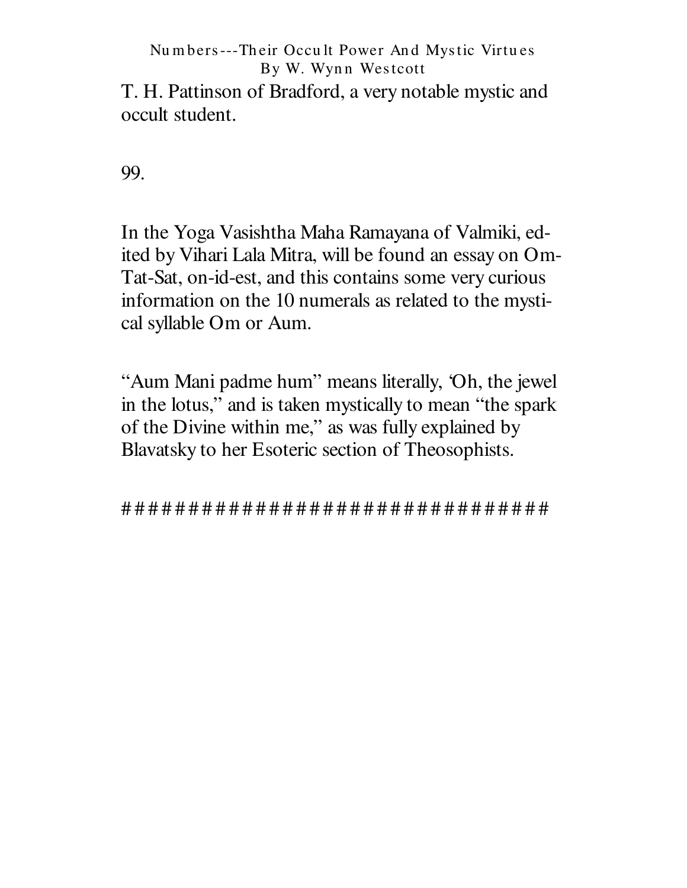T. H. Pattinson of Bradford, a very notable mystic and occult student.

99.

In the Yoga Vasishtha Maha Ramayana of Valmiki, edited by Vihari Lala Mitra, will be found an essay on Om-Tat-Sat, on-id-est, and this contains some very curious information on the 10 numerals as related to the mystical syllable Om or Aum.

"Aum Mani padme hum" means literally, 'Oh, the jewel in the lotus," and is taken mystically to mean "the spark of the Divine within me," as was fully explained by Blavatsky to her Esoteric section of Theosophists.

################################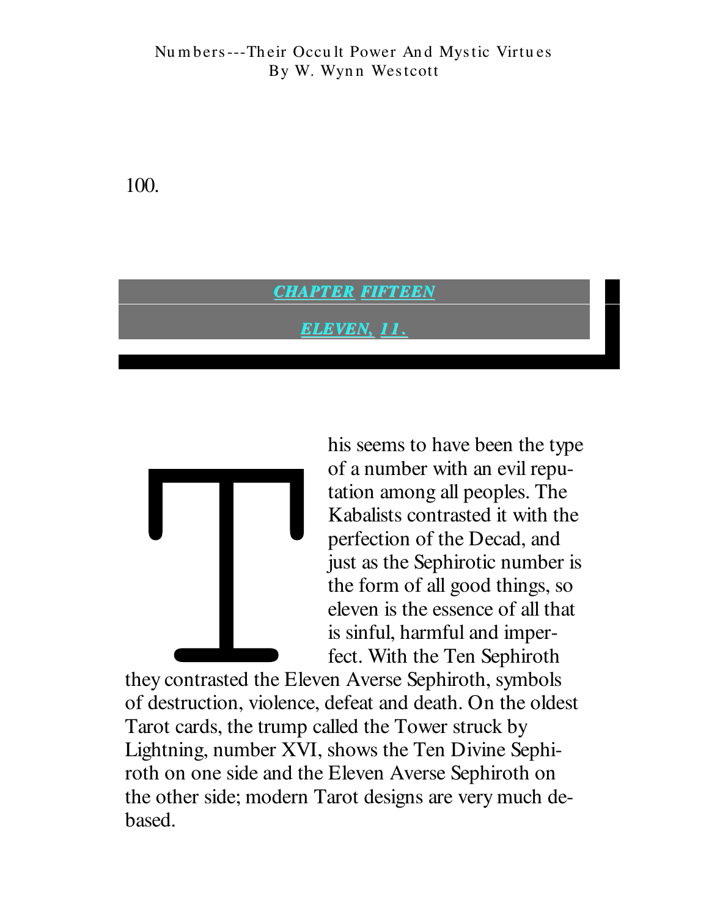## CHAPTER FIFTEEN

## ELEVEN, 11.

This seems to have been the type of a number with an evil reputation among all peoples. The Kabalists contrasted it with the perfection of the Decad, and just as the Sephirotic number is the form of all good things, so eleven is the essence of all that is sinful, harmful and imperfect. With the Ten Sephiroth they contrasted the Eleven Averse Sephiroth, symbols of destruction, violence, defeat and death. On the oldest Tarot cards, the trump called the Tower struck by Lightning, number XVI, shows the Ten Divine Sephiroth on one side and the Eleven Averse Sephiroth on the other side; modern Tarot designs are very much debased.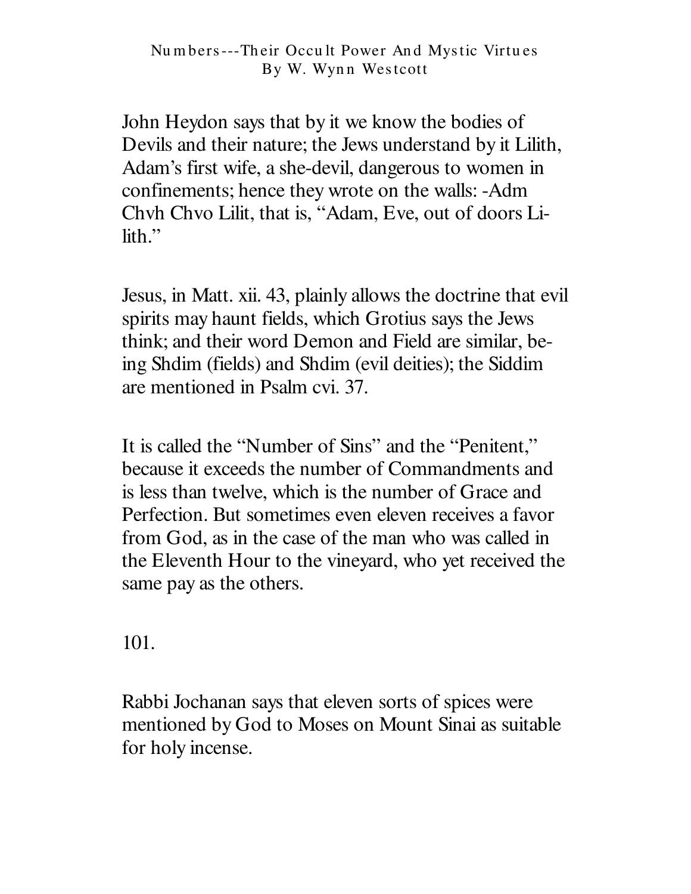John Heydon says that by it we know the bodies of Devils and their nature; the Jews understand by it Lilith, Adam's first wife, a she-devil, dangerous to women in confinements; hence they wrote on the walls: -Adm Chvh Chvo Lilit, that is, "Adam, Eve, out of doors Lilith."

Jesus, in Matt. xii. 43, plainly allows the doctrine that evil spirits may haunt fields, which Grotius says the Jews think; and their word Demon and Field are similar, being Shdim (fields) and Shdim (evil deities); the Siddim are mentioned in Psalm cvi. 37.

It is called the "Number of Sins" and the "Penitent," because it exceeds the number of Commandments and is less than twelve, which is the number of Grace and Perfection. But sometimes even eleven receives a favor from God, as in the case of the man who was called in the Eleventh Hour to the vineyard, who yet received the same pay as the others.

101.

Rabbi Jochanan says that eleven sorts of spices were mentioned by God to Moses on Mount Sinai as suitable for holy incense.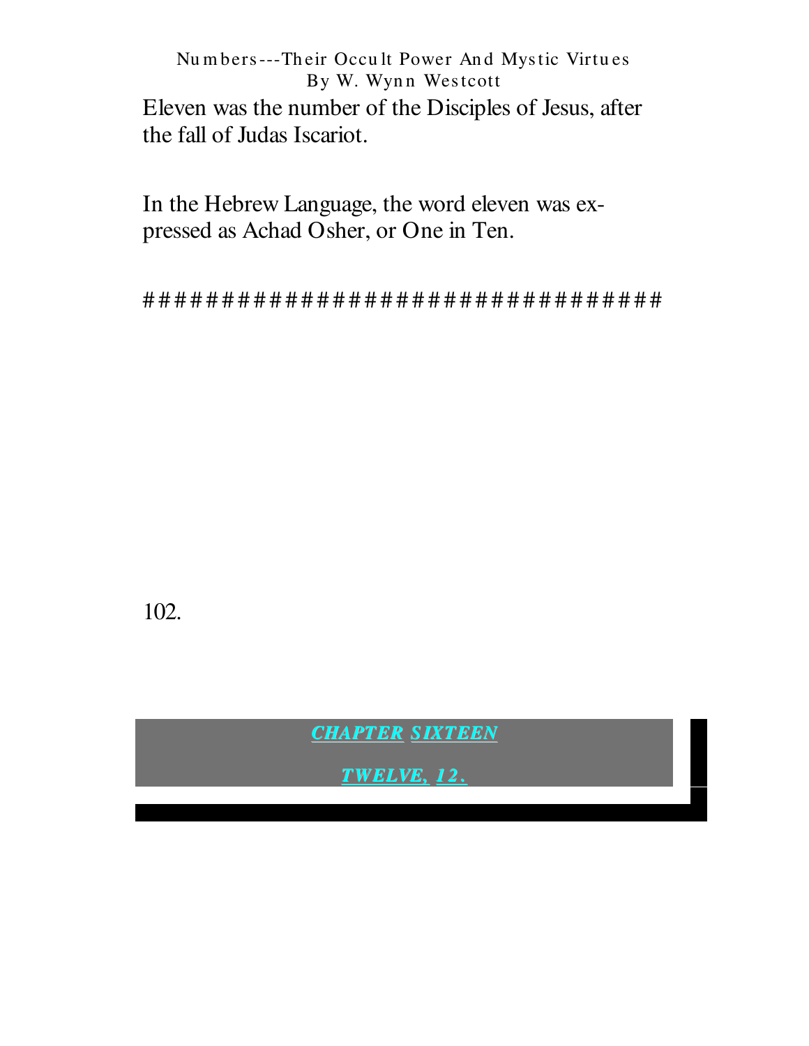Eleven was the number of the Disciples of Jesus, after the fall of Judas Iscariot.

In the Hebrew Language, the word eleven was expressed as Achad Osher, or One in Ten.

##################################

## *CHAPTER SIXTEEN*

## *TWELVE, 12.*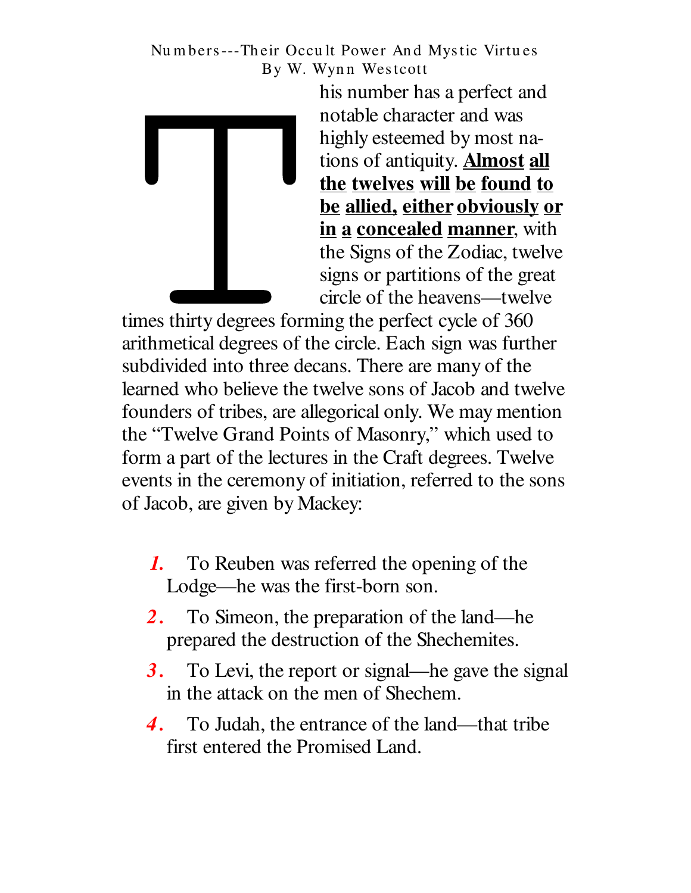This number has a perfect and notable character and was highly esteemed by most nations of antiquity. **Almost all the twelves will be found to be allied, either obviously or in a concealed manner**, with the Signs of the Zodiac, twelve signs or partitions of the great circle of the heavens—twelve times thirty degrees forming the perfect cycle of 360 arithmetical degrees of the circle. Each sign was further subdivided into three decans. There are many of the learned who believe the twelve sons of Jacob and twelve founders of tribes, are allegorical only. We may mention the "Twelve Grand Points of Masonry," which used to form a part of the lectures in the Craft degrees. Twelve events in the ceremony of initiation, referred to the sons of Jacob, are given by Mackey:

1. To Reuben was referred the opening of the Lodge—he was the first-born son.
2. To Simeon, the preparation of the land—he prepared the destruction of the Shechemites.
3. To Levi, the report or signal—he gave the signal in the attack on the men of Shechem.
4. To Judah, the entrance of the land—that tribe first entered the Promised Land.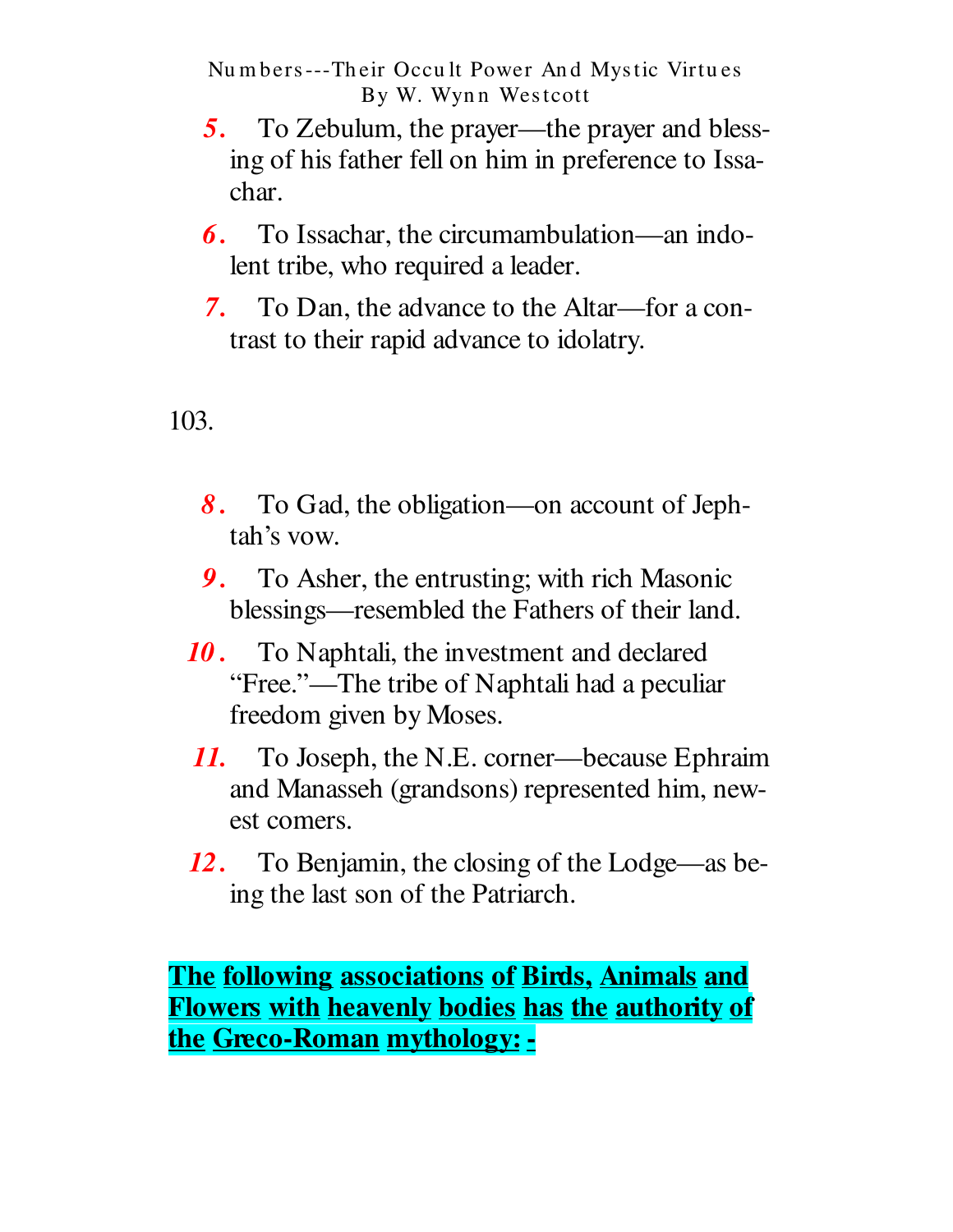5. To Zebulum, the prayer—the prayer and blessing of his father fell on him in preference to Issachar.

6. To Issachar, the circumambulation—an indolent tribe, who required a leader.

7. To Dan, the advance to the Altar—for a contrast to their rapid advance to idolatry.

103.

8. To Gad, the obligation—on account of Jephtah's vow.

9. To Asher, the entrusting; with rich Masonic blessings—resembled the Fathers of their land.

10. To Naphtali, the investment and declared "Free."—The tribe of Naphtali had a peculiar freedom given by Moses.

11. To Joseph, the N.E. corner—because Ephraim and Manasseh (grandsons) represented him, newest comers.

12. To Benjamin, the closing of the Lodge—as being the last son of the Patriarch.

**The following associations of Birds, Animals and Flowers with heavenly bodies has the authority of the Greco-Roman mythology: -**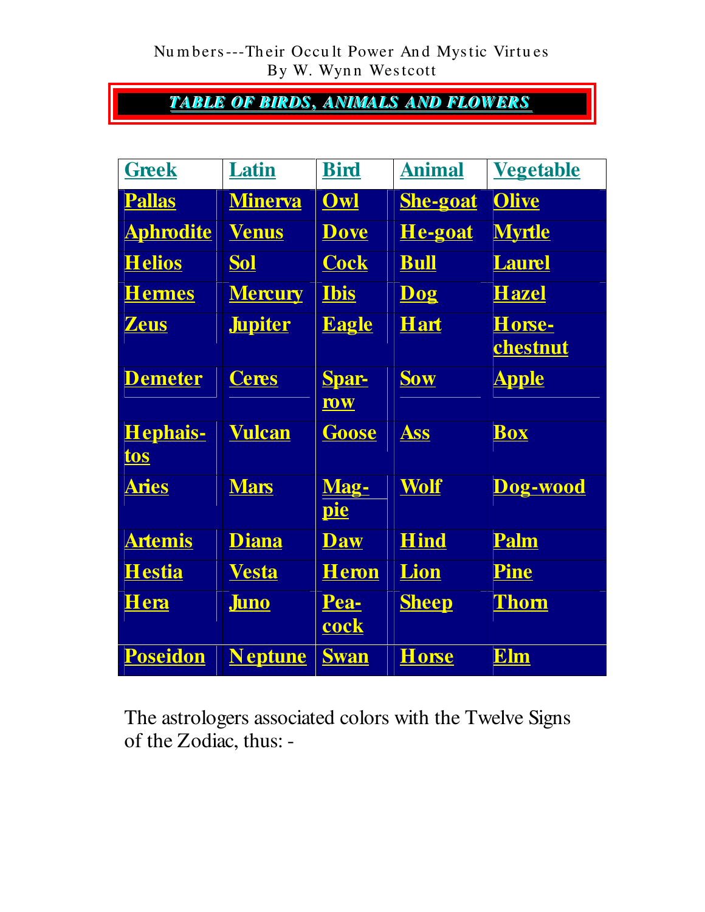## TABLE OF BIRDS, ANIMALS AND FLOWERS

| Greek | Latin | Bird | Animal | Vegetable |
|---|---|---|---|---|
| Pallas | Minerva | Owl | She-goat | Olive |
| Aphrodite | Venus | Dove | He-goat | Myrtle |
| Helios | Sol | Cock | Bull | Laurel |
| Hermes | Mercury | Ibis | Dog | Hazel |
| Zeus | Jupiter | Eagle | Hart | Horse-chestnut |
| Demeter | Ceres | Sparrow | Sow | Apple |
| Hephaistos | Vulcan | Goose | Ass | Box |
| Aries | Mars | Magpie | Wolf | Dog-wood |
| Artemis | Diana | Daw | Hind | Palm |
| Hestia | Vesta | Heron | Lion | Pine |
| Hera | Juno | Peacock | Sheep | Thorn |
| Poseidon | Neptune | Swan | Horse | Elm |

The astrologers associated colors with the Twelve Signs of the Zodiac, thus: -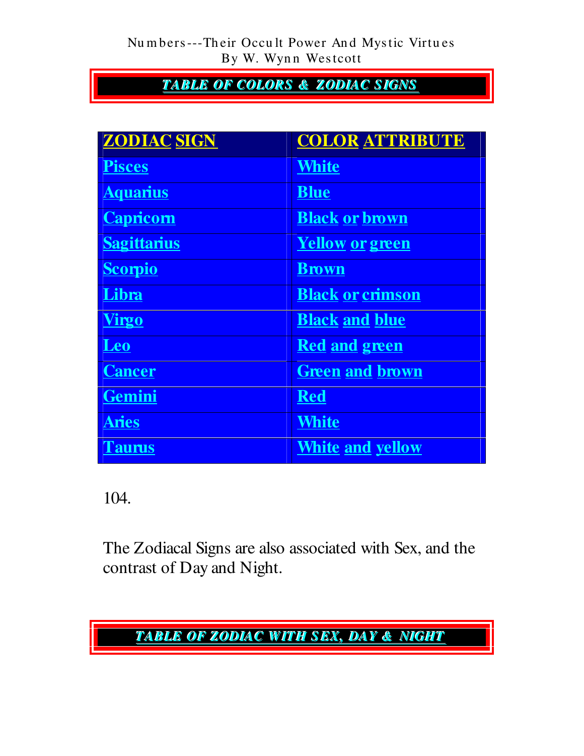## TABLE OF COLORS & ZODIAC SIGNS

| ZODIAC SIGN | COLOR ATTRIBUTE |
|---|---|
| Pisces | White |
| Aquarius | Blue |
| Capricorn | Black or brown |
| Sagittarius | Yellow or green |
| Scorpio | Brown |
| Libra | Black or crimson |
| Virgo | Black and blue |
| Leo | Red and green |
| Cancer | Green and brown |
| Gemini | Red |
| Aries | White |
| Taurus | White and yellow |

104.

The Zodiacal Signs are also associated with Sex, and the contrast of Day and Night.

## TABLE OF ZODIAC WITH SEX, DAY & NIGHT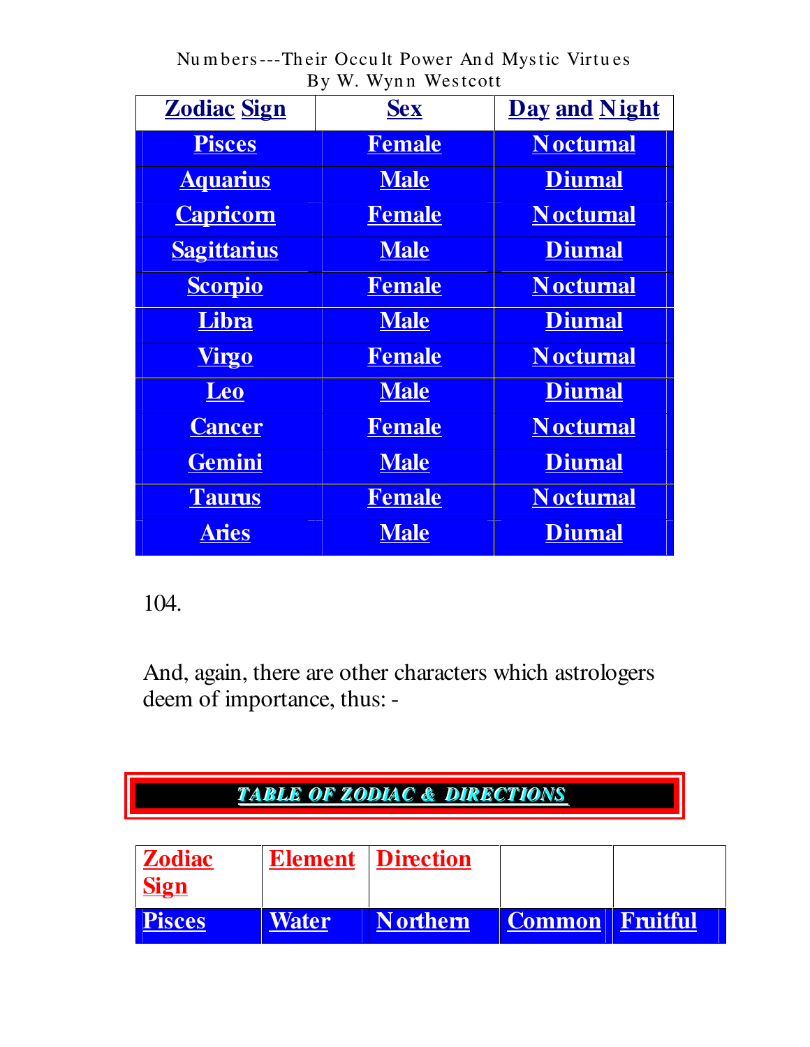| Zodiac Sign | Sex | Day and Night |
|---|---|---|
| Pisces | Female | Nocturnal |
| Aquarius | Male | Diurnal |
| Capricorn | Female | Nocturnal |
| Sagittarius | Male | Diurnal |
| Scorpio | Female | Nocturnal |
| Libra | Male | Diurnal |
| Virgo | Female | Nocturnal |
| Leo | Male | Diurnal |
| Cancer | Female | Nocturnal |
| Gemini | Male | Diurnal |
| Taurus | Female | Nocturnal |
| Aries | Male | Diurnal |

104.

And, again, there are other characters which astrologers deem of importance, thus: -

**TABLE OF ZODIAC & DIRECTIONS**

| Zodiac Sign | Element | Direction | | |
|---|---|---|---|---|
| Pisces | Water | Northern | Common | Fruitful |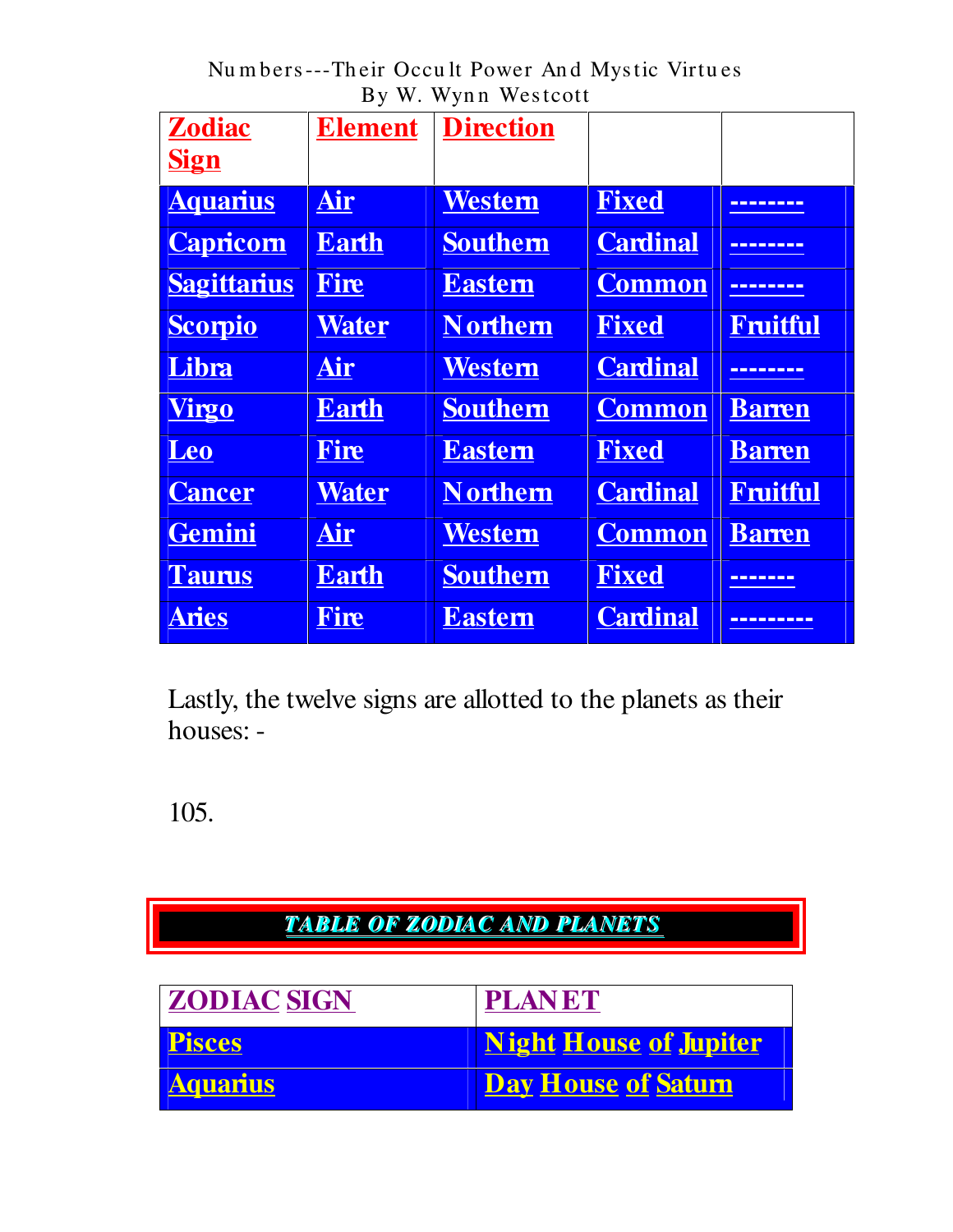| Zodiac Sign | Element | Direction | | |
|---|---|---|---|---|
| Aquarius | Air | Western | Fixed | -------- |
| Capricorn | Earth | Southern | Cardinal | -------- |
| Sagittarius | Fire | Eastern | Common | -------- |
| Scorpio | Water | Northern | Fixed | Fruitful |
| Libra | Air | Western | Cardinal | -------- |
| Virgo | Earth | Southern | Common | Barren |
| Leo | Fire | Eastern | Fixed | Barren |
| Cancer | Water | Northern | Cardinal | Fruitful |
| Gemini | Air | Western | Common | Barren |
| Taurus | Earth | Southern | Fixed | ------- |
| Aries | Fire | Eastern | Cardinal | --------- |

Lastly, the twelve signs are allotted to the planets as their houses: -

105.

## TABLE OF ZODIAC AND PLANETS

| ZODIAC SIGN | PLANET |
|---|---|
| Pisces | Night House of Jupiter |
| Aquarius | Day House of Saturn |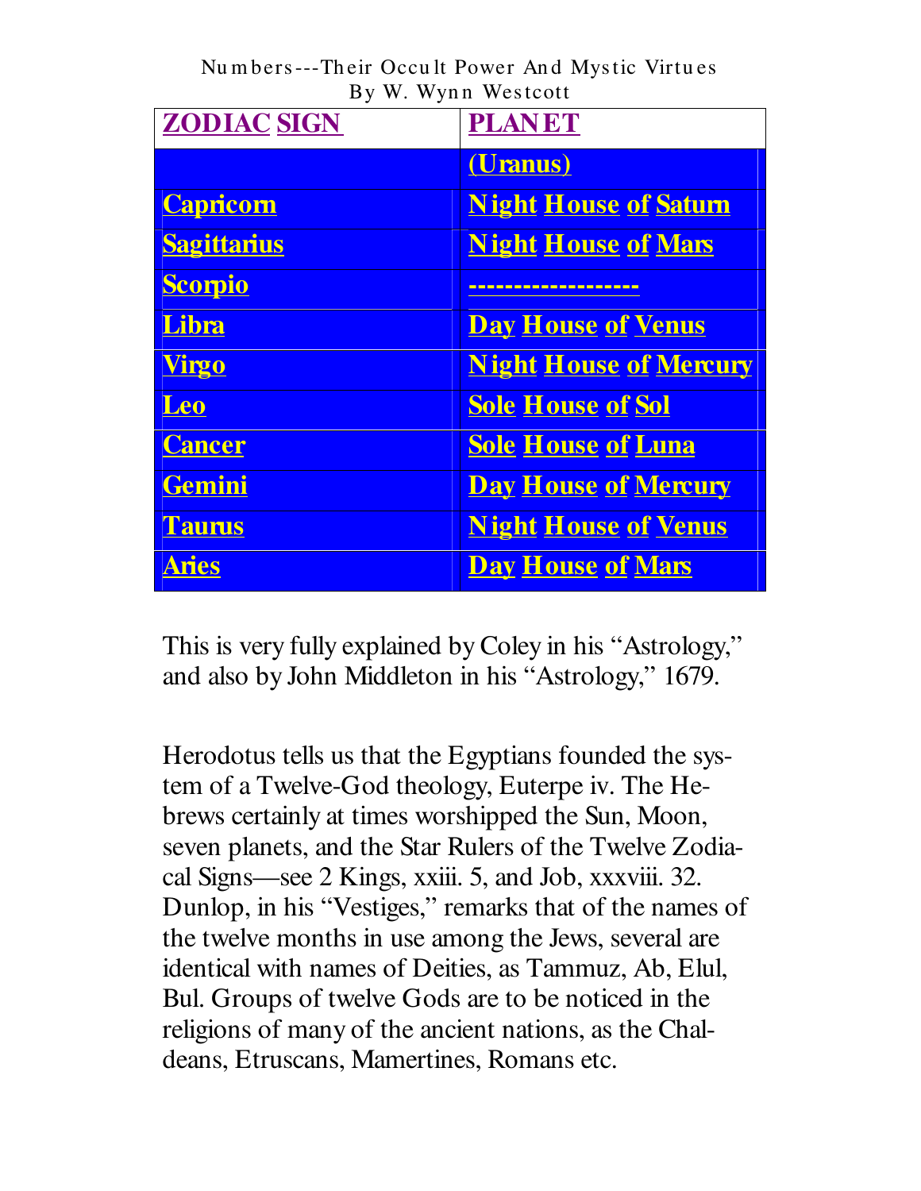| ZODIAC SIGN | PLANET |
|---|---|
| | (Uranus) |
| Capricorn | Night House of Saturn |
| Sagittarius | Night House of Mars |
| Scorpio | ------------------- |
| Libra | Day House of Venus |
| Virgo | Night House of Mercury |
| Leo | Sole House of Sol |
| Cancer | Sole House of Luna |
| Gemini | Day House of Mercury |
| Taurus | Night House of Venus |
| Aries | Day House of Mars |

This is very fully explained by Coley in his "Astrology," and also by John Middleton in his "Astrology," 1679.

Herodotus tells us that the Egyptians founded the system of a Twelve-God theology, Euterpe iv. The Hebrews certainly at times worshipped the Sun, Moon, seven planets, and the Star Rulers of the Twelve Zodiacal Signs—see 2 Kings, xxiii. 5, and Job, xxxviii. 32. Dunlop, in his "Vestiges," remarks that of the names of the twelve months in use among the Jews, several are identical with names of Deities, as Tammuz, Ab, Elul, Bul. Groups of twelve Gods are to be noticed in the religions of many of the ancient nations, as the Chaldeans, Etruscans, Mamertines, Romans etc.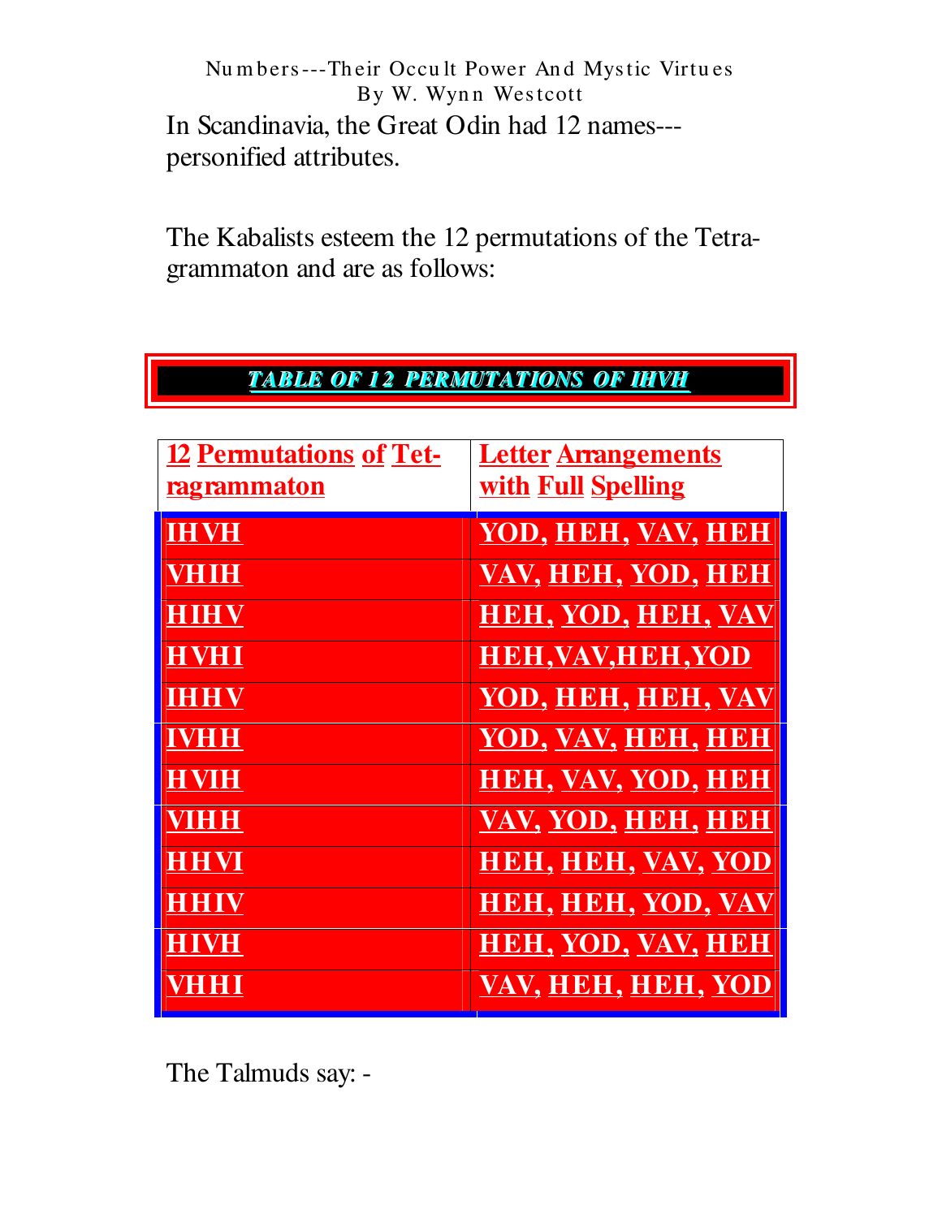In Scandinavia, the Great Odin had 12 names---personified attributes.

The Kabalists esteem the 12 permutations of the Tetragrammaton and are as follows:

## TABLE OF 12 PERMUTATIONS OF IHVH

| 12 Permutations of Tetragrammaton | Letter Arrangements with Full Spelling |
|---|---|
| IHVH | YOD, HEH, VAV, HEH |
| VHIH | VAV, HEH, YOD, HEH |
| HIHV | HEH, YOD, HEH, VAV |
| HVHI | HEH,VAV,HEH,YOD |
| IHHV | YOD, HEH, HEH, VAV |
| IVHH | YOD, VAV, HEH, HEH |
| HVIH | HEH, VAV, YOD, HEH |
| VIHH | VAV, YOD, HEH, HEH |
| HHVI | HEH, HEH, VAV, YOD |
| HHIV | HEH, HEH, YOD, VAV |
| HIVH | HEH, YOD, VAV, HEH |
| VHHI | VAV, HEH, HEH, YOD |

The Talmuds say: -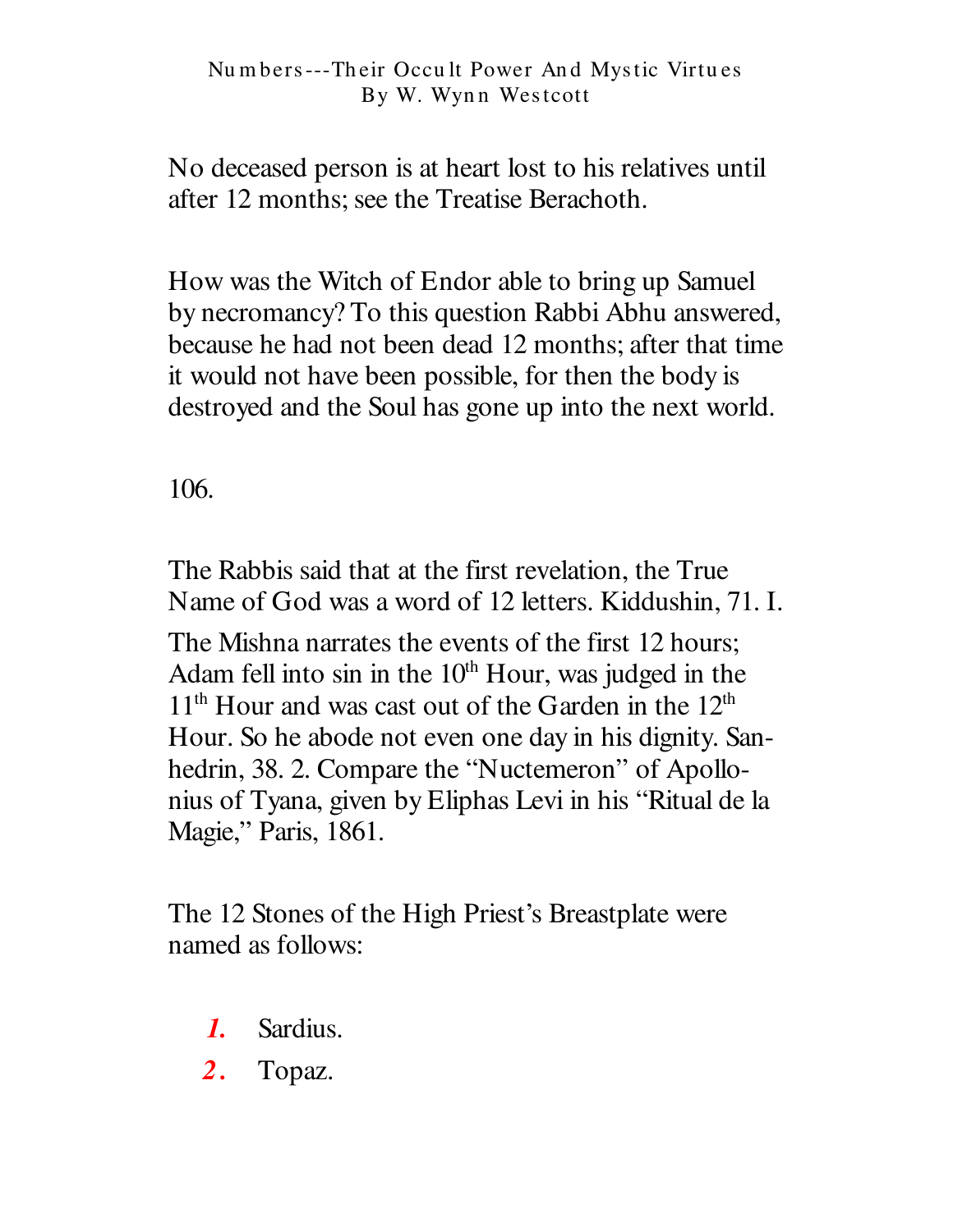No deceased person is at heart lost to his relatives until after 12 months; see the Treatise Berachoth.

How was the Witch of Endor able to bring up Samuel by necromancy? To this question Rabbi Abhu answered, because he had not been dead 12 months; after that time it would not have been possible, for then the body is destroyed and the Soul has gone up into the next world.

106.

The Rabbis said that at the first revelation, the True Name of God was a word of 12 letters. Kiddushin, 71. I.

The Mishna narrates the events of the first 12 hours; Adam fell into sin in the 10th Hour, was judged in the 11th Hour and was cast out of the Garden in the 12th Hour. So he abode not even one day in his dignity. Sanhedrin, 38. 2. Compare the "Nuctemeron" of Apollonius of Tyana, given by Eliphas Levi in his "Ritual de la Magie," Paris, 1861.

The 12 Stones of the High Priest's Breastplate were named as follows:

1. Sardius.
2. Topaz.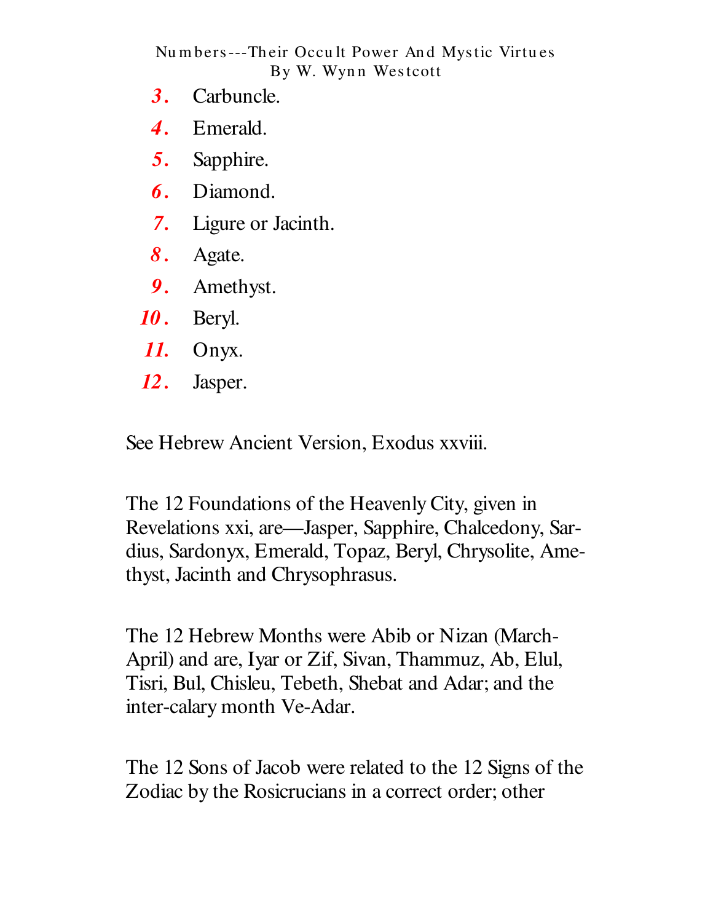3. Carbuncle.
4. Emerald.
5. Sapphire.
6. Diamond.
7. Ligure or Jacinth.
8. Agate.
9. Amethyst.
10. Beryl.
11. Onyx.
12. Jasper.

See Hebrew Ancient Version, Exodus xxviii.

The 12 Foundations of the Heavenly City, given in Revelations xxi, are—Jasper, Sapphire, Chalcedony, Sardius, Sardonyx, Emerald, Topaz, Beryl, Chrysolite, Amethyst, Jacinth and Chrysophrasus.

The 12 Hebrew Months were Abib or Nizan (March-April) and are, Iyar or Zif, Sivan, Thammuz, Ab, Elul, Tisri, Bul, Chisleu, Tebeth, Shebat and Adar; and the inter-calary month Ve-Adar.

The 12 Sons of Jacob were related to the 12 Signs of the Zodiac by the Rosicrucians in a correct order; other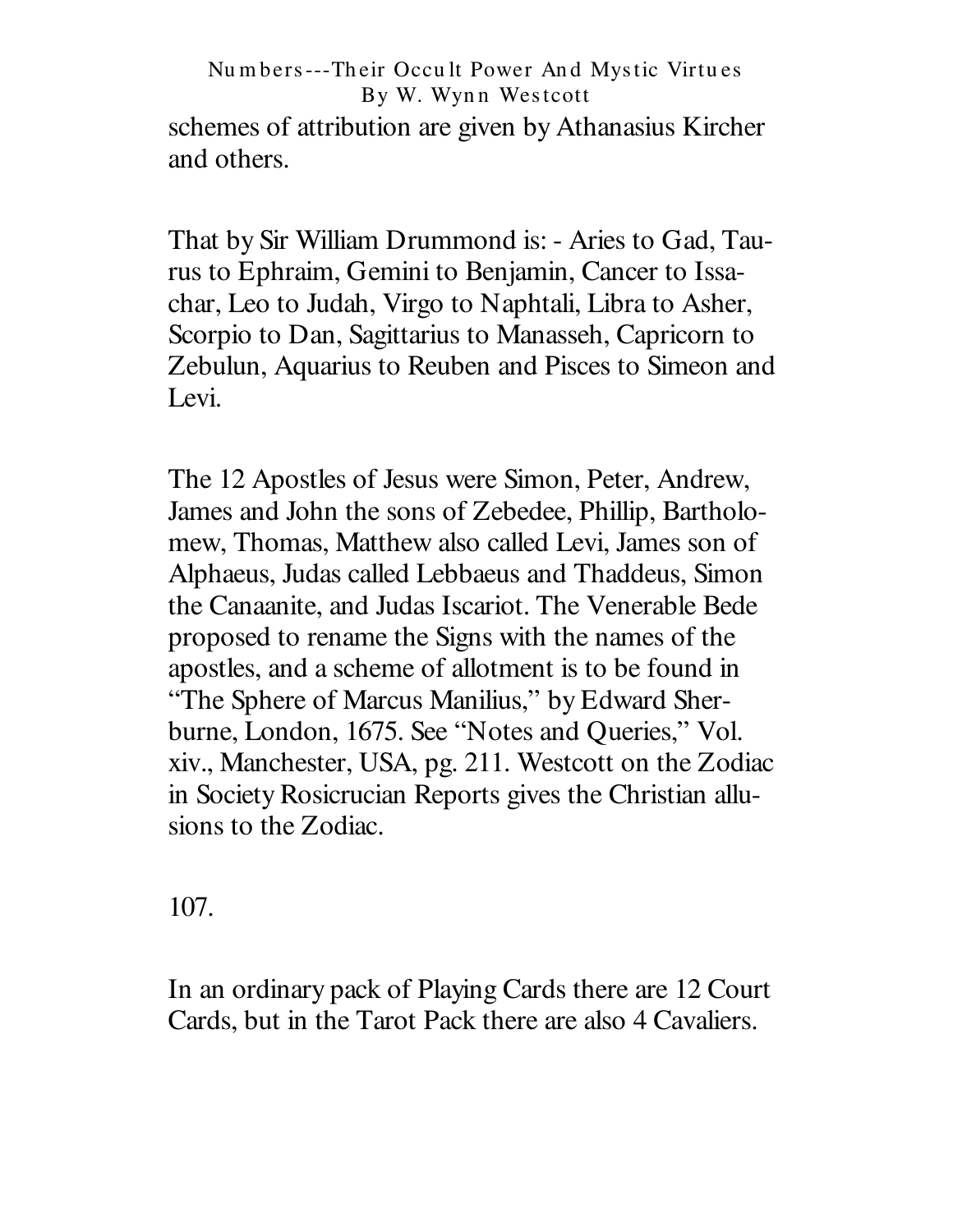schemes of attribution are given by Athanasius Kircher and others.

That by Sir William Drummond is: - Aries to Gad, Taurus to Ephraim, Gemini to Benjamin, Cancer to Issachar, Leo to Judah, Virgo to Naphtali, Libra to Asher, Scorpio to Dan, Sagittarius to Manasseh, Capricorn to Zebulun, Aquarius to Reuben and Pisces to Simeon and Levi.

The 12 Apostles of Jesus were Simon, Peter, Andrew, James and John the sons of Zebedee, Phillip, Bartholomew, Thomas, Matthew also called Levi, James son of Alphaeus, Judas called Lebbaeus and Thaddeus, Simon the Canaanite, and Judas Iscariot. The Venerable Bede proposed to rename the Signs with the names of the apostles, and a scheme of allotment is to be found in "The Sphere of Marcus Manilius," by Edward Sherburne, London, 1675. See "Notes and Queries," Vol. xiv., Manchester, USA, pg. 211. Westcott on the Zodiac in Society Rosicrucian Reports gives the Christian allusions to the Zodiac.

107.

In an ordinary pack of Playing Cards there are 12 Court Cards, but in the Tarot Pack there are also 4 Cavaliers.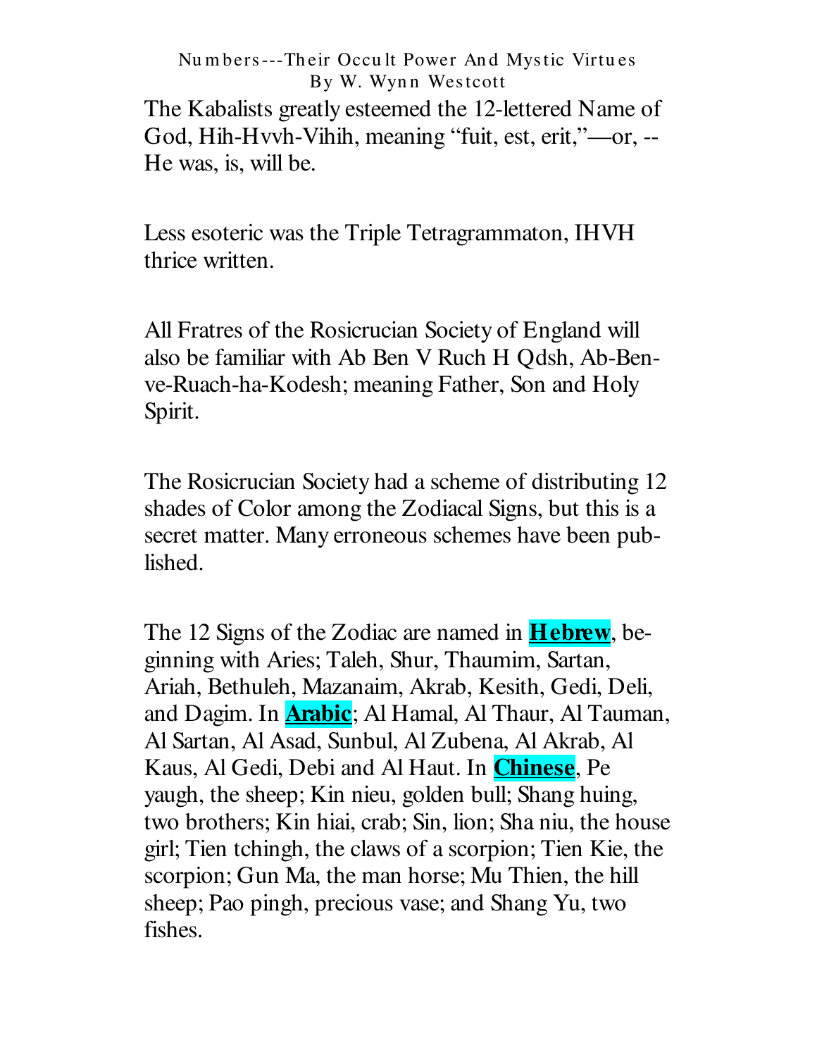The Kabalists greatly esteemed the 12-lettered Name of God, Hih-Hvvh-Vihih, meaning "fuit, est, erit,"—or, --He was, is, will be.

Less esoteric was the Triple Tetragrammaton, IHVH thrice written.

All Fratres of the Rosicrucian Society of England will also be familiar with Ab Ben V Ruch H Qdsh, Ab-Ben-ve-Ruach-ha-Kodesh; meaning Father, Son and Holy Spirit.

The Rosicrucian Society had a scheme of distributing 12 shades of Color among the Zodiacal Signs, but this is a secret matter. Many erroneous schemes have been published.

The 12 Signs of the Zodiac are named in **Hebrew**, beginning with Aries; Taleh, Shur, Thaumim, Sartan, Ariah, Bethuleh, Mazanaim, Akrab, Kesith, Gedi, Deli, and Dagim. In **Arabic**; Al Hamal, Al Thaur, Al Tauman, Al Sartan, Al Asad, Sunbul, Al Zubena, Al Akrab, Al Kaus, Al Gedi, Debi and Al Haut. In **Chinese**, Pe yaugh, the sheep; Kin nieu, golden bull; Shang huing, two brothers; Kin hiai, crab; Sin, lion; Sha niu, the house girl; Tien tchingh, the claws of a scorpion; Tien Kie, the scorpion; Gun Ma, the man horse; Mu Thien, the hill sheep; Pao pingh, precious vase; and Shang Yu, two fishes.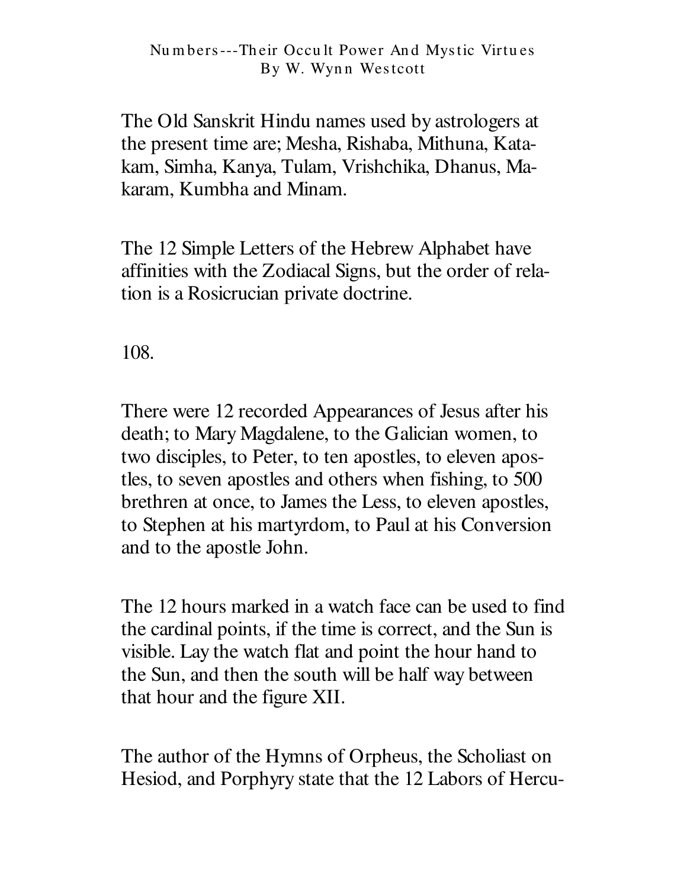The Old Sanskrit Hindu names used by astrologers at the present time are; Mesha, Rishaba, Mithuna, Katakam, Simha, Kanya, Tulam, Vrishchika, Dhanus, Makaram, Kumbha and Minam.

The 12 Simple Letters of the Hebrew Alphabet have affinities with the Zodiacal Signs, but the order of relation is a Rosicrucian private doctrine.

108.

There were 12 recorded Appearances of Jesus after his death; to Mary Magdalene, to the Galician women, to two disciples, to Peter, to ten apostles, to eleven apostles, to seven apostles and others when fishing, to 500 brethren at once, to James the Less, to eleven apostles, to Stephen at his martyrdom, to Paul at his Conversion and to the apostle John.

The 12 hours marked in a watch face can be used to find the cardinal points, if the time is correct, and the Sun is visible. Lay the watch flat and point the hour hand to the Sun, and then the south will be half way between that hour and the figure XII.

The author of the Hymns of Orpheus, the Scholiast on Hesiod, and Porphyry state that the 12 Labors of Hercu-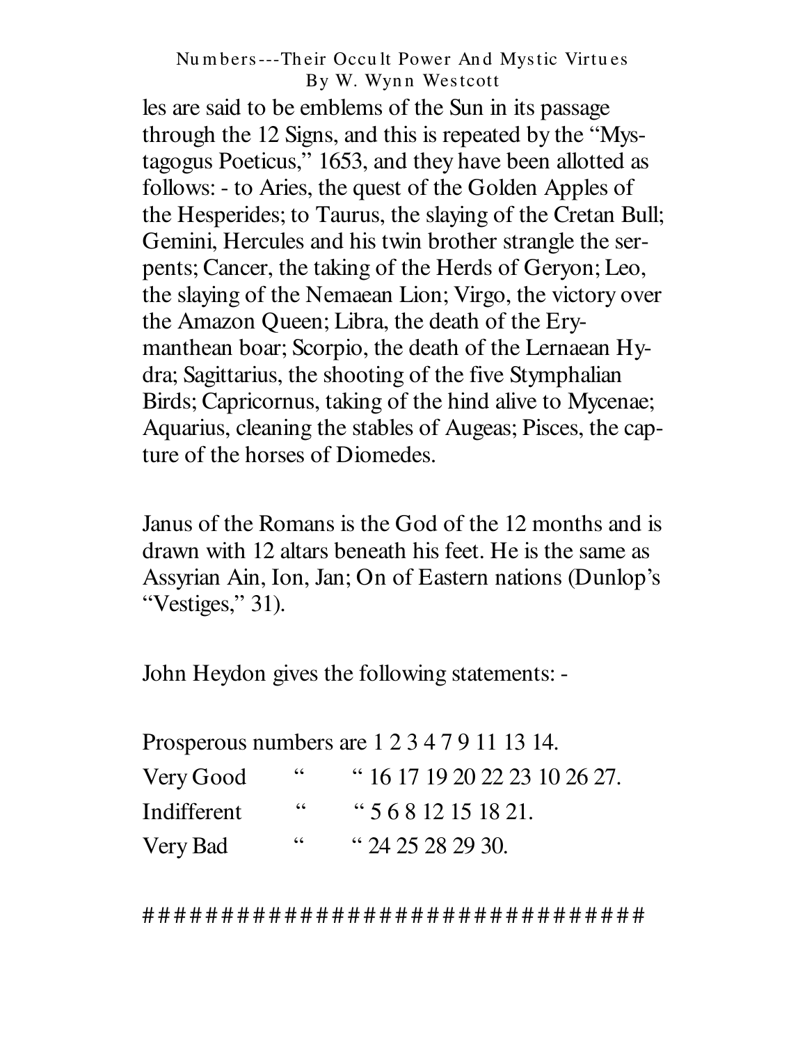les are said to be emblems of the Sun in its passage through the 12 Signs, and this is repeated by the "Mystagogus Poeticus," 1653, and they have been allotted as follows: - to Aries, the quest of the Golden Apples of the Hesperides; to Taurus, the slaying of the Cretan Bull; Gemini, Hercules and his twin brother strangle the serpents; Cancer, the taking of the Herds of Geryon; Leo, the slaying of the Nemaean Lion; Virgo, the victory over the Amazon Queen; Libra, the death of the Erymanthean boar; Scorpio, the death of the Lernaean Hydra; Sagittarius, the shooting of the five Stymphalian Birds; Capricornus, taking of the hind alive to Mycenae; Aquarius, cleaning the stables of Augeas; Pisces, the capture of the horses of Diomedes.

Janus of the Romans is the God of the 12 months and is drawn with 12 altars beneath his feet. He is the same as Assyrian Ain, Ion, Jan; On of Eastern nations (Dunlop's "Vestiges," 31).

John Heydon gives the following statements: -

Prosperous numbers are 1 2 3 4 7 9 11 13 14.

| | | |
|---|---|---|
| Very Good | " | " 16 17 19 20 22 23 10 26 27. |
| Indifferent | " | " 5 6 8 12 15 18 21. |
| Very Bad | " | " 24 25 28 29 30. |

##################################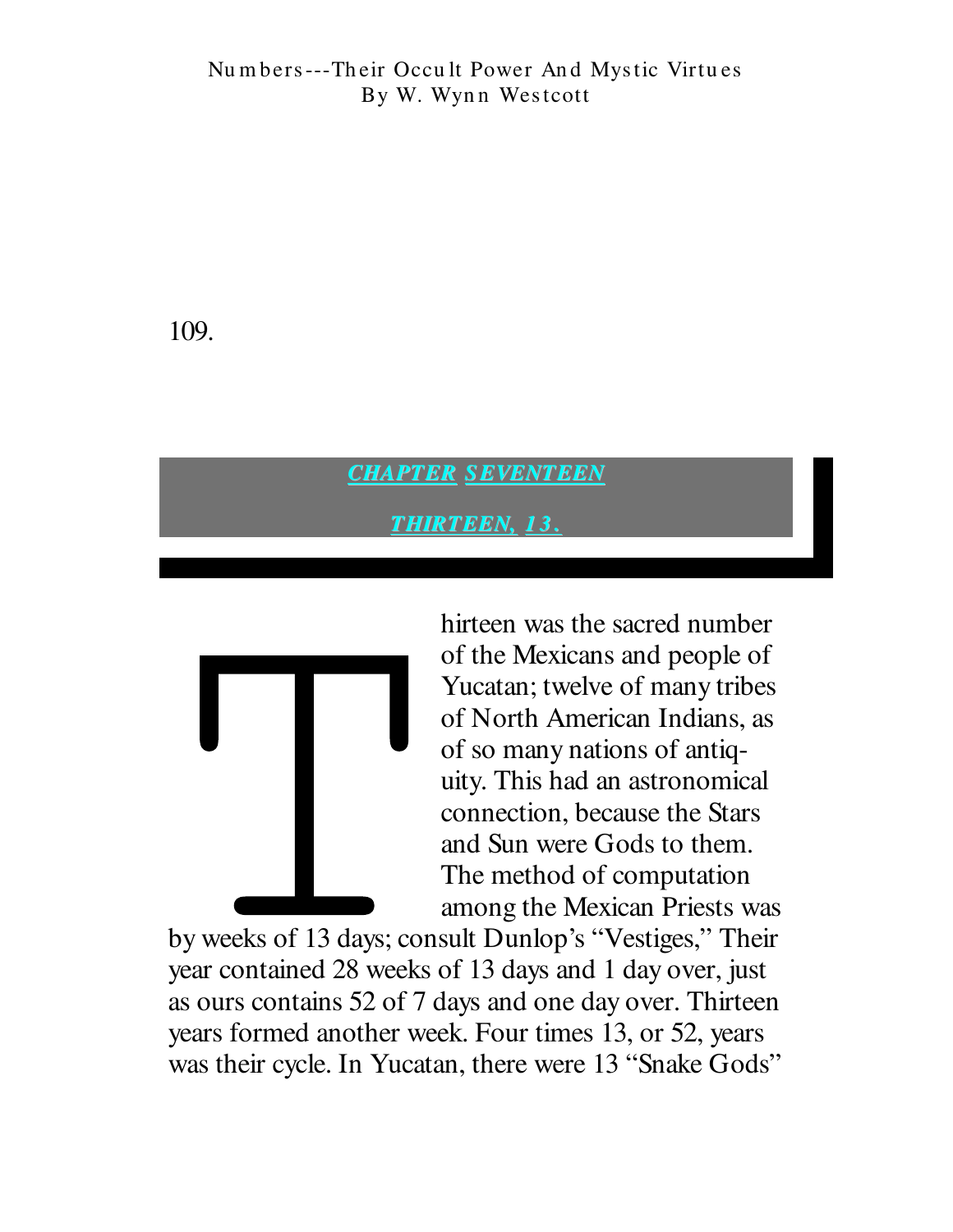## CHAPTER SEVENTEEN

## THIRTEEN, 13.

Thirteen was the sacred number of the Mexicans and people of Yucatan; twelve of many tribes of North American Indians, as of so many nations of antiquity. This had an astronomical connection, because the Stars and Sun were Gods to them. The method of computation among the Mexican Priests was by weeks of 13 days; consult Dunlop's "Vestiges," Their year contained 28 weeks of 13 days and 1 day over, just as ours contains 52 of 7 days and one day over. Thirteen years formed another week. Four times 13, or 52, years was their cycle. In Yucatan, there were 13 "Snake Gods"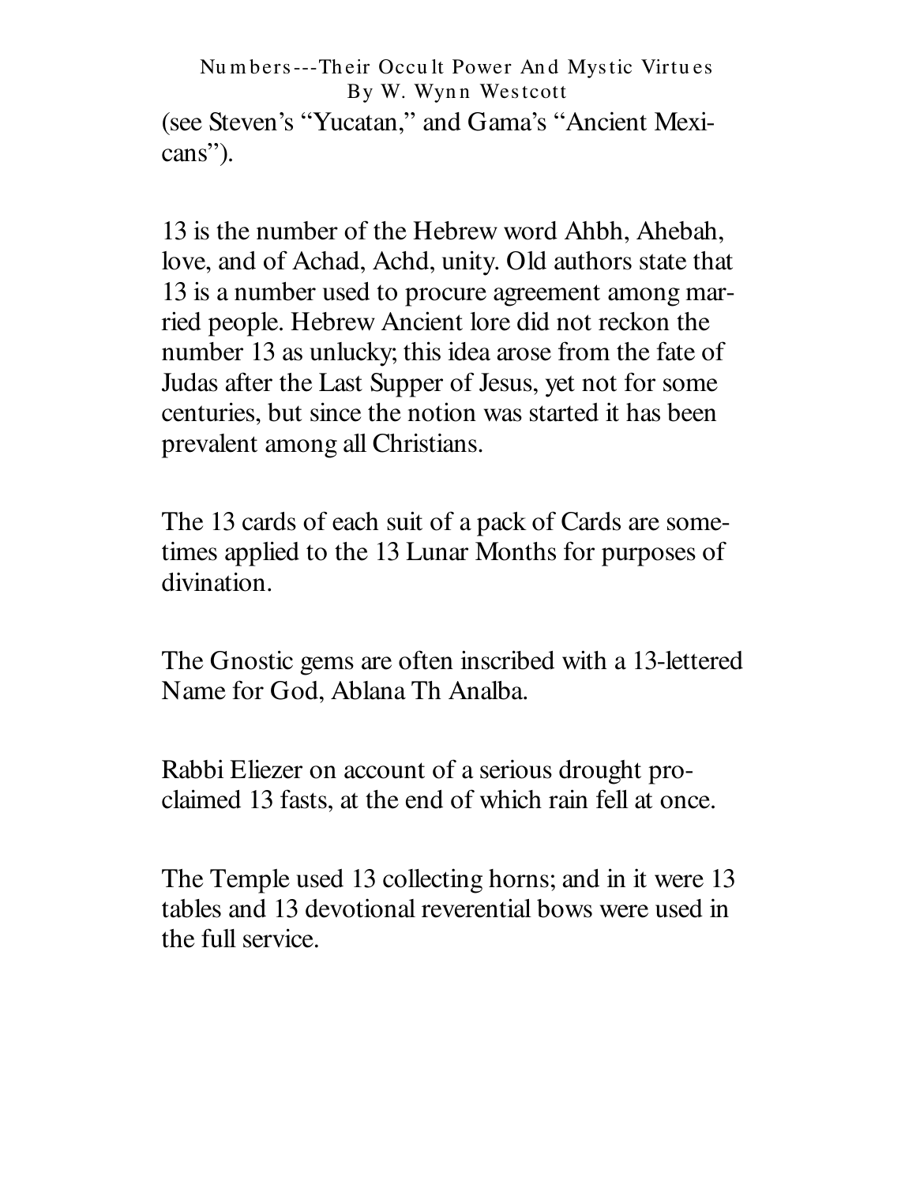(see Steven's "Yucatan," and Gama's "Ancient Mexicans").

13 is the number of the Hebrew word Ahbh, Ahebah, love, and of Achad, Achd, unity. Old authors state that 13 is a number used to procure agreement among married people. Hebrew Ancient lore did not reckon the number 13 as unlucky; this idea arose from the fate of Judas after the Last Supper of Jesus, yet not for some centuries, but since the notion was started it has been prevalent among all Christians.

The 13 cards of each suit of a pack of Cards are sometimes applied to the 13 Lunar Months for purposes of divination.

The Gnostic gems are often inscribed with a 13-lettered Name for God, Ablana Th Analba.

Rabbi Eliezer on account of a serious drought proclaimed 13 fasts, at the end of which rain fell at once.

The Temple used 13 collecting horns; and in it were 13 tables and 13 devotional reverential bows were used in the full service.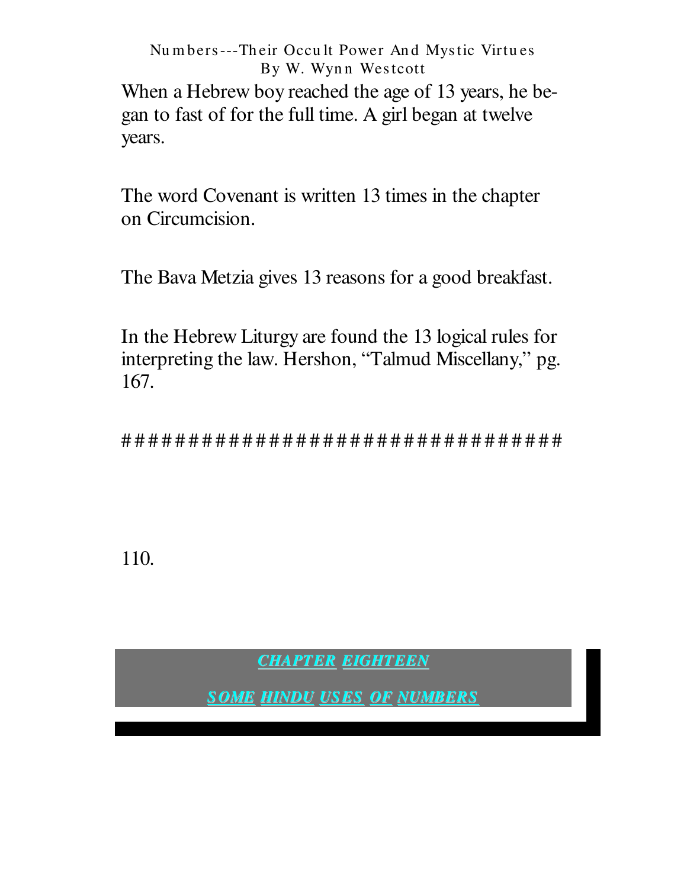When a Hebrew boy reached the age of 13 years, he began to fast of for the full time. A girl began at twelve years.

The word Covenant is written 13 times in the chapter on Circumcision.

The Bava Metzia gives 13 reasons for a good breakfast.

In the Hebrew Liturgy are found the 13 logical rules for interpreting the law. Hershon, “Talmud Miscellany,” pg. 167.

##################################

## CHAPTER EIGHTEEN

## SOME HINDU USES OF NUMBERS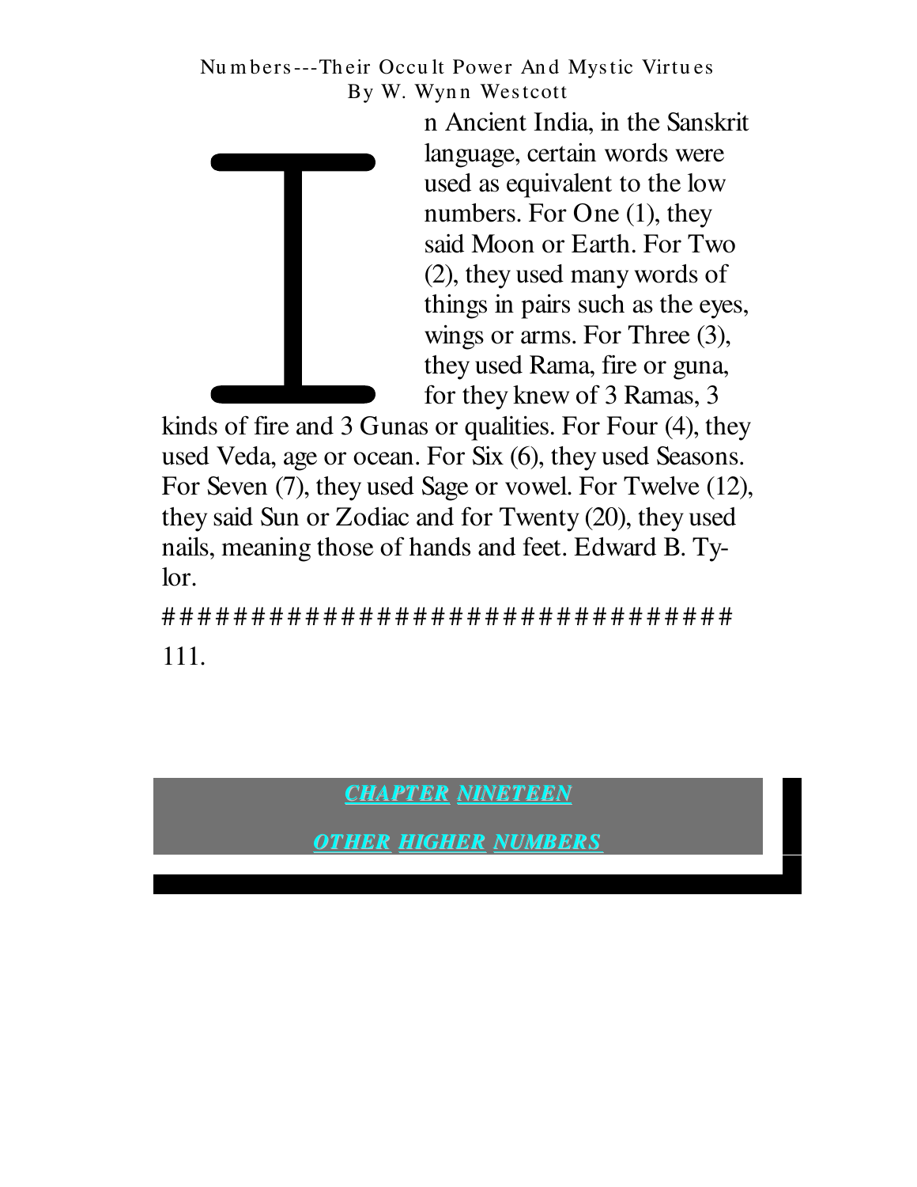In Ancient India, in the Sanskrit language, certain words were used as equivalent to the low numbers. For One (1), they said Moon or Earth. For Two (2), they used many words of things in pairs such as the eyes, wings or arms. For Three (3), they used Rama, fire or guna, for they knew of 3 Ramas, 3 kinds of fire and 3 Gunas or qualities. For Four (4), they used Veda, age or ocean. For Six (6), they used Seasons. For Seven (7), they used Sage or vowel. For Twelve (12), they said Sun or Zodiac and for Twenty (20), they used nails, meaning those of hands and feet. Edward B. Tylor.

##################################

111.

## CHAPTER NINETEEN

## OTHER HIGHER NUMBERS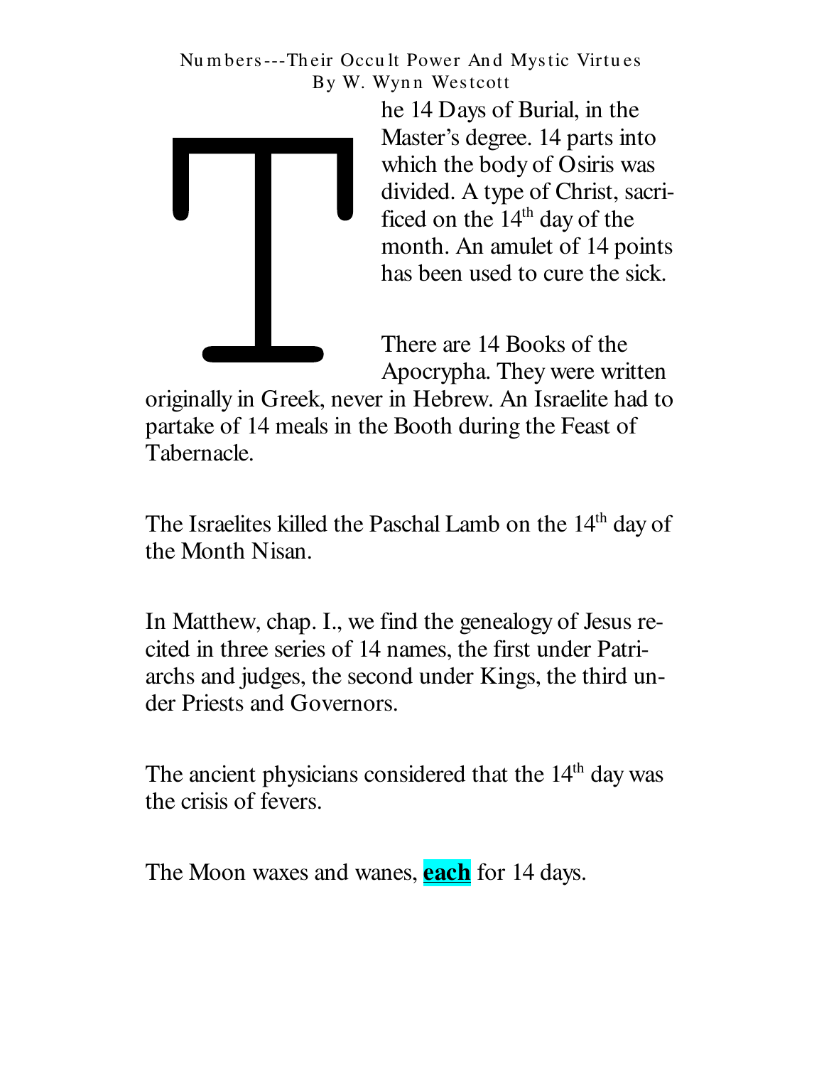The 14 Days of Burial, in the Master's degree. 14 parts into which the body of Osiris was divided. A type of Christ, sacrificed on the 14th day of the month. An amulet of 14 points has been used to cure the sick.

There are 14 Books of the Apocrypha. They were written originally in Greek, never in Hebrew. An Israelite had to partake of 14 meals in the Booth during the Feast of Tabernacle.

The Israelites killed the Paschal Lamb on the 14th day of the Month Nisan.

In Matthew, chap. I., we find the genealogy of Jesus recited in three series of 14 names, the first under Patriarchs and judges, the second under Kings, the third under Priests and Governors.

The ancient physicians considered that the 14th day was the crisis of fevers.

The Moon waxes and wanes, **each** for 14 days.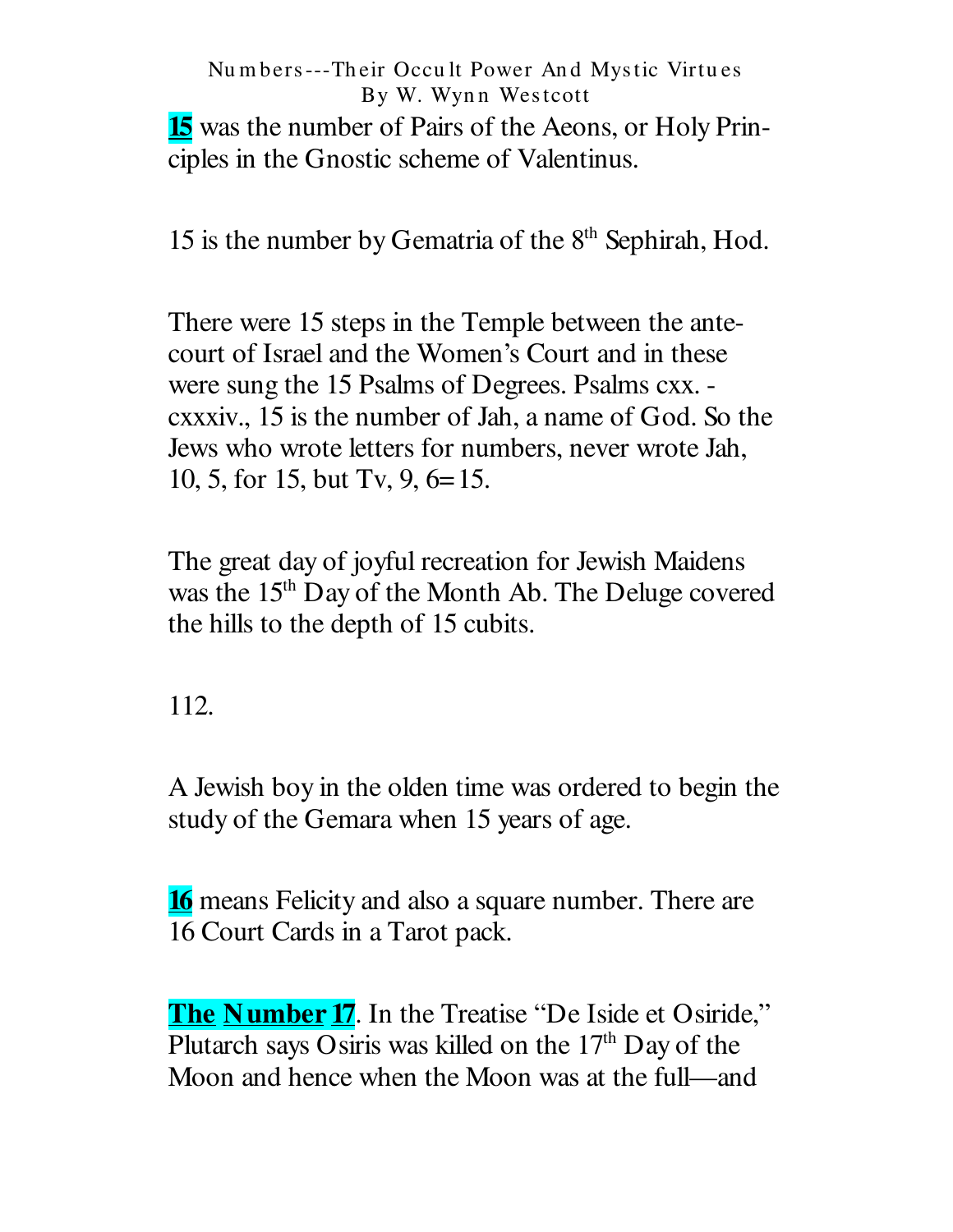**15** was the number of Pairs of the Aeons, or Holy Principles in the Gnostic scheme of Valentinus.

15 is the number by Gematria of the 8th Sephirah, Hod.

There were 15 steps in the Temple between the ante-court of Israel and the Women's Court and in these were sung the 15 Psalms of Degrees. Psalms cxx. - cxxxiv., 15 is the number of Jah, a name of God. So the Jews who wrote letters for numbers, never wrote Jah, 10, 5, for 15, but Tv, 9, 6=15.

The great day of joyful recreation for Jewish Maidens was the 15th Day of the Month Ab. The Deluge covered the hills to the depth of 15 cubits.

112.

A Jewish boy in the olden time was ordered to begin the study of the Gemara when 15 years of age.

**16** means Felicity and also a square number. There are 16 Court Cards in a Tarot pack.

**The Number 17**. In the Treatise "De Iside et Osiride," Plutarch says Osiris was killed on the 17th Day of the Moon and hence when the Moon was at the full—and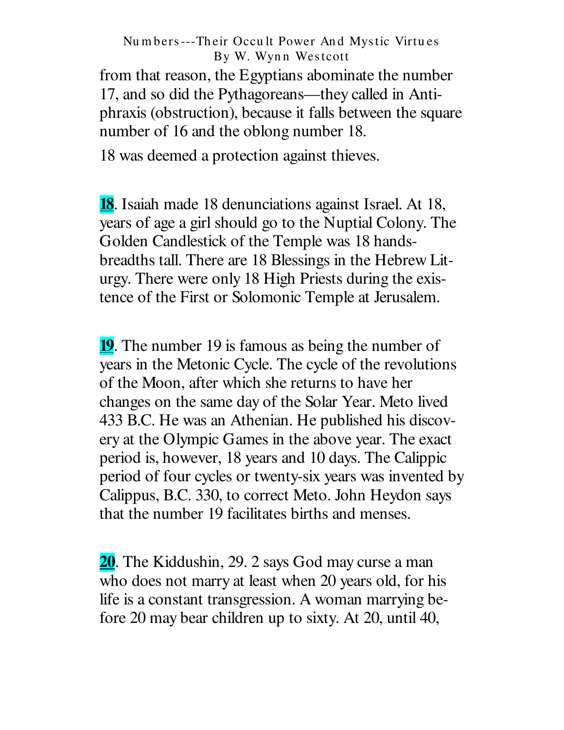from that reason, the Egyptians abominate the number 17, and so did the Pythagoreans—they called in Antiphraxis (obstruction), because it falls between the square number of 16 and the oblong number 18.

18 was deemed a protection against thieves.

**18**. Isaiah made 18 denunciations against Israel. At 18, years of age a girl should go to the Nuptial Colony. The Golden Candlestick of the Temple was 18 handsbreadths tall. There are 18 Blessings in the Hebrew Liturgy. There were only 18 High Priests during the existence of the First or Solomonic Temple at Jerusalem.

**19**. The number 19 is famous as being the number of years in the Metonic Cycle. The cycle of the revolutions of the Moon, after which she returns to have her changes on the same day of the Solar Year. Meto lived 433 B.C. He was an Athenian. He published his discovery at the Olympic Games in the above year. The exact period is, however, 18 years and 10 days. The Calippic period of four cycles or twenty-six years was invented by Calippus, B.C. 330, to correct Meto. John Heydon says that the number 19 facilitates births and menses.

**20**. The Kiddushin, 29. 2 says God may curse a man who does not marry at least when 20 years old, for his life is a constant transgression. A woman marrying before 20 may bear children up to sixty. At 20, until 40,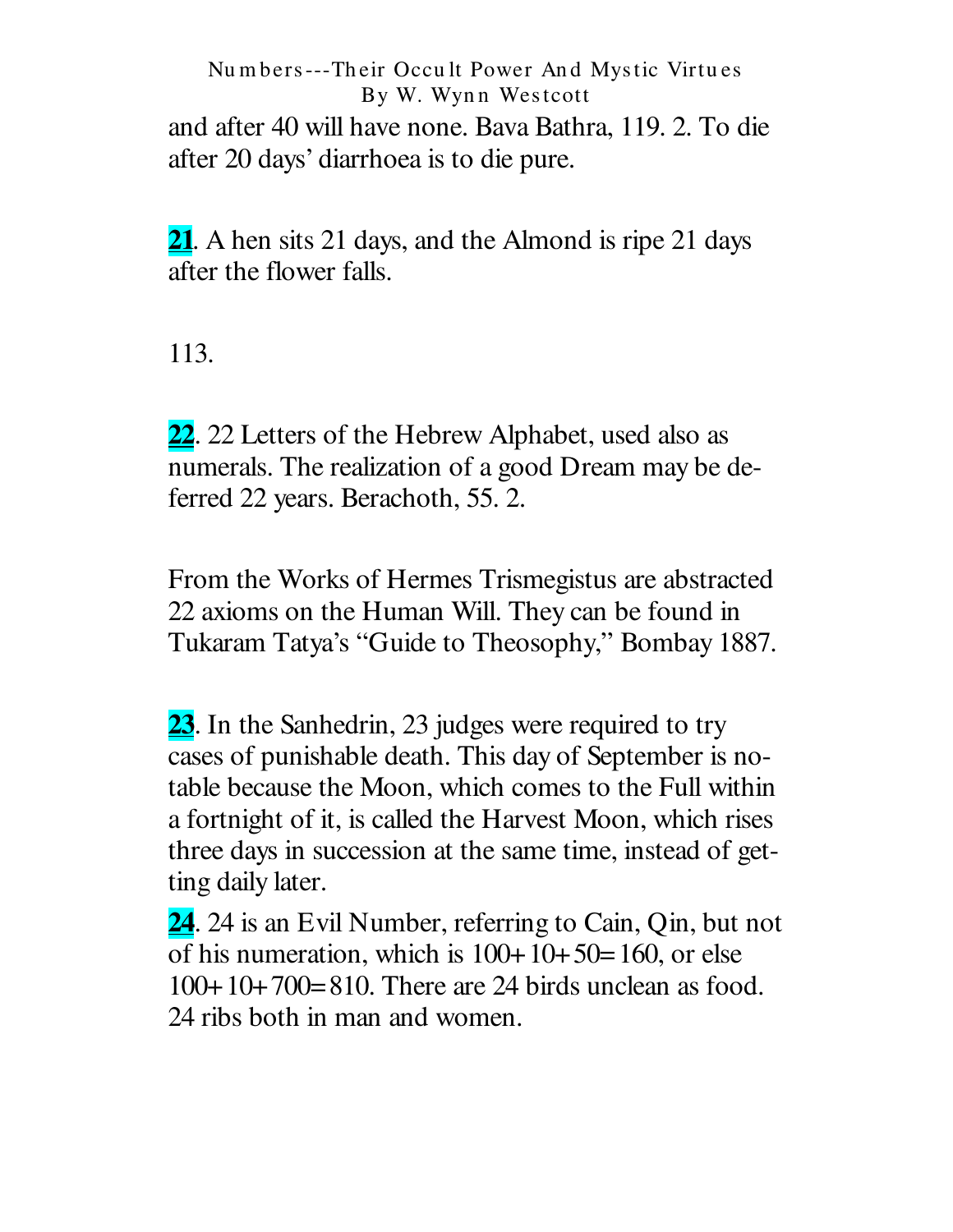and after 40 will have none. Bava Bathra, 119. 2. To die after 20 days' diarrhoea is to die pure.

**21**. A hen sits 21 days, and the Almond is ripe 21 days after the flower falls.

113.

**22**. 22 Letters of the Hebrew Alphabet, used also as numerals. The realization of a good Dream may be deferred 22 years. Berachoth, 55. 2.

From the Works of Hermes Trismegistus are abstracted 22 axioms on the Human Will. They can be found in Tukaram Tatya's "Guide to Theosophy," Bombay 1887.

**23**. In the Sanhedrin, 23 judges were required to try cases of punishable death. This day of September is notable because the Moon, which comes to the Full within a fortnight of it, is called the Harvest Moon, which rises three days in succession at the same time, instead of getting daily later.

**24**. 24 is an Evil Number, referring to Cain, Qin, but not of his numeration, which is 100+10+50=160, or else 100+10+700=810. There are 24 birds unclean as food. 24 ribs both in man and women.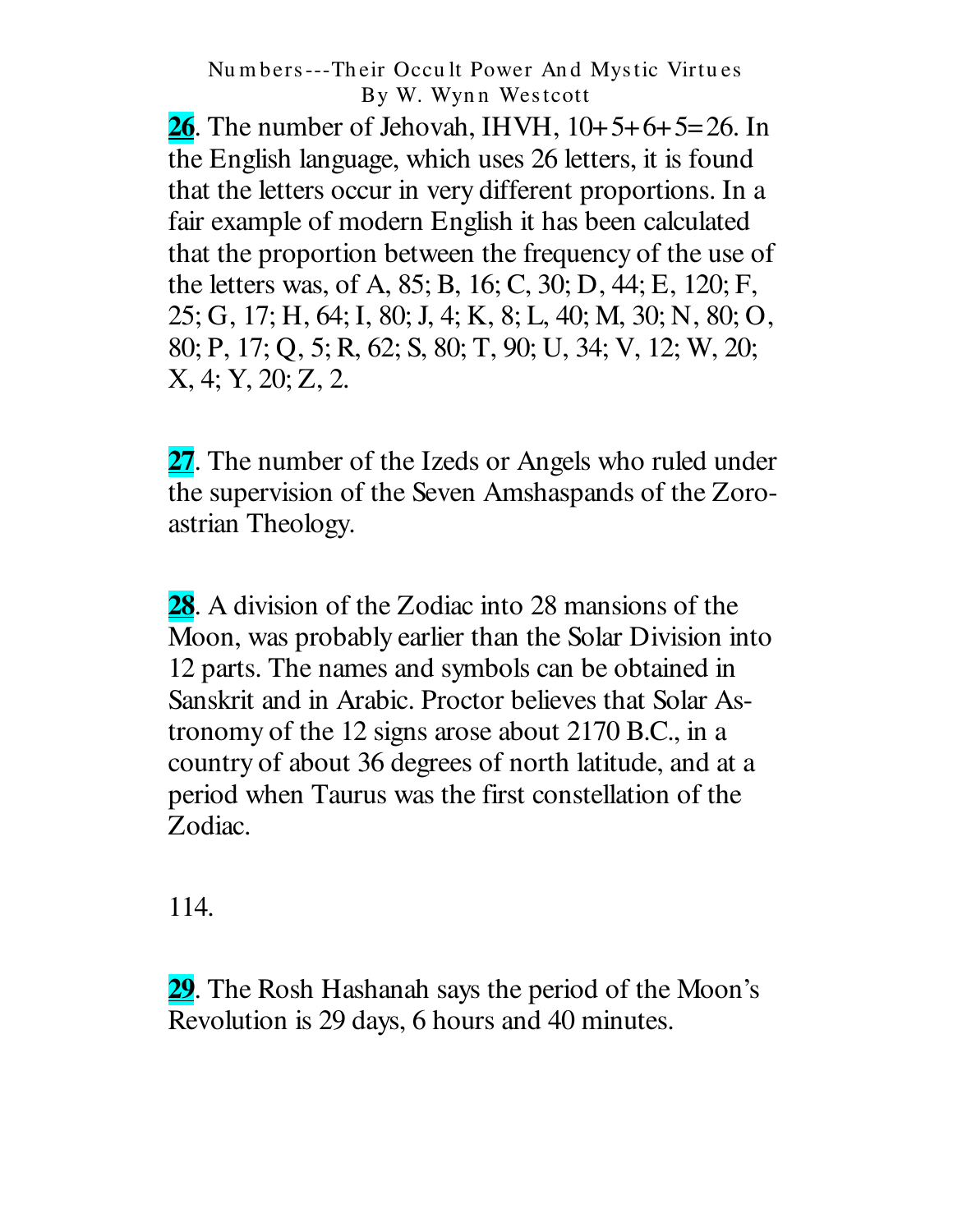**26**. The number of Jehovah, IHVH, 10+5+6+5=26. In the English language, which uses 26 letters, it is found that the letters occur in very different proportions. In a fair example of modern English it has been calculated that the proportion between the frequency of the use of the letters was, of A, 85; B, 16; C, 30; D, 44; E, 120; F, 25; G, 17; H, 64; I, 80; J, 4; K, 8; L, 40; M, 30; N, 80; O, 80; P, 17; Q, 5; R, 62; S, 80; T, 90; U, 34; V, 12; W, 20; X, 4; Y, 20; Z, 2.

**27**. The number of the Izeds or Angels who ruled under the supervision of the Seven Amshaspands of the Zoroastrian Theology.

**28**. A division of the Zodiac into 28 mansions of the Moon, was probably earlier than the Solar Division into 12 parts. The names and symbols can be obtained in Sanskrit and in Arabic. Proctor believes that Solar Astronomy of the 12 signs arose about 2170 B.C., in a country of about 36 degrees of north latitude, and at a period when Taurus was the first constellation of the Zodiac.

**29**. The Rosh Hashanah says the period of the Moon's Revolution is 29 days, 6 hours and 40 minutes.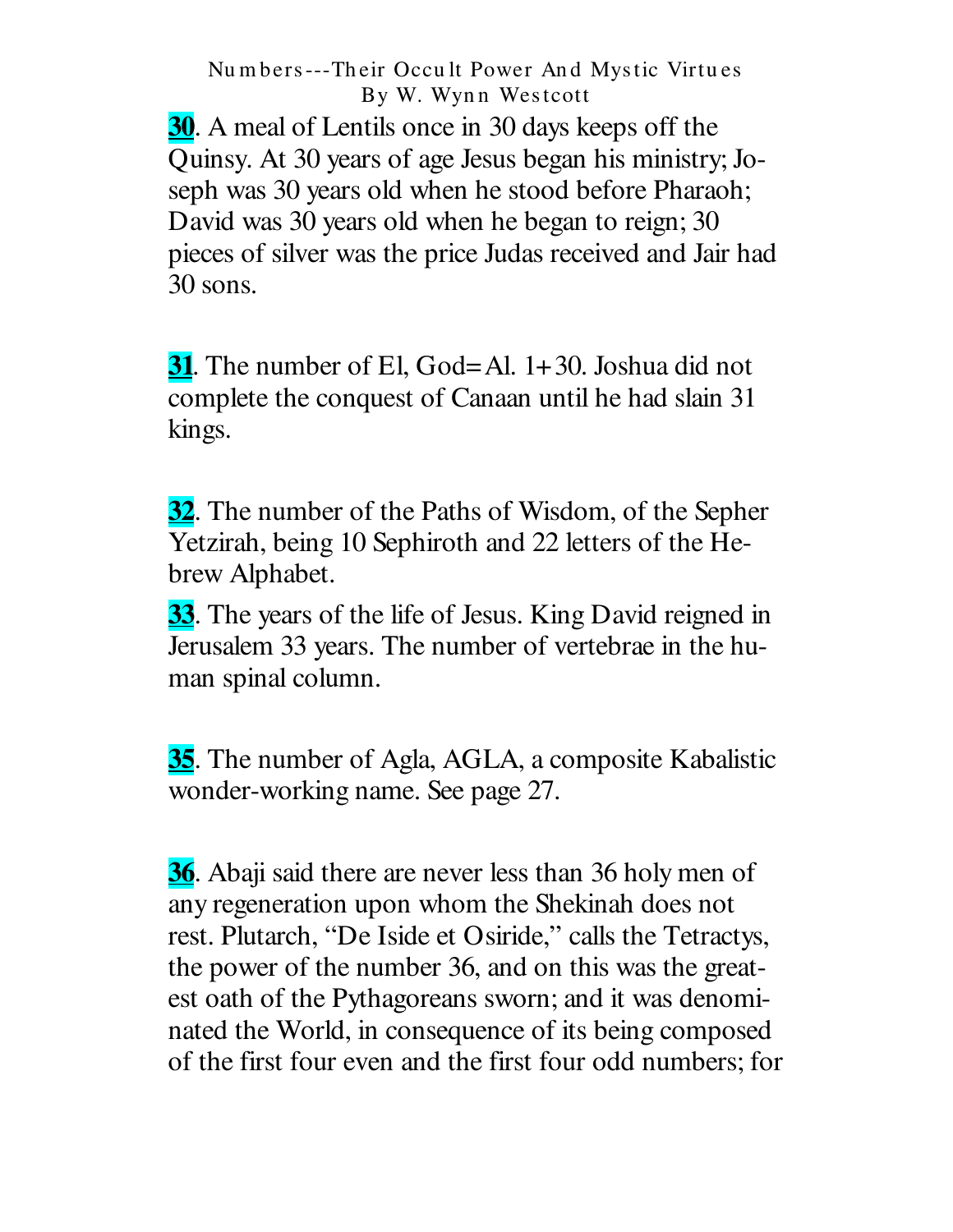**30**. A meal of Lentils once in 30 days keeps off the Quinsy. At 30 years of age Jesus began his ministry; Joseph was 30 years old when he stood before Pharaoh; David was 30 years old when he began to reign; 30 pieces of silver was the price Judas received and Jair had 30 sons.

**31**. The number of El, God=Al. 1+30. Joshua did not complete the conquest of Canaan until he had slain 31 kings.

**32**. The number of the Paths of Wisdom, of the Sepher Yetzirah, being 10 Sephiroth and 22 letters of the Hebrew Alphabet.

**33**. The years of the life of Jesus. King David reigned in Jerusalem 33 years. The number of vertebrae in the human spinal column.

**35**. The number of Agla, AGLA, a composite Kabalistic wonder-working name. See page 27.

**36**. Abaji said there are never less than 36 holy men of any regeneration upon whom the Shekinah does not rest. Plutarch, "De Iside et Osiride," calls the Tetractys, the power of the number 36, and on this was the greatest oath of the Pythagoreans sworn; and it was denominated the World, in consequence of its being composed of the first four even and the first four odd numbers; for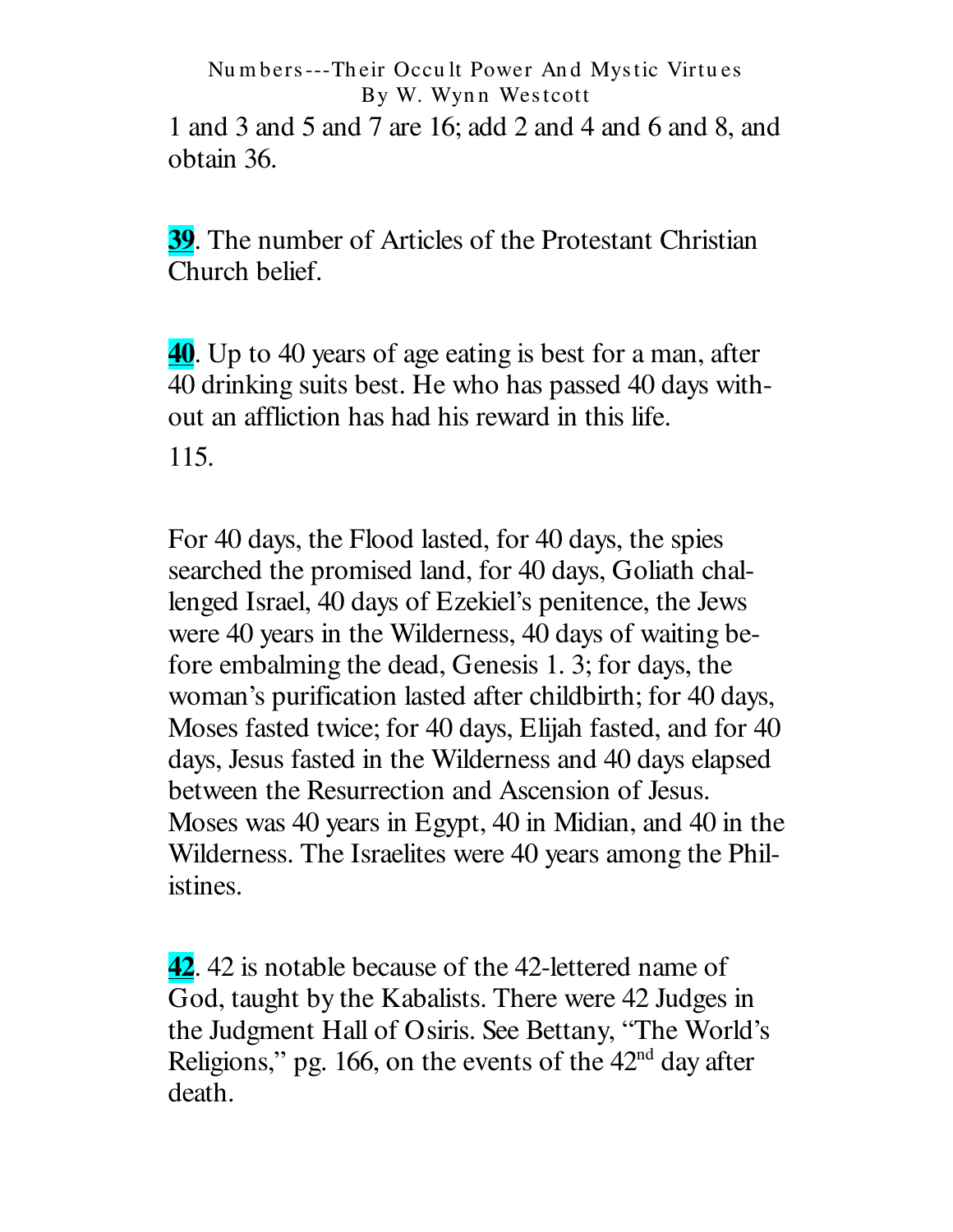1 and 3 and 5 and 7 are 16; add 2 and 4 and 6 and 8, and obtain 36.

**39**. The number of Articles of the Protestant Christian Church belief.

**40**. Up to 40 years of age eating is best for a man, after 40 drinking suits best. He who has passed 40 days without an affliction has had his reward in this life.

115.

For 40 days, the Flood lasted, for 40 days, the spies searched the promised land, for 40 days, Goliath challenged Israel, 40 days of Ezekiel's penitence, the Jews were 40 years in the Wilderness, 40 days of waiting before embalming the dead, Genesis 1. 3; for days, the woman's purification lasted after childbirth; for 40 days, Moses fasted twice; for 40 days, Elijah fasted, and for 40 days, Jesus fasted in the Wilderness and 40 days elapsed between the Resurrection and Ascension of Jesus. Moses was 40 years in Egypt, 40 in Midian, and 40 in the Wilderness. The Israelites were 40 years among the Philistines.

**42**. 42 is notable because of the 42-lettered name of God, taught by the Kabalists. There were 42 Judges in the Judgment Hall of Osiris. See Bettany, "The World's Religions," pg. 166, on the events of the 42nd day after death.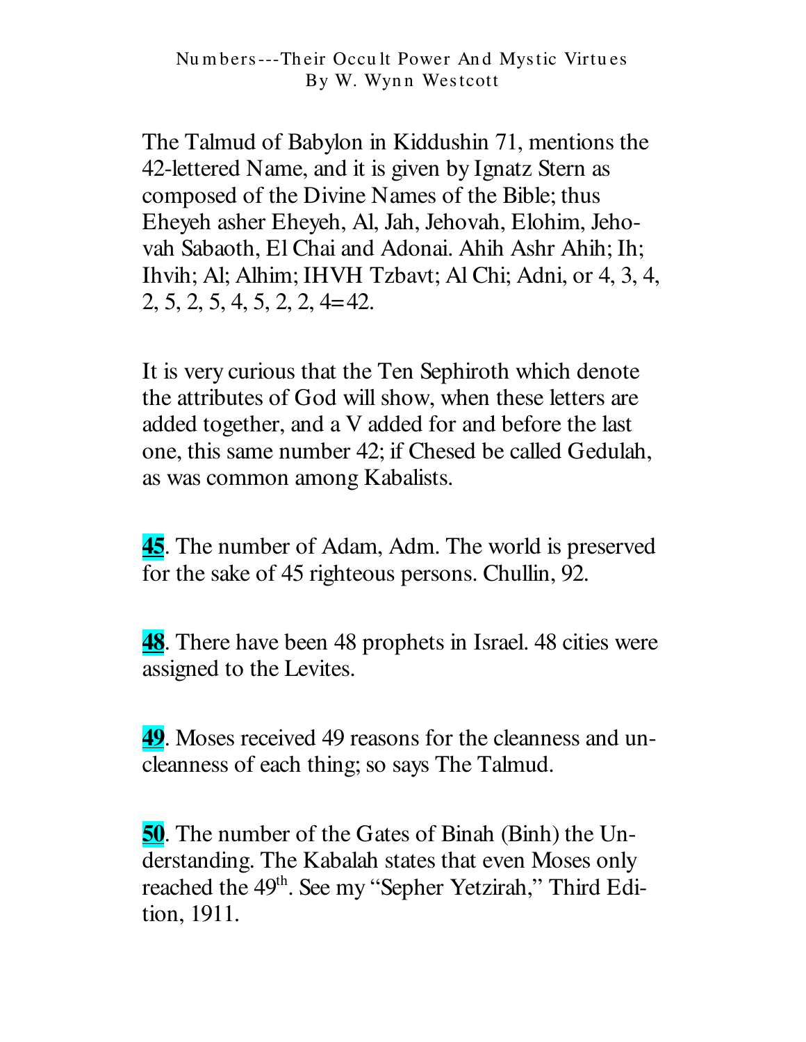The Talmud of Babylon in Kiddushin 71, mentions the 42-lettered Name, and it is given by Ignatz Stern as composed of the Divine Names of the Bible; thus Eheyeh asher Eheyeh, Al, Jah, Jehovah, Elohim, Jehovah Sabaoth, El Chai and Adonai. Ahih Ashr Ahih; Ih; Ihvih; Al; Alhim; IHVH Tzbavt; Al Chi; Adni, or 4, 3, 4, 2, 5, 2, 5, 4, 5, 2, 2, 4=42.

It is very curious that the Ten Sephiroth which denote the attributes of God will show, when these letters are added together, and a V added for and before the last one, this same number 42; if Chesed be called Gedulah, as was common among Kabalists.

**45**. The number of Adam, Adm. The world is preserved for the sake of 45 righteous persons. Chullin, 92.

**48**. There have been 48 prophets in Israel. 48 cities were assigned to the Levites.

**49**. Moses received 49 reasons for the cleanness and uncleanness of each thing; so says The Talmud.

**50**. The number of the Gates of Binah (Binh) the Understanding. The Kabalah states that even Moses only reached the 49th. See my "Sepher Yetzirah," Third Edition, 1911.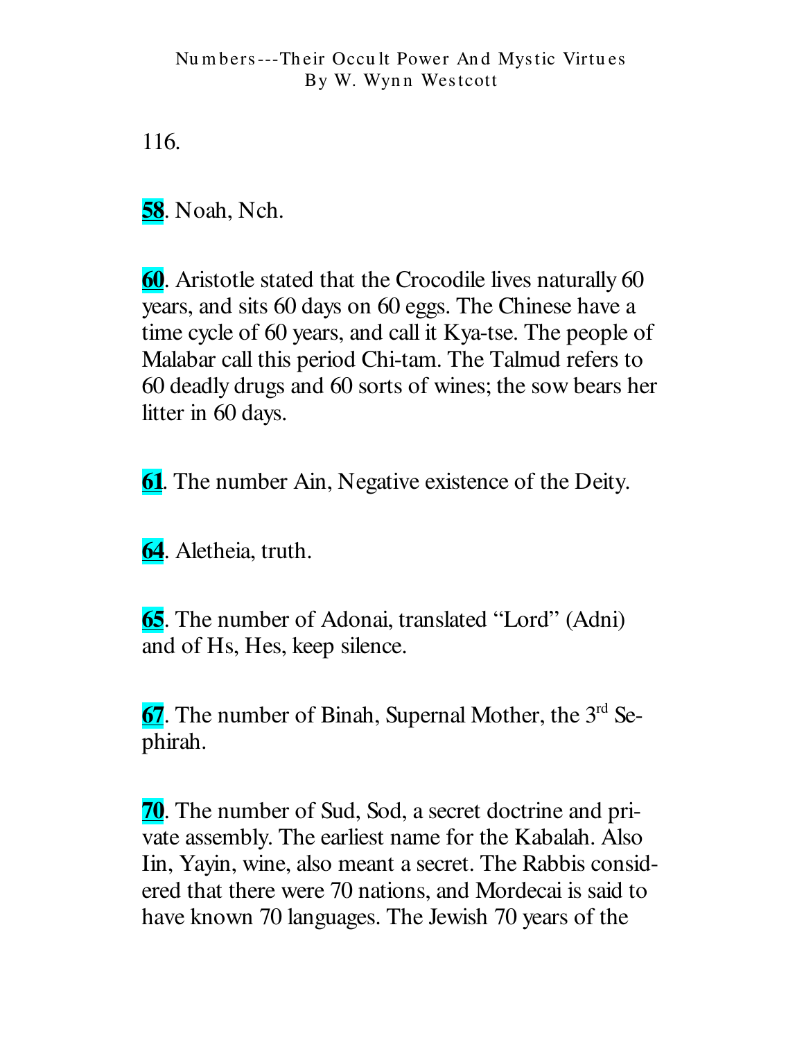116.

**58**. Noah, Nch.

**60**. Aristotle stated that the Crocodile lives naturally 60 years, and sits 60 days on 60 eggs. The Chinese have a time cycle of 60 years, and call it Kya-tse. The people of Malabar call this period Chi-tam. The Talmud refers to 60 deadly drugs and 60 sorts of wines; the sow bears her litter in 60 days.

**61**. The number Ain, Negative existence of the Deity.

**64**. Aletheia, truth.

**65**. The number of Adonai, translated "Lord" (Adni) and of Hs, Hes, keep silence.

**67**. The number of Binah, Supernal Mother, the 3rd Sephirah.

**70**. The number of Sud, Sod, a secret doctrine and private assembly. The earliest name for the Kabalah. Also Iin, Yayin, wine, also meant a secret. The Rabbis considered that there were 70 nations, and Mordecai is said to have known 70 languages. The Jewish 70 years of the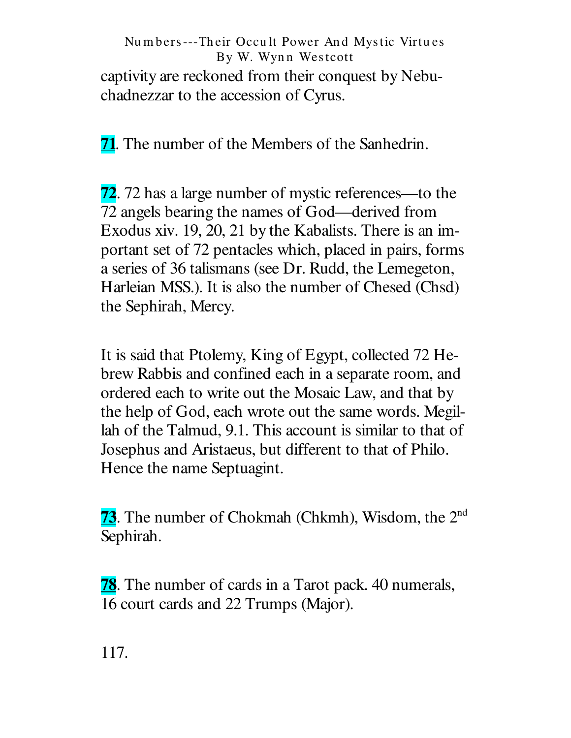captivity are reckoned from their conquest by Nebuchadnezzar to the accession of Cyrus.

**71**. The number of the Members of the Sanhedrin.

**72**. 72 has a large number of mystic references—to the 72 angels bearing the names of God—derived from Exodus xiv. 19, 20, 21 by the Kabalists. There is an important set of 72 pentacles which, placed in pairs, forms a series of 36 talismans (see Dr. Rudd, the Lemegeton, Harleian MSS.). It is also the number of Chesed (Chsd) the Sephirah, Mercy.

It is said that Ptolemy, King of Egypt, collected 72 Hebrew Rabbis and confined each in a separate room, and ordered each to write out the Mosaic Law, and that by the help of God, each wrote out the same words. Megillah of the Talmud, 9.1. This account is similar to that of Josephus and Aristaeus, but different to that of Philo. Hence the name Septuagint.

**73**. The number of Chokmah (Chkmh), Wisdom, the 2nd Sephirah.

**78**. The number of cards in a Tarot pack. 40 numerals, 16 court cards and 22 Trumps (Major).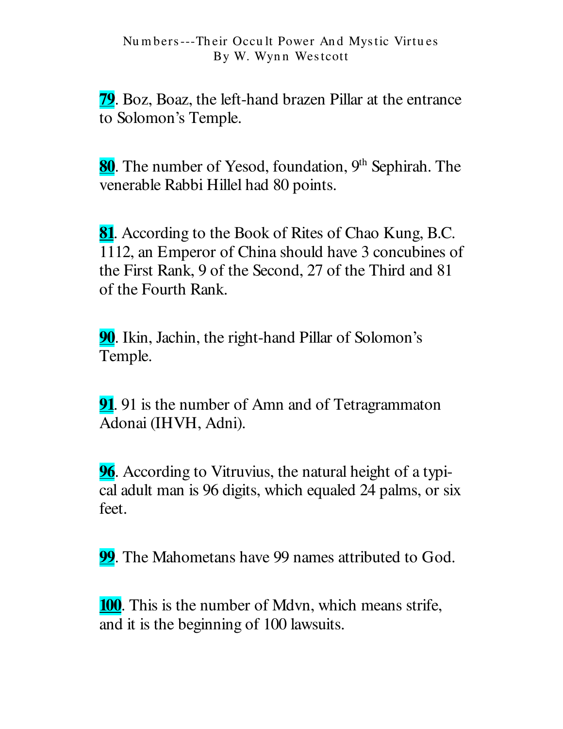**79**. Boz, Boaz, the left-hand brazen Pillar at the entrance to Solomon's Temple.

**80**. The number of Yesod, foundation, 9th Sephirah. The venerable Rabbi Hillel had 80 points.

**81**. According to the Book of Rites of Chao Kung, B.C. 1112, an Emperor of China should have 3 concubines of the First Rank, 9 of the Second, 27 of the Third and 81 of the Fourth Rank.

**90**. Ikin, Jachin, the right-hand Pillar of Solomon's Temple.

**91**. 91 is the number of Amn and of Tetragrammaton Adonai (IHVH, Adni).

**96**. According to Vitruvius, the natural height of a typical adult man is 96 digits, which equaled 24 palms, or six feet.

**99**. The Mahometans have 99 names attributed to God.

**100**. This is the number of Mdvn, which means strife, and it is the beginning of 100 lawsuits.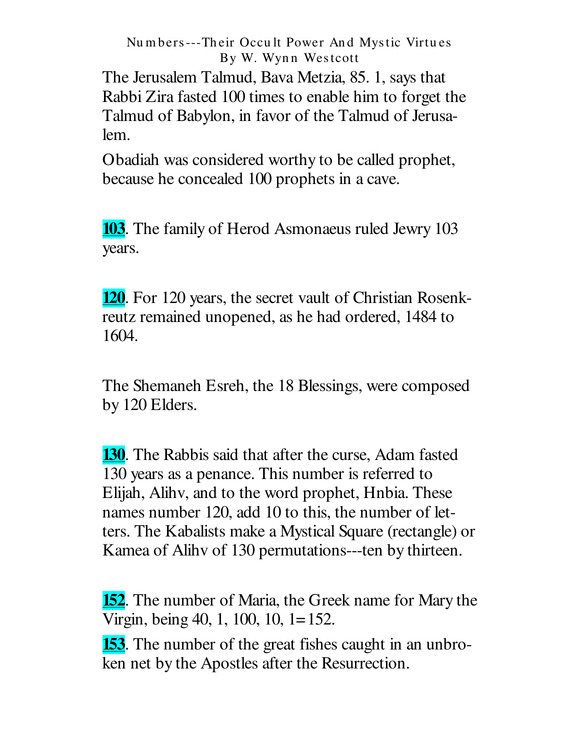The Jerusalem Talmud, Bava Metzia, 85. 1, says that Rabbi Zira fasted 100 times to enable him to forget the Talmud of Babylon, in favor of the Talmud of Jerusalem.

Obadiah was considered worthy to be called prophet, because he concealed 100 prophets in a cave.

**103**. The family of Herod Asmonaeus ruled Jewry 103 years.

**120**. For 120 years, the secret vault of Christian Rosenkreutz remained unopened, as he had ordered, 1484 to 1604.

The Shemaneh Esreh, the 18 Blessings, were composed by 120 Elders.

**130**. The Rabbis said that after the curse, Adam fasted 130 years as a penance. This number is referred to Elijah, Alihv, and to the word prophet, Hnbia. These names number 120, add 10 to this, the number of letters. The Kabalists make a Mystical Square (rectangle) or Kamea of Alihv of 130 permutations---ten by thirteen.

**152**. The number of Maria, the Greek name for Mary the Virgin, being 40, 1, 100, 10, 1=152.

**153**. The number of the great fishes caught in an unbroken net by the Apostles after the Resurrection.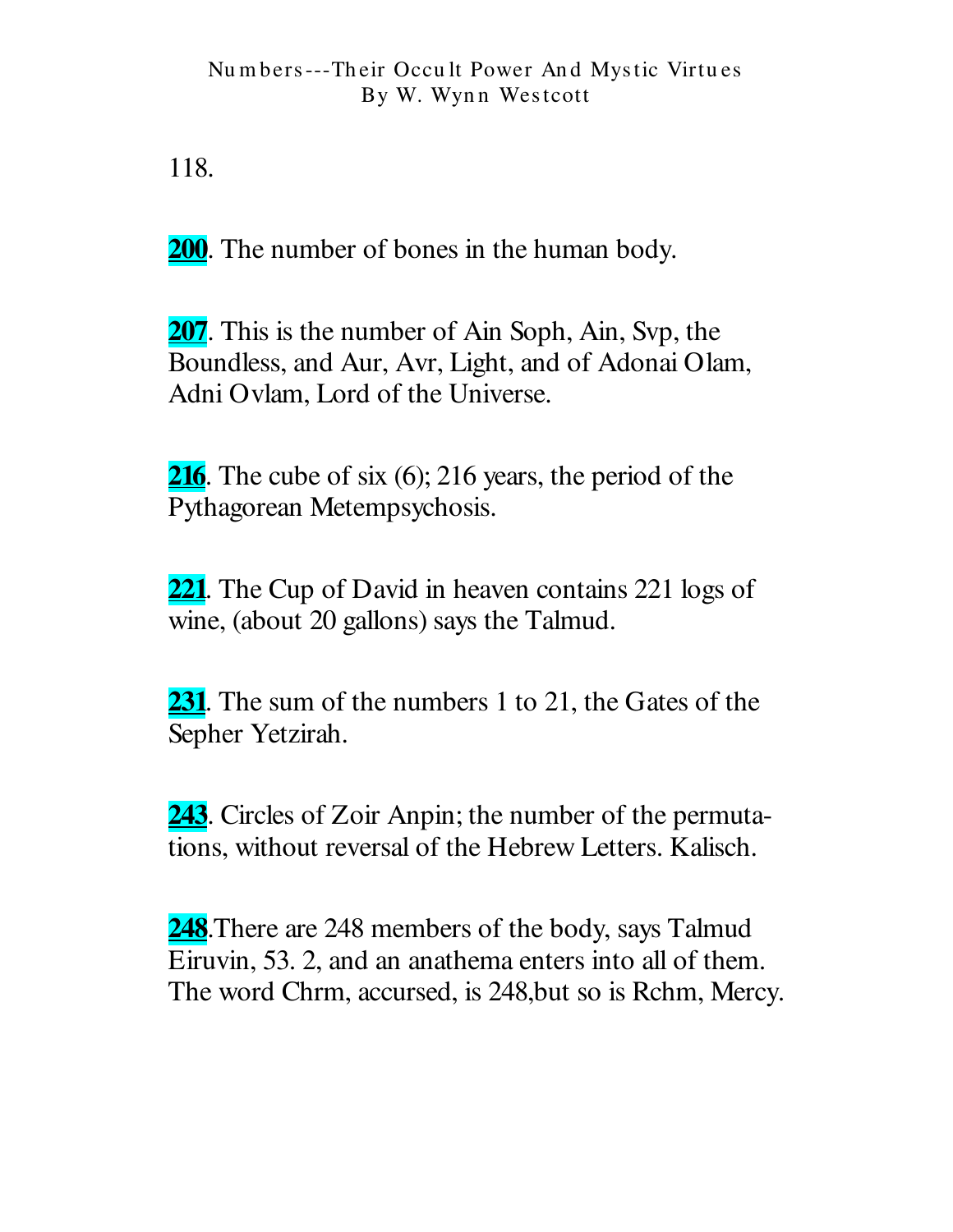118.

**200**. The number of bones in the human body.

**207**. This is the number of Ain Soph, Ain, Svp, the Boundless, and Aur, Avr, Light, and of Adonai Olam, Adni Ovlam, Lord of the Universe.

**216**. The cube of six (6); 216 years, the period of the Pythagorean Metempsychosis.

**221**. The Cup of David in heaven contains 221 logs of wine, (about 20 gallons) says the Talmud.

**231**. The sum of the numbers 1 to 21, the Gates of the Sepher Yetzirah.

**243**. Circles of Zoir Anpin; the number of the permutations, without reversal of the Hebrew Letters. Kalisch.

**248**.There are 248 members of the body, says Talmud Eiruvin, 53. 2, and an anathema enters into all of them. The word Chrm, accursed, is 248,but so is Rchm, Mercy.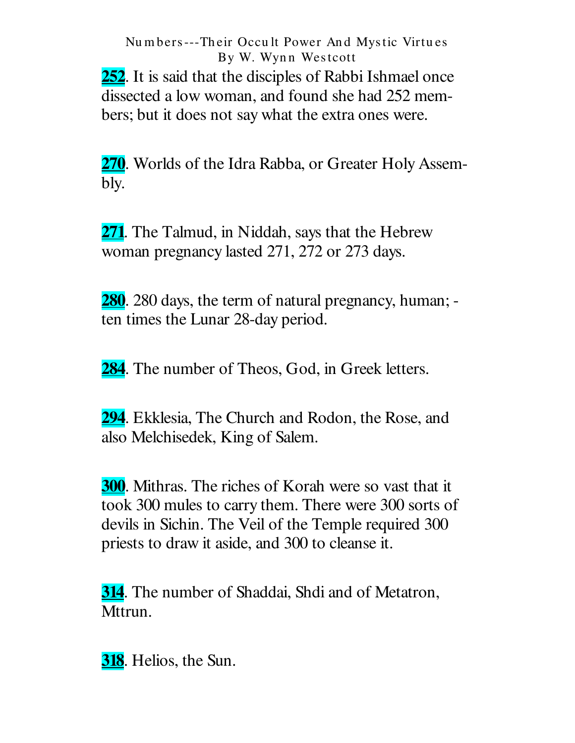**252**. It is said that the disciples of Rabbi Ishmael once dissected a low woman, and found she had 252 members; but it does not say what the extra ones were.

**270**. Worlds of the Idra Rabba, or Greater Holy Assembly.

**271**. The Talmud, in Niddah, says that the Hebrew woman pregnancy lasted 271, 272 or 273 days.

**280**. 280 days, the term of natural pregnancy, human; - ten times the Lunar 28-day period.

**284**. The number of Theos, God, in Greek letters.

**294**. Ekklesia, The Church and Rodon, the Rose, and also Melchisedek, King of Salem.

**300**. Mithras. The riches of Korah were so vast that it took 300 mules to carry them. There were 300 sorts of devils in Sichin. The Veil of the Temple required 300 priests to draw it aside, and 300 to cleanse it.

**314**. The number of Shaddai, Shdi and of Metatron, Mttrun.

**318**. Helios, the Sun.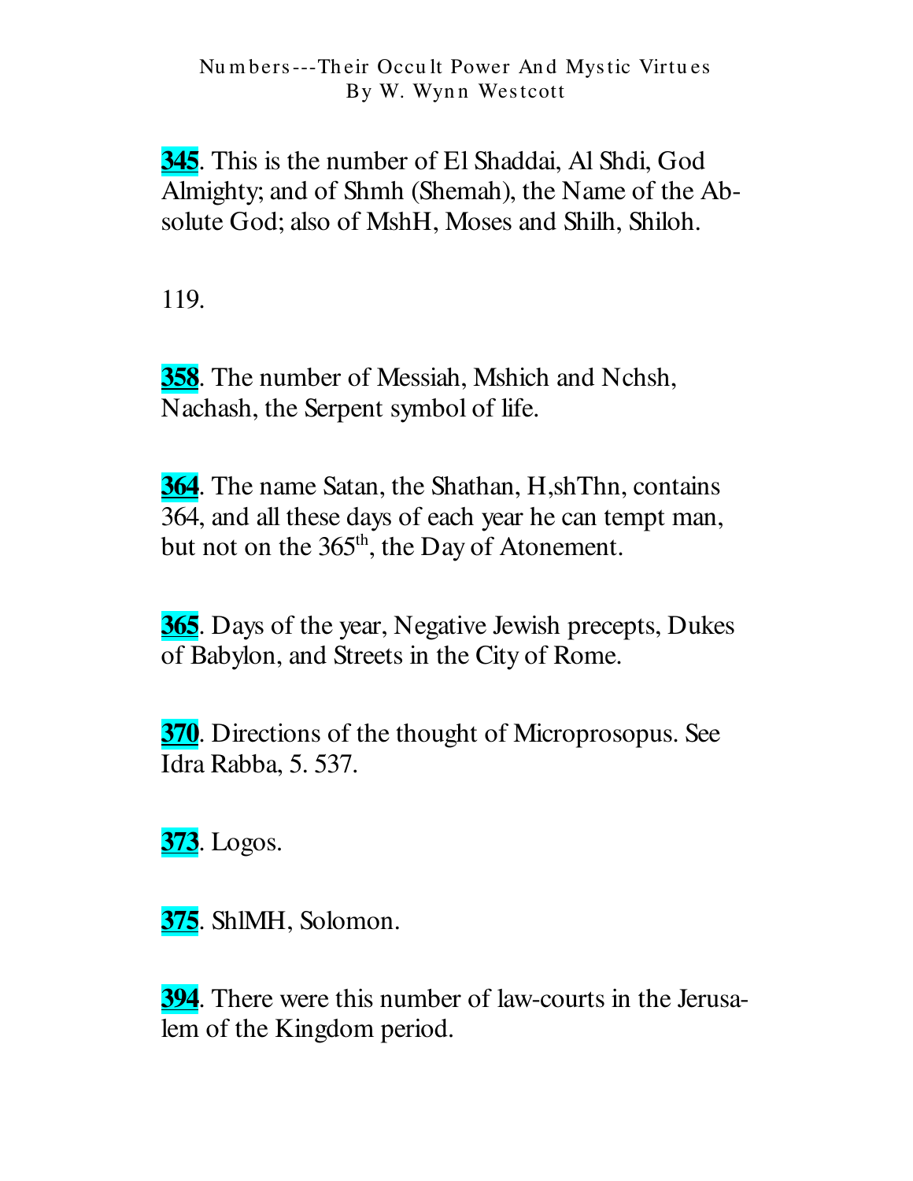**345**. This is the number of El Shaddai, Al Shdi, God Almighty; and of Shmh (Shemah), the Name of the Absolute God; also of MshH, Moses and Shilh, Shiloh.

119.

**358**. The number of Messiah, Mshich and Nchsh, Nachash, the Serpent symbol of life.

**364**. The name Satan, the Shathan, H,shThn, contains 364, and all these days of each year he can tempt man, but not on the 365th, the Day of Atonement.

**365**. Days of the year, Negative Jewish precepts, Dukes of Babylon, and Streets in the City of Rome.

**370**. Directions of the thought of Microprosopus. See Idra Rabba, 5. 537.

**373**. Logos.

**375**. ShlMH, Solomon.

**394**. There were this number of law-courts in the Jerusalem of the Kingdom period.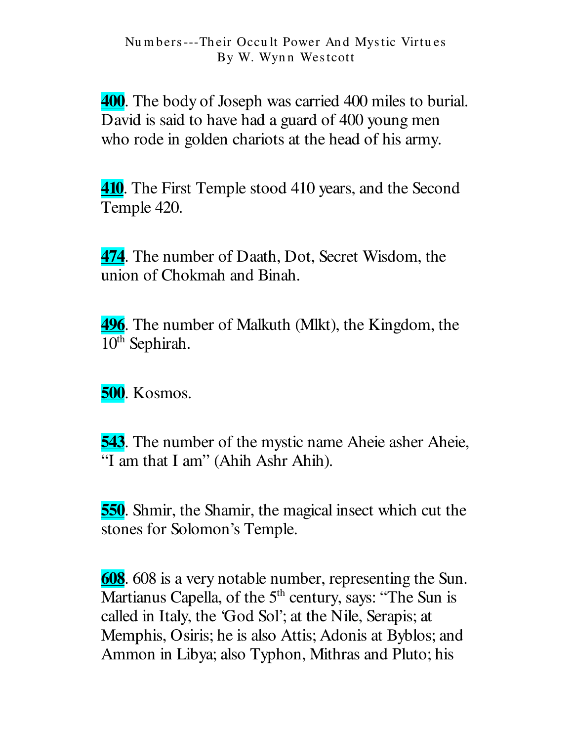**400**. The body of Joseph was carried 400 miles to burial. David is said to have had a guard of 400 young men who rode in golden chariots at the head of his army.

**410**. The First Temple stood 410 years, and the Second Temple 420.

**474**. The number of Daath, Dot, Secret Wisdom, the union of Chokmah and Binah.

**496**. The number of Malkuth (Mlkt), the Kingdom, the 10th Sephirah.

**500**. Kosmos.

**543**. The number of the mystic name Aheie asher Aheie, "I am that I am" (Ahih Ashr Ahih).

**550**. Shmir, the Shamir, the magical insect which cut the stones for Solomon's Temple.

**608**. 608 is a very notable number, representing the Sun. Martianus Capella, of the 5th century, says: "The Sun is called in Italy, the 'God Sol'; at the Nile, Serapis; at Memphis, Osiris; he is also Attis; Adonis at Byblos; and Ammon in Libya; also Typhon, Mithras and Pluto; his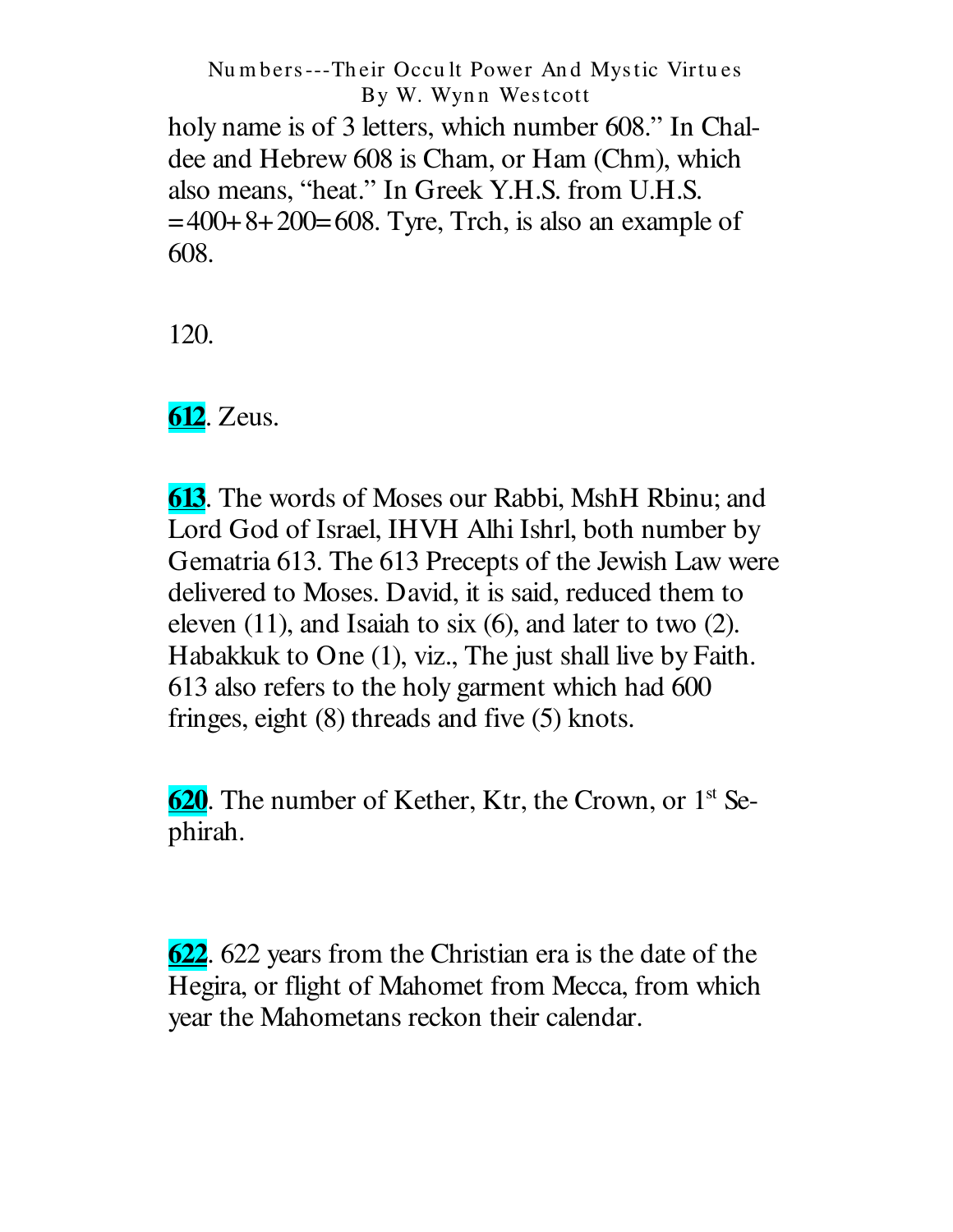holy name is of 3 letters, which number 608." In Chaldee and Hebrew 608 is Cham, or Ham (Chm), which also means, "heat." In Greek Y.H.S. from U.H.S. =400+8+200=608. Tyre, Trch, is also an example of 608.

120.

**612**. Zeus.

**613**. The words of Moses our Rabbi, MshH Rbinu; and Lord God of Israel, IHVH Alhi Ishrl, both number by Gematria 613. The 613 Precepts of the Jewish Law were delivered to Moses. David, it is said, reduced them to eleven (11), and Isaiah to six (6), and later to two (2). Habakkuk to One (1), viz., The just shall live by Faith. 613 also refers to the holy garment which had 600 fringes, eight (8) threads and five (5) knots.

**620**. The number of Kether, Ktr, the Crown, or 1st Sephirah.

**622**. 622 years from the Christian era is the date of the Hegira, or flight of Mahomet from Mecca, from which year the Mahometans reckon their calendar.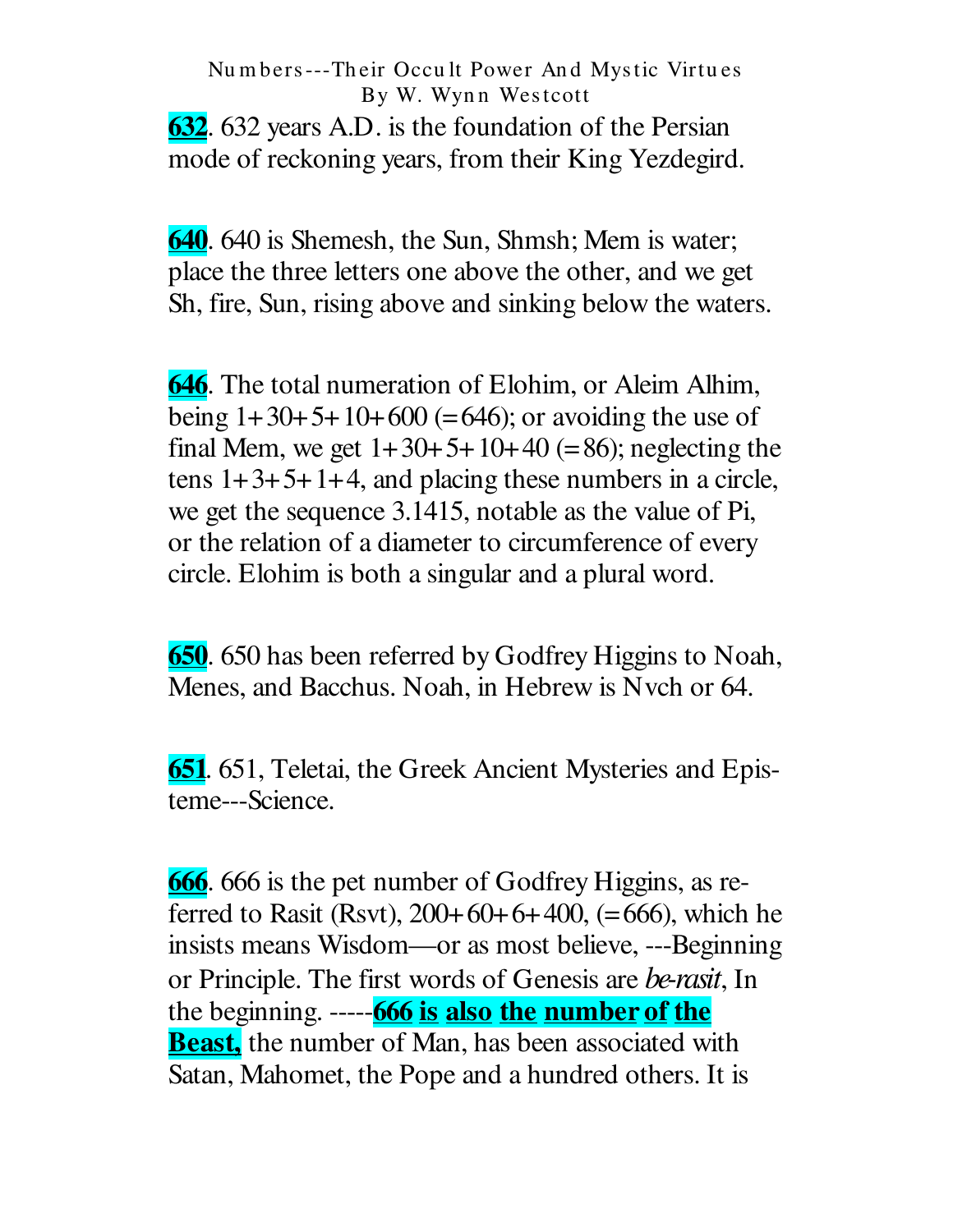**632**. 632 years A.D. is the foundation of the Persian mode of reckoning years, from their King Yezdegird.

**640**. 640 is Shemesh, the Sun, Shmsh; Mem is water; place the three letters one above the other, and we get Sh, fire, Sun, rising above and sinking below the waters.

**646**. The total numeration of Elohim, or Aleim Alhim, being 1+30+5+10+600 (=646); or avoiding the use of final Mem, we get 1+30+5+10+40 (=86); neglecting the tens 1+3+5+1+4, and placing these numbers in a circle, we get the sequence 3.1415, notable as the value of Pi, or the relation of a diameter to circumference of every circle. Elohim is both a singular and a plural word.

**650**. 650 has been referred by Godfrey Higgins to Noah, Menes, and Bacchus. Noah, in Hebrew is Nvch or 64.

**651**. 651, Teletai, the Greek Ancient Mysteries and Episteme---Science.

**666**. 666 is the pet number of Godfrey Higgins, as referred to Rasit (Rsvt), 200+60+6+400, (=666), which he insists means Wisdom—or as most believe, ---Beginning or Principle. The first words of Genesis are *be-rasit*, In the beginning. -----**666 is also the number of the Beast,** the number of Man, has been associated with Satan, Mahomet, the Pope and a hundred others. It is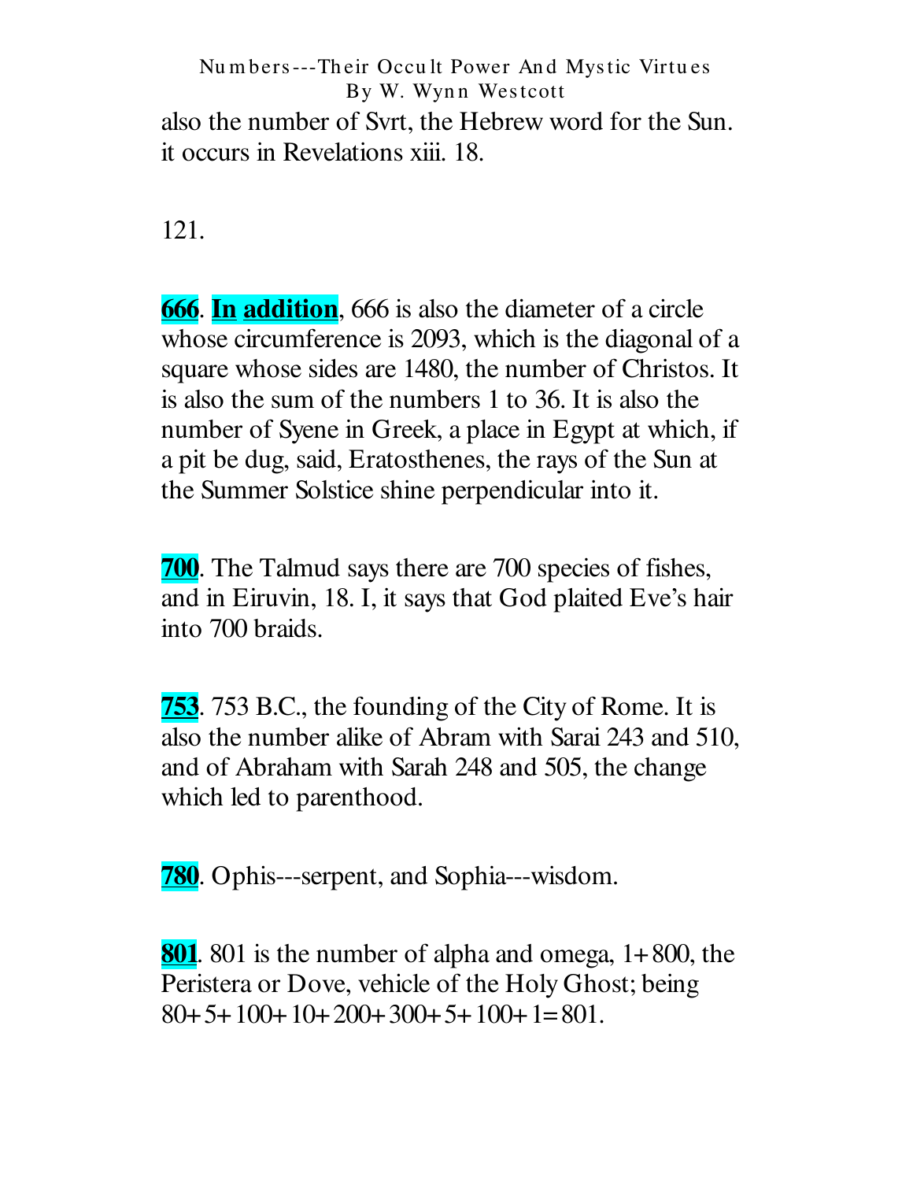also the number of Svrt, the Hebrew word for the Sun. it occurs in Revelations xiii. 18.

121.

**666**. **In addition**, 666 is also the diameter of a circle whose circumference is 2093, which is the diagonal of a square whose sides are 1480, the number of Christos. It is also the sum of the numbers 1 to 36. It is also the number of Syene in Greek, a place in Egypt at which, if a pit be dug, said, Eratosthenes, the rays of the Sun at the Summer Solstice shine perpendicular into it.

**700**. The Talmud says there are 700 species of fishes, and in Eiruvin, 18. I, it says that God plaited Eve's hair into 700 braids.

**753**. 753 B.C., the founding of the City of Rome. It is also the number alike of Abram with Sarai 243 and 510, and of Abraham with Sarah 248 and 505, the change which led to parenthood.

**780**. Ophis---serpent, and Sophia---wisdom.

**801**. 801 is the number of alpha and omega, 1+800, the Peristera or Dove, vehicle of the Holy Ghost; being 80+5+100+10+200+300+5+100+1=801.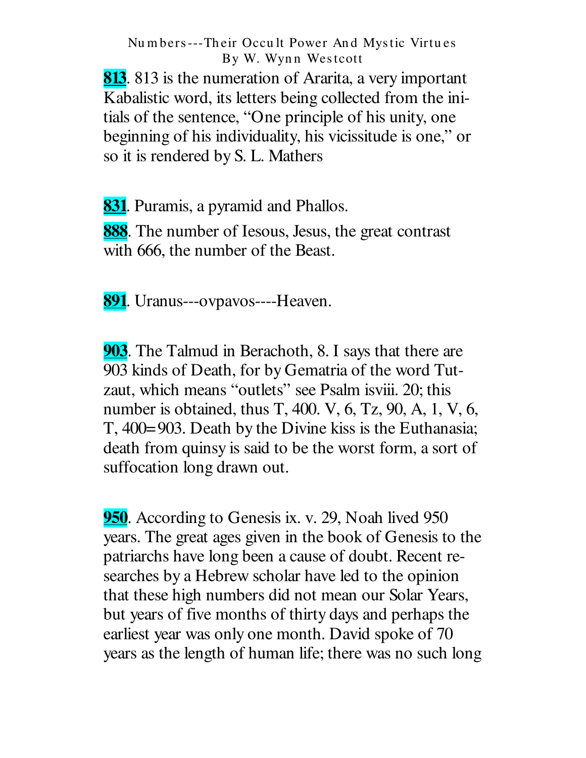**813**. 813 is the numeration of Ararita, a very important Kabalistic word, its letters being collected from the initials of the sentence, "One principle of his unity, one beginning of his individuality, his vicissitude is one," or so it is rendered by S. L. Mathers

**831**. Puramis, a pyramid and Phallos.

**888**. The number of Iesous, Jesus, the great contrast with 666, the number of the Beast.

**891**. Uranus---ovpavos----Heaven.

**903**. The Talmud in Berachoth, 8. I says that there are 903 kinds of Death, for by Gematria of the word Tutzaut, which means "outlets" see Psalm isviii. 20; this number is obtained, thus T, 400. V, 6, Tz, 90, A, 1, V, 6, T, 400=903. Death by the Divine kiss is the Euthanasia; death from quinsy is said to be the worst form, a sort of suffocation long drawn out.

**950**. According to Genesis ix. v. 29, Noah lived 950 years. The great ages given in the book of Genesis to the patriarchs have long been a cause of doubt. Recent researches by a Hebrew scholar have led to the opinion that these high numbers did not mean our Solar Years, but years of five months of thirty days and perhaps the earliest year was only one month. David spoke of 70 years as the length of human life; there was no such long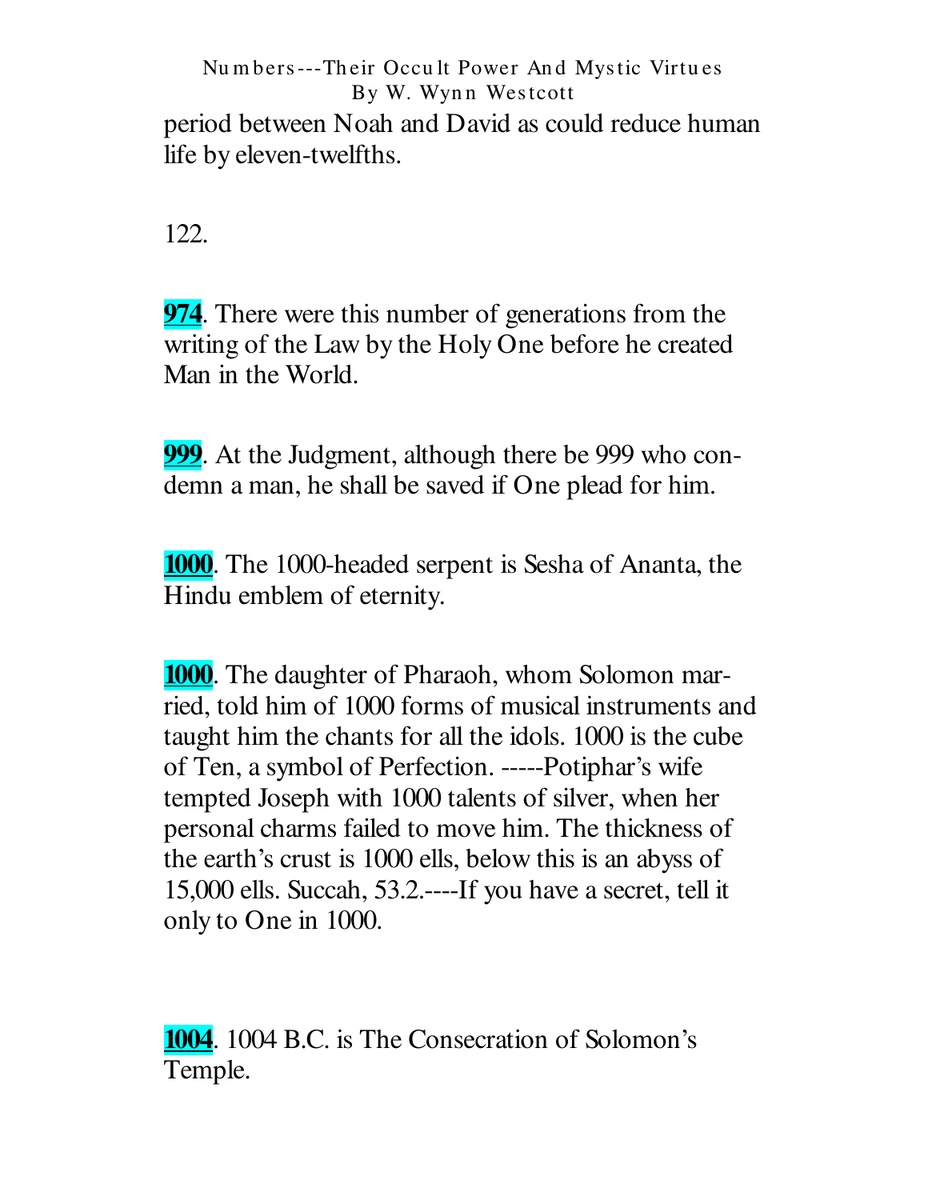period between Noah and David as could reduce human life by eleven-twelfths.

122.

**974**. There were this number of generations from the writing of the Law by the Holy One before he created Man in the World.

**999**. At the Judgment, although there be 999 who condemn a man, he shall be saved if One plead for him.

**1000**. The 1000-headed serpent is Sesha of Ananta, the Hindu emblem of eternity.

**1000**. The daughter of Pharaoh, whom Solomon married, told him of 1000 forms of musical instruments and taught him the chants for all the idols. 1000 is the cube of Ten, a symbol of Perfection. -----Potiphar's wife tempted Joseph with 1000 talents of silver, when her personal charms failed to move him. The thickness of the earth's crust is 1000 ells, below this is an abyss of 15,000 ells. Succah, 53.2.----If you have a secret, tell it only to One in 1000.

**1004**. 1004 B.C. is The Consecration of Solomon's Temple.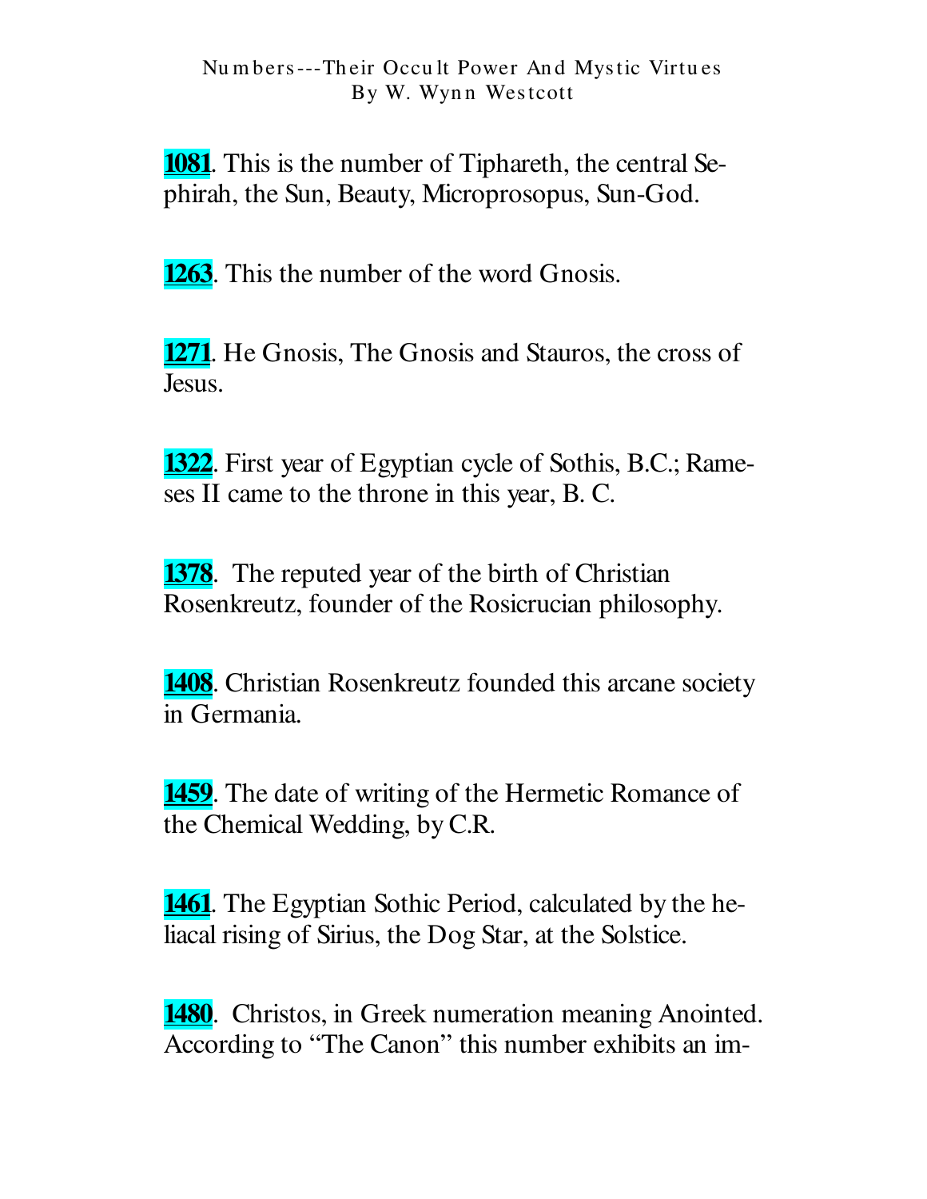**1081**. This is the number of Tiphareth, the central Sephirah, the Sun, Beauty, Microprosopus, Sun-God.

**1263**. This the number of the word Gnosis.

**1271**. He Gnosis, The Gnosis and Stauros, the cross of Jesus.

**1322**. First year of Egyptian cycle of Sothis, B.C.; Rameses II came to the throne in this year, B. C.

**1378**. The reputed year of the birth of Christian Rosenkreutz, founder of the Rosicrucian philosophy.

**1408**. Christian Rosenkreutz founded this arcane society in Germania.

**1459**. The date of writing of the Hermetic Romance of the Chemical Wedding, by C.R.

**1461**. The Egyptian Sothic Period, calculated by the heliacal rising of Sirius, the Dog Star, at the Solstice.

**1480**. Christos, in Greek numeration meaning Anointed. According to "The Canon" this number exhibits an im-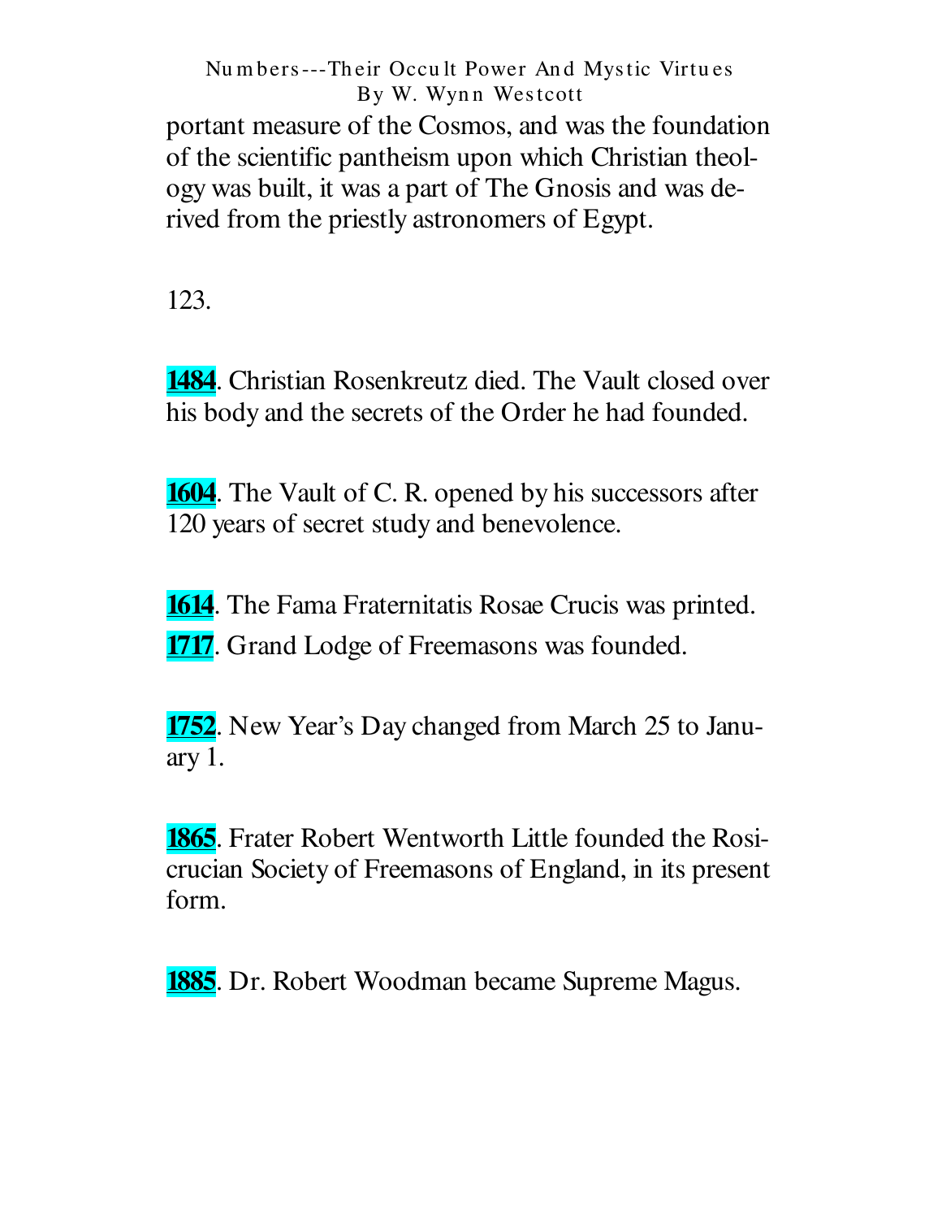portant measure of the Cosmos, and was the foundation of the scientific pantheism upon which Christian theology was built, it was a part of The Gnosis and was derived from the priestly astronomers of Egypt.

123.

**1484**. Christian Rosenkreutz died. The Vault closed over his body and the secrets of the Order he had founded.

**1604**. The Vault of C. R. opened by his successors after 120 years of secret study and benevolence.

**1614**. The Fama Fraternitatis Rosae Crucis was printed.

**1717**. Grand Lodge of Freemasons was founded.

**1752**. New Year's Day changed from March 25 to January 1.

**1865**. Frater Robert Wentworth Little founded the Rosicrucian Society of Freemasons of England, in its present form.

**1885**. Dr. Robert Woodman became Supreme Magus.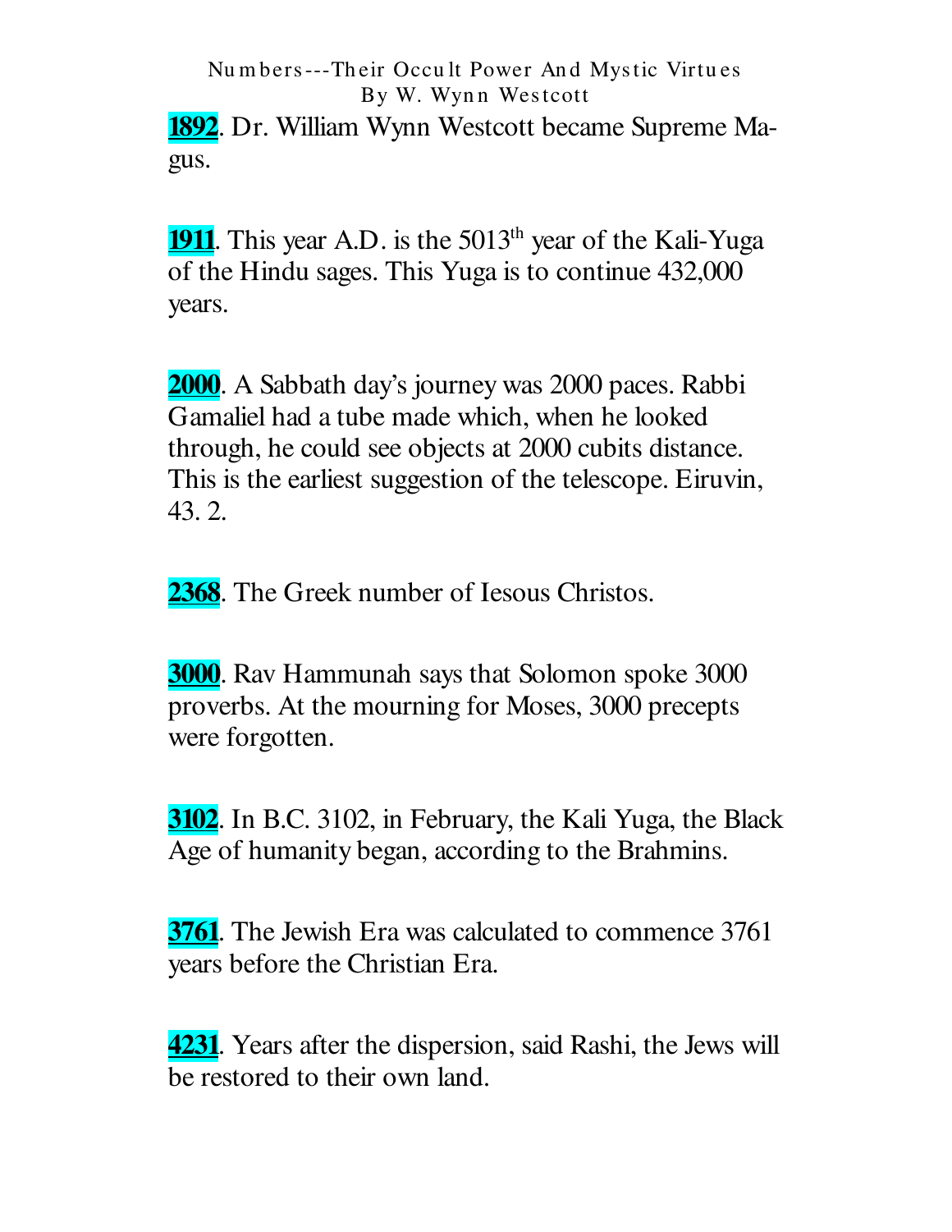**1892**. Dr. William Wynn Westcott became Supreme Magus.

**1911**. This year A.D. is the 5013th year of the Kali-Yuga of the Hindu sages. This Yuga is to continue 432,000 years.

**2000**. A Sabbath day's journey was 2000 paces. Rabbi Gamaliel had a tube made which, when he looked through, he could see objects at 2000 cubits distance. This is the earliest suggestion of the telescope. Eiruvin, 43. 2.

**2368**. The Greek number of Iesous Christos.

**3000**. Rav Hammunah says that Solomon spoke 3000 proverbs. At the mourning for Moses, 3000 precepts were forgotten.

**3102**. In B.C. 3102, in February, the Kali Yuga, the Black Age of humanity began, according to the Brahmins.

**3761**. The Jewish Era was calculated to commence 3761 years before the Christian Era.

**4231**. Years after the dispersion, said Rashi, the Jews will be restored to their own land.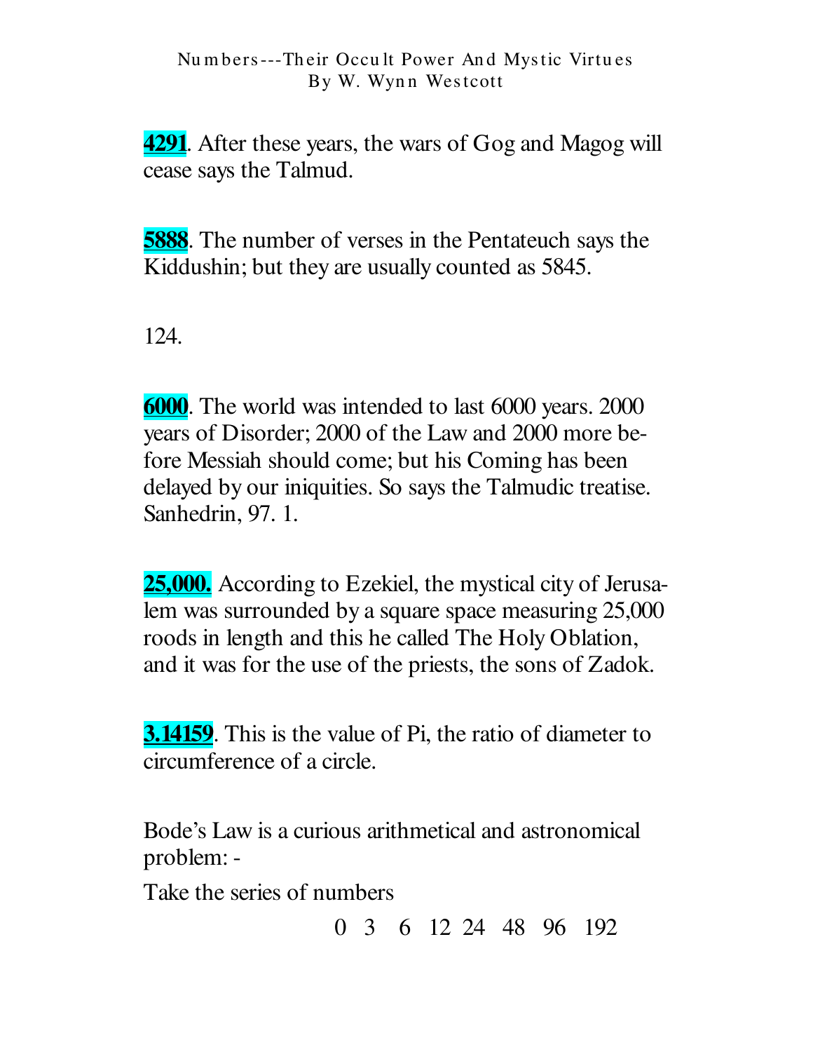**4291**. After these years, the wars of Gog and Magog will cease says the Talmud.

**5888**. The number of verses in the Pentateuch says the Kiddushin; but they are usually counted as 5845.

124.

**6000**. The world was intended to last 6000 years. 2000 years of Disorder; 2000 of the Law and 2000 more before Messiah should come; but his Coming has been delayed by our iniquities. So says the Talmudic treatise. Sanhedrin, 97. 1.

**25,000.** According to Ezekiel, the mystical city of Jerusalem was surrounded by a square space measuring 25,000 roods in length and this he called The Holy Oblation, and it was for the use of the priests, the sons of Zadok.

**3.14159**. This is the value of Pi, the ratio of diameter to circumference of a circle.

Bode's Law is a curious arithmetical and astronomical problem: -

Take the series of numbers

0 3 6 12 24 48 96 192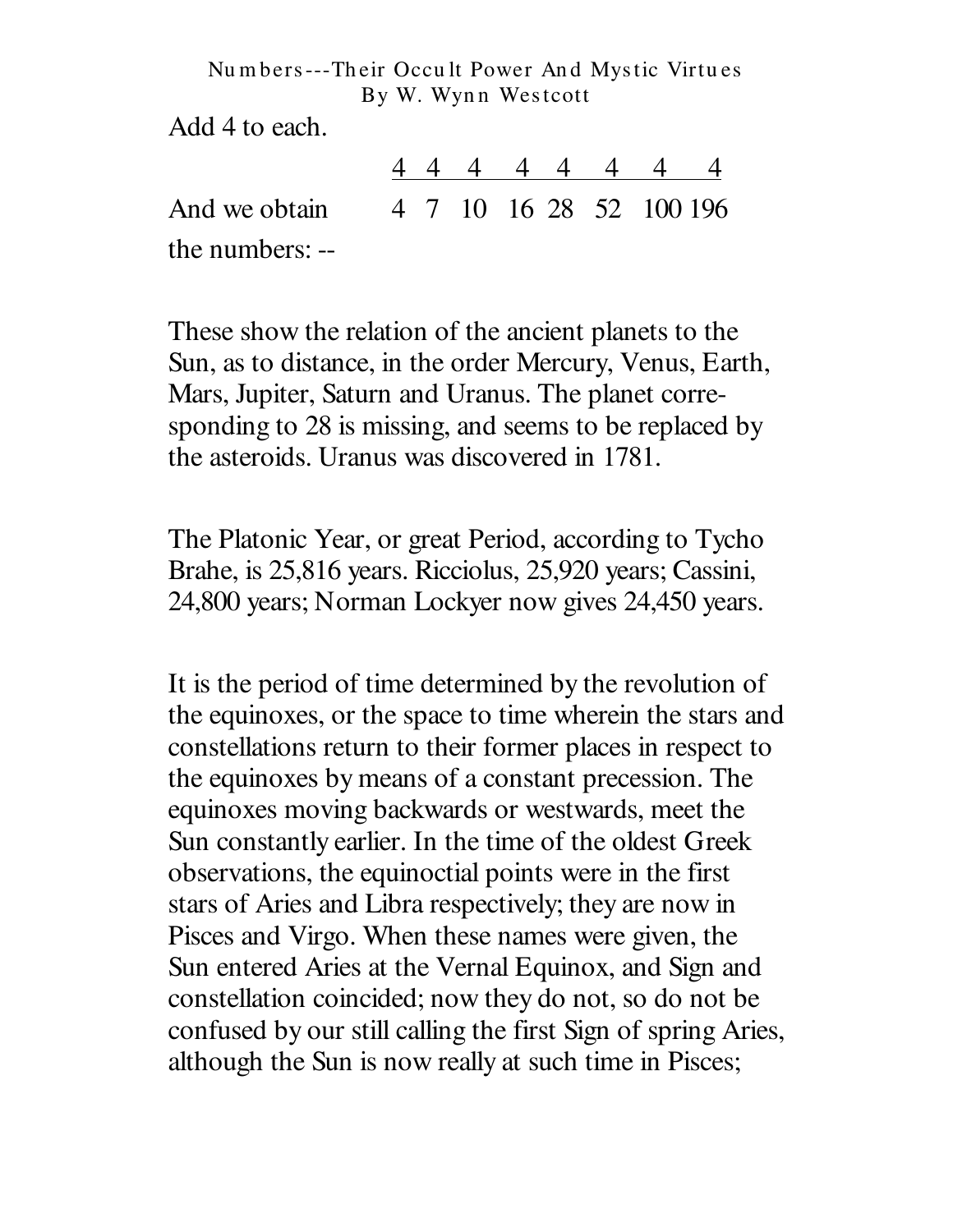Add 4 to each.

| | | | | | | | | |
|---|---|---|---|---|---|---|---|---|
| | 4 | 4 | 4 | 4 | 4 | 4 | 4 | 4 |
| And we obtain the numbers: -- | 4 | 7 | 10 | 16 | 28 | 52 | 100 | 196 |

These show the relation of the ancient planets to the Sun, as to distance, in the order Mercury, Venus, Earth, Mars, Jupiter, Saturn and Uranus. The planet corresponding to 28 is missing, and seems to be replaced by the asteroids. Uranus was discovered in 1781.

The Platonic Year, or great Period, according to Tycho Brahe, is 25,816 years. Ricciolus, 25,920 years; Cassini, 24,800 years; Norman Lockyer now gives 24,450 years.

It is the period of time determined by the revolution of the equinoxes, or the space to time wherein the stars and constellations return to their former places in respect to the equinoxes by means of a constant precession. The equinoxes moving backwards or westwards, meet the Sun constantly earlier. In the time of the oldest Greek observations, the equinoctial points were in the first stars of Aries and Libra respectively; they are now in Pisces and Virgo. When these names were given, the Sun entered Aries at the Vernal Equinox, and Sign and constellation coincided; now they do not, so do not be confused by our still calling the first Sign of spring Aries, although the Sun is now really at such time in Pisces;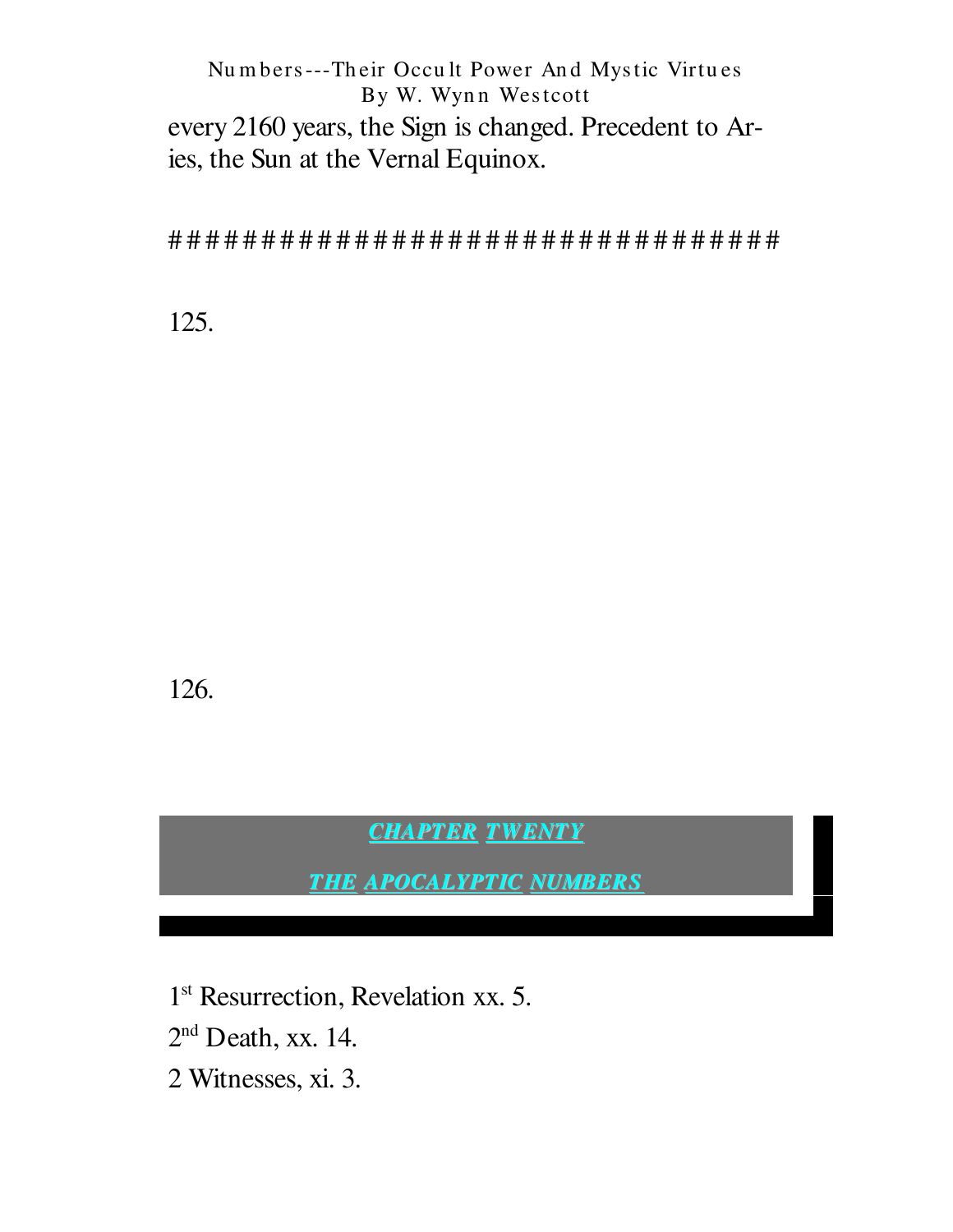every 2160 years, the Sign is changed. Precedent to Aries, the Sun at the Vernal Equinox.

##################################

125.

126.

## CHAPTER TWENTY

## THE APOCALYPTIC NUMBERS

1st Resurrection, Revelation xx. 5.

2nd Death, xx. 14.

2 Witnesses, xi. 3.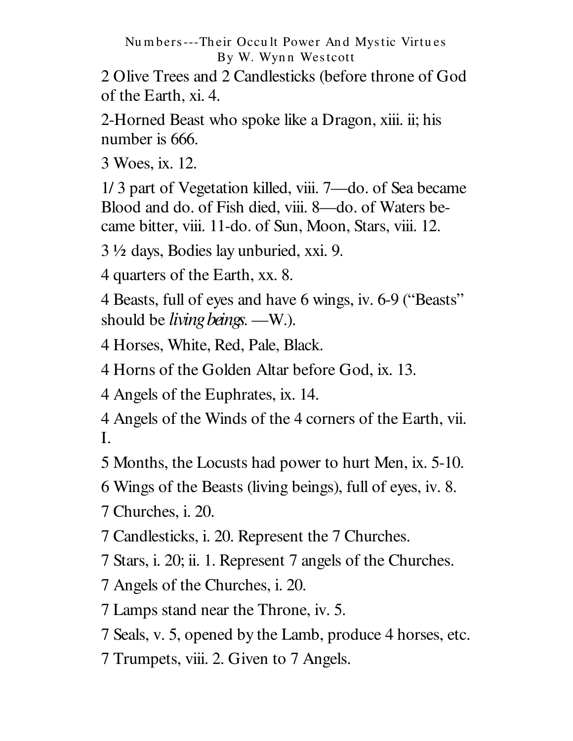2 Olive Trees and 2 Candlesticks (before throne of God of the Earth, xi. 4.

2-Horned Beast who spoke like a Dragon, xiii. ii; his number is 666.

3 Woes, ix. 12.

1/3 part of Vegetation killed, viii. 7—do. of Sea became Blood and do. of Fish died, viii. 8—do. of Waters became bitter, viii. 11-do. of Sun, Moon, Stars, viii. 12.

3 ½ days, Bodies lay unburied, xxi. 9.

4 quarters of the Earth, xx. 8.

4 Beasts, full of eyes and have 6 wings, iv. 6-9 ("Beasts" should be *living beings*. —W.).

4 Horses, White, Red, Pale, Black.

4 Horns of the Golden Altar before God, ix. 13.

4 Angels of the Euphrates, ix. 14.

4 Angels of the Winds of the 4 corners of the Earth, vii. I.

5 Months, the Locusts had power to hurt Men, ix. 5-10.

6 Wings of the Beasts (living beings), full of eyes, iv. 8.

7 Churches, i. 20.

7 Candlesticks, i. 20. Represent the 7 Churches.

7 Stars, i. 20; ii. 1. Represent 7 angels of the Churches.

7 Angels of the Churches, i. 20.

7 Lamps stand near the Throne, iv. 5.

7 Seals, v. 5, opened by the Lamb, produce 4 horses, etc.

7 Trumpets, viii. 2. Given to 7 Angels.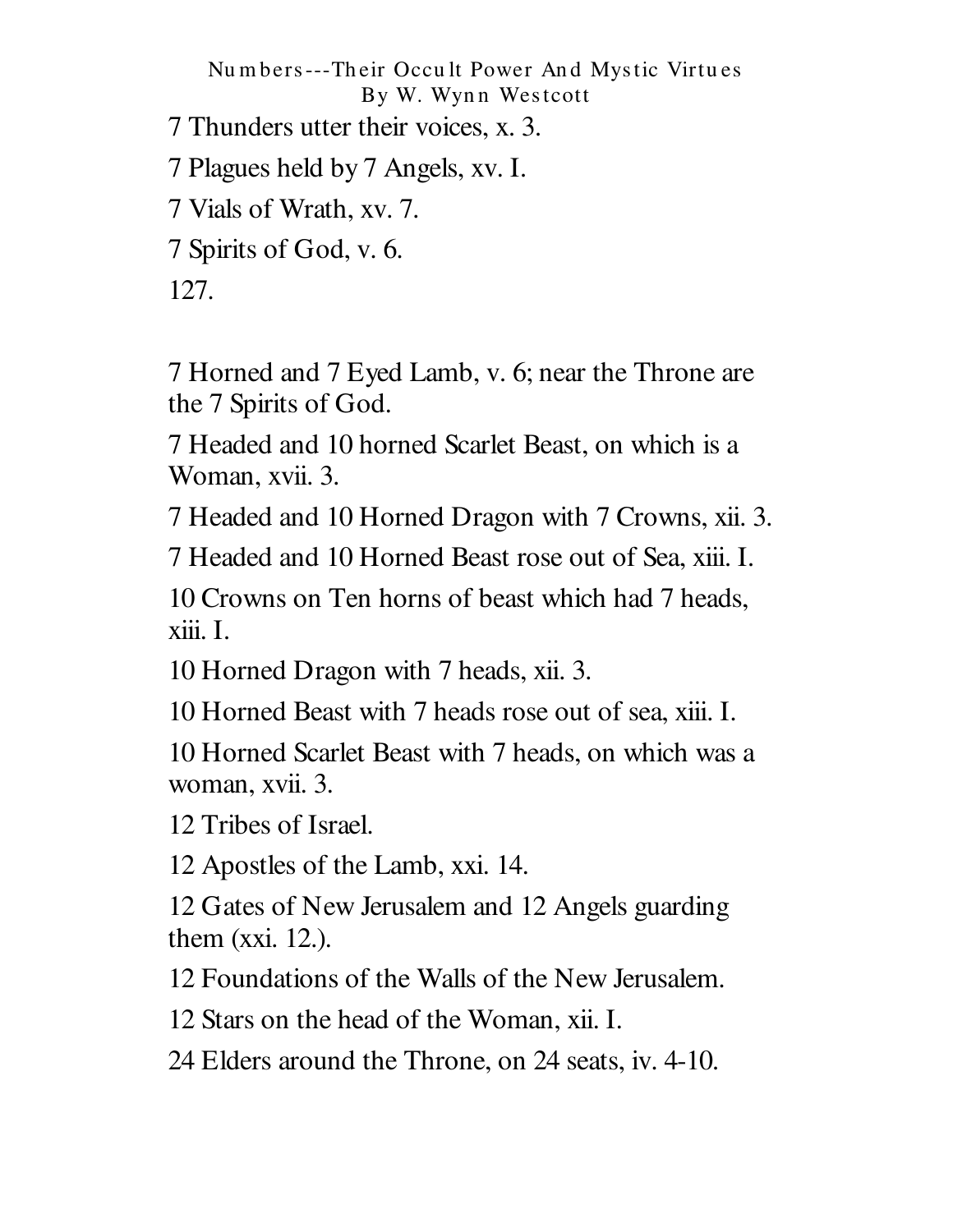7 Thunders utter their voices, x. 3.

7 Plagues held by 7 Angels, xv. I.

7 Vials of Wrath, xv. 7.

7 Spirits of God, v. 6.

127.

7 Horned and 7 Eyed Lamb, v. 6; near the Throne are the 7 Spirits of God.

7 Headed and 10 horned Scarlet Beast, on which is a Woman, xvii. 3.

7 Headed and 10 Horned Dragon with 7 Crowns, xii. 3.

7 Headed and 10 Horned Beast rose out of Sea, xiii. I.

10 Crowns on Ten horns of beast which had 7 heads, xiii. I.

10 Horned Dragon with 7 heads, xii. 3.

10 Horned Beast with 7 heads rose out of sea, xiii. I.

10 Horned Scarlet Beast with 7 heads, on which was a woman, xvii. 3.

12 Tribes of Israel.

12 Apostles of the Lamb, xxi. 14.

12 Gates of New Jerusalem and 12 Angels guarding them (xxi. 12.).

12 Foundations of the Walls of the New Jerusalem.

12 Stars on the head of the Woman, xii. I.

24 Elders around the Throne, on 24 seats, iv. 4-10.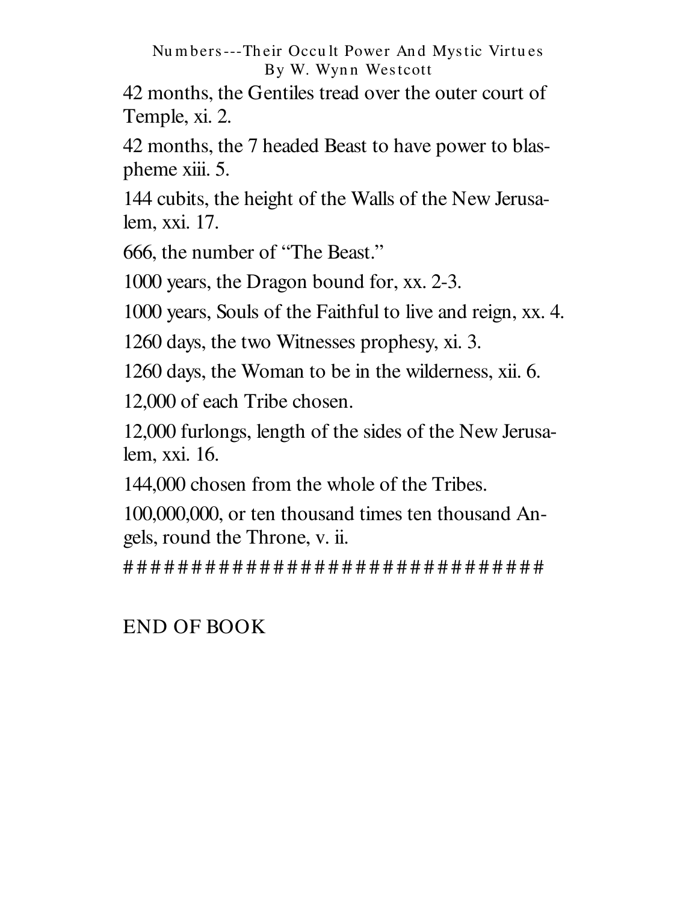42 months, the Gentiles tread over the outer court of Temple, xi. 2.

42 months, the 7 headed Beast to have power to blaspheme xiii. 5.

144 cubits, the height of the Walls of the New Jerusalem, xxi. 17.

666, the number of "The Beast."

1000 years, the Dragon bound for, xx. 2-3.

1000 years, Souls of the Faithful to live and reign, xx. 4.

1260 days, the two Witnesses prophesy, xi. 3.

1260 days, the Woman to be in the wilderness, xii. 6.

12,000 of each Tribe chosen.

12,000 furlongs, length of the sides of the New Jerusalem, xxi. 16.

144,000 chosen from the whole of the Tribes.

100,000,000, or ten thousand times ten thousand Angels, round the Throne, v. ii.

################################

END OF BOOK